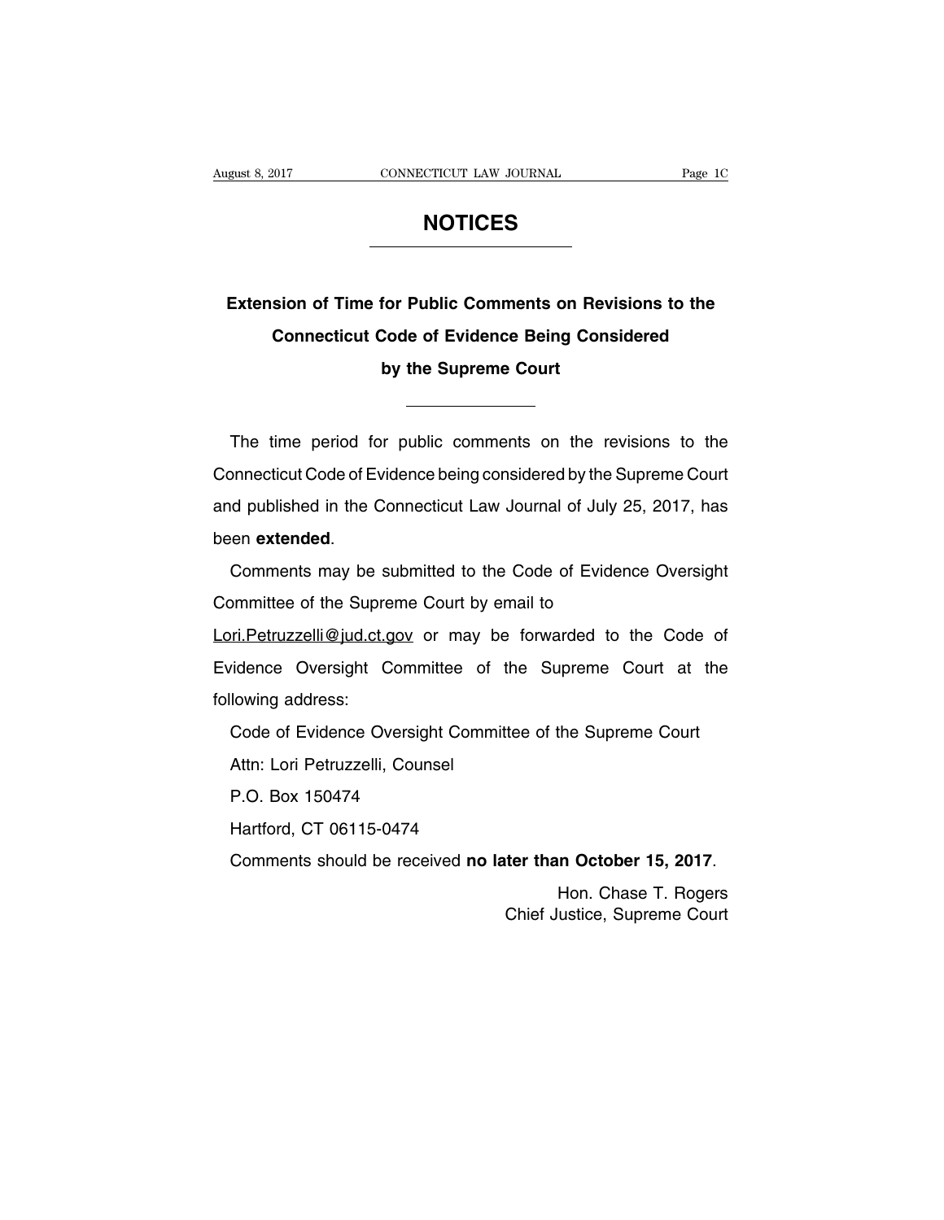# NOTICES

## Extension of Time for Public Comments on Revisions to the Connecticut Code of Evidence Being Considered by the Supreme Court

The time period for public comments on the revisions to the Connecticut Code of Evidence being considered by the Supreme Court and published in the Connecticut Law Journal of July 25, 2017, has been **extended**.

Comments may be submitted to the Code of Evidence Oversight Committee of the Supreme Court by email to Lori.Petruzzelli@jud.ct.gov or may be forwarded to the Code of Evidence Oversight Committee of the Supreme Court at the following address:

Code of Evidence Oversight Committee of the Supreme Court
Attn: Lori Petruzzelli, Counsel
P.O. Box 150474
Hartford, CT 06115-0474

Comments should be received **no later than October 15, 2017**.

Hon. Chase T. Rogers
Chief Justice, Supreme Court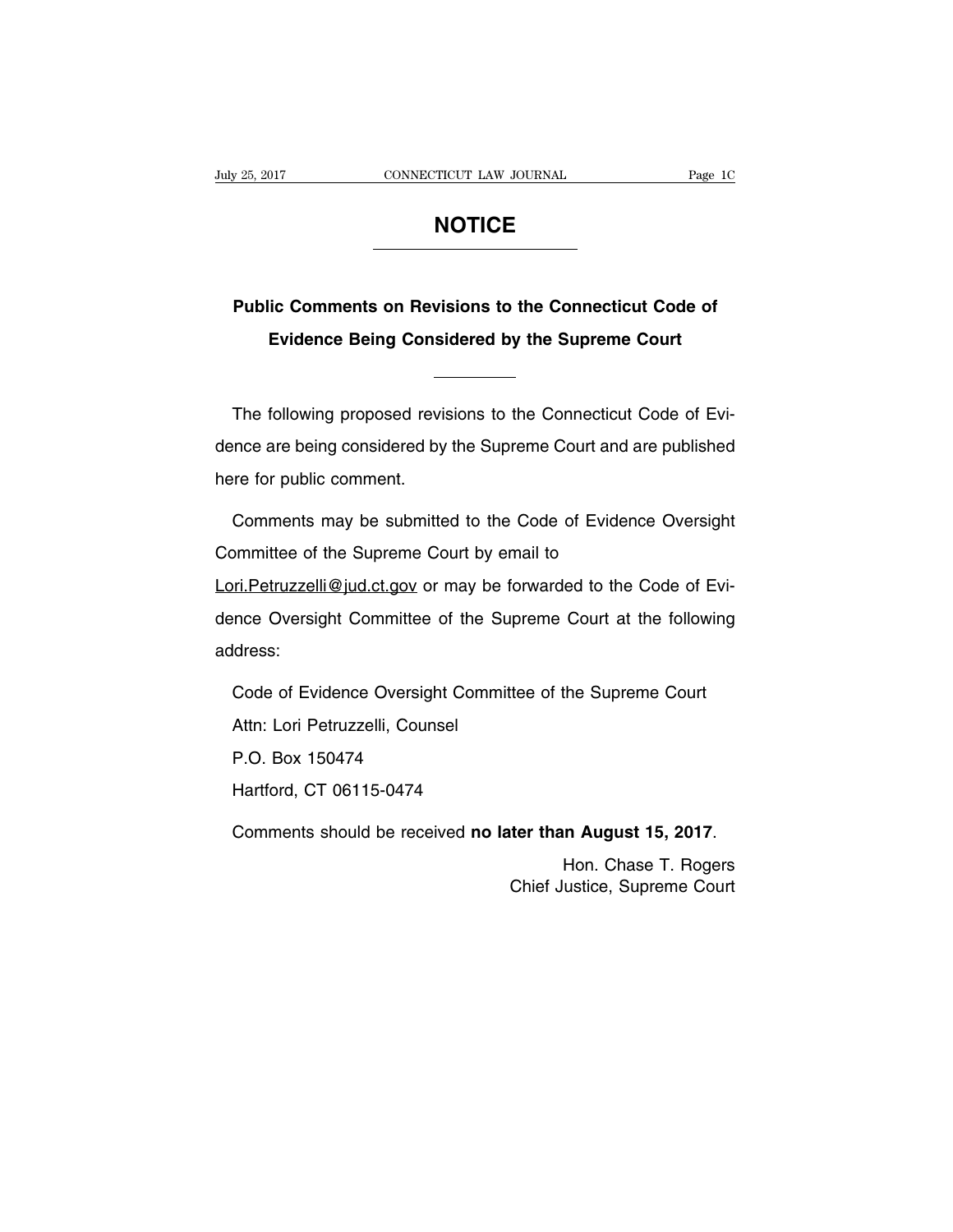# NOTICE

## Public Comments on Revisions to the Connecticut Code of Evidence Being Considered by the Supreme Court

The following proposed revisions to the Connecticut Code of Evidence are being considered by the Supreme Court and are published here for public comment.

Comments may be submitted to the Code of Evidence Oversight Committee of the Supreme Court by email to Lori.Petruzzelli@jud.ct.gov or may be forwarded to the Code of Evidence Oversight Committee of the Supreme Court at the following address:

Code of Evidence Oversight Committee of the Supreme Court
Attn: Lori Petruzzelli, Counsel
P.O. Box 150474
Hartford, CT 06115-0474

Comments should be received **no later than August 15, 2017**.

Hon. Chase T. Rogers
Chief Justice, Supreme Court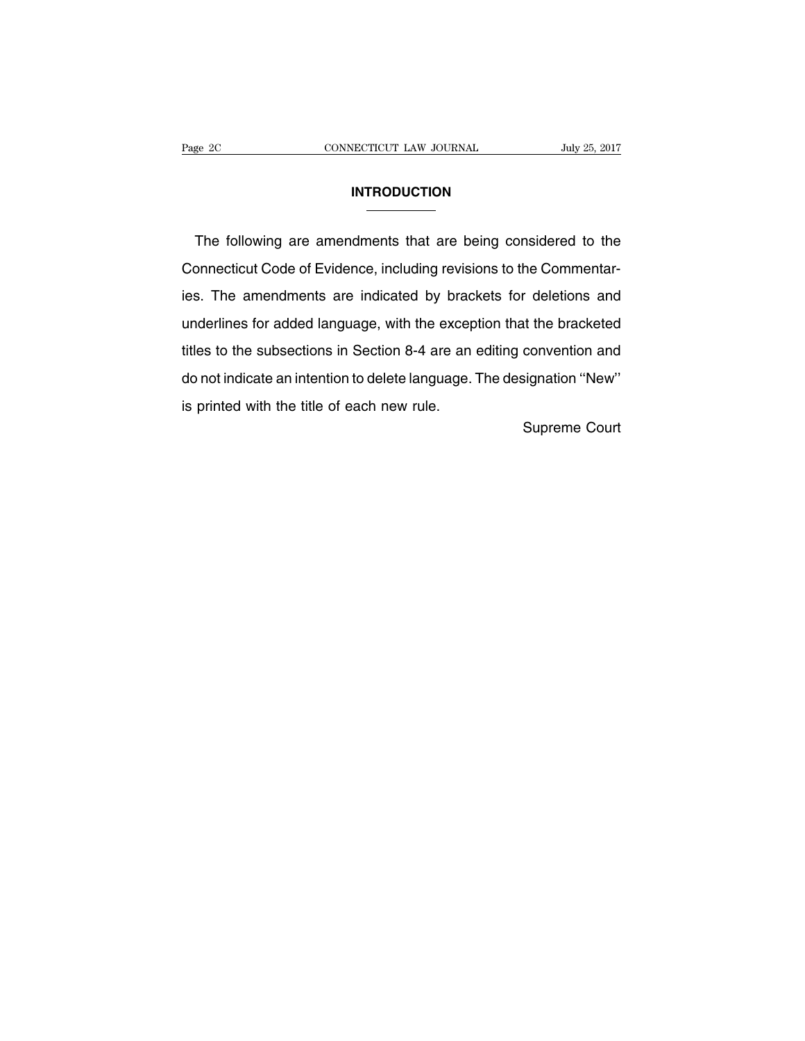# INTRODUCTION

The following are amendments that are being considered to the Connecticut Code of Evidence, including revisions to the Commentaries. The amendments are indicated by brackets for deletions and underlines for added language, with the exception that the bracketed titles to the subsections in Section 8-4 are an editing convention and do not indicate an intention to delete language. The designation ''New'' is printed with the title of each new rule.

Supreme Court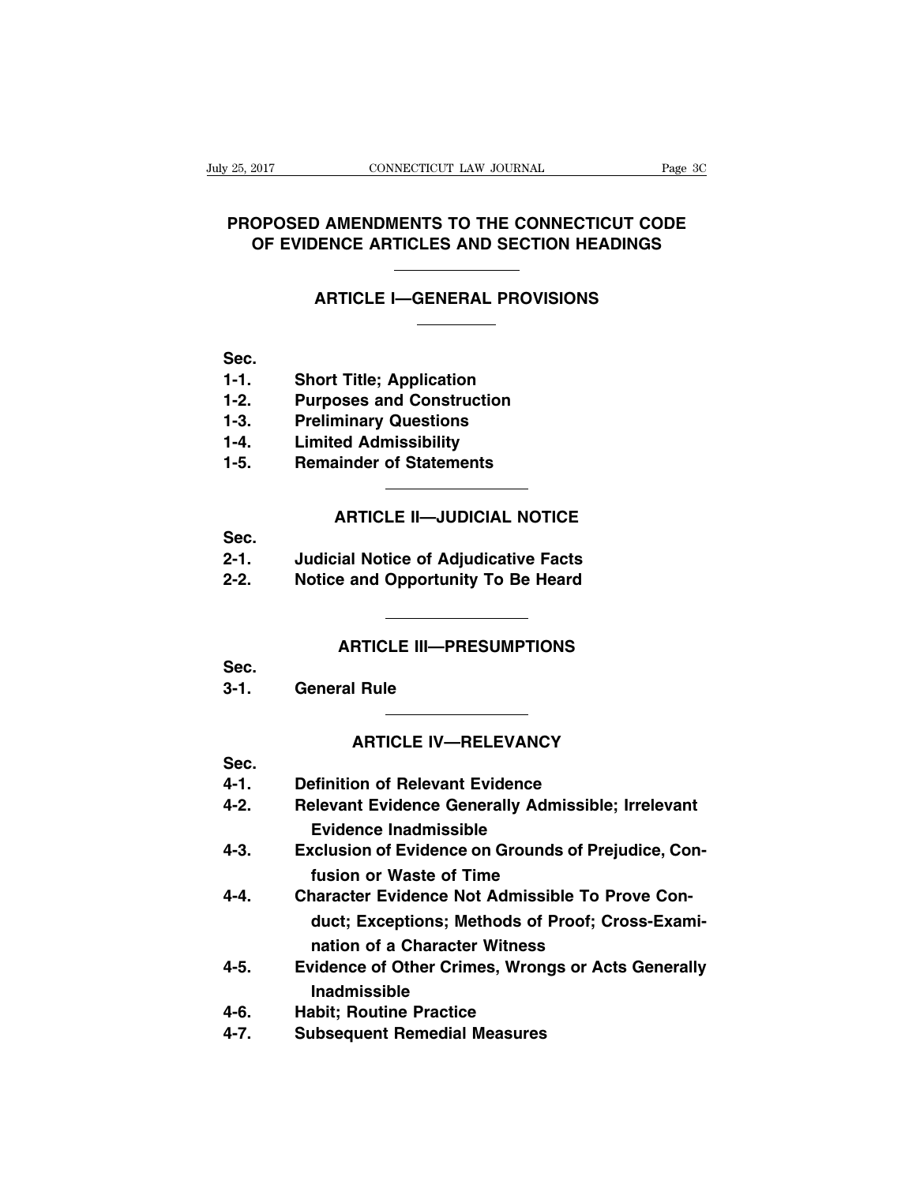# PROPOSED AMENDMENTS TO THE CONNECTICUT CODE OF EVIDENCE ARTICLES AND SECTION HEADINGS

## ARTICLE I—GENERAL PROVISIONS

| Sec. | |
|---|---|
| 1-1. | Short Title; Application |
| 1-2. | Purposes and Construction |
| 1-3. | Preliminary Questions |
| 1-4. | Limited Admissibility |
| 1-5. | Remainder of Statements |

## ARTICLE II—JUDICIAL NOTICE

| Sec. | |
|---|---|
| 2-1. | Judicial Notice of Adjudicative Facts |
| 2-2. | Notice and Opportunity To Be Heard |

## ARTICLE III—PRESUMPTIONS

| Sec. | |
|---|---|
| 3-1. | General Rule |

## ARTICLE IV—RELEVANCY

| Sec. | |
|---|---|
| 4-1. | Definition of Relevant Evidence |
| 4-2. | Relevant Evidence Generally Admissible; Irrelevant Evidence Inadmissible |
| 4-3. | Exclusion of Evidence on Grounds of Prejudice, Confusion or Waste of Time |
| 4-4. | Character Evidence Not Admissible To Prove Conduct; Exceptions; Methods of Proof; Cross-Examination of a Character Witness |
| 4-5. | Evidence of Other Crimes, Wrongs or Acts Generally Inadmissible |
| 4-6. | Habit; Routine Practice |
| 4-7. | Subsequent Remedial Measures |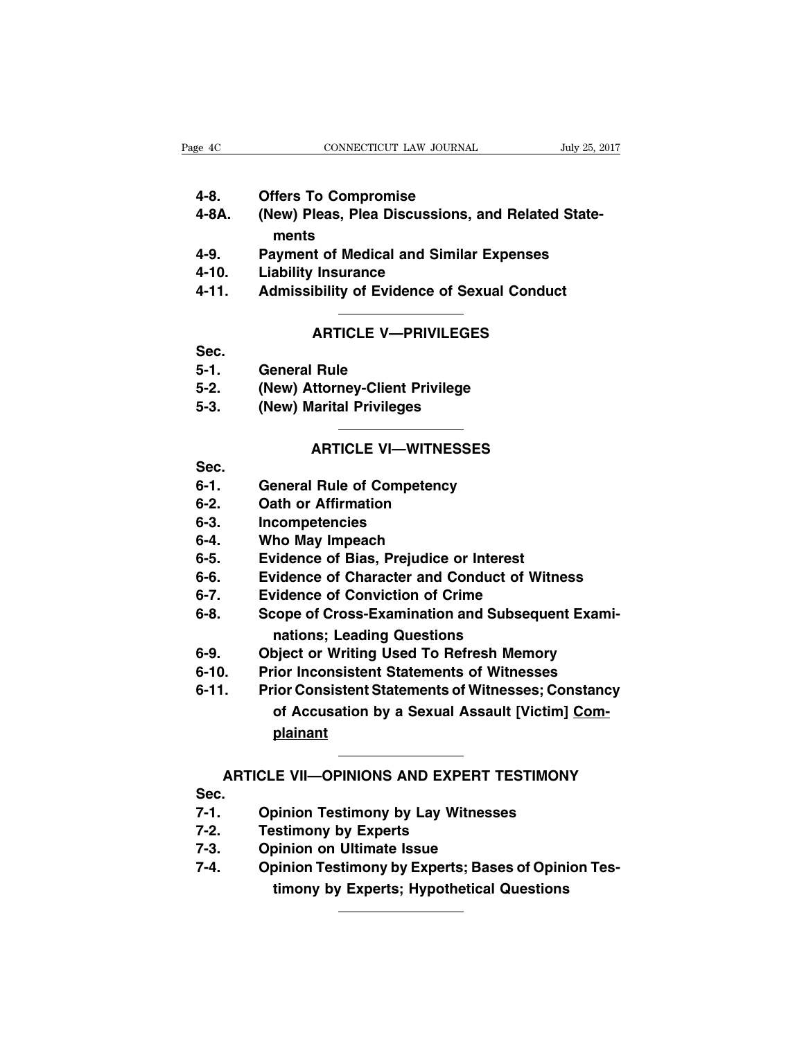4-8. **Offers To Compromise**
4-8A. **(New) Pleas, Plea Discussions, and Related Statements**
4-9. **Payment of Medical and Similar Expenses**
4-10. **Liability Insurance**
4-11. **Admissibility of Evidence of Sexual Conduct**

---

## ARTICLE V—PRIVILEGES

**Sec.**
5-1. **General Rule**
5-2. **(New) Attorney-Client Privilege**
5-3. **(New) Marital Privileges**

---

## ARTICLE VI—WITNESSES

**Sec.**
6-1. **General Rule of Competency**
6-2. **Oath or Affirmation**
6-3. **Incompetencies**
6-4. **Who May Impeach**
6-5. **Evidence of Bias, Prejudice or Interest**
6-6. **Evidence of Character and Conduct of Witness**
6-7. **Evidence of Conviction of Crime**
6-8. **Scope of Cross-Examination and Subsequent Examinations; Leading Questions**
6-9. **Object or Writing Used To Refresh Memory**
6-10. **Prior Inconsistent Statements of Witnesses**
6-11. **Prior Consistent Statements of Witnesses; Constancy of Accusation by a Sexual Assault [Victim] <u>Complainant</u>**

---

## ARTICLE VII—OPINIONS AND EXPERT TESTIMONY

**Sec.**
7-1. **Opinion Testimony by Lay Witnesses**
7-2. **Testimony by Experts**
7-3. **Opinion on Ultimate Issue**
7-4. **Opinion Testimony by Experts; Bases of Opinion Testimony by Experts; Hypothetical Questions**

---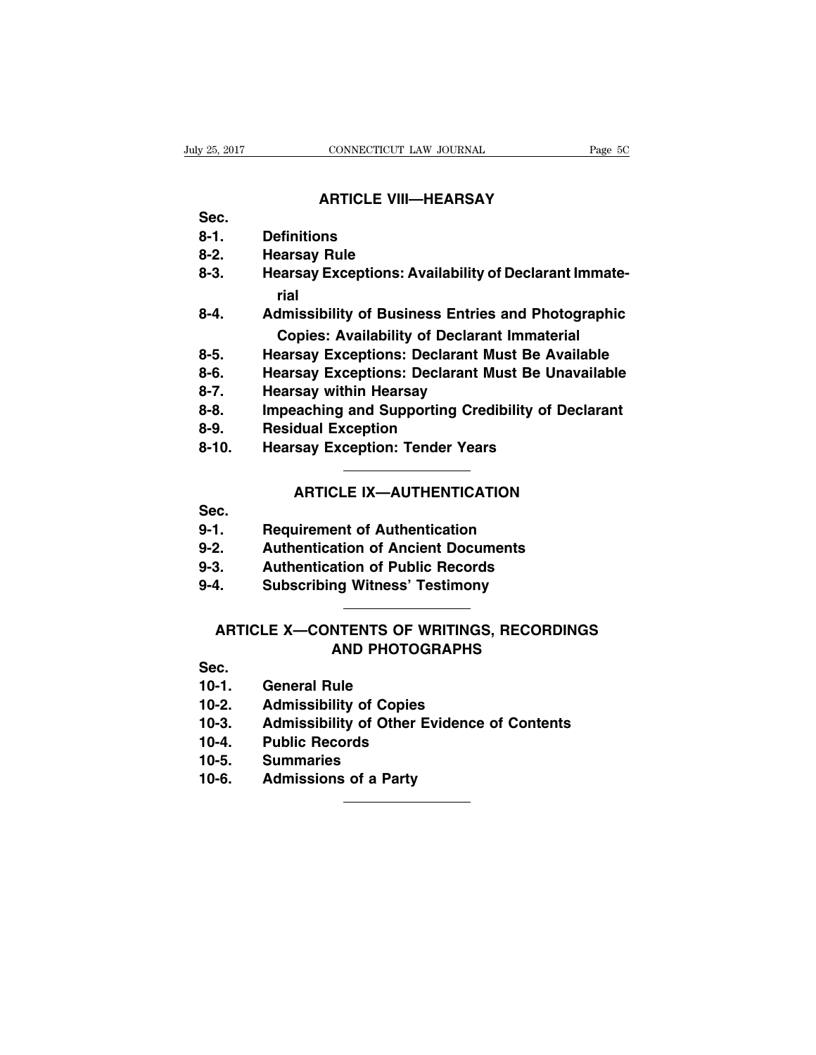## ARTICLE VIII—HEARSAY

| Sec. | |
|---|---|
| 8-1. | Definitions |
| 8-2. | Hearsay Rule |
| 8-3. | Hearsay Exceptions: Availability of Declarant Immaterial |
| 8-4. | Admissibility of Business Entries and Photographic Copies: Availability of Declarant Immaterial |
| 8-5. | Hearsay Exceptions: Declarant Must Be Available |
| 8-6. | Hearsay Exceptions: Declarant Must Be Unavailable |
| 8-7. | Hearsay within Hearsay |
| 8-8. | Impeaching and Supporting Credibility of Declarant |
| 8-9. | Residual Exception |
| 8-10. | Hearsay Exception: Tender Years |

## ARTICLE IX—AUTHENTICATION

| Sec. | |
|---|---|
| 9-1. | Requirement of Authentication |
| 9-2. | Authentication of Ancient Documents |
| 9-3. | Authentication of Public Records |
| 9-4. | Subscribing Witness' Testimony |

## ARTICLE X—CONTENTS OF WRITINGS, RECORDINGS AND PHOTOGRAPHS

| Sec. | |
|---|---|
| 10-1. | General Rule |
| 10-2. | Admissibility of Copies |
| 10-3. | Admissibility of Other Evidence of Contents |
| 10-4. | Public Records |
| 10-5. | Summaries |
| 10-6. | Admissions of a Party |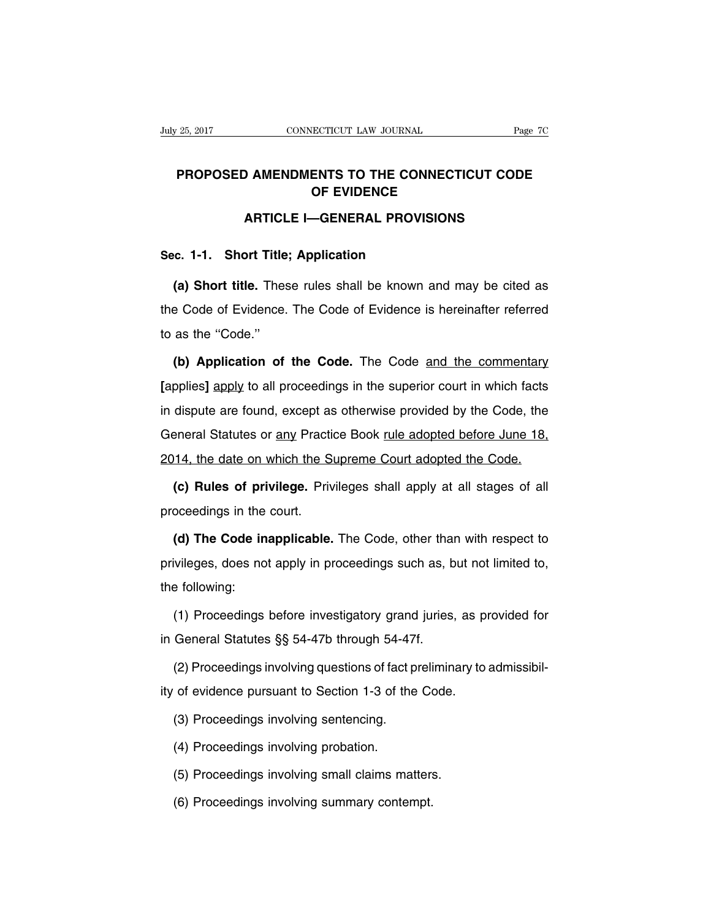# PROPOSED AMENDMENTS TO THE CONNECTICUT CODE OF EVIDENCE

## ARTICLE I—GENERAL PROVISIONS

### Sec. 1-1. Short Title; Application

**(a) Short title.** These rules shall be known and may be cited as the Code of Evidence. The Code of Evidence is hereinafter referred to as the ''Code.''

**(b) Application of the Code.** The Code <u>and the commentary</u> **[**applies**]** <u>apply</u> to all proceedings in the superior court in which facts in dispute are found, except as otherwise provided by the Code, the General Statutes or <u>any</u> Practice Book <u>rule adopted before June 18, 2014, the date on which the Supreme Court adopted the Code.</u>

**(c) Rules of privilege.** Privileges shall apply at all stages of all proceedings in the court.

**(d) The Code inapplicable.** The Code, other than with respect to privileges, does not apply in proceedings such as, but not limited to, the following:

(1) Proceedings before investigatory grand juries, as provided for in General Statutes §§ 54-47b through 54-47f.

(2) Proceedings involving questions of fact preliminary to admissibility of evidence pursuant to Section 1-3 of the Code.

(3) Proceedings involving sentencing.

(4) Proceedings involving probation.

(5) Proceedings involving small claims matters.

(6) Proceedings involving summary contempt.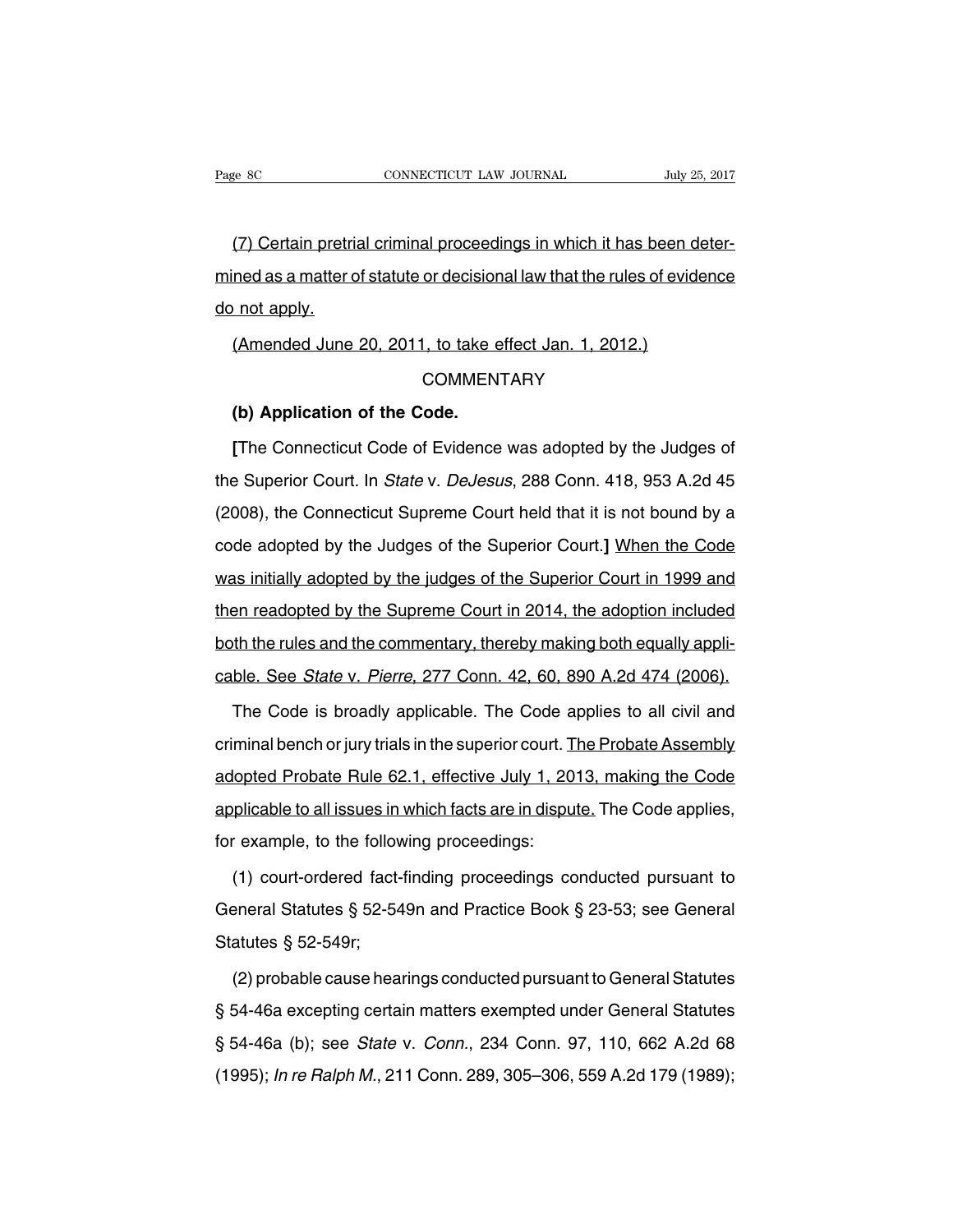(7) Certain pretrial criminal proceedings in which it has been determined as a matter of statute or decisional law that the rules of evidence do not apply.

(Amended June 20, 2011, to take effect Jan. 1, 2012.)

COMMENTARY

**(b) Application of the Code.**

**[**The Connecticut Code of Evidence was adopted by the Judges of the Superior Court. In *State* v. *DeJesus*, 288 Conn. 418, 953 A.2d 45 (2008), the Connecticut Supreme Court held that it is not bound by a code adopted by the Judges of the Superior Court.**]** When the Code was initially adopted by the judges of the Superior Court in 1999 and then readopted by the Supreme Court in 2014, the adoption included both the rules and the commentary, thereby making both equally applicable. See *State* v. *Pierre*, 277 Conn. 42, 60, 890 A.2d 474 (2006).

The Code is broadly applicable. The Code applies to all civil and criminal bench or jury trials in the superior court. The Probate Assembly adopted Probate Rule 62.1, effective July 1, 2013, making the Code applicable to all issues in which facts are in dispute. The Code applies, for example, to the following proceedings:

(1) court-ordered fact-finding proceedings conducted pursuant to General Statutes § 52-549n and Practice Book § 23-53; see General Statutes § 52-549r;

(2) probable cause hearings conducted pursuant to General Statutes § 54-46a excepting certain matters exempted under General Statutes § 54-46a (b); see *State* v. *Conn.*, 234 Conn. 97, 110, 662 A.2d 68 (1995); *In re Ralph M.*, 211 Conn. 289, 305–306, 559 A.2d 179 (1989);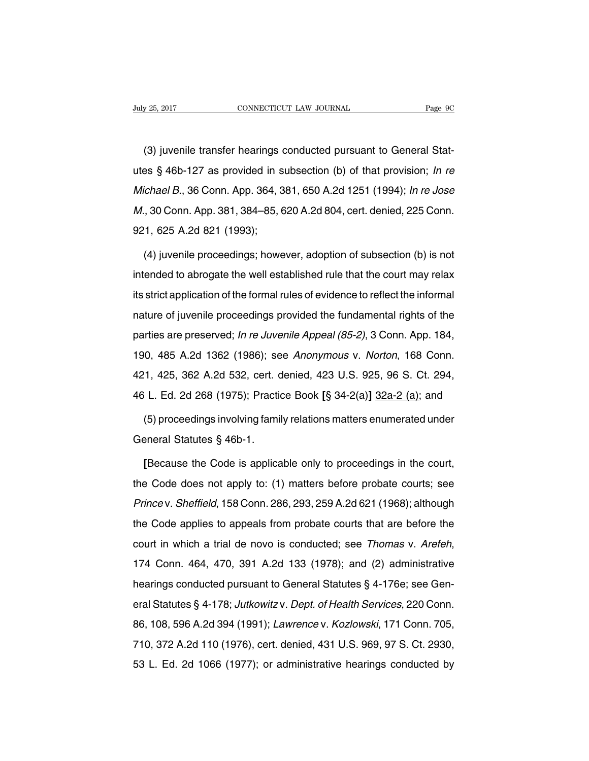(3) juvenile transfer hearings conducted pursuant to General Statutes § 46b-127 as provided in subsection (b) of that provision; *In re Michael B.*, 36 Conn. App. 364, 381, 650 A.2d 1251 (1994); *In re Jose M.*, 30 Conn. App. 381, 384–85, 620 A.2d 804, cert. denied, 225 Conn. 921, 625 A.2d 821 (1993);

(4) juvenile proceedings; however, adoption of subsection (b) is not intended to abrogate the well established rule that the court may relax its strict application of the formal rules of evidence to reflect the informal nature of juvenile proceedings provided the fundamental rights of the parties are preserved; *In re Juvenile Appeal (85-2)*, 3 Conn. App. 184, 190, 485 A.2d 1362 (1986); see *Anonymous* v. *Norton*, 168 Conn. 421, 425, 362 A.2d 532, cert. denied, 423 U.S. 925, 96 S. Ct. 294, 46 L. Ed. 2d 268 (1975); Practice Book **[**§ 34-2(a)**]** <u>32a-2 (a)</u>; and

(5) proceedings involving family relations matters enumerated under General Statutes § 46b-1.

**[**Because the Code is applicable only to proceedings in the court, the Code does not apply to: (1) matters before probate courts; see *Prince* v. *Sheffield*, 158 Conn. 286, 293, 259 A.2d 621 (1968); although the Code applies to appeals from probate courts that are before the court in which a trial de novo is conducted; see *Thomas* v. *Arefeh*, 174 Conn. 464, 470, 391 A.2d 133 (1978); and (2) administrative hearings conducted pursuant to General Statutes § 4-176e; see General Statutes § 4-178; *Jutkowitz* v. *Dept. of Health Services*, 220 Conn. 86, 108, 596 A.2d 394 (1991); *Lawrence* v. *Kozlowski*, 171 Conn. 705, 710, 372 A.2d 110 (1976), cert. denied, 431 U.S. 969, 97 S. Ct. 2930, 53 L. Ed. 2d 1066 (1977); or administrative hearings conducted by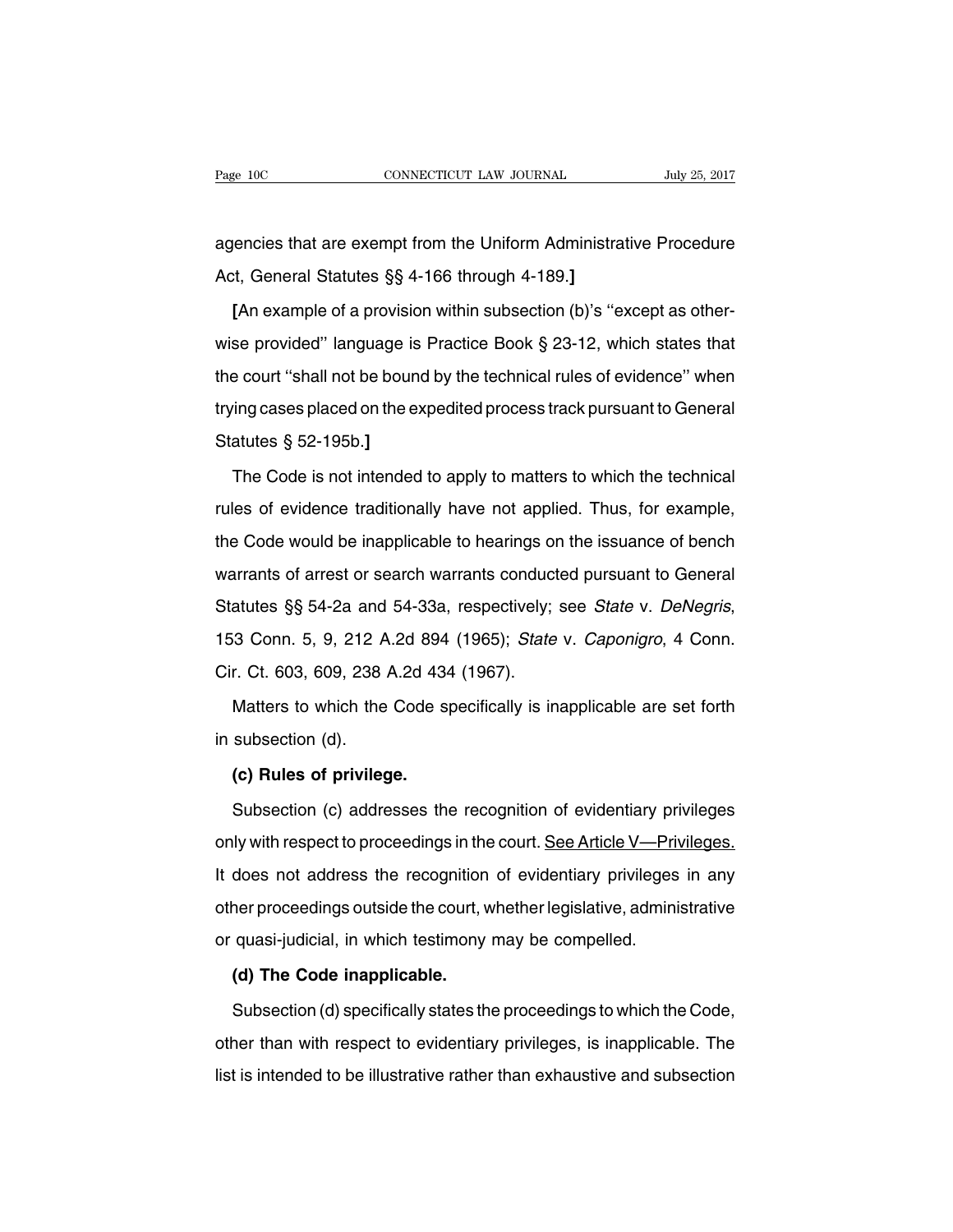agencies that are exempt from the Uniform Administrative Procedure Act, General Statutes §§ 4-166 through 4-189.]

[An example of a provision within subsection (b)'s ''except as otherwise provided'' language is Practice Book § 23-12, which states that the court ''shall not be bound by the technical rules of evidence'' when trying cases placed on the expedited process track pursuant to General Statutes § 52-195b.]

The Code is not intended to apply to matters to which the technical rules of evidence traditionally have not applied. Thus, for example, the Code would be inapplicable to hearings on the issuance of bench warrants of arrest or search warrants conducted pursuant to General Statutes §§ 54-2a and 54-33a, respectively; see *State* v. *DeNegris*, 153 Conn. 5, 9, 212 A.2d 894 (1965); *State* v. *Caponigro*, 4 Conn. Cir. Ct. 603, 609, 238 A.2d 434 (1967).

Matters to which the Code specifically is inapplicable are set forth in subsection (d).

**(c) Rules of privilege.**

Subsection (c) addresses the recognition of evidentiary privileges only with respect to proceedings in the court. <u>See Article V—Privileges.</u> It does not address the recognition of evidentiary privileges in any other proceedings outside the court, whether legislative, administrative or quasi-judicial, in which testimony may be compelled.

**(d) The Code inapplicable.**

Subsection (d) specifically states the proceedings to which the Code, other than with respect to evidentiary privileges, is inapplicable. The list is intended to be illustrative rather than exhaustive and subsection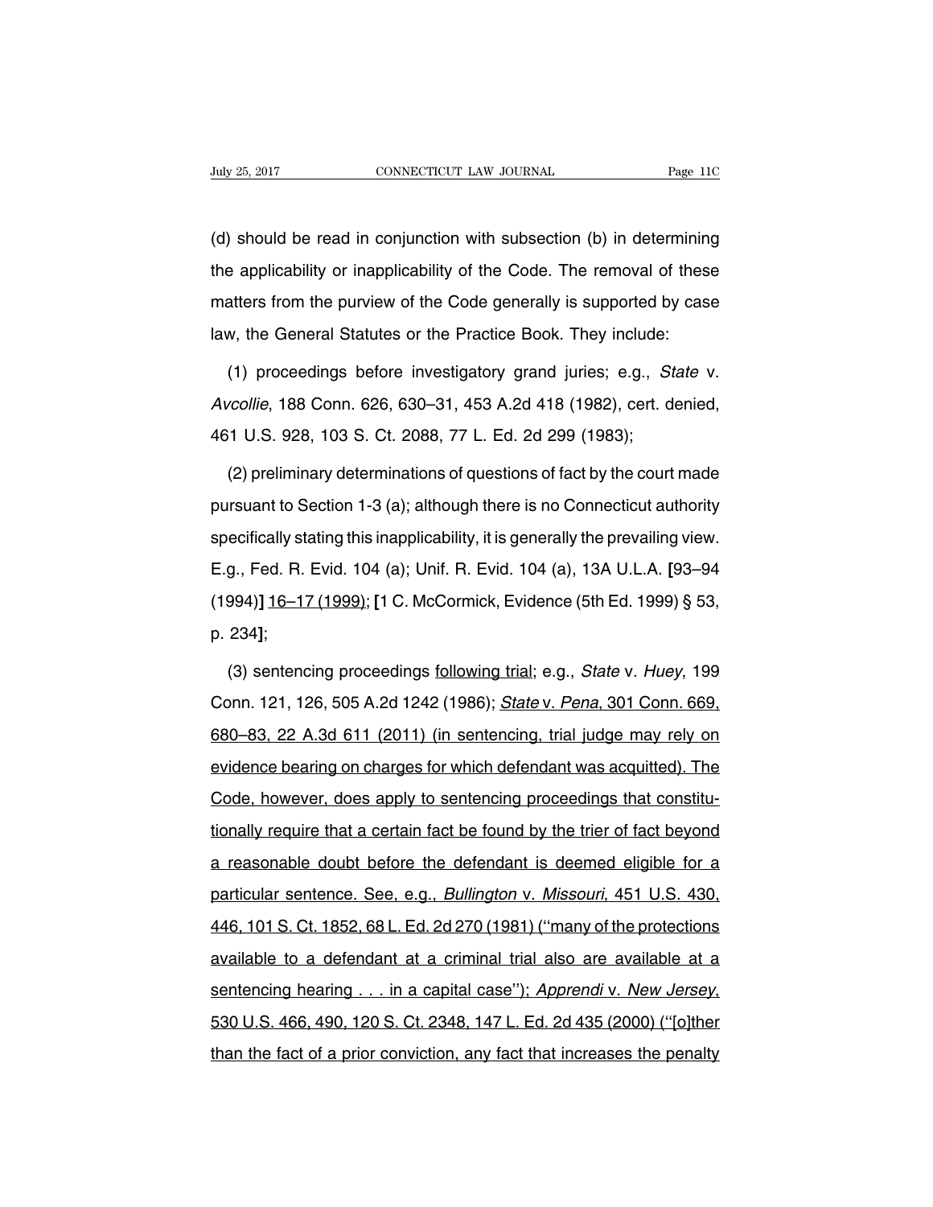(d) should be read in conjunction with subsection (b) in determining the applicability or inapplicability of the Code. The removal of these matters from the purview of the Code generally is supported by case law, the General Statutes or the Practice Book. They include:

(1) proceedings before investigatory grand juries; e.g., *State* v. *Avcollie*, 188 Conn. 626, 630–31, 453 A.2d 418 (1982), cert. denied, 461 U.S. 928, 103 S. Ct. 2088, 77 L. Ed. 2d 299 (1983);

(2) preliminary determinations of questions of fact by the court made pursuant to Section 1-3 (a); although there is no Connecticut authority specifically stating this inapplicability, it is generally the prevailing view. E.g., Fed. R. Evid. 104 (a); Unif. R. Evid. 104 (a), 13A U.L.A. **[**93–94 (1994)**]** <u>16–17 (1999)</u>; **[**1 C. McCormick, Evidence (5th Ed. 1999) § 53, p. 234**]**;

(3) sentencing proceedings <u>following trial</u>; e.g., *State* v. *Huey*, 199 Conn. 121, 126, 505 A.2d 1242 (1986); <u>*State* v. *Pena*, 301 Conn. 669, 680–83, 22 A.3d 611 (2011) (in sentencing, trial judge may rely on evidence bearing on charges for which defendant was acquitted). The Code, however, does apply to sentencing proceedings that constitutionally require that a certain fact be found by the trier of fact beyond a reasonable doubt before the defendant is deemed eligible for a particular sentence. See, e.g., *Bullington* v. *Missouri*, 451 U.S. 430, 446, 101 S. Ct. 1852, 68 L. Ed. 2d 270 (1981) ("many of the protections available to a defendant at a criminal trial also are available at a sentencing hearing . . . in a capital case"); *Apprendi* v. *New Jersey*, 530 U.S. 466, 490, 120 S. Ct. 2348, 147 L. Ed. 2d 435 (2000) ("[o]ther than the fact of a prior conviction, any fact that increases the penalty</u>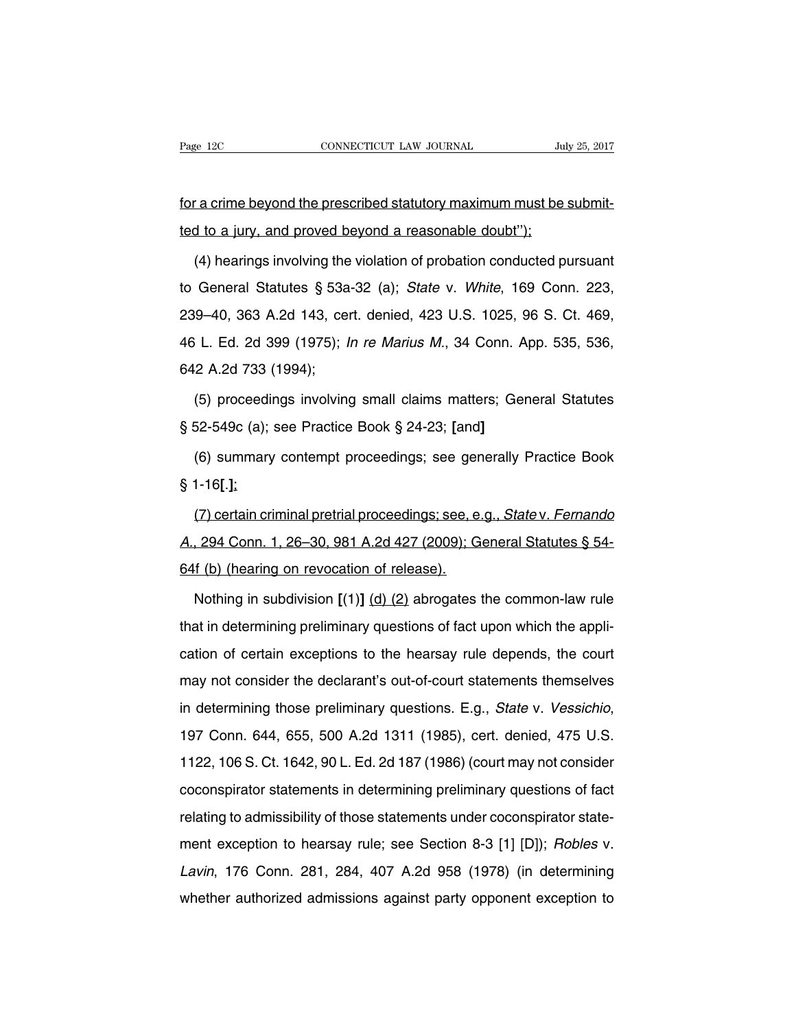for a crime beyond the prescribed statutory maximum must be submitted to a jury, and proved beyond a reasonable doubt''");

(4) hearings involving the violation of probation conducted pursuant to General Statutes § 53a-32 (a); *State* v. *White*, 169 Conn. 223, 239–40, 363 A.2d 143, cert. denied, 423 U.S. 1025, 96 S. Ct. 469, 46 L. Ed. 2d 399 (1975); *In re Marius M.*, 34 Conn. App. 535, 536, 642 A.2d 733 (1994);

(5) proceedings involving small claims matters; General Statutes § 52-549c (a); see Practice Book § 24-23; **[**and**]**

(6) summary contempt proceedings; see generally Practice Book § 1-16**[**.**]**;

(7) certain criminal pretrial proceedings; see, e.g., *State* v. *Fernando A.*, 294 Conn. 1, 26–30, 981 A.2d 427 (2009); General Statutes § 54-64f (b) (hearing on revocation of release).

Nothing in subdivision **[**(1)**]** (d) (2) abrogates the common-law rule that in determining preliminary questions of fact upon which the application of certain exceptions to the hearsay rule depends, the court may not consider the declarant's out-of-court statements themselves in determining those preliminary questions. E.g., *State* v. *Vessichio*, 197 Conn. 644, 655, 500 A.2d 1311 (1985), cert. denied, 475 U.S. 1122, 106 S. Ct. 1642, 90 L. Ed. 2d 187 (1986) (court may not consider coconspirator statements in determining preliminary questions of fact relating to admissibility of those statements under coconspirator statement exception to hearsay rule; see Section 8-3 [1] [D]); *Robles* v. *Lavin*, 176 Conn. 281, 284, 407 A.2d 958 (1978) (in determining whether authorized admissions against party opponent exception to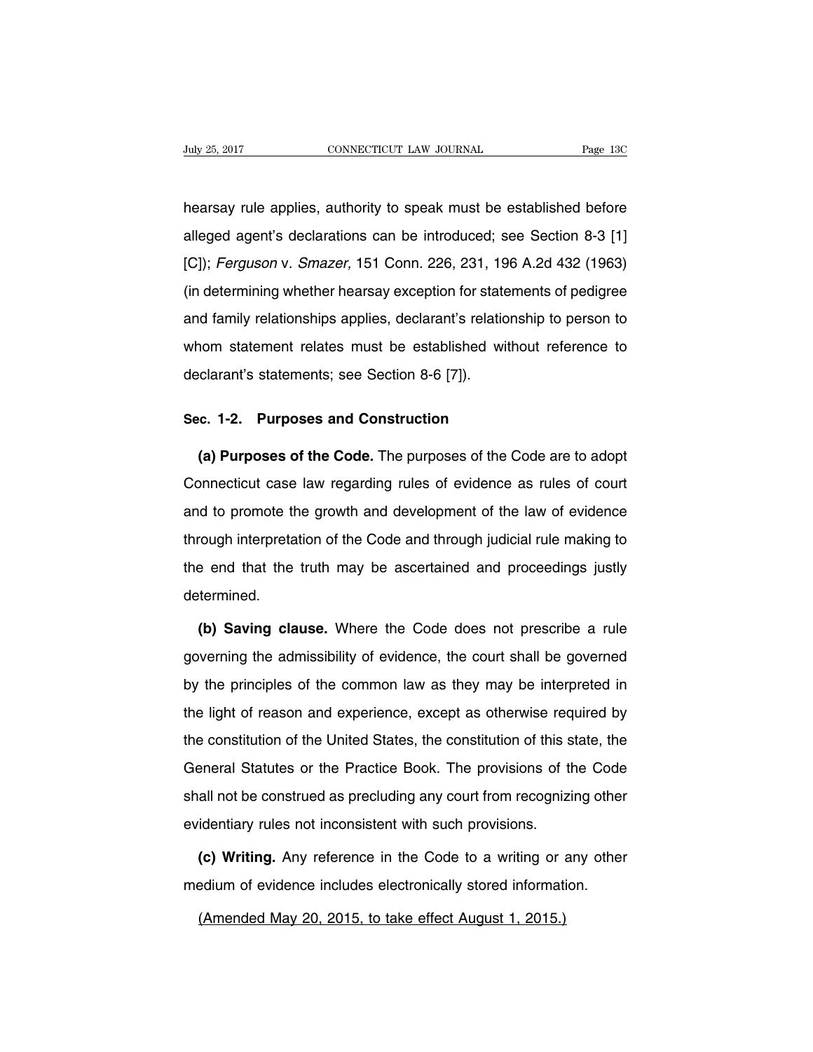hearsay rule applies, authority to speak must be established before alleged agent's declarations can be introduced; see Section 8-3 [1] [C]); *Ferguson* v. *Smazer,* 151 Conn. 226, 231, 196 A.2d 432 (1963) (in determining whether hearsay exception for statements of pedigree and family relationships applies, declarant's relationship to person to whom statement relates must be established without reference to declarant's statements; see Section 8-6 [7]).

## Sec. 1-2. Purposes and Construction

**(a) Purposes of the Code.** The purposes of the Code are to adopt Connecticut case law regarding rules of evidence as rules of court and to promote the growth and development of the law of evidence through interpretation of the Code and through judicial rule making to the end that the truth may be ascertained and proceedings justly determined.

**(b) Saving clause.** Where the Code does not prescribe a rule governing the admissibility of evidence, the court shall be governed by the principles of the common law as they may be interpreted in the light of reason and experience, except as otherwise required by the constitution of the United States, the constitution of this state, the General Statutes or the Practice Book. The provisions of the Code shall not be construed as precluding any court from recognizing other evidentiary rules not inconsistent with such provisions.

**(c) Writing.** Any reference in the Code to a writing or any other medium of evidence includes electronically stored information.

(Amended May 20, 2015, to take effect August 1, 2015.)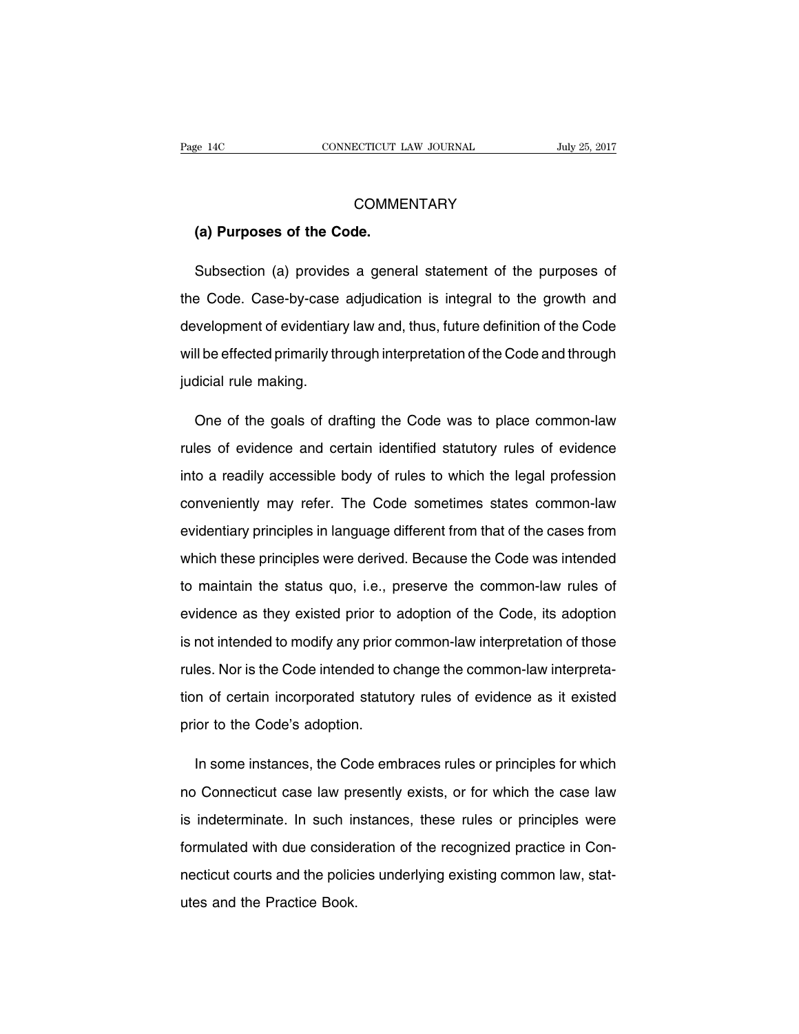## COMMENTARY

**(a) Purposes of the Code.**

Subsection (a) provides a general statement of the purposes of the Code. Case-by-case adjudication is integral to the growth and development of evidentiary law and, thus, future definition of the Code will be effected primarily through interpretation of the Code and through judicial rule making.

One of the goals of drafting the Code was to place common-law rules of evidence and certain identified statutory rules of evidence into a readily accessible body of rules to which the legal profession conveniently may refer. The Code sometimes states common-law evidentiary principles in language different from that of the cases from which these principles were derived. Because the Code was intended to maintain the status quo, i.e., preserve the common-law rules of evidence as they existed prior to adoption of the Code, its adoption is not intended to modify any prior common-law interpretation of those rules. Nor is the Code intended to change the common-law interpretation of certain incorporated statutory rules of evidence as it existed prior to the Code's adoption.

In some instances, the Code embraces rules or principles for which no Connecticut case law presently exists, or for which the case law is indeterminate. In such instances, these rules or principles were formulated with due consideration of the recognized practice in Connecticut courts and the policies underlying existing common law, statutes and the Practice Book.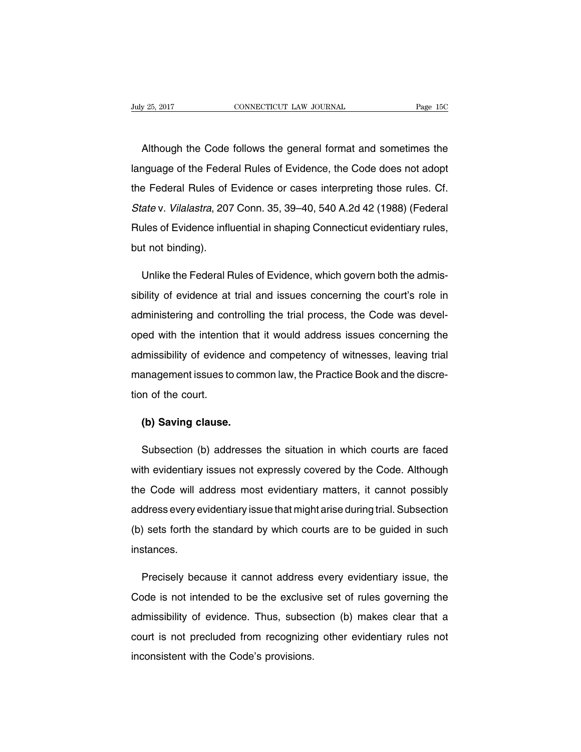Although the Code follows the general format and sometimes the language of the Federal Rules of Evidence, the Code does not adopt the Federal Rules of Evidence or cases interpreting those rules. Cf. *State* v. *Vilalastra*, 207 Conn. 35, 39–40, 540 A.2d 42 (1988) (Federal Rules of Evidence influential in shaping Connecticut evidentiary rules, but not binding).

Unlike the Federal Rules of Evidence, which govern both the admissibility of evidence at trial and issues concerning the court's role in administering and controlling the trial process, the Code was developed with the intention that it would address issues concerning the admissibility of evidence and competency of witnesses, leaving trial management issues to common law, the Practice Book and the discretion of the court.

**(b) Saving clause.**

Subsection (b) addresses the situation in which courts are faced with evidentiary issues not expressly covered by the Code. Although the Code will address most evidentiary matters, it cannot possibly address every evidentiary issue that might arise during trial. Subsection (b) sets forth the standard by which courts are to be guided in such instances.

Precisely because it cannot address every evidentiary issue, the Code is not intended to be the exclusive set of rules governing the admissibility of evidence. Thus, subsection (b) makes clear that a court is not precluded from recognizing other evidentiary rules not inconsistent with the Code's provisions.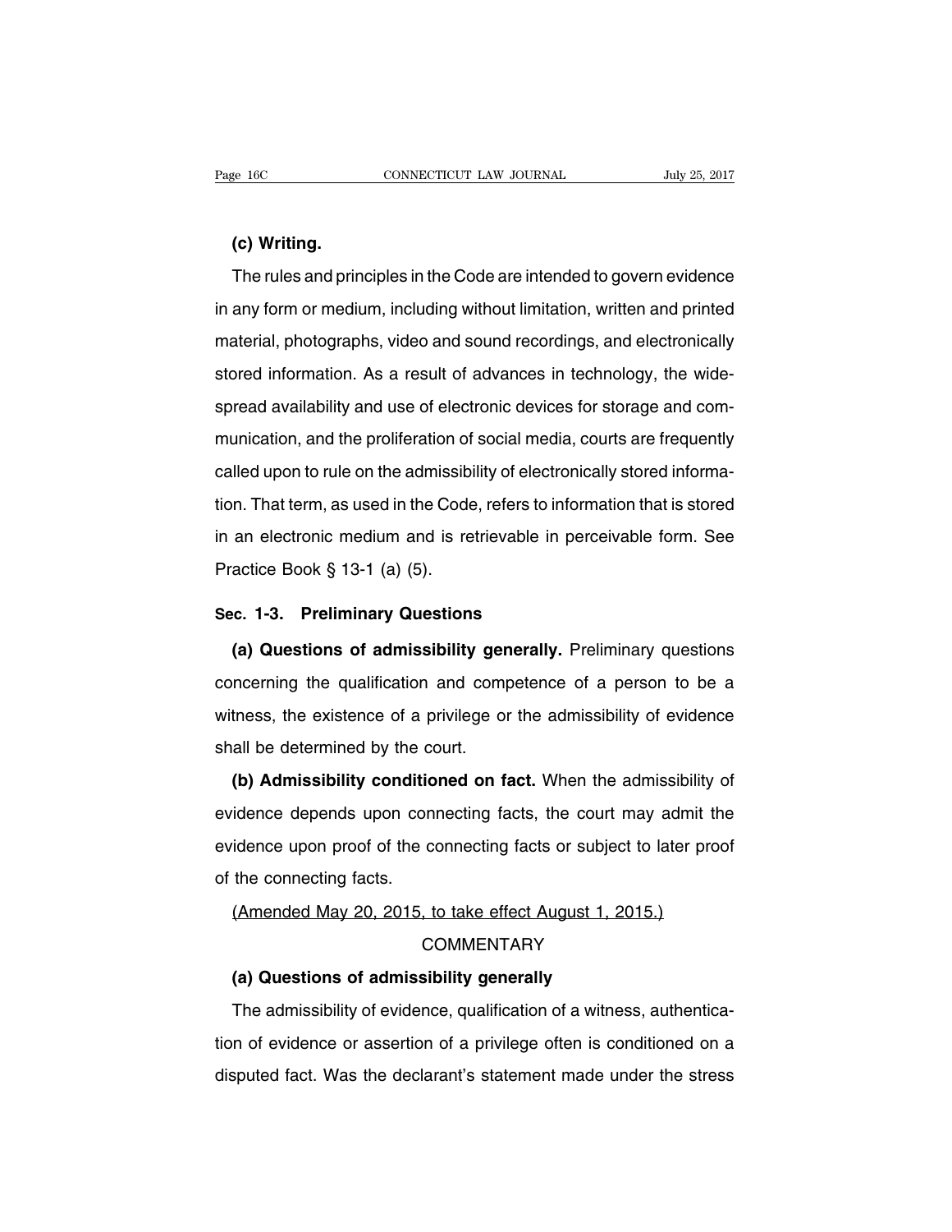**(c) Writing.**

The rules and principles in the Code are intended to govern evidence in any form or medium, including without limitation, written and printed material, photographs, video and sound recordings, and electronically stored information. As a result of advances in technology, the widespread availability and use of electronic devices for storage and communication, and the proliferation of social media, courts are frequently called upon to rule on the admissibility of electronically stored information. That term, as used in the Code, refers to information that is stored in an electronic medium and is retrievable in perceivable form. See Practice Book § 13-1 (a) (5).

## Sec. 1-3. Preliminary Questions

**(a) Questions of admissibility generally.** Preliminary questions concerning the qualification and competence of a person to be a witness, the existence of a privilege or the admissibility of evidence shall be determined by the court.

**(b) Admissibility conditioned on fact.** When the admissibility of evidence depends upon connecting facts, the court may admit the evidence upon proof of the connecting facts or subject to later proof of the connecting facts.

(Amended May 20, 2015, to take effect August 1, 2015.)

COMMENTARY

**(a) Questions of admissibility generally**

The admissibility of evidence, qualification of a witness, authentication of evidence or assertion of a privilege often is conditioned on a disputed fact. Was the declarant's statement made under the stress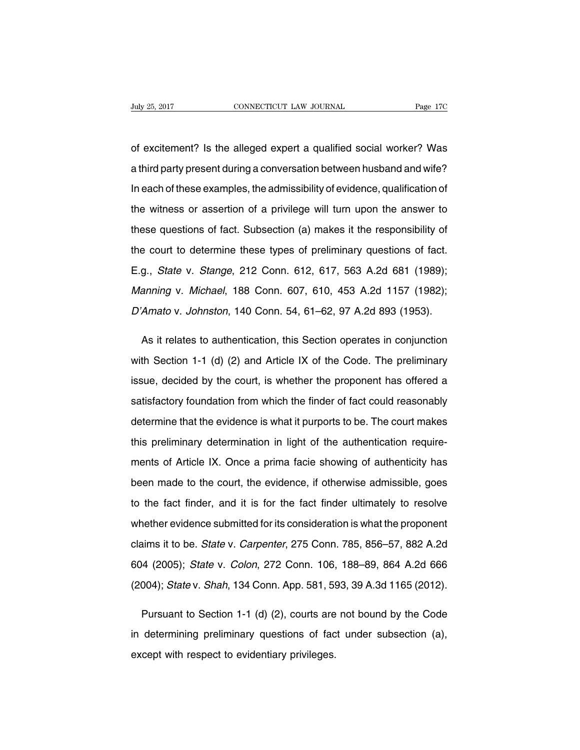of excitement? Is the alleged expert a qualified social worker? Was a third party present during a conversation between husband and wife? In each of these examples, the admissibility of evidence, qualification of the witness or assertion of a privilege will turn upon the answer to these questions of fact. Subsection (a) makes it the responsibility of the court to determine these types of preliminary questions of fact. E.g., *State* v. *Stange*, 212 Conn. 612, 617, 563 A.2d 681 (1989); *Manning* v. *Michael*, 188 Conn. 607, 610, 453 A.2d 1157 (1982); *D'Amato* v. *Johnston*, 140 Conn. 54, 61–62, 97 A.2d 893 (1953).

As it relates to authentication, this Section operates in conjunction with Section 1-1 (d) (2) and Article IX of the Code. The preliminary issue, decided by the court, is whether the proponent has offered a satisfactory foundation from which the finder of fact could reasonably determine that the evidence is what it purports to be. The court makes this preliminary determination in light of the authentication requirements of Article IX. Once a prima facie showing of authenticity has been made to the court, the evidence, if otherwise admissible, goes to the fact finder, and it is for the fact finder ultimately to resolve whether evidence submitted for its consideration is what the proponent claims it to be. *State* v. *Carpenter*, 275 Conn. 785, 856–57, 882 A.2d 604 (2005); *State* v. *Colon*, 272 Conn. 106, 188–89, 864 A.2d 666 (2004); *State* v. *Shah*, 134 Conn. App. 581, 593, 39 A.3d 1165 (2012).

Pursuant to Section 1-1 (d) (2), courts are not bound by the Code in determining preliminary questions of fact under subsection (a), except with respect to evidentiary privileges.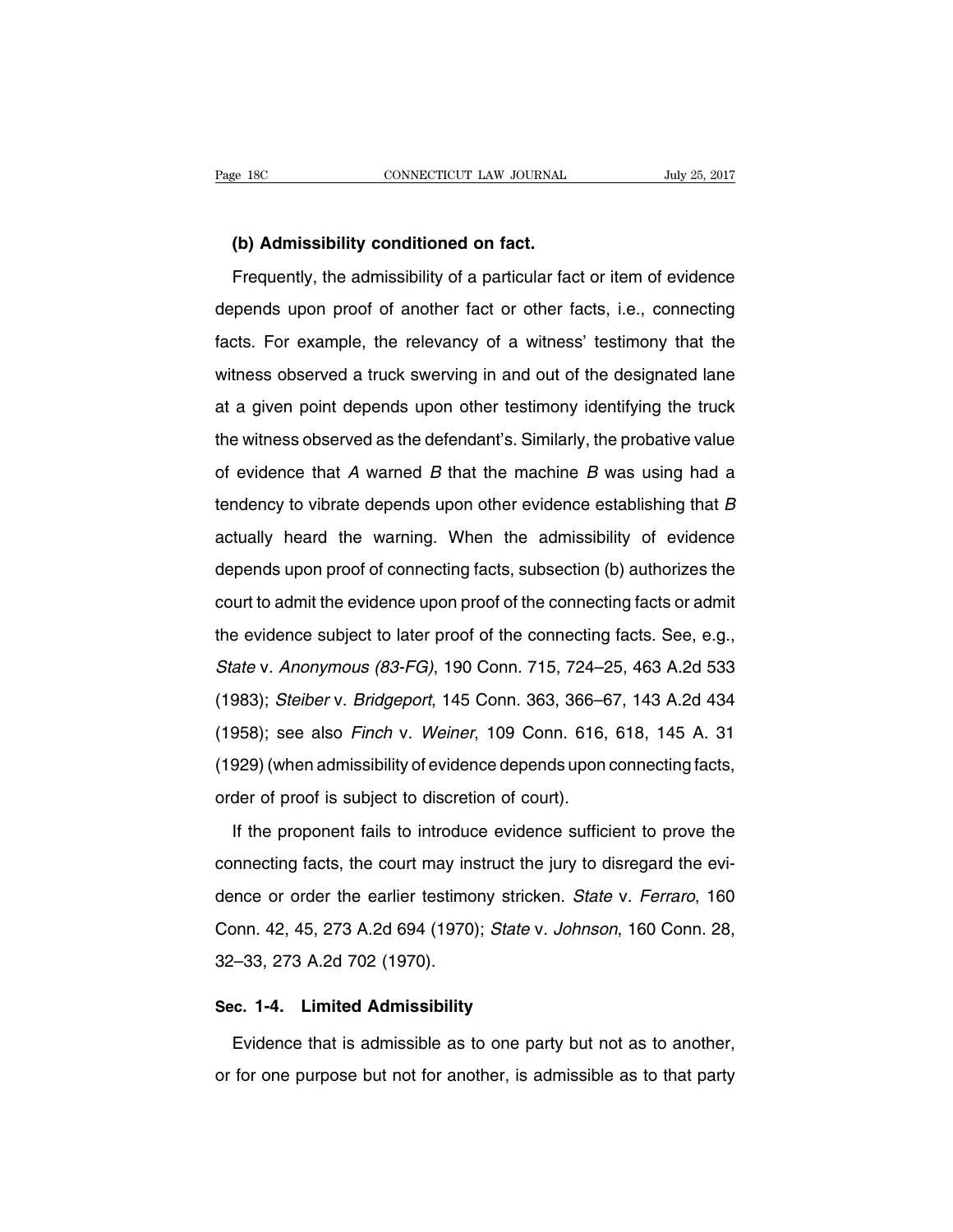**(b) Admissibility conditioned on fact.**

Frequently, the admissibility of a particular fact or item of evidence depends upon proof of another fact or other facts, i.e., connecting facts. For example, the relevancy of a witness' testimony that the witness observed a truck swerving in and out of the designated lane at a given point depends upon other testimony identifying the truck the witness observed as the defendant's. Similarly, the probative value of evidence that *A* warned *B* that the machine *B* was using had a tendency to vibrate depends upon other evidence establishing that *B* actually heard the warning. When the admissibility of evidence depends upon proof of connecting facts, subsection (b) authorizes the court to admit the evidence upon proof of the connecting facts or admit the evidence subject to later proof of the connecting facts. See, e.g., *State* v. *Anonymous (83-FG)*, 190 Conn. 715, 724–25, 463 A.2d 533 (1983); *Steiber* v. *Bridgeport*, 145 Conn. 363, 366–67, 143 A.2d 434 (1958); see also *Finch* v. *Weiner*, 109 Conn. 616, 618, 145 A. 31 (1929) (when admissibility of evidence depends upon connecting facts, order of proof is subject to discretion of court).

If the proponent fails to introduce evidence sufficient to prove the connecting facts, the court may instruct the jury to disregard the evidence or order the earlier testimony stricken. *State* v. *Ferraro*, 160 Conn. 42, 45, 273 A.2d 694 (1970); *State* v. *Johnson*, 160 Conn. 28, 32–33, 273 A.2d 702 (1970).

## Sec. 1-4. Limited Admissibility

Evidence that is admissible as to one party but not as to another, or for one purpose but not for another, is admissible as to that party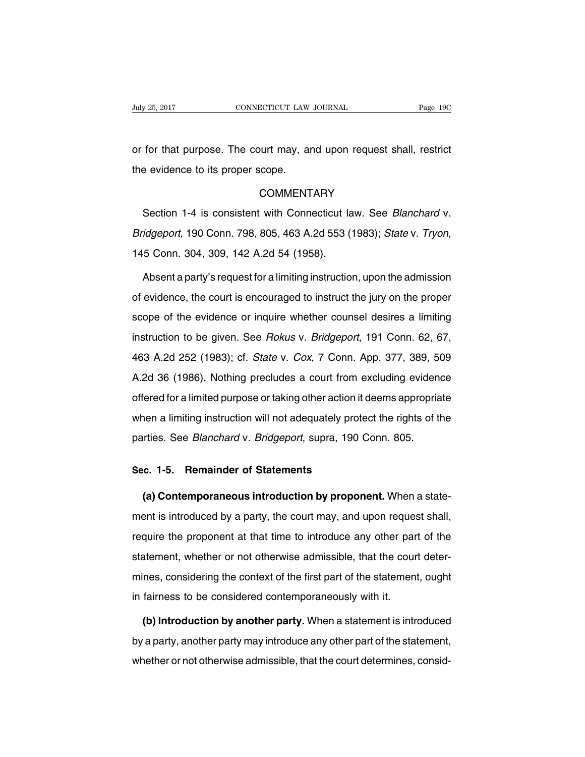or for that purpose. The court may, and upon request shall, restrict the evidence to its proper scope.

COMMENTARY

Section 1-4 is consistent with Connecticut law. See *Blanchard* v. *Bridgeport*, 190 Conn. 798, 805, 463 A.2d 553 (1983); *State* v. *Tryon*, 145 Conn. 304, 309, 142 A.2d 54 (1958).

Absent a party's request for a limiting instruction, upon the admission of evidence, the court is encouraged to instruct the jury on the proper scope of the evidence or inquire whether counsel desires a limiting instruction to be given. See *Rokus* v. *Bridgeport*, 191 Conn. 62, 67, 463 A.2d 252 (1983); cf. *State* v. *Cox*, 7 Conn. App. 377, 389, 509 A.2d 36 (1986). Nothing precludes a court from excluding evidence offered for a limited purpose or taking other action it deems appropriate when a limiting instruction will not adequately protect the rights of the parties. See *Blanchard* v. *Bridgeport*, supra, 190 Conn. 805.

## Sec. 1-5. Remainder of Statements

**(a) Contemporaneous introduction by proponent.** When a statement is introduced by a party, the court may, and upon request shall, require the proponent at that time to introduce any other part of the statement, whether or not otherwise admissible, that the court determines, considering the context of the first part of the statement, ought in fairness to be considered contemporaneously with it.

**(b) Introduction by another party.** When a statement is introduced by a party, another party may introduce any other part of the statement, whether or not otherwise admissible, that the court determines, consid-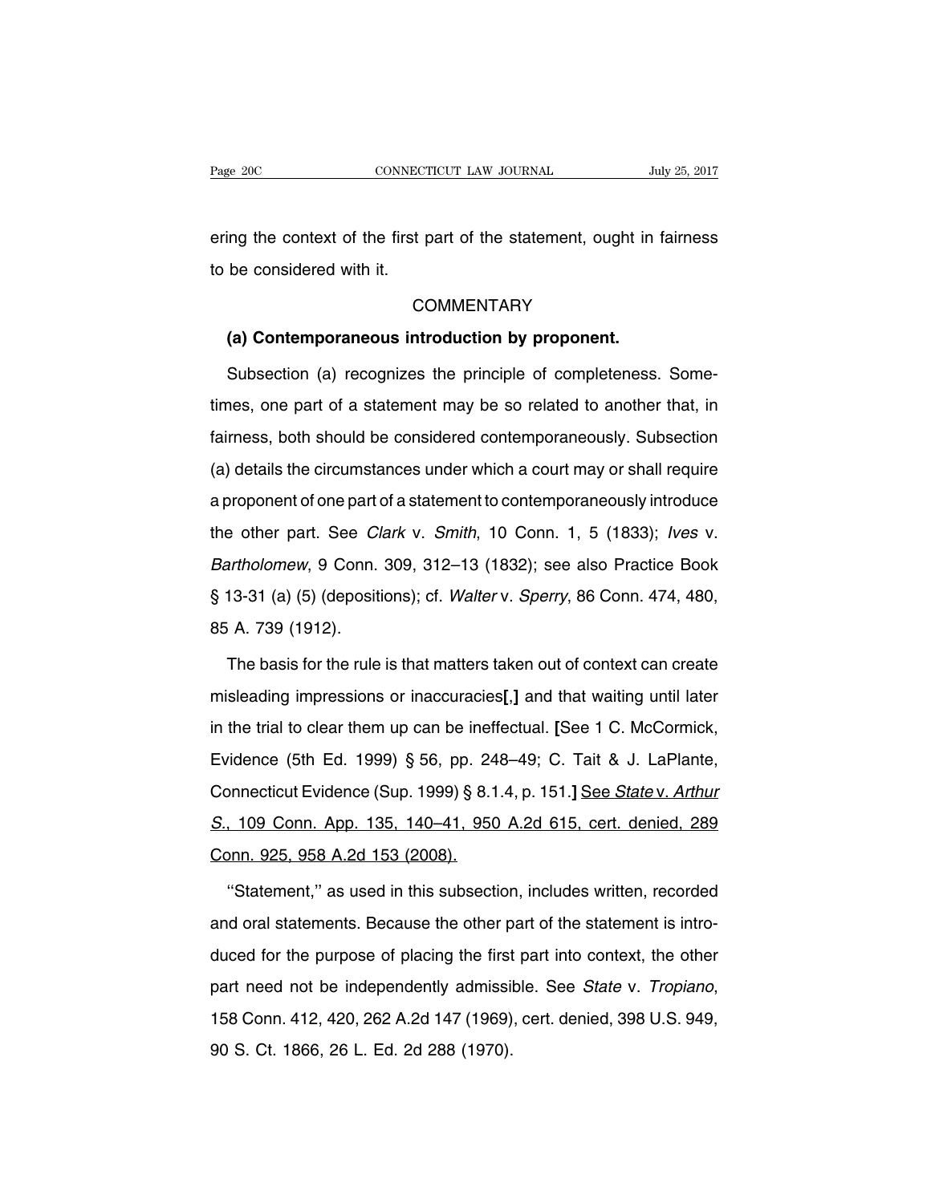ering the context of the first part of the statement, ought in fairness to be considered with it.

COMMENTARY

**(a) Contemporaneous introduction by proponent.**

Subsection (a) recognizes the principle of completeness. Sometimes, one part of a statement may be so related to another that, in fairness, both should be considered contemporaneously. Subsection (a) details the circumstances under which a court may or shall require a proponent of one part of a statement to contemporaneously introduce the other part. See *Clark* v. *Smith*, 10 Conn. 1, 5 (1833); *Ives* v. *Bartholomew*, 9 Conn. 309, 312–13 (1832); see also Practice Book § 13-31 (a) (5) (depositions); cf. *Walter* v. *Sperry*, 86 Conn. 474, 480, 85 A. 739 (1912).

The basis for the rule is that matters taken out of context can create misleading impressions or inaccuracies**[,]** and that waiting until later in the trial to clear them up can be ineffectual. **[**See 1 C. McCormick, Evidence (5th Ed. 1999) § 56, pp. 248–49; C. Tait & J. LaPlante, Connecticut Evidence (Sup. 1999) § 8.1.4, p. 151.**]** <u>See *State* v. *Arthur S.*, 109 Conn. App. 135, 140–41, 950 A.2d 615, cert. denied, 289 Conn. 925, 958 A.2d 153 (2008).</u>

"Statement," as used in this subsection, includes written, recorded and oral statements. Because the other part of the statement is introduced for the purpose of placing the first part into context, the other part need not be independently admissible. See *State* v. *Tropiano*, 158 Conn. 412, 420, 262 A.2d 147 (1969), cert. denied, 398 U.S. 949, 90 S. Ct. 1866, 26 L. Ed. 2d 288 (1970).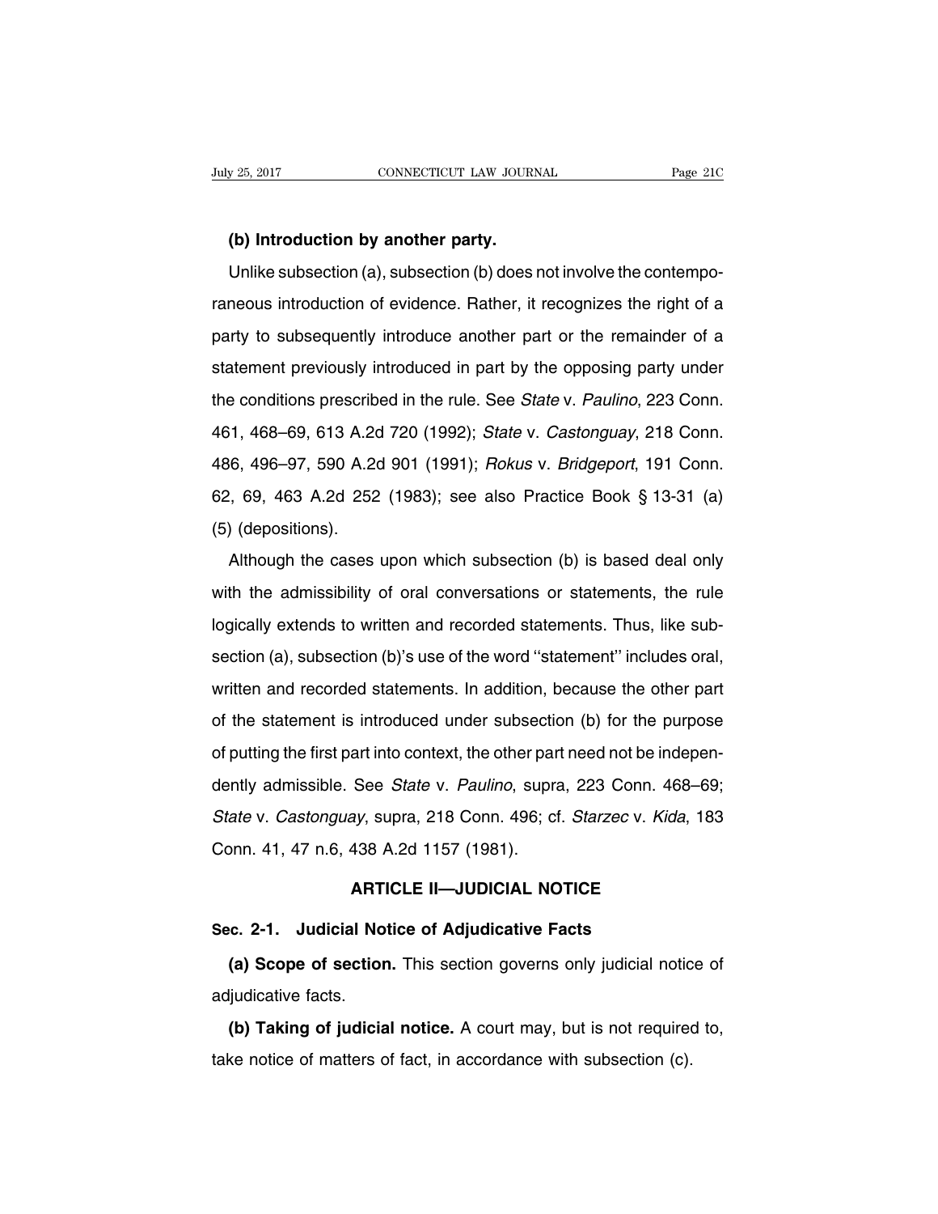**(b) Introduction by another party.**

Unlike subsection (a), subsection (b) does not involve the contemporaneous introduction of evidence. Rather, it recognizes the right of a party to subsequently introduce another part or the remainder of a statement previously introduced in part by the opposing party under the conditions prescribed in the rule. See *State* v. *Paulino*, 223 Conn. 461, 468–69, 613 A.2d 720 (1992); *State* v. *Castonguay*, 218 Conn. 486, 496–97, 590 A.2d 901 (1991); *Rokus* v. *Bridgeport*, 191 Conn. 62, 69, 463 A.2d 252 (1983); see also Practice Book § 13-31 (a) (5) (depositions).

Although the cases upon which subsection (b) is based deal only with the admissibility of oral conversations or statements, the rule logically extends to written and recorded statements. Thus, like subsection (a), subsection (b)'s use of the word ''statement'' includes oral, written and recorded statements. In addition, because the other part of the statement is introduced under subsection (b) for the purpose of putting the first part into context, the other part need not be independently admissible. See *State* v. *Paulino*, supra, 223 Conn. 468–69; *State* v. *Castonguay*, supra, 218 Conn. 496; cf. *Starzec* v. *Kida*, 183 Conn. 41, 47 n.6, 438 A.2d 1157 (1981).

## ARTICLE II—JUDICIAL NOTICE

### Sec. 2-1. Judicial Notice of Adjudicative Facts

**(a) Scope of section.** This section governs only judicial notice of adjudicative facts.

**(b) Taking of judicial notice.** A court may, but is not required to, take notice of matters of fact, in accordance with subsection (c).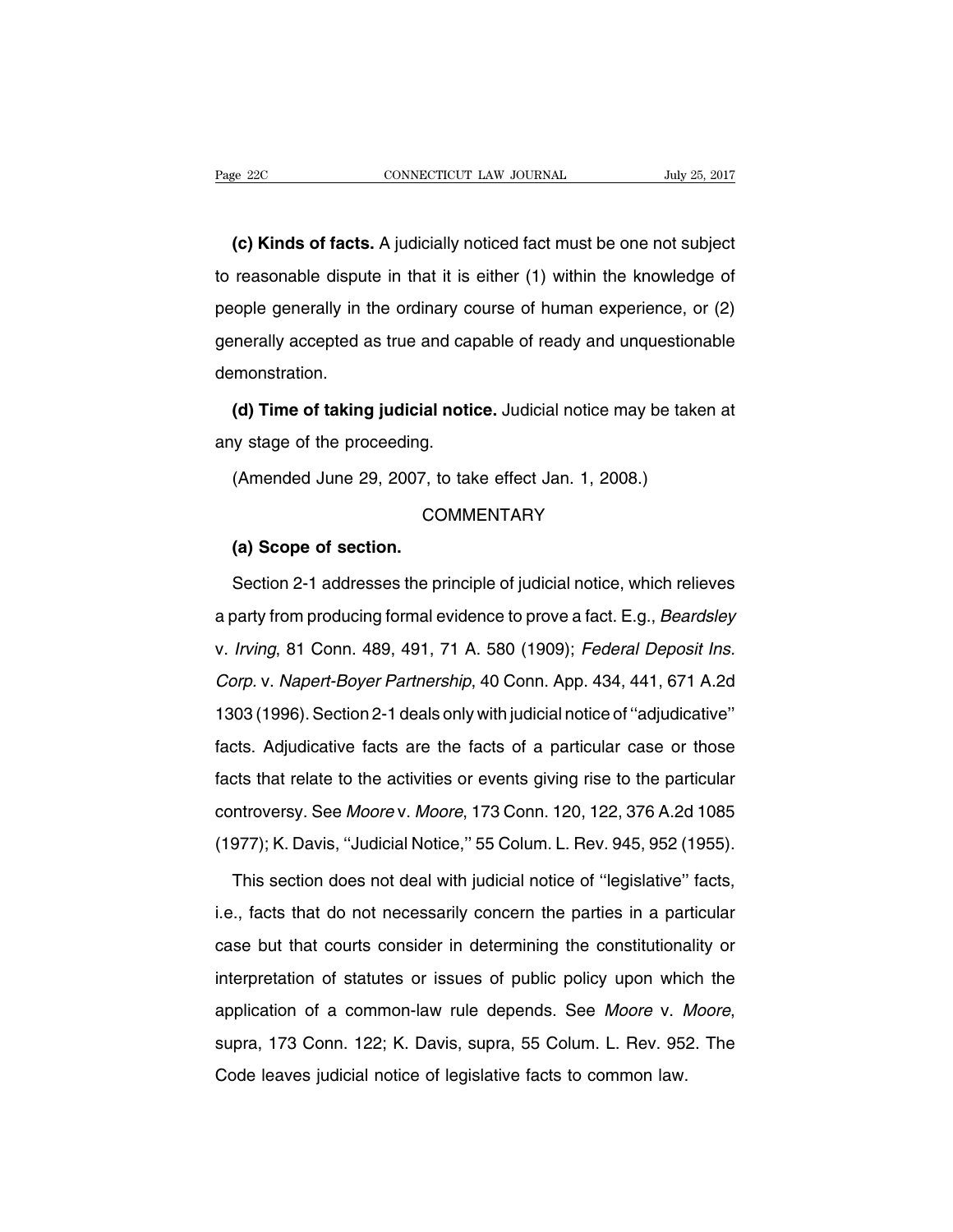**(c) Kinds of facts.** A judicially noticed fact must be one not subject to reasonable dispute in that it is either (1) within the knowledge of people generally in the ordinary course of human experience, or (2) generally accepted as true and capable of ready and unquestionable demonstration.

**(d) Time of taking judicial notice.** Judicial notice may be taken at any stage of the proceeding.

(Amended June 29, 2007, to take effect Jan. 1, 2008.)

COMMENTARY

**(a) Scope of section.**

Section 2-1 addresses the principle of judicial notice, which relieves a party from producing formal evidence to prove a fact. E.g., *Beardsley* v. *Irving*, 81 Conn. 489, 491, 71 A. 580 (1909); *Federal Deposit Ins. Corp.* v. *Napert-Boyer Partnership*, 40 Conn. App. 434, 441, 671 A.2d 1303 (1996). Section 2-1 deals only with judicial notice of "adjudicative" facts. Adjudicative facts are the facts of a particular case or those facts that relate to the activities or events giving rise to the particular controversy. See *Moore* v. *Moore*, 173 Conn. 120, 122, 376 A.2d 1085 (1977); K. Davis, "Judicial Notice," 55 Colum. L. Rev. 945, 952 (1955).

This section does not deal with judicial notice of "legislative" facts, i.e., facts that do not necessarily concern the parties in a particular case but that courts consider in determining the constitutionality or interpretation of statutes or issues of public policy upon which the application of a common-law rule depends. See *Moore* v. *Moore*, supra, 173 Conn. 122; K. Davis, supra, 55 Colum. L. Rev. 952. The Code leaves judicial notice of legislative facts to common law.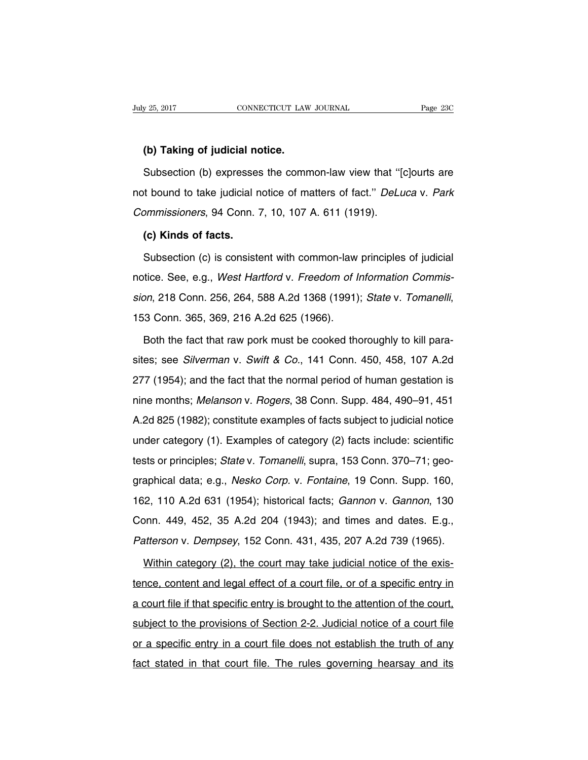**(b) Taking of judicial notice.**

Subsection (b) expresses the common-law view that ''[c]ourts are not bound to take judicial notice of matters of fact.'' *DeLuca* v. *Park Commissioners*, 94 Conn. 7, 10, 107 A. 611 (1919).

**(c) Kinds of facts.**

Subsection (c) is consistent with common-law principles of judicial notice. See, e.g., *West Hartford* v. *Freedom of Information Commission*, 218 Conn. 256, 264, 588 A.2d 1368 (1991); *State* v. *Tomanelli*, 153 Conn. 365, 369, 216 A.2d 625 (1966).

Both the fact that raw pork must be cooked thoroughly to kill parasites; see *Silverman* v. *Swift & Co.*, 141 Conn. 450, 458, 107 A.2d 277 (1954); and the fact that the normal period of human gestation is nine months; *Melanson* v. *Rogers*, 38 Conn. Supp. 484, 490–91, 451 A.2d 825 (1982); constitute examples of facts subject to judicial notice under category (1). Examples of category (2) facts include: scientific tests or principles; *State* v. *Tomanelli*, supra, 153 Conn. 370–71; geographical data; e.g., *Nesko Corp.* v. *Fontaine*, 19 Conn. Supp. 160, 162, 110 A.2d 631 (1954); historical facts; *Gannon* v. *Gannon*, 130 Conn. 449, 452, 35 A.2d 204 (1943); and times and dates. E.g., *Patterson* v. *Dempsey*, 152 Conn. 431, 435, 207 A.2d 739 (1965).

<u>Within category (2), the court may take judicial notice of the existence, content and legal effect of a court file, or of a specific entry in a court file if that specific entry is brought to the attention of the court, subject to the provisions of Section 2-2. Judicial notice of a court file or a specific entry in a court file does not establish the truth of any fact stated in that court file. The rules governing hearsay and its</u>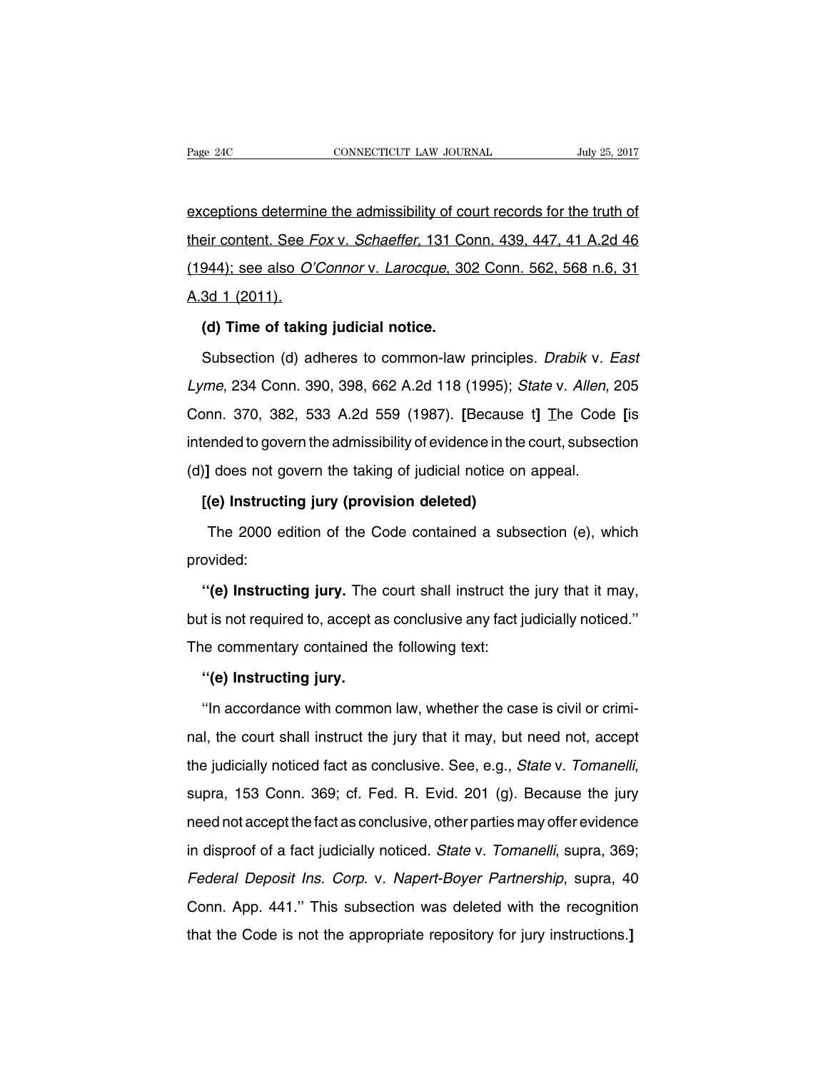exceptions determine the admissibility of court records for the truth of their content. See *Fox* v. *Schaeffer*, 131 Conn. 439, 447, 41 A.2d 46 (1944); see also *O'Connor* v. *Larocque*, 302 Conn. 562, 568 n.6, 31 A.3d 1 (2011).

**(d) Time of taking judicial notice.**

Subsection (d) adheres to common-law principles. *Drabik* v. *East Lyme*, 234 Conn. 390, 398, 662 A.2d 118 (1995); *State* v. *Allen*, 205 Conn. 370, 382, 533 A.2d 559 (1987). **[**Because t**]** The Code **[**is intended to govern the admissibility of evidence in the court, subsection (d)**]** does not govern the taking of judicial notice on appeal.

**[(e) Instructing jury (provision deleted)**

The 2000 edition of the Code contained a subsection (e), which provided:

''**(e) Instructing jury.** The court shall instruct the jury that it may, but is not required to, accept as conclusive any fact judicially noticed.'' The commentary contained the following text:

''**(e) Instructing jury.**

''In accordance with common law, whether the case is civil or criminal, the court shall instruct the jury that it may, but need not, accept the judicially noticed fact as conclusive. See, e.g., *State* v. *Tomanelli*, supra, 153 Conn. 369; cf. Fed. R. Evid. 201 (g). Because the jury need not accept the fact as conclusive, other parties may offer evidence in disproof of a fact judicially noticed. *State* v. *Tomanelli*, supra, 369; *Federal Deposit Ins. Corp.* v. *Napert-Boyer Partnership*, supra, 40 Conn. App. 441.'' This subsection was deleted with the recognition that the Code is not the appropriate repository for jury instructions.**]**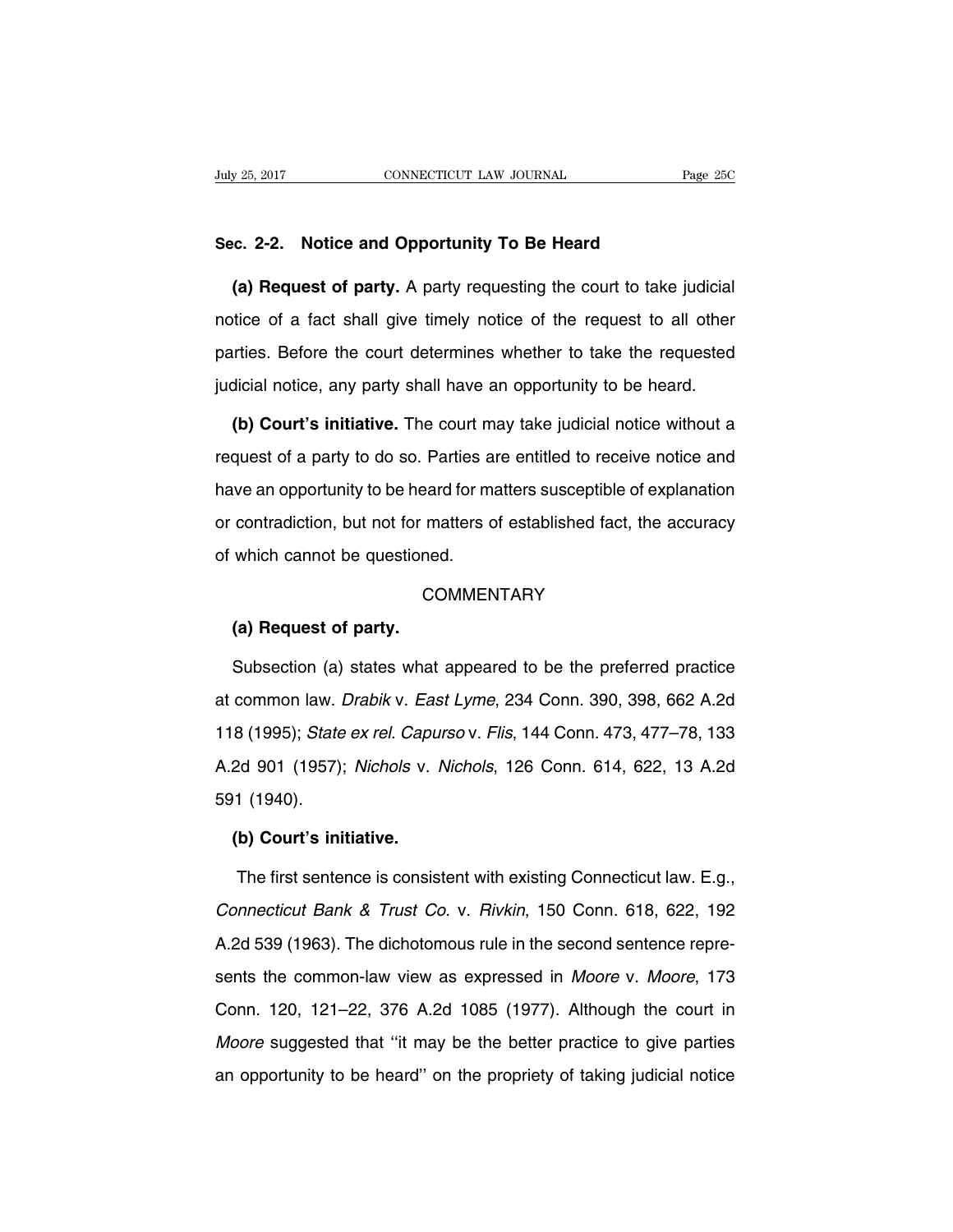## Sec. 2-2. Notice and Opportunity To Be Heard

**(a) Request of party.** A party requesting the court to take judicial notice of a fact shall give timely notice of the request to all other parties. Before the court determines whether to take the requested judicial notice, any party shall have an opportunity to be heard.

**(b) Court's initiative.** The court may take judicial notice without a request of a party to do so. Parties are entitled to receive notice and have an opportunity to be heard for matters susceptible of explanation or contradiction, but not for matters of established fact, the accuracy of which cannot be questioned.

### COMMENTARY

**(a) Request of party.**

Subsection (a) states what appeared to be the preferred practice at common law. *Drabik* v. *East Lyme*, 234 Conn. 390, 398, 662 A.2d 118 (1995); *State ex rel. Capurso* v. *Flis*, 144 Conn. 473, 477–78, 133 A.2d 901 (1957); *Nichols* v. *Nichols*, 126 Conn. 614, 622, 13 A.2d 591 (1940).

**(b) Court's initiative.**

The first sentence is consistent with existing Connecticut law. E.g., *Connecticut Bank & Trust Co.* v. *Rivkin*, 150 Conn. 618, 622, 192 A.2d 539 (1963). The dichotomous rule in the second sentence represents the common-law view as expressed in *Moore* v. *Moore*, 173 Conn. 120, 121–22, 376 A.2d 1085 (1977). Although the court in *Moore* suggested that "it may be the better practice to give parties an opportunity to be heard" on the propriety of taking judicial notice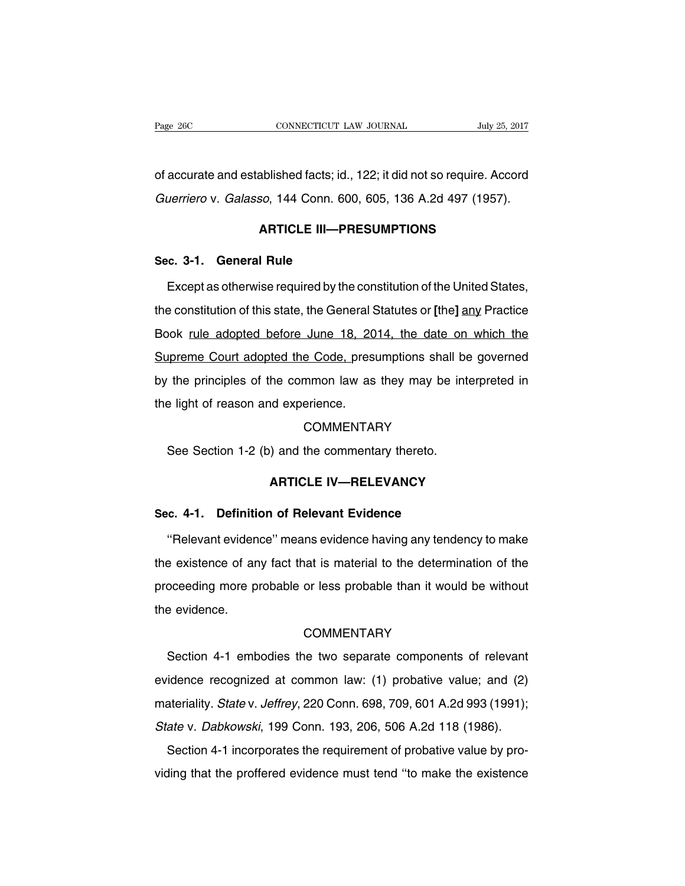of accurate and established facts; id., 122; it did not so require. Accord *Guerriero* v. *Galasso*, 144 Conn. 600, 605, 136 A.2d 497 (1957).

## ARTICLE III—PRESUMPTIONS

### Sec. 3-1. General Rule

Except as otherwise required by the constitution of the United States, the constitution of this state, the General Statutes or **[**the**]** <u>any</u> Practice Book <u>rule adopted before June 18, 2014, the date on which the Supreme Court adopted the Code,</u> presumptions shall be governed by the principles of the common law as they may be interpreted in the light of reason and experience.

COMMENTARY

See Section 1-2 (b) and the commentary thereto.

## ARTICLE IV—RELEVANCY

### Sec. 4-1. Definition of Relevant Evidence

''Relevant evidence'' means evidence having any tendency to make the existence of any fact that is material to the determination of the proceeding more probable or less probable than it would be without the evidence.

COMMENTARY

Section 4-1 embodies the two separate components of relevant evidence recognized at common law: (1) probative value; and (2) materiality. *State* v. *Jeffrey*, 220 Conn. 698, 709, 601 A.2d 993 (1991); *State* v. *Dabkowski*, 199 Conn. 193, 206, 506 A.2d 118 (1986).

Section 4-1 incorporates the requirement of probative value by providing that the proffered evidence must tend ''to make the existence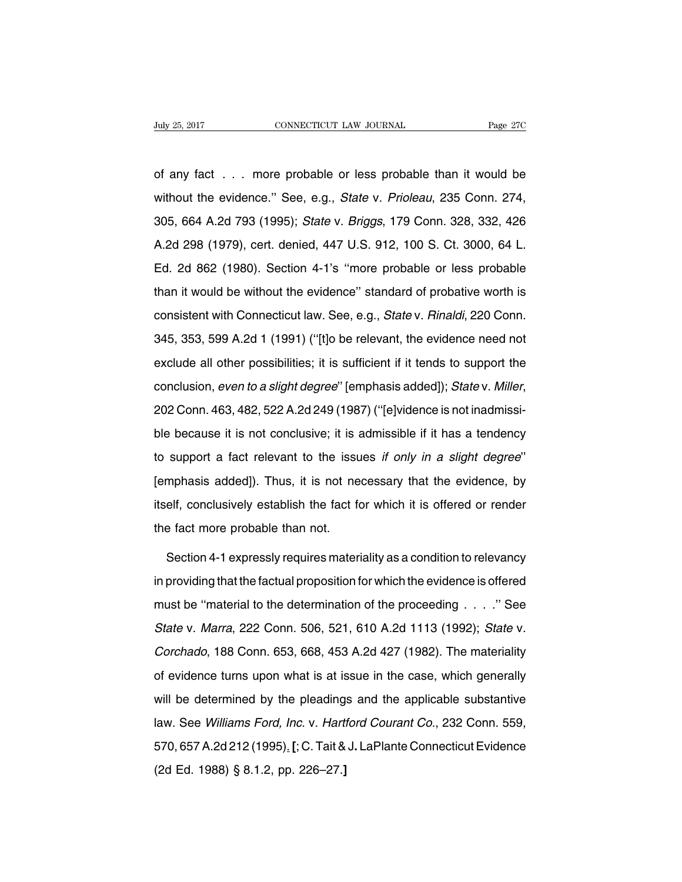of any fact . . . more probable or less probable than it would be without the evidence.'' See, e.g., *State* v. *Prioleau*, 235 Conn. 274, 305, 664 A.2d 793 (1995); *State* v. *Briggs*, 179 Conn. 328, 332, 426 A.2d 298 (1979), cert. denied, 447 U.S. 912, 100 S. Ct. 3000, 64 L. Ed. 2d 862 (1980). Section 4-1's ''more probable or less probable than it would be without the evidence'' standard of probative worth is consistent with Connecticut law. See, e.g., *State* v. *Rinaldi*, 220 Conn. 345, 353, 599 A.2d 1 (1991) (''[t]o be relevant, the evidence need not exclude all other possibilities; it is sufficient if it tends to support the conclusion, *even to a slight degree*'' [emphasis added]); *State* v. *Miller*, 202 Conn. 463, 482, 522 A.2d 249 (1987) (''[e]vidence is not inadmissible because it is not conclusive; it is admissible if it has a tendency to support a fact relevant to the issues *if only in a slight degree*'' [emphasis added]). Thus, it is not necessary that the evidence, by itself, conclusively establish the fact for which it is offered or render the fact more probable than not.

Section 4-1 expressly requires materiality as a condition to relevancy in providing that the factual proposition for which the evidence is offered must be ''material to the determination of the proceeding . . . .'' See *State* v. *Marra*, 222 Conn. 506, 521, 610 A.2d 1113 (1992); *State* v. *Corchado*, 188 Conn. 653, 668, 453 A.2d 427 (1982). The materiality of evidence turns upon what is at issue in the case, which generally will be determined by the pleadings and the applicable substantive law. See *Williams Ford, Inc.* v. *Hartford Courant Co.*, 232 Conn. 559, 570, 657 A.2d 212 (1995). **[**; C. Tait & J. LaPlante Connecticut Evidence (2d Ed. 1988) § 8.1.2, pp. 226–27.**]**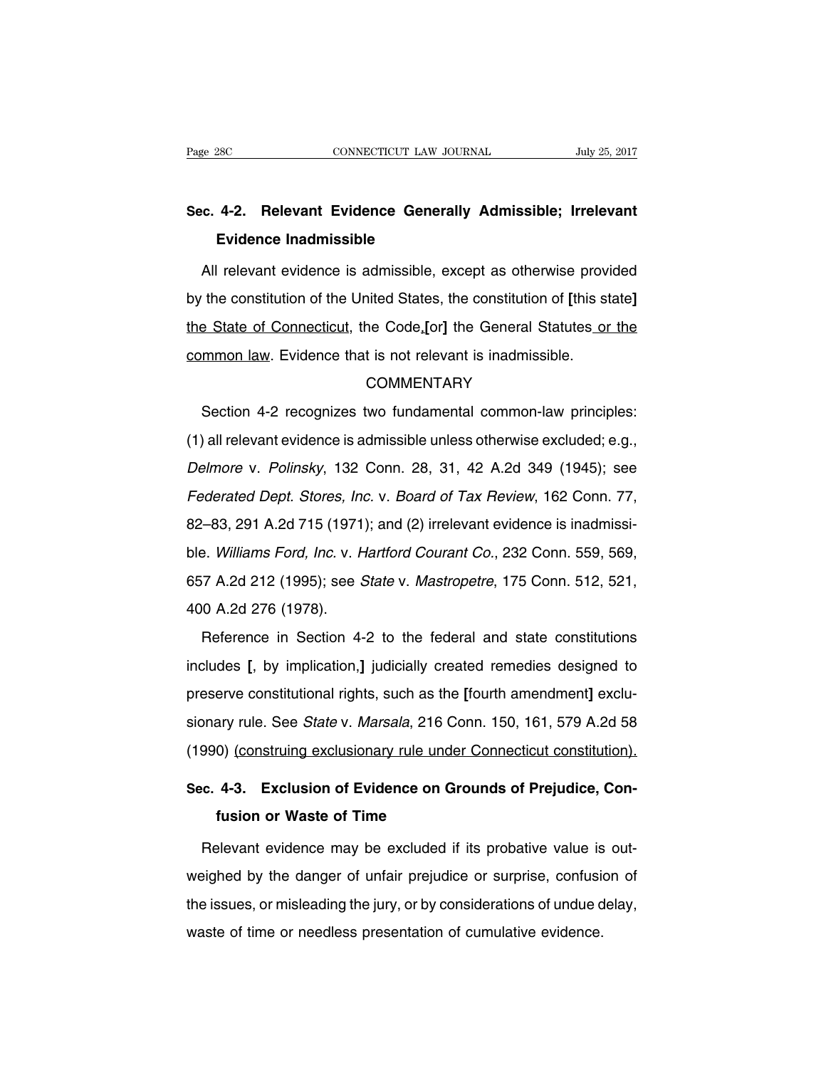## Sec. 4-2. Relevant Evidence Generally Admissible; Irrelevant Evidence Inadmissible

All relevant evidence is admissible, except as otherwise provided by the constitution of the United States, the constitution of [this state] the State of Connecticut, the Code,[or] the General Statutes or the common law. Evidence that is not relevant is inadmissible.

COMMENTARY

Section 4-2 recognizes two fundamental common-law principles: (1) all relevant evidence is admissible unless otherwise excluded; e.g., *Delmore* v. *Polinsky*, 132 Conn. 28, 31, 42 A.2d 349 (1945); see *Federated Dept. Stores, Inc.* v. *Board of Tax Review*, 162 Conn. 77, 82–83, 291 A.2d 715 (1971); and (2) irrelevant evidence is inadmissible. *Williams Ford, Inc.* v. *Hartford Courant Co.*, 232 Conn. 559, 569, 657 A.2d 212 (1995); see *State* v. *Mastropetre*, 175 Conn. 512, 521, 400 A.2d 276 (1978).

Reference in Section 4-2 to the federal and state constitutions includes [, by implication,] judicially created remedies designed to preserve constitutional rights, such as the [fourth amendment] exclusionary rule. See *State* v. *Marsala*, 216 Conn. 150, 161, 579 A.2d 58 (1990) (construing exclusionary rule under Connecticut constitution).

## Sec. 4-3. Exclusion of Evidence on Grounds of Prejudice, Confusion or Waste of Time

Relevant evidence may be excluded if its probative value is outweighed by the danger of unfair prejudice or surprise, confusion of the issues, or misleading the jury, or by considerations of undue delay, waste of time or needless presentation of cumulative evidence.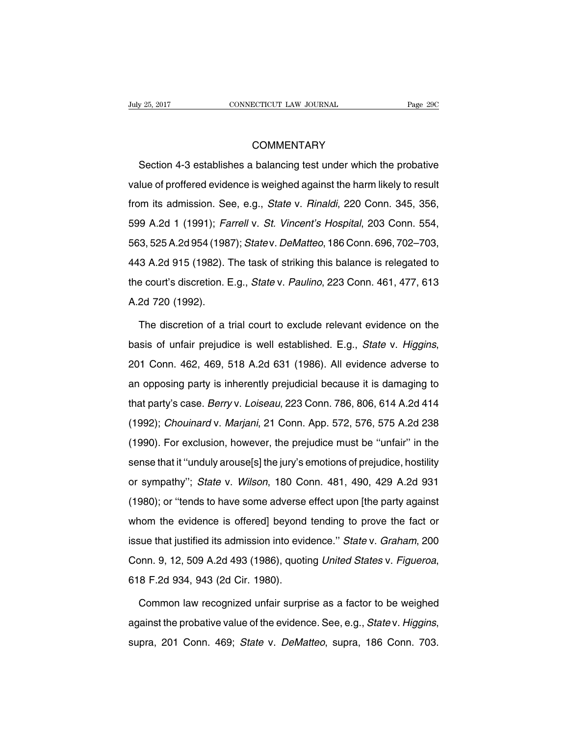COMMENTARY

Section 4-3 establishes a balancing test under which the probative value of proffered evidence is weighed against the harm likely to result from its admission. See, e.g., *State* v. *Rinaldi*, 220 Conn. 345, 356, 599 A.2d 1 (1991); *Farrell* v. *St. Vincent's Hospital*, 203 Conn. 554, 563, 525 A.2d 954 (1987); *State* v. *DeMatteo*, 186 Conn. 696, 702–703, 443 A.2d 915 (1982). The task of striking this balance is relegated to the court's discretion. E.g., *State* v. *Paulino*, 223 Conn. 461, 477, 613 A.2d 720 (1992).

The discretion of a trial court to exclude relevant evidence on the basis of unfair prejudice is well established. E.g., *State* v. *Higgins*, 201 Conn. 462, 469, 518 A.2d 631 (1986). All evidence adverse to an opposing party is inherently prejudicial because it is damaging to that party's case. *Berry* v. *Loiseau*, 223 Conn. 786, 806, 614 A.2d 414 (1992); *Chouinard* v. *Marjani*, 21 Conn. App. 572, 576, 575 A.2d 238 (1990). For exclusion, however, the prejudice must be ''unfair'' in the sense that it ''unduly arouse[s] the jury's emotions of prejudice, hostility or sympathy''; *State* v. *Wilson*, 180 Conn. 481, 490, 429 A.2d 931 (1980); or ''tends to have some adverse effect upon [the party against whom the evidence is offered] beyond tending to prove the fact or issue that justified its admission into evidence.'' *State* v. *Graham*, 200 Conn. 9, 12, 509 A.2d 493 (1986), quoting *United States* v. *Figueroa*, 618 F.2d 934, 943 (2d Cir. 1980).

Common law recognized unfair surprise as a factor to be weighed against the probative value of the evidence. See, e.g., *State* v. *Higgins*, supra, 201 Conn. 469; *State* v. *DeMatteo*, supra, 186 Conn. 703.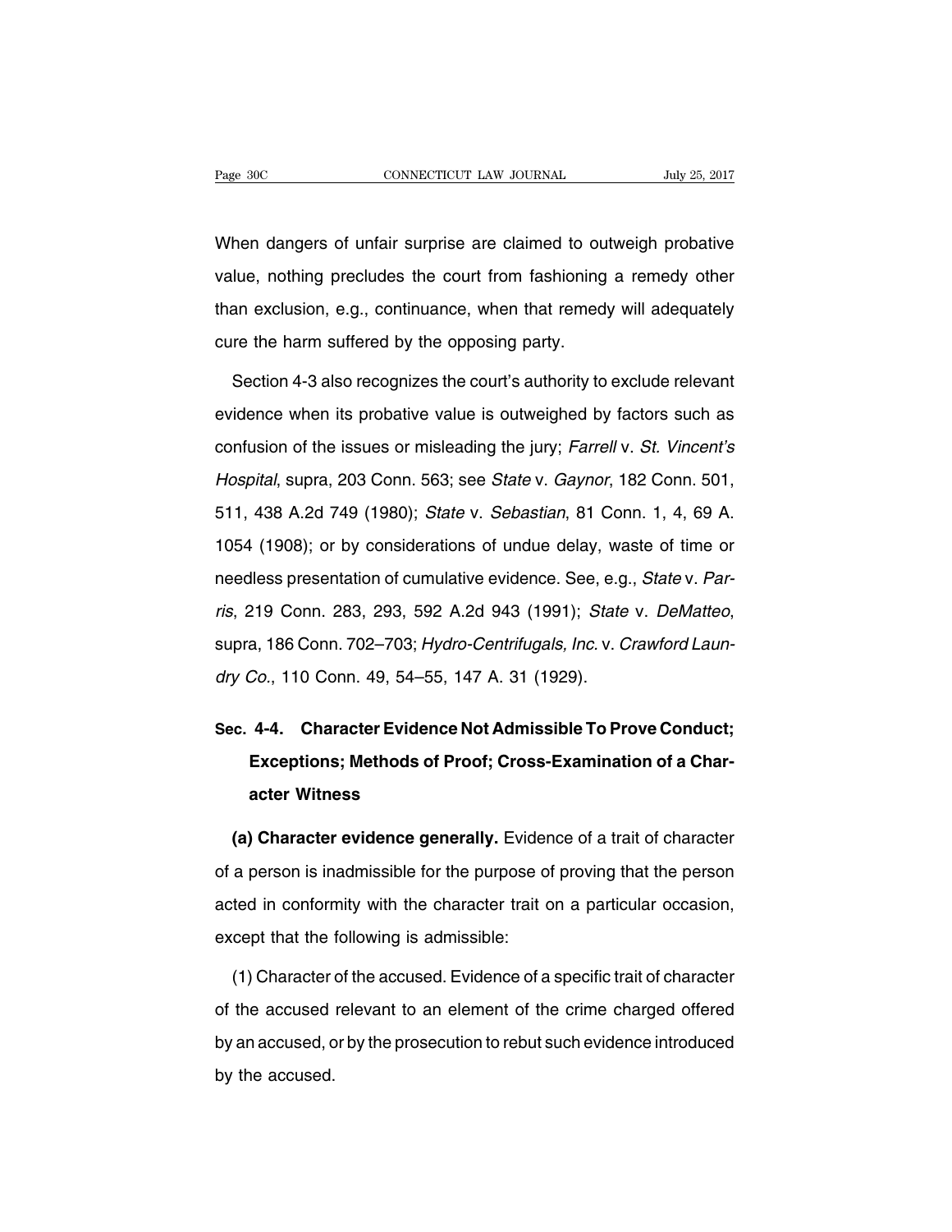When dangers of unfair surprise are claimed to outweigh probative value, nothing precludes the court from fashioning a remedy other than exclusion, e.g., continuance, when that remedy will adequately cure the harm suffered by the opposing party.

Section 4-3 also recognizes the court's authority to exclude relevant evidence when its probative value is outweighed by factors such as confusion of the issues or misleading the jury; *Farrell* v. *St. Vincent's Hospital*, supra, 203 Conn. 563; see *State* v. *Gaynor*, 182 Conn. 501, 511, 438 A.2d 749 (1980); *State* v. *Sebastian*, 81 Conn. 1, 4, 69 A. 1054 (1908); or by considerations of undue delay, waste of time or needless presentation of cumulative evidence. See, e.g., *State* v. *Parris*, 219 Conn. 283, 293, 592 A.2d 943 (1991); *State* v. *DeMatteo*, supra, 186 Conn. 702–703; *Hydro-Centrifugals, Inc.* v. *Crawford Laundry Co.*, 110 Conn. 49, 54–55, 147 A. 31 (1929).

## Sec. 4-4. Character Evidence Not Admissible To Prove Conduct; Exceptions; Methods of Proof; Cross-Examination of a Character Witness

**(a) Character evidence generally.** Evidence of a trait of character of a person is inadmissible for the purpose of proving that the person acted in conformity with the character trait on a particular occasion, except that the following is admissible:

(1) Character of the accused. Evidence of a specific trait of character of the accused relevant to an element of the crime charged offered by an accused, or by the prosecution to rebut such evidence introduced by the accused.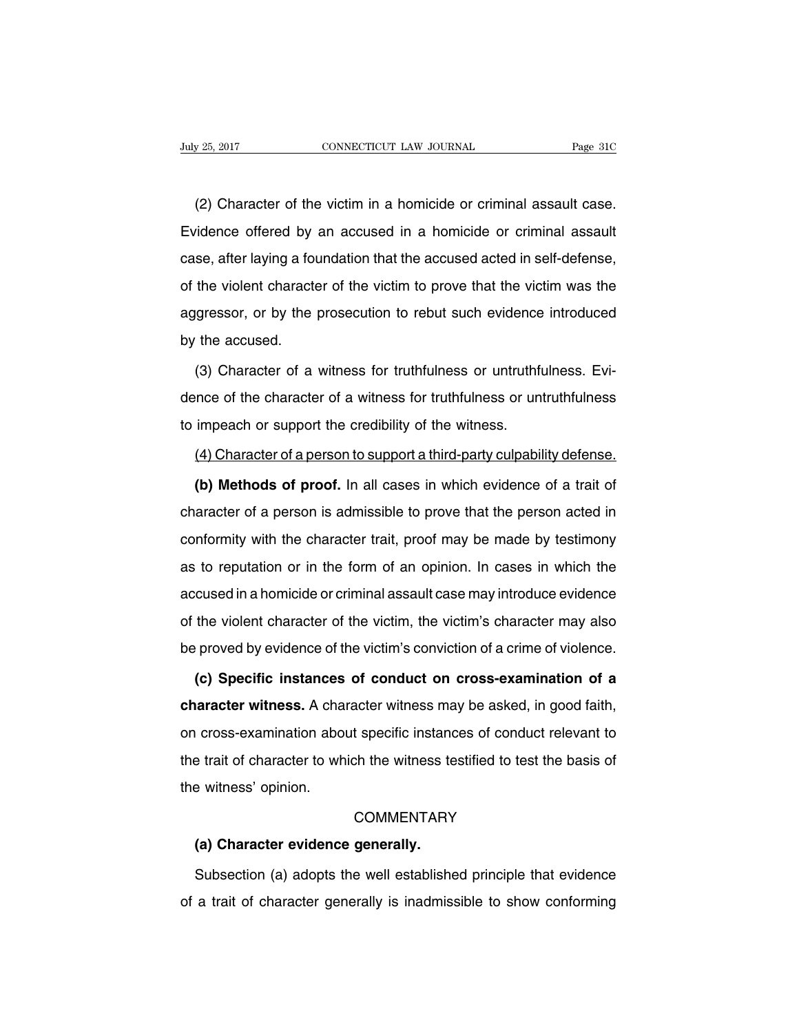(2) Character of the victim in a homicide or criminal assault case. Evidence offered by an accused in a homicide or criminal assault case, after laying a foundation that the accused acted in self-defense, of the violent character of the victim to prove that the victim was the aggressor, or by the prosecution to rebut such evidence introduced by the accused.

(3) Character of a witness for truthfulness or untruthfulness. Evidence of the character of a witness for truthfulness or untruthfulness to impeach or support the credibility of the witness.

<u>(4) Character of a person to support a third-party culpability defense.</u>

**(b) Methods of proof.** In all cases in which evidence of a trait of character of a person is admissible to prove that the person acted in conformity with the character trait, proof may be made by testimony as to reputation or in the form of an opinion. In cases in which the accused in a homicide or criminal assault case may introduce evidence of the violent character of the victim, the victim's character may also be proved by evidence of the victim's conviction of a crime of violence.

**(c) Specific instances of conduct on cross-examination of a character witness.** A character witness may be asked, in good faith, on cross-examination about specific instances of conduct relevant to the trait of character to which the witness testified to test the basis of the witness' opinion.

COMMENTARY

**(a) Character evidence generally.**

Subsection (a) adopts the well established principle that evidence of a trait of character generally is inadmissible to show conforming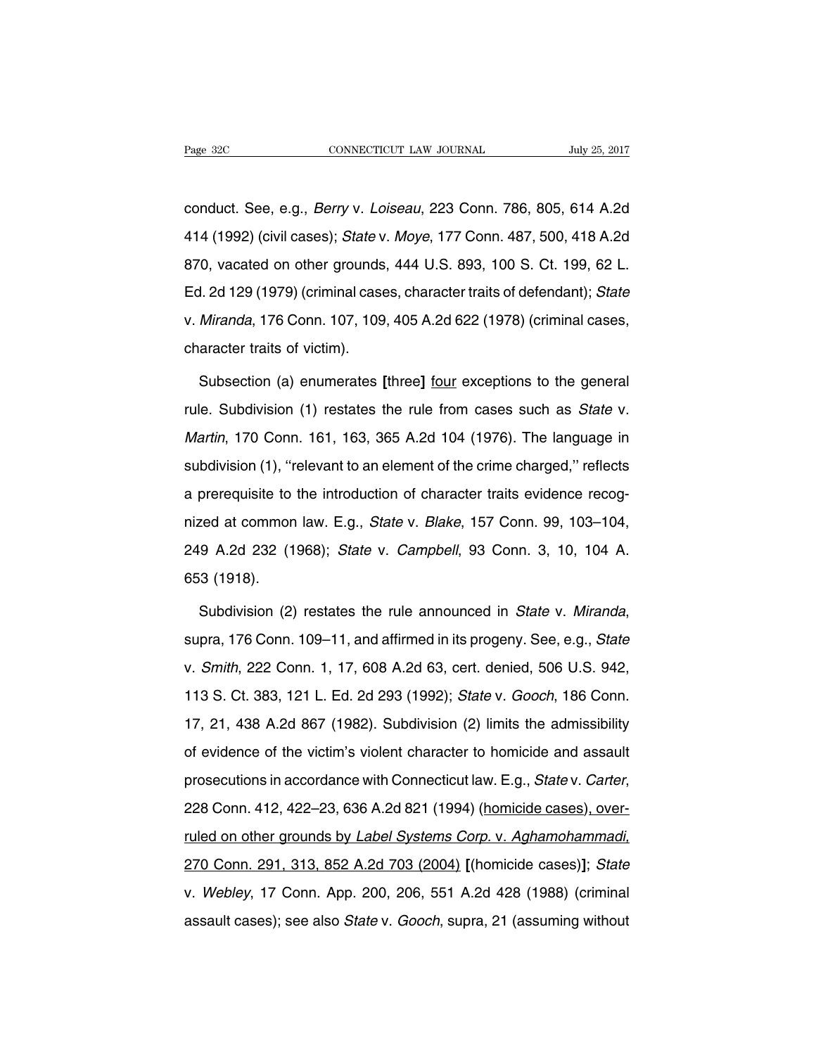conduct. See, e.g., *Berry* v. *Loiseau*, 223 Conn. 786, 805, 614 A.2d 414 (1992) (civil cases); *State* v. *Moye*, 177 Conn. 487, 500, 418 A.2d 870, vacated on other grounds, 444 U.S. 893, 100 S. Ct. 199, 62 L. Ed. 2d 129 (1979) (criminal cases, character traits of defendant); *State* v. *Miranda*, 176 Conn. 107, 109, 405 A.2d 622 (1978) (criminal cases, character traits of victim).

Subsection (a) enumerates **[**three**]** <u>four</u> exceptions to the general rule. Subdivision (1) restates the rule from cases such as *State* v. *Martin*, 170 Conn. 161, 163, 365 A.2d 104 (1976). The language in subdivision (1), ''relevant to an element of the crime charged,'' reflects a prerequisite to the introduction of character traits evidence recognized at common law. E.g., *State* v. *Blake*, 157 Conn. 99, 103–104, 249 A.2d 232 (1968); *State* v. *Campbell*, 93 Conn. 3, 10, 104 A. 653 (1918).

Subdivision (2) restates the rule announced in *State* v. *Miranda*, supra, 176 Conn. 109–11, and affirmed in its progeny. See, e.g., *State* v. *Smith*, 222 Conn. 1, 17, 608 A.2d 63, cert. denied, 506 U.S. 942, 113 S. Ct. 383, 121 L. Ed. 2d 293 (1992); *State* v. *Gooch*, 186 Conn. 17, 21, 438 A.2d 867 (1982). Subdivision (2) limits the admissibility of evidence of the victim's violent character to homicide and assault prosecutions in accordance with Connecticut law. E.g., *State* v. *Carter*, 228 Conn. 412, 422–23, 636 A.2d 821 (1994) <u>(homicide cases), overruled on other grounds by *Label Systems Corp.* v. *Aghamohammadi*, 270 Conn. 291, 313, 852 A.2d 703 (2004)</u> **[**(homicide cases)**]**; *State* v. *Webley*, 17 Conn. App. 200, 206, 551 A.2d 428 (1988) (criminal assault cases); see also *State* v. *Gooch*, supra, 21 (assuming without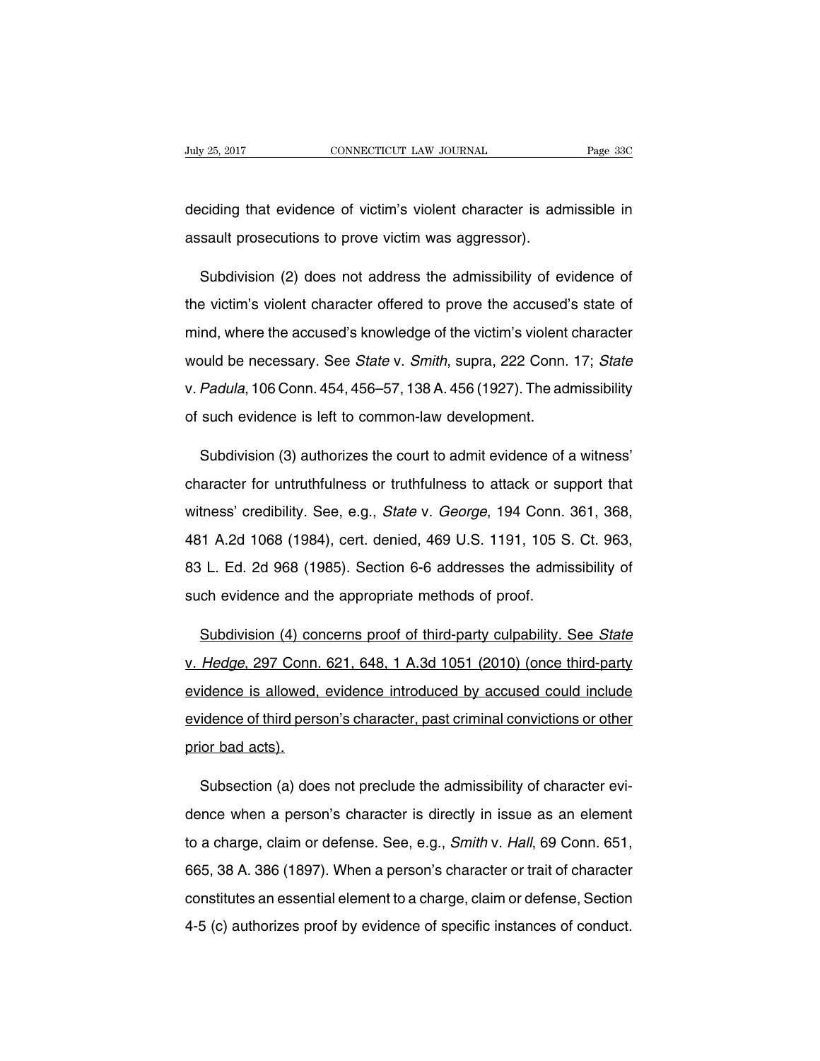deciding that evidence of victim's violent character is admissible in assault prosecutions to prove victim was aggressor).

Subdivision (2) does not address the admissibility of evidence of the victim's violent character offered to prove the accused's state of mind, where the accused's knowledge of the victim's violent character would be necessary. See *State* v. *Smith*, supra, 222 Conn. 17; *State* v. *Padula*, 106 Conn. 454, 456–57, 138 A. 456 (1927). The admissibility of such evidence is left to common-law development.

Subdivision (3) authorizes the court to admit evidence of a witness' character for untruthfulness or truthfulness to attack or support that witness' credibility. See, e.g., *State* v. *George*, 194 Conn. 361, 368, 481 A.2d 1068 (1984), cert. denied, 469 U.S. 1191, 105 S. Ct. 963, 83 L. Ed. 2d 968 (1985). Section 6-6 addresses the admissibility of such evidence and the appropriate methods of proof.

<u>Subdivision (4) concerns proof of third-party culpability. See *State* v. *Hedge*, 297 Conn. 621, 648, 1 A.3d 1051 (2010) (once third-party evidence is allowed, evidence introduced by accused could include evidence of third person's character, past criminal convictions or other prior bad acts).</u>

Subsection (a) does not preclude the admissibility of character evidence when a person's character is directly in issue as an element to a charge, claim or defense. See, e.g., *Smith* v. *Hall*, 69 Conn. 651, 665, 38 A. 386 (1897). When a person's character or trait of character constitutes an essential element to a charge, claim or defense, Section 4-5 (c) authorizes proof by evidence of specific instances of conduct.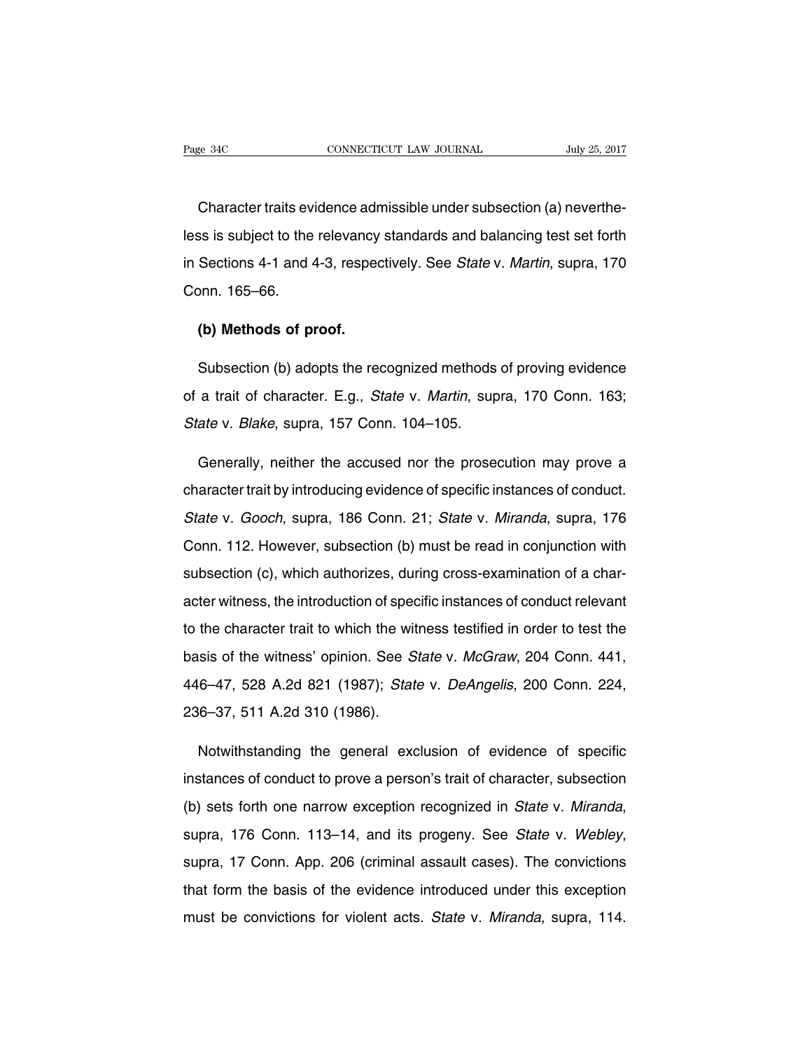Character traits evidence admissible under subsection (a) nevertheless is subject to the relevancy standards and balancing test set forth in Sections 4-1 and 4-3, respectively. See *State* v. *Martin*, supra, 170 Conn. 165–66.

**(b) Methods of proof.**

Subsection (b) adopts the recognized methods of proving evidence of a trait of character. E.g., *State* v. *Martin*, supra, 170 Conn. 163; *State* v. *Blake*, supra, 157 Conn. 104–105.

Generally, neither the accused nor the prosecution may prove a character trait by introducing evidence of specific instances of conduct. *State* v. *Gooch*, supra, 186 Conn. 21; *State* v. *Miranda*, supra, 176 Conn. 112. However, subsection (b) must be read in conjunction with subsection (c), which authorizes, during cross-examination of a character witness, the introduction of specific instances of conduct relevant to the character trait to which the witness testified in order to test the basis of the witness' opinion. See *State* v. *McGraw*, 204 Conn. 441, 446–47, 528 A.2d 821 (1987); *State* v. *DeAngelis*, 200 Conn. 224, 236–37, 511 A.2d 310 (1986).

Notwithstanding the general exclusion of evidence of specific instances of conduct to prove a person's trait of character, subsection (b) sets forth one narrow exception recognized in *State* v. *Miranda*, supra, 176 Conn. 113–14, and its progeny. See *State* v. *Webley*, supra, 17 Conn. App. 206 (criminal assault cases). The convictions that form the basis of the evidence introduced under this exception must be convictions for violent acts. *State* v. *Miranda*, supra, 114.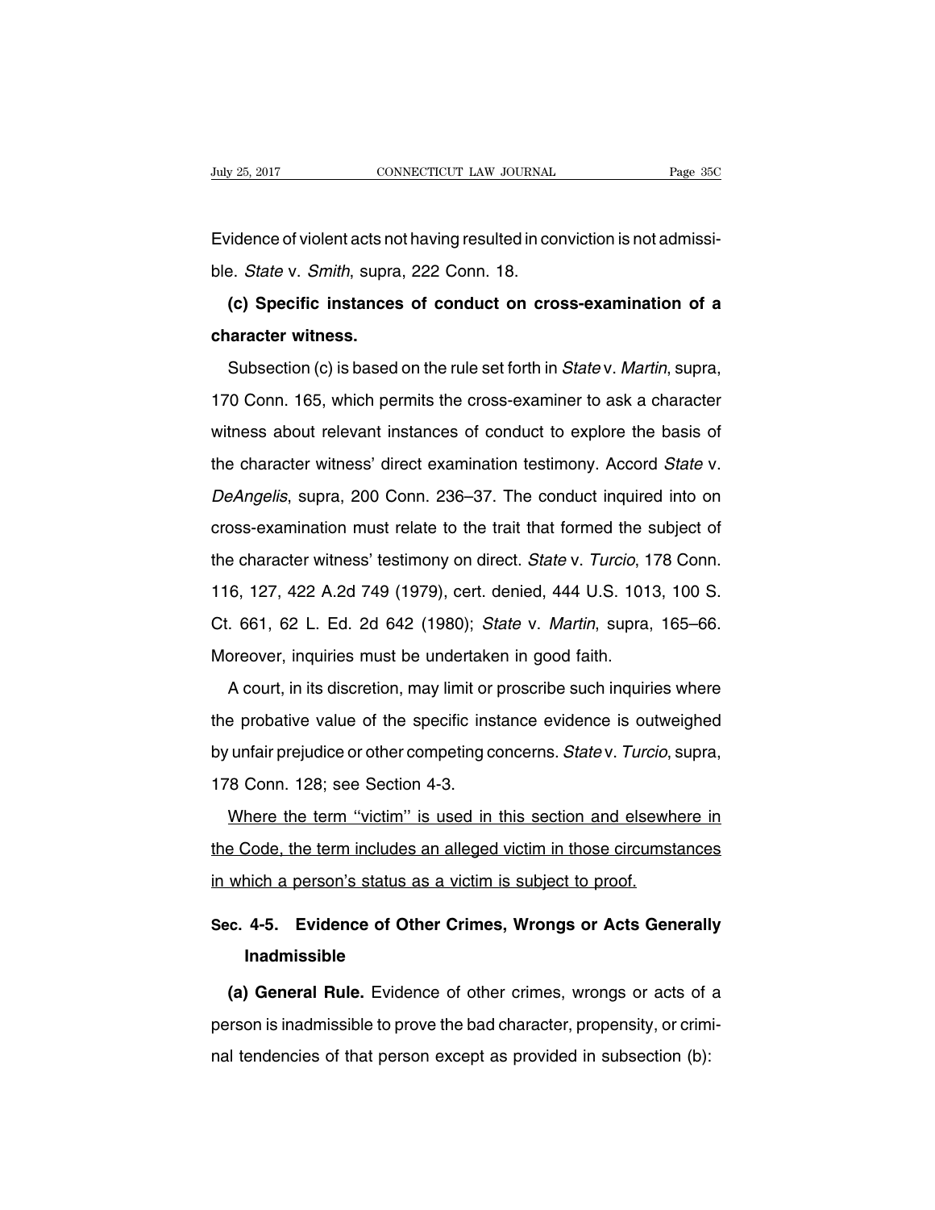Evidence of violent acts not having resulted in conviction is not admissible. *State* v. *Smith*, supra, 222 Conn. 18.

**(c) Specific instances of conduct on cross-examination of a character witness.**

Subsection (c) is based on the rule set forth in *State* v. *Martin*, supra, 170 Conn. 165, which permits the cross-examiner to ask a character witness about relevant instances of conduct to explore the basis of the character witness' direct examination testimony. Accord *State* v. *DeAngelis*, supra, 200 Conn. 236–37. The conduct inquired into on cross-examination must relate to the trait that formed the subject of the character witness' testimony on direct. *State* v. *Turcio*, 178 Conn. 116, 127, 422 A.2d 749 (1979), cert. denied, 444 U.S. 1013, 100 S. Ct. 661, 62 L. Ed. 2d 642 (1980); *State* v. *Martin*, supra, 165–66. Moreover, inquiries must be undertaken in good faith.

A court, in its discretion, may limit or proscribe such inquiries where the probative value of the specific instance evidence is outweighed by unfair prejudice or other competing concerns. *State* v. *Turcio*, supra, 178 Conn. 128; see Section 4-3.

<u>Where the term ''victim'' is used in this section and elsewhere in the Code, the term includes an alleged victim in those circumstances in which a person's status as a victim is subject to proof.</u>

## Sec. 4-5. Evidence of Other Crimes, Wrongs or Acts Generally Inadmissible

**(a) General Rule.** Evidence of other crimes, wrongs or acts of a person is inadmissible to prove the bad character, propensity, or criminal tendencies of that person except as provided in subsection (b):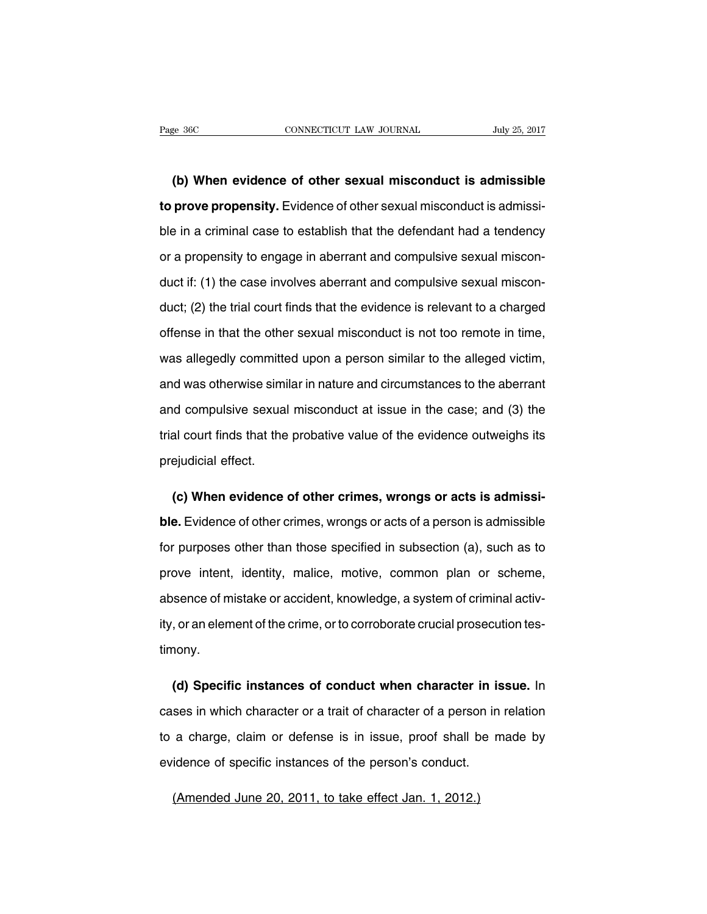**(b) When evidence of other sexual misconduct is admissible to prove propensity.** Evidence of other sexual misconduct is admissible in a criminal case to establish that the defendant had a tendency or a propensity to engage in aberrant and compulsive sexual misconduct if: (1) the case involves aberrant and compulsive sexual misconduct; (2) the trial court finds that the evidence is relevant to a charged offense in that the other sexual misconduct is not too remote in time, was allegedly committed upon a person similar to the alleged victim, and was otherwise similar in nature and circumstances to the aberrant and compulsive sexual misconduct at issue in the case; and (3) the trial court finds that the probative value of the evidence outweighs its prejudicial effect.

**(c) When evidence of other crimes, wrongs or acts is admissible.** Evidence of other crimes, wrongs or acts of a person is admissible for purposes other than those specified in subsection (a), such as to prove intent, identity, malice, motive, common plan or scheme, absence of mistake or accident, knowledge, a system of criminal activity, or an element of the crime, or to corroborate crucial prosecution testimony.

**(d) Specific instances of conduct when character in issue.** In cases in which character or a trait of character of a person in relation to a charge, claim or defense is in issue, proof shall be made by evidence of specific instances of the person's conduct.

(Amended June 20, 2011, to take effect Jan. 1, 2012.)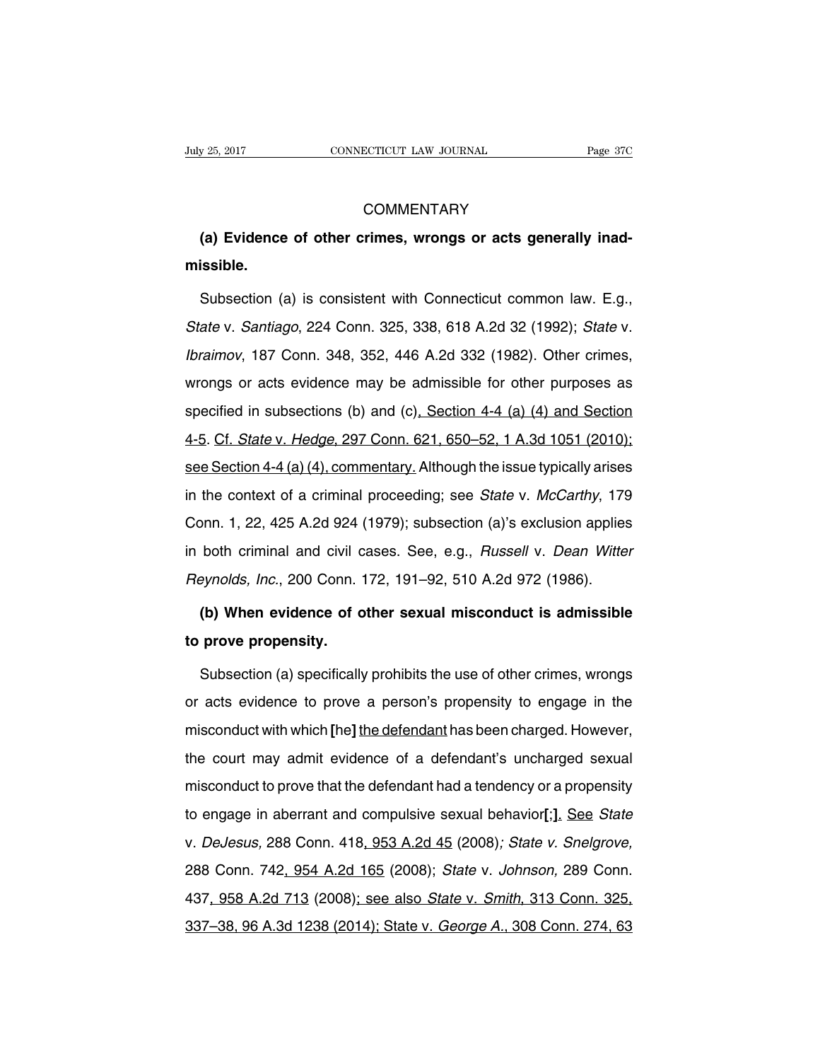COMMENTARY

**(a) Evidence of other crimes, wrongs or acts generally inadmissible.**

Subsection (a) is consistent with Connecticut common law. E.g., *State* v. *Santiago*, 224 Conn. 325, 338, 618 A.2d 32 (1992); *State* v. *Ibraimov*, 187 Conn. 348, 352, 446 A.2d 332 (1982). Other crimes, wrongs or acts evidence may be admissible for other purposes as specified in subsections (b) and (c), Section 4-4 (a) (4) and Section 4-5. Cf. *State* v. *Hedge*, 297 Conn. 621, 650–52, 1 A.3d 1051 (2010); see Section 4-4 (a) (4), commentary. Although the issue typically arises in the context of a criminal proceeding; see *State* v. *McCarthy*, 179 Conn. 1, 22, 425 A.2d 924 (1979); subsection (a)'s exclusion applies in both criminal and civil cases. See, e.g., *Russell* v. *Dean Witter Reynolds, Inc.*, 200 Conn. 172, 191–92, 510 A.2d 972 (1986).

**(b) When evidence of other sexual misconduct is admissible to prove propensity.**

Subsection (a) specifically prohibits the use of other crimes, wrongs or acts evidence to prove a person's propensity to engage in the misconduct with which [he] the defendant has been charged. However, the court may admit evidence of a defendant's uncharged sexual misconduct to prove that the defendant had a tendency or a propensity to engage in aberrant and compulsive sexual behavior[;]. See *State* v. *DeJesus,* 288 Conn. 418, 953 A.2d 45 (2008); *State* v. *Snelgrove,* 288 Conn. 742, 954 A.2d 165 (2008); *State* v. *Johnson,* 289 Conn. 437, 958 A.2d 713 (2008); see also *State* v. *Smith*, 313 Conn. 325, 337–38, 96 A.3d 1238 (2014); State v. *George A.*, 308 Conn. 274, 63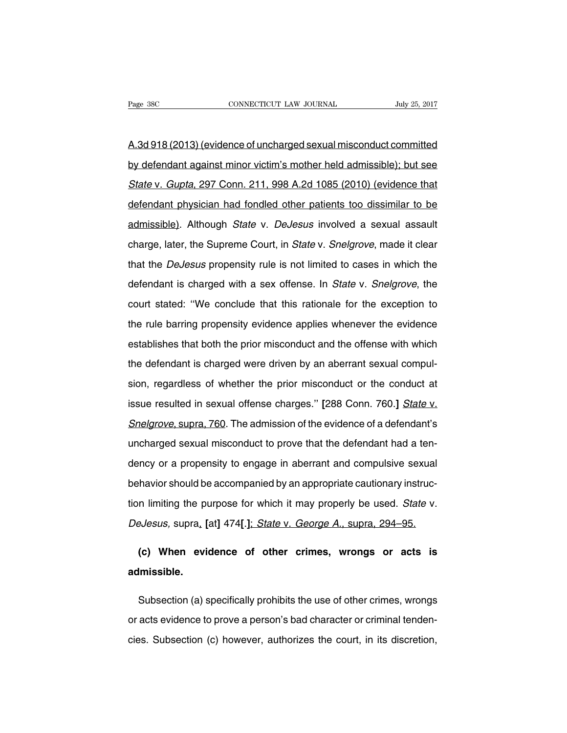A.3d 918 (2013) (evidence of uncharged sexual misconduct committed by defendant against minor victim's mother held admissible); but see *State* v. *Gupta*, 297 Conn. 211, 998 A.2d 1085 (2010) (evidence that defendant physician had fondled other patients too dissimilar to be admissible). Although *State* v. *DeJesus* involved a sexual assault charge, later, the Supreme Court, in *State* v. *Snelgrove*, made it clear that the *DeJesus* propensity rule is not limited to cases in which the defendant is charged with a sex offense. In *State* v. *Snelgrove*, the court stated: "We conclude that this rationale for the exception to the rule barring propensity evidence applies whenever the evidence establishes that both the prior misconduct and the offense with which the defendant is charged were driven by an aberrant sexual compulsion, regardless of whether the prior misconduct or the conduct at issue resulted in sexual offense charges." **[**288 Conn. 760.**]** *State* v. *Snelgrove*, supra, 760. The admission of the evidence of a defendant's uncharged sexual misconduct to prove that the defendant had a tendency or a propensity to engage in aberrant and compulsive sexual behavior should be accompanied by an appropriate cautionary instruction limiting the purpose for which it may properly be used. *State* v. *DeJesus,* supra, **[**at**]** 474**[**.**]**; *State* v. *George A.*, supra, 294–95.

**(c) When evidence of other crimes, wrongs or acts is admissible.**

Subsection (a) specifically prohibits the use of other crimes, wrongs or acts evidence to prove a person's bad character or criminal tendencies. Subsection (c) however, authorizes the court, in its discretion,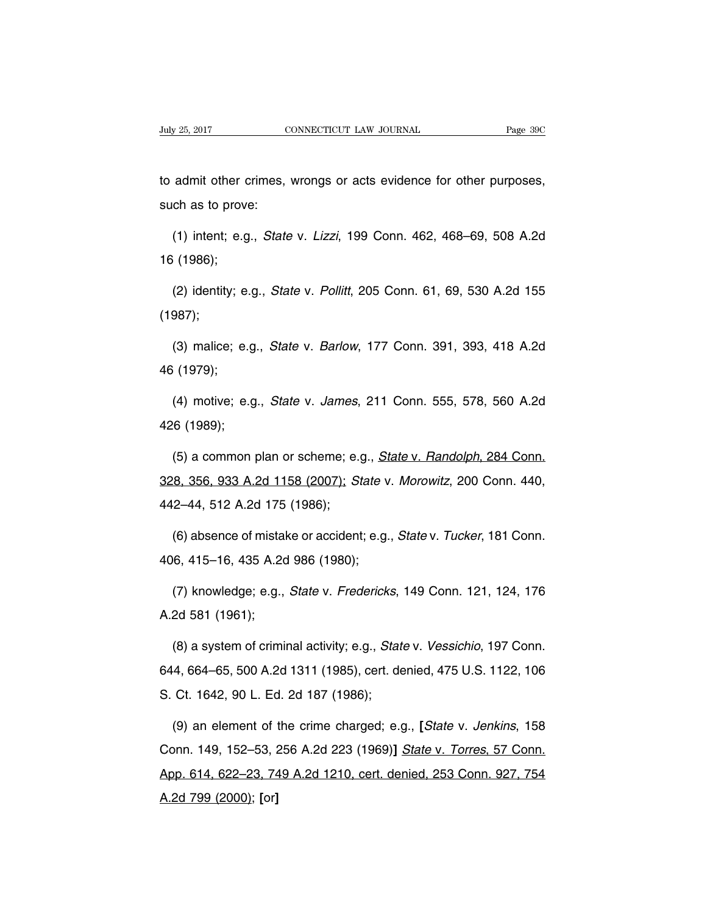to admit other crimes, wrongs or acts evidence for other purposes, such as to prove:

(1) intent; e.g., *State* v. *Lizzi*, 199 Conn. 462, 468–69, 508 A.2d 16 (1986);

(2) identity; e.g., *State* v. *Pollitt*, 205 Conn. 61, 69, 530 A.2d 155 (1987);

(3) malice; e.g., *State* v. *Barlow*, 177 Conn. 391, 393, 418 A.2d 46 (1979);

(4) motive; e.g., *State* v. *James*, 211 Conn. 555, 578, 560 A.2d 426 (1989);

(5) a common plan or scheme; e.g., <u>*State* v. *Randolph*, 284 Conn. 328, 356, 933 A.2d 1158 (2007);</u> *State* v. *Morowitz*, 200 Conn. 440, 442–44, 512 A.2d 175 (1986);

(6) absence of mistake or accident; e.g., *State* v. *Tucker*, 181 Conn. 406, 415–16, 435 A.2d 986 (1980);

(7) knowledge; e.g., *State* v. *Fredericks*, 149 Conn. 121, 124, 176 A.2d 581 (1961);

(8) a system of criminal activity; e.g., *State* v. *Vessichio*, 197 Conn. 644, 664–65, 500 A.2d 1311 (1985), cert. denied, 475 U.S. 1122, 106 S. Ct. 1642, 90 L. Ed. 2d 187 (1986);

(9) an element of the crime charged; e.g., **[***State* v. *Jenkins*, 158 Conn. 149, 152–53, 256 A.2d 223 (1969)**]** <u>*State* v. *Torres*, 57 Conn. App. 614, 622–23, 749 A.2d 1210, cert. denied, 253 Conn. 927, 754 A.2d 799 (2000)</u>; **[**or**]**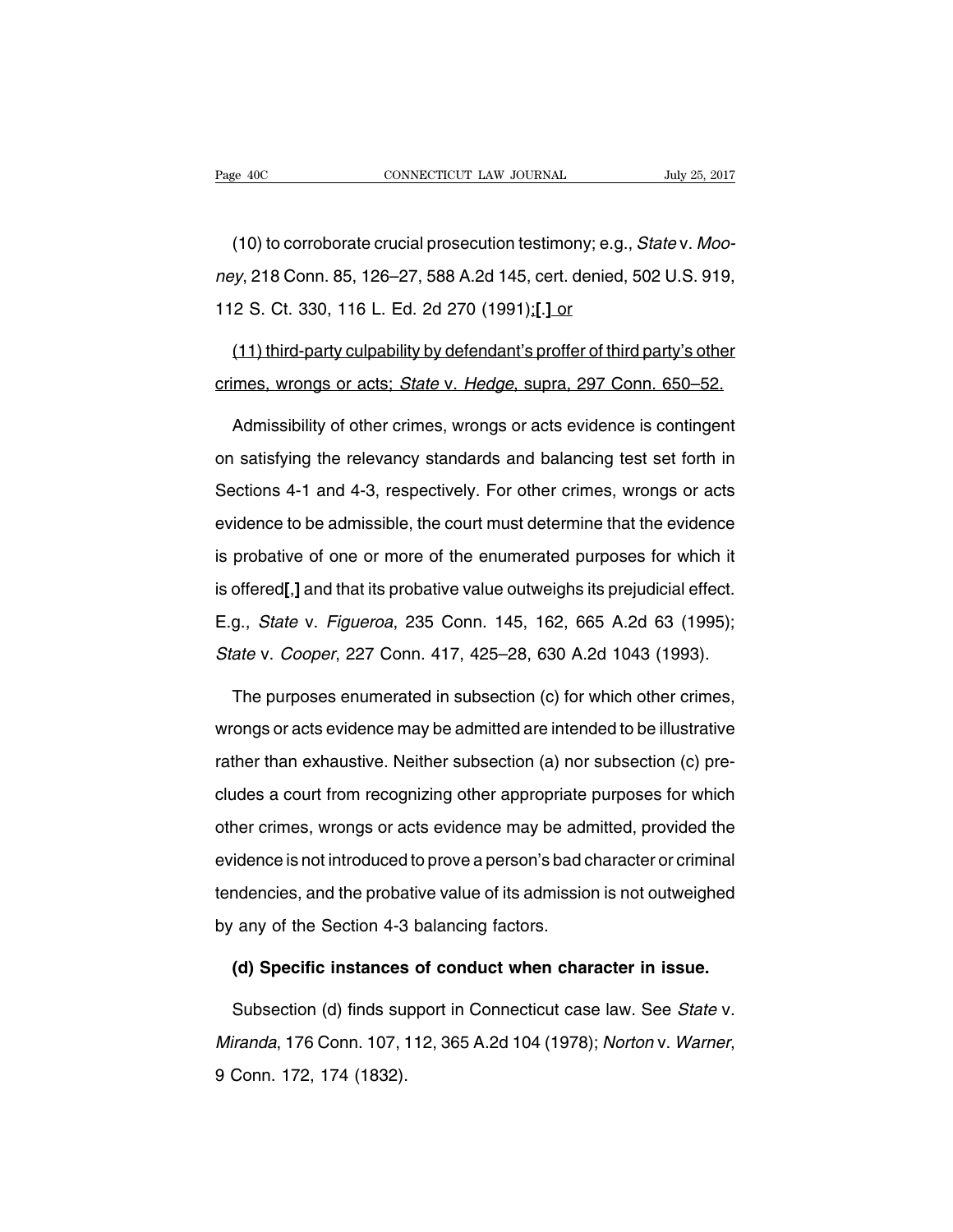(10) to corroborate crucial prosecution testimony; e.g., *State* v. *Mooney*, 218 Conn. 85, 126–27, 588 A.2d 145, cert. denied, 502 U.S. 919, 112 S. Ct. 330, 116 L. Ed. 2d 270 (1991)<u>;</u>**[.]** <u>or</u>

<u>(11) third-party culpability by defendant's proffer of third party's other crimes, wrongs or acts; *State* v. *Hedge*, supra, 297 Conn. 650–52.</u>

Admissibility of other crimes, wrongs or acts evidence is contingent on satisfying the relevancy standards and balancing test set forth in Sections 4-1 and 4-3, respectively. For other crimes, wrongs or acts evidence to be admissible, the court must determine that the evidence is probative of one or more of the enumerated purposes for which it is offered**[,]** and that its probative value outweighs its prejudicial effect. E.g., *State* v. *Figueroa*, 235 Conn. 145, 162, 665 A.2d 63 (1995); *State* v. *Cooper*, 227 Conn. 417, 425–28, 630 A.2d 1043 (1993).

The purposes enumerated in subsection (c) for which other crimes, wrongs or acts evidence may be admitted are intended to be illustrative rather than exhaustive. Neither subsection (a) nor subsection (c) precludes a court from recognizing other appropriate purposes for which other crimes, wrongs or acts evidence may be admitted, provided the evidence is not introduced to prove a person's bad character or criminal tendencies, and the probative value of its admission is not outweighed by any of the Section 4-3 balancing factors.

**(d) Specific instances of conduct when character in issue.**

Subsection (d) finds support in Connecticut case law. See *State* v. *Miranda*, 176 Conn. 107, 112, 365 A.2d 104 (1978); *Norton* v. *Warner*, 9 Conn. 172, 174 (1832).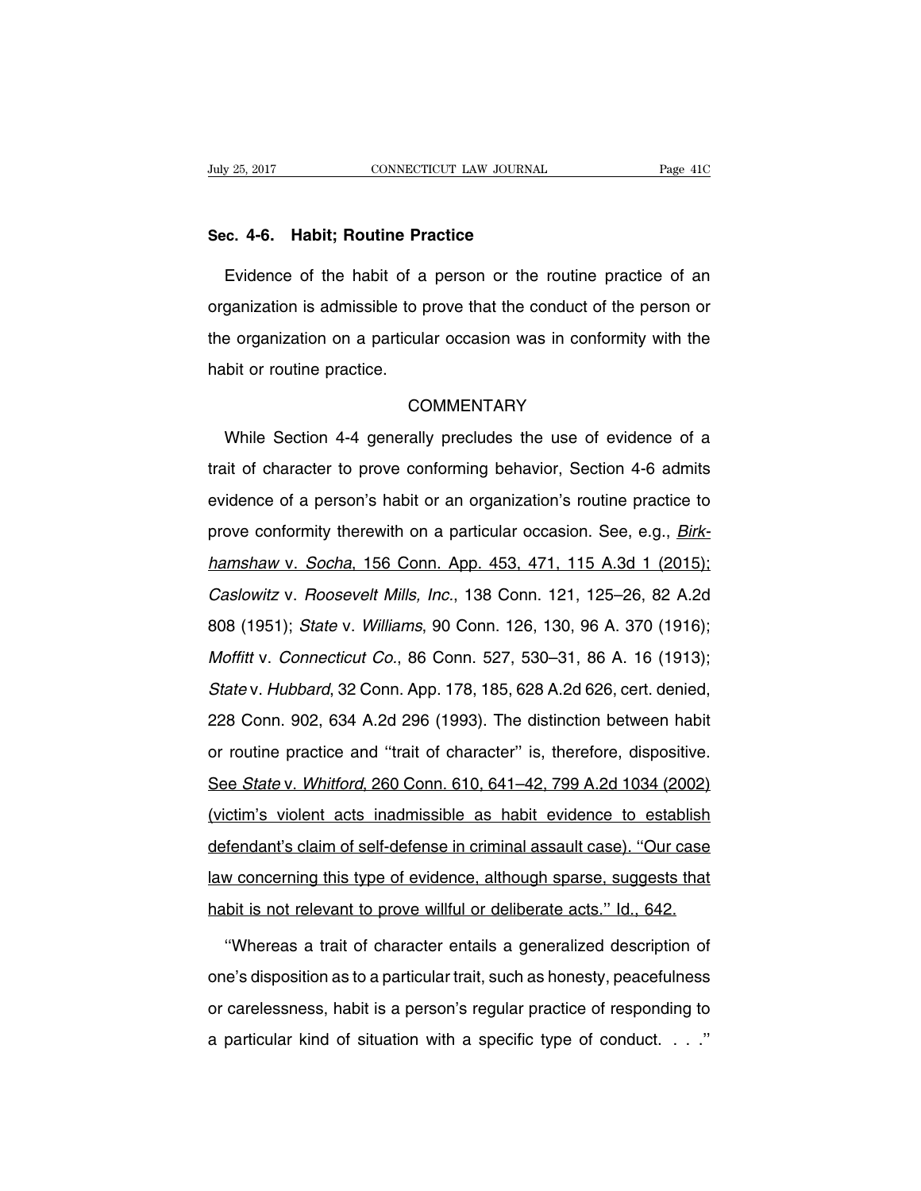## Sec. 4-6. Habit; Routine Practice

Evidence of the habit of a person or the routine practice of an organization is admissible to prove that the conduct of the person or the organization on a particular occasion was in conformity with the habit or routine practice.

COMMENTARY

While Section 4-4 generally precludes the use of evidence of a trait of character to prove conforming behavior, Section 4-6 admits evidence of a person's habit or an organization's routine practice to prove conformity therewith on a particular occasion. See, e.g., *Birkhamshaw* v. *Socha*, 156 Conn. App. 453, 471, 115 A.3d 1 (2015); *Caslowitz* v. *Roosevelt Mills, Inc.*, 138 Conn. 121, 125–26, 82 A.2d 808 (1951); *State* v. *Williams*, 90 Conn. 126, 130, 96 A. 370 (1916); *Moffitt* v. *Connecticut Co.*, 86 Conn. 527, 530–31, 86 A. 16 (1913); *State* v. *Hubbard*, 32 Conn. App. 178, 185, 628 A.2d 626, cert. denied, 228 Conn. 902, 634 A.2d 296 (1993). The distinction between habit or routine practice and "trait of character" is, therefore, dispositive. See *State* v. *Whitford*, 260 Conn. 610, 641–42, 799 A.2d 1034 (2002) (victim's violent acts inadmissible as habit evidence to establish defendant's claim of self-defense in criminal assault case). "Our case law concerning this type of evidence, although sparse, suggests that habit is not relevant to prove willful or deliberate acts." Id., 642.

"Whereas a trait of character entails a generalized description of one's disposition as to a particular trait, such as honesty, peacefulness or carelessness, habit is a person's regular practice of responding to a particular kind of situation with a specific type of conduct. . . ."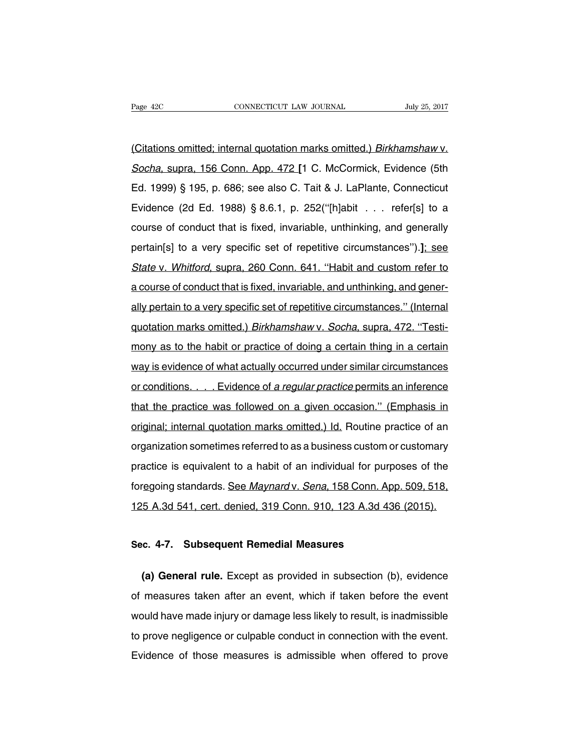(Citations omitted; internal quotation marks omitted.) *Birkhamshaw* v. *Socha*, supra, 156 Conn. App. 472 [1 C. McCormick, Evidence (5th Ed. 1999) § 195, p. 686; see also C. Tait & J. LaPlante, Connecticut Evidence (2d Ed. 1988) § 8.6.1, p. 252(''[h]abit . . . refer[s] to a course of conduct that is fixed, invariable, unthinking, and generally pertain[s] to a very specific set of repetitive circumstances'').]; see *State* v. *Whitford*, supra, 260 Conn. 641. ''Habit and custom refer to a course of conduct that is fixed, invariable, and unthinking, and generally pertain to a very specific set of repetitive circumstances.'' (Internal quotation marks omitted.) *Birkhamshaw* v. *Socha*, supra, 472. ''Testimony as to the habit or practice of doing a certain thing in a certain way is evidence of what actually occurred under similar circumstances or conditions. . . . Evidence of *a regular practice* permits an inference that the practice was followed on a given occasion.'' (Emphasis in original; internal quotation marks omitted.) Id. Routine practice of an organization sometimes referred to as a business custom or customary practice is equivalent to a habit of an individual for purposes of the foregoing standards. See *Maynard* v. *Sena*, 158 Conn. App. 509, 518, 125 A.3d 541, cert. denied, 319 Conn. 910, 123 A.3d 436 (2015).

## Sec. 4-7. Subsequent Remedial Measures

**(a) General rule.** Except as provided in subsection (b), evidence of measures taken after an event, which if taken before the event would have made injury or damage less likely to result, is inadmissible to prove negligence or culpable conduct in connection with the event. Evidence of those measures is admissible when offered to prove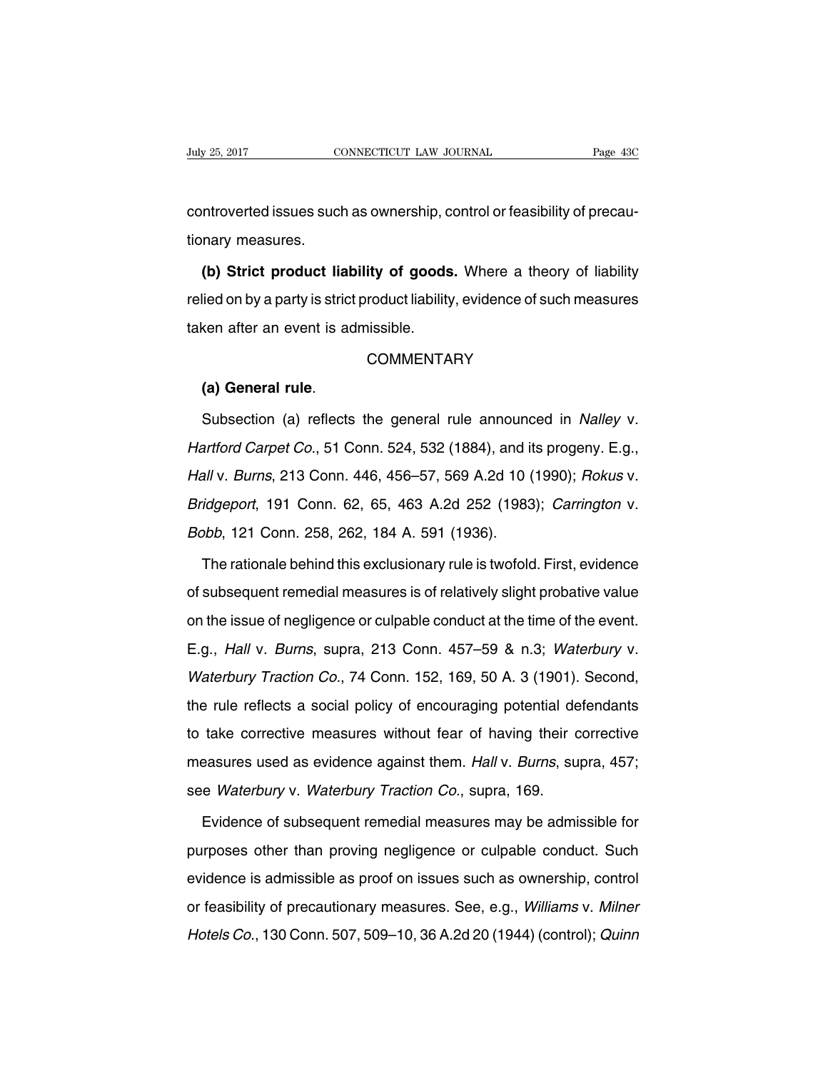controverted issues such as ownership, control or feasibility of precautionary measures.

**(b) Strict product liability of goods.** Where a theory of liability relied on by a party is strict product liability, evidence of such measures taken after an event is admissible.

COMMENTARY

**(a) General rule**.

Subsection (a) reflects the general rule announced in *Nalley* v. *Hartford Carpet Co.*, 51 Conn. 524, 532 (1884), and its progeny. E.g., *Hall* v. *Burns*, 213 Conn. 446, 456–57, 569 A.2d 10 (1990); *Rokus* v. *Bridgeport*, 191 Conn. 62, 65, 463 A.2d 252 (1983); *Carrington* v. *Bobb*, 121 Conn. 258, 262, 184 A. 591 (1936).

The rationale behind this exclusionary rule is twofold. First, evidence of subsequent remedial measures is of relatively slight probative value on the issue of negligence or culpable conduct at the time of the event. E.g., *Hall* v. *Burns*, supra, 213 Conn. 457–59 & n.3; *Waterbury* v. *Waterbury Traction Co.*, 74 Conn. 152, 169, 50 A. 3 (1901). Second, the rule reflects a social policy of encouraging potential defendants to take corrective measures without fear of having their corrective measures used as evidence against them. *Hall* v. *Burns*, supra, 457; see *Waterbury* v. *Waterbury Traction Co.*, supra, 169.

Evidence of subsequent remedial measures may be admissible for purposes other than proving negligence or culpable conduct. Such evidence is admissible as proof on issues such as ownership, control or feasibility of precautionary measures. See, e.g., *Williams* v. *Milner Hotels Co.*, 130 Conn. 507, 509–10, 36 A.2d 20 (1944) (control); *Quinn*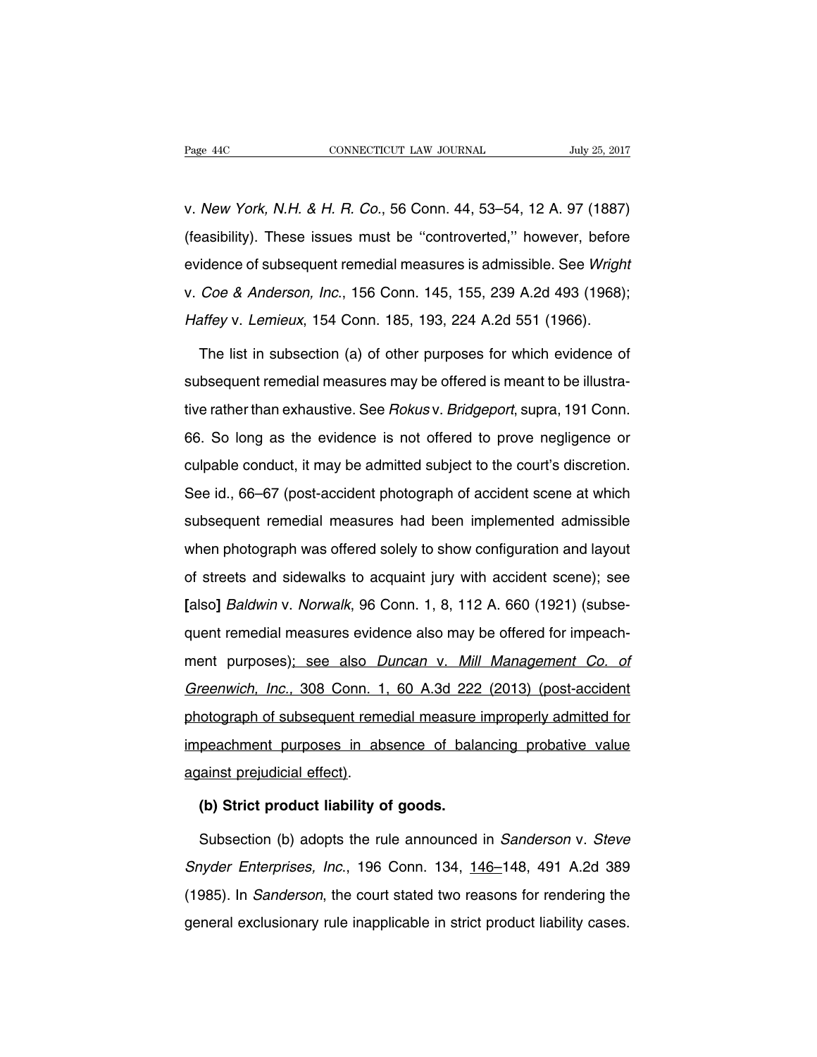v. *New York, N.H. & H. R. Co.*, 56 Conn. 44, 53–54, 12 A. 97 (1887) (feasibility). These issues must be ''controverted,'' however, before evidence of subsequent remedial measures is admissible. See *Wright* v. *Coe & Anderson, Inc.*, 156 Conn. 145, 155, 239 A.2d 493 (1968); *Haffey* v. *Lemieux*, 154 Conn. 185, 193, 224 A.2d 551 (1966).

The list in subsection (a) of other purposes for which evidence of subsequent remedial measures may be offered is meant to be illustrative rather than exhaustive. See *Rokus* v. *Bridgeport*, supra, 191 Conn. 66. So long as the evidence is not offered to prove negligence or culpable conduct, it may be admitted subject to the court's discretion. See id., 66–67 (post-accident photograph of accident scene at which subsequent remedial measures had been implemented admissible when photograph was offered solely to show configuration and layout of streets and sidewalks to acquaint jury with accident scene); see **[**also**]** *Baldwin* v. *Norwalk*, 96 Conn. 1, 8, 112 A. 660 (1921) (subsequent remedial measures evidence also may be offered for impeachment purposes)<u>; see also *Duncan* v. *Mill Management Co. of Greenwich, Inc.*, 308 Conn. 1, 60 A.3d 222 (2013) (post-accident photograph of subsequent remedial measure improperly admitted for impeachment purposes in absence of balancing probative value against prejudicial effect)</u>.

**(b) Strict product liability of goods.**

Subsection (b) adopts the rule announced in *Sanderson* v. *Steve Snyder Enterprises, Inc.*, 196 Conn. 134, <u>146</u>–148, 491 A.2d 389 (1985). In *Sanderson*, the court stated two reasons for rendering the general exclusionary rule inapplicable in strict product liability cases.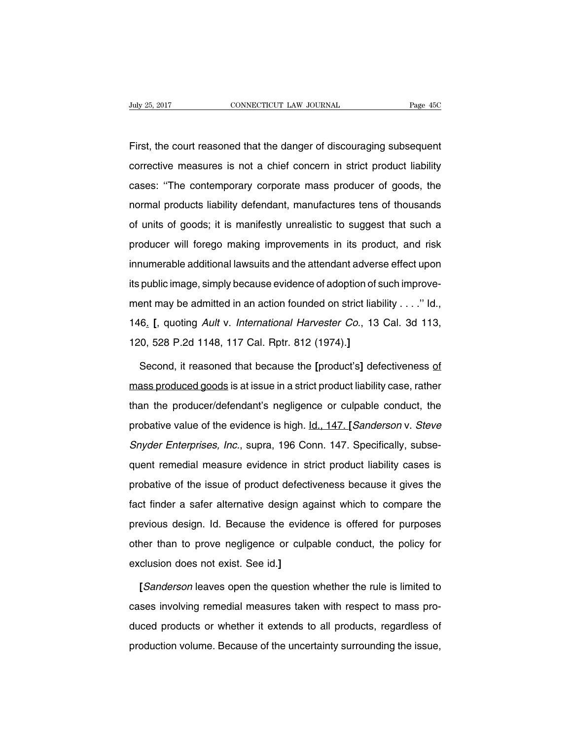First, the court reasoned that the danger of discouraging subsequent corrective measures is not a chief concern in strict product liability cases: ''The contemporary corporate mass producer of goods, the normal products liability defendant, manufactures tens of thousands of units of goods; it is manifestly unrealistic to suggest that such a producer will forego making improvements in its product, and risk innumerable additional lawsuits and the attendant adverse effect upon its public image, simply because evidence of adoption of such improvement may be admitted in an action founded on strict liability . . . .'' Id., 146. [, quoting *Ault* v. *International Harvester Co.*, 13 Cal. 3d 113, 120, 528 P.2d 1148, 117 Cal. Rptr. 812 (1974).]

Second, it reasoned that because the [product's] defectiveness of mass produced goods is at issue in a strict product liability case, rather than the producer/defendant's negligence or culpable conduct, the probative value of the evidence is high. Id., 147. [*Sanderson* v. *Steve Snyder Enterprises, Inc.*, supra, 196 Conn. 147. Specifically, subsequent remedial measure evidence in strict product liability cases is probative of the issue of product defectiveness because it gives the fact finder a safer alternative design against which to compare the previous design. Id. Because the evidence is offered for purposes other than to prove negligence or culpable conduct, the policy for exclusion does not exist. See id.]

[*Sanderson* leaves open the question whether the rule is limited to cases involving remedial measures taken with respect to mass produced products or whether it extends to all products, regardless of production volume. Because of the uncertainty surrounding the issue,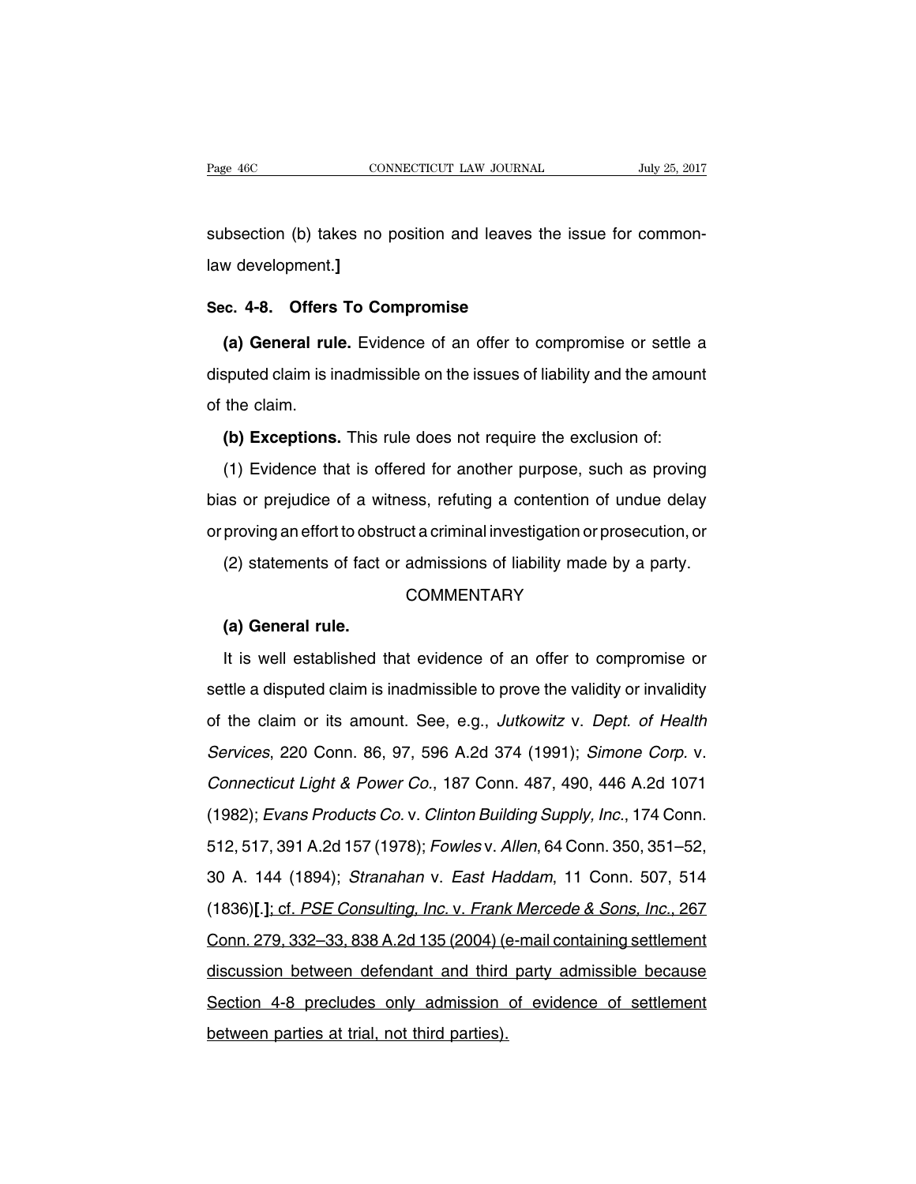subsection (b) takes no position and leaves the issue for common-law development.]

## Sec. 4-8. Offers To Compromise

**(a) General rule.** Evidence of an offer to compromise or settle a disputed claim is inadmissible on the issues of liability and the amount of the claim.

**(b) Exceptions.** This rule does not require the exclusion of:

(1) Evidence that is offered for another purpose, such as proving bias or prejudice of a witness, refuting a contention of undue delay or proving an effort to obstruct a criminal investigation or prosecution, or

(2) statements of fact or admissions of liability made by a party.

### COMMENTARY

**(a) General rule.**

It is well established that evidence of an offer to compromise or settle a disputed claim is inadmissible to prove the validity or invalidity of the claim or its amount. See, e.g., *Jutkowitz* v. *Dept. of Health Services*, 220 Conn. 86, 97, 596 A.2d 374 (1991); *Simone Corp.* v. *Connecticut Light & Power Co.*, 187 Conn. 487, 490, 446 A.2d 1071 (1982); *Evans Products Co.* v. *Clinton Building Supply, Inc.*, 174 Conn. 512, 517, 391 A.2d 157 (1978); *Fowles* v. *Allen*, 64 Conn. 350, 351–52, 30 A. 144 (1894); *Stranahan* v. *East Haddam*, 11 Conn. 507, 514 (1836)[.]; cf. *PSE Consulting, Inc.* v. *Frank Mercede & Sons, Inc.*, 267 Conn. 279, 332–33, 838 A.2d 135 (2004) (e-mail containing settlement discussion between defendant and third party admissible because Section 4-8 precludes only admission of evidence of settlement between parties at trial, not third parties).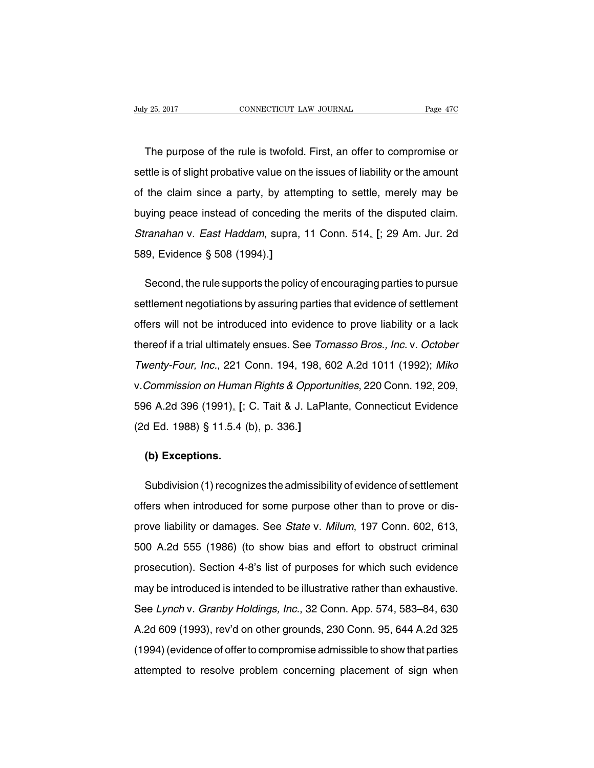The purpose of the rule is twofold. First, an offer to compromise or settle is of slight probative value on the issues of liability or the amount of the claim since a party, by attempting to settle, merely may be buying peace instead of conceding the merits of the disputed claim. *Stranahan* v. *East Haddam*, supra, 11 Conn. 514. [; 29 Am. Jur. 2d 589, Evidence § 508 (1994).]

Second, the rule supports the policy of encouraging parties to pursue settlement negotiations by assuring parties that evidence of settlement offers will not be introduced into evidence to prove liability or a lack thereof if a trial ultimately ensues. See *Tomasso Bros., Inc.* v. *October Twenty-Four, Inc.*, 221 Conn. 194, 198, 602 A.2d 1011 (1992); *Miko* v. *Commission on Human Rights & Opportunities*, 220 Conn. 192, 209, 596 A.2d 396 (1991). [; C. Tait & J. LaPlante, Connecticut Evidence (2d Ed. 1988) § 11.5.4 (b), p. 336.]

**(b) Exceptions.**

Subdivision (1) recognizes the admissibility of evidence of settlement offers when introduced for some purpose other than to prove or disprove liability or damages. See *State* v. *Milum*, 197 Conn. 602, 613, 500 A.2d 555 (1986) (to show bias and effort to obstruct criminal prosecution). Section 4-8's list of purposes for which such evidence may be introduced is intended to be illustrative rather than exhaustive. See *Lynch* v. *Granby Holdings, Inc.*, 32 Conn. App. 574, 583–84, 630 A.2d 609 (1993), rev'd on other grounds, 230 Conn. 95, 644 A.2d 325 (1994) (evidence of offer to compromise admissible to show that parties attempted to resolve problem concerning placement of sign when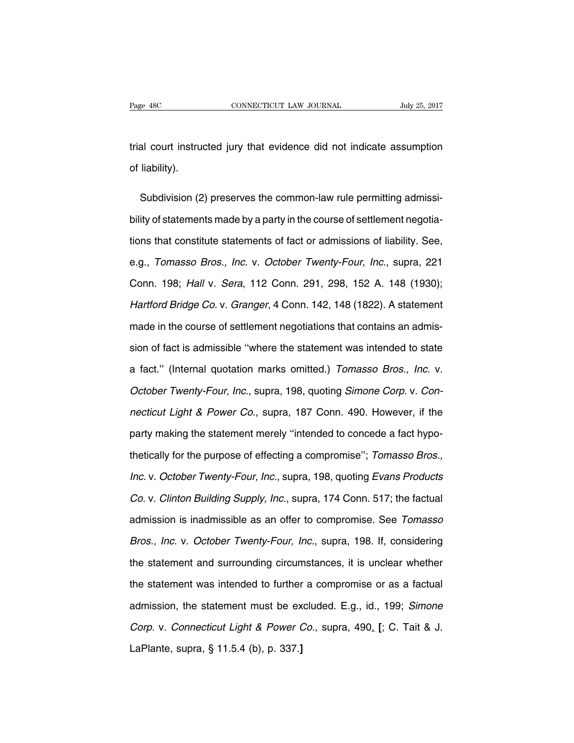trial court instructed jury that evidence did not indicate assumption of liability).

Subdivision (2) preserves the common-law rule permitting admissibility of statements made by a party in the course of settlement negotiations that constitute statements of fact or admissions of liability. See, e.g., *Tomasso Bros., Inc.* v. *October Twenty-Four, Inc.*, supra, 221 Conn. 198; *Hall* v. *Sera*, 112 Conn. 291, 298, 152 A. 148 (1930); *Hartford Bridge Co.* v. *Granger*, 4 Conn. 142, 148 (1822). A statement made in the course of settlement negotiations that contains an admission of fact is admissible ''where the statement was intended to state a fact.'' (Internal quotation marks omitted.) *Tomasso Bros., Inc.* v. *October Twenty-Four, Inc.*, supra, 198, quoting *Simone Corp.* v. *Connecticut Light & Power Co.*, supra, 187 Conn. 490. However, if the party making the statement merely ''intended to concede a fact hypothetically for the purpose of effecting a compromise''; *Tomasso Bros., Inc.* v. *October Twenty-Four, Inc.*, supra, 198, quoting *Evans Products Co.* v. *Clinton Building Supply, Inc.*, supra, 174 Conn. 517; the factual admission is inadmissible as an offer to compromise. See *Tomasso Bros., Inc.* v. *October Twenty-Four, Inc.*, supra, 198. If, considering the statement and surrounding circumstances, it is unclear whether the statement was intended to further a compromise or as a factual admission, the statement must be excluded. E.g., id., 199; *Simone Corp.* v. *Connecticut Light & Power Co.*, supra, 490. **[**; C. Tait & J. LaPlante, supra, § 11.5.4 (b), p. 337.**]**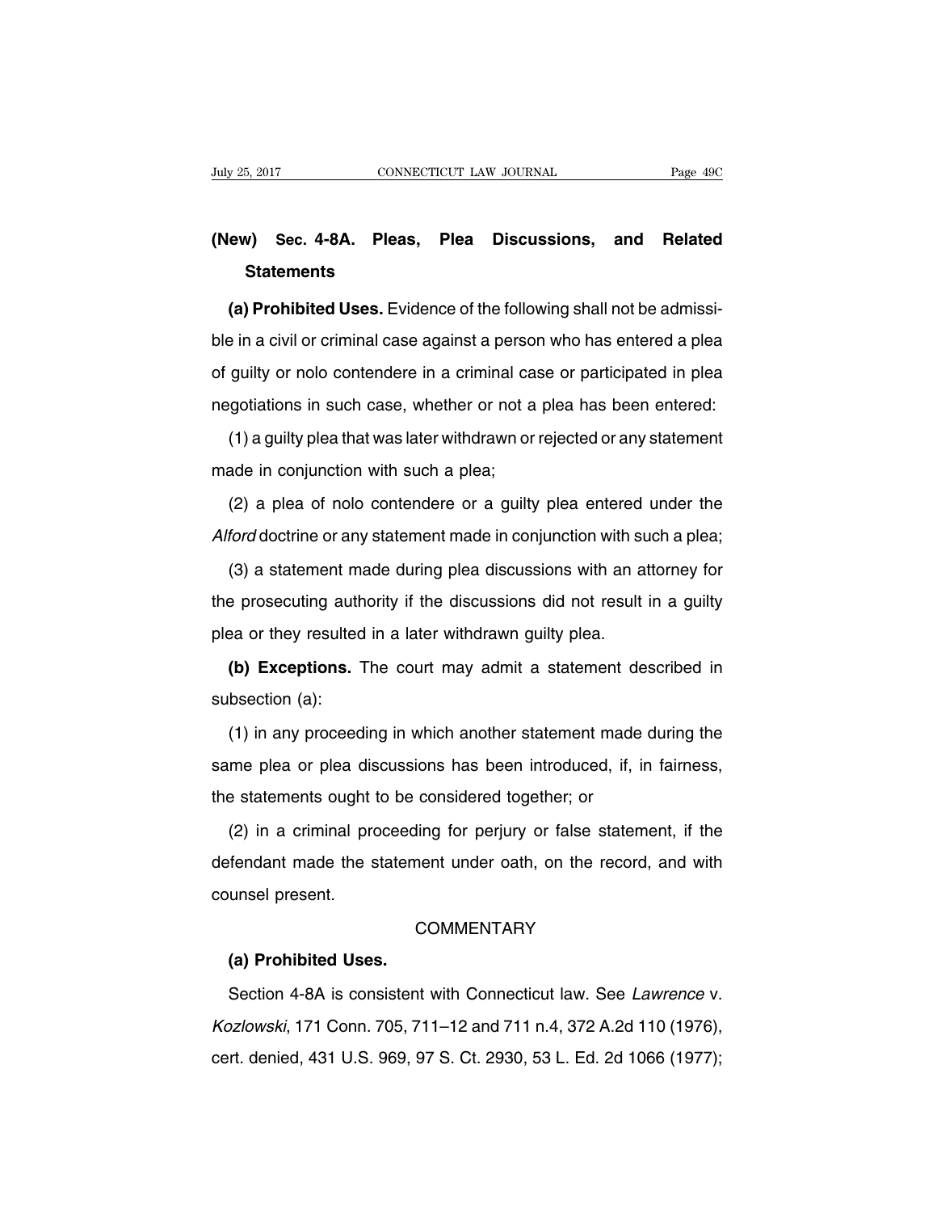## (New) Sec. 4-8A. Pleas, Plea Discussions, and Related Statements

**(a) Prohibited Uses.** Evidence of the following shall not be admissible in a civil or criminal case against a person who has entered a plea of guilty or nolo contendere in a criminal case or participated in plea negotiations in such case, whether or not a plea has been entered:

(1) a guilty plea that was later withdrawn or rejected or any statement made in conjunction with such a plea;

(2) a plea of nolo contendere or a guilty plea entered under the *Alford* doctrine or any statement made in conjunction with such a plea;

(3) a statement made during plea discussions with an attorney for the prosecuting authority if the discussions did not result in a guilty plea or they resulted in a later withdrawn guilty plea.

**(b) Exceptions.** The court may admit a statement described in subsection (a):

(1) in any proceeding in which another statement made during the same plea or plea discussions has been introduced, if, in fairness, the statements ought to be considered together; or

(2) in a criminal proceeding for perjury or false statement, if the defendant made the statement under oath, on the record, and with counsel present.

### COMMENTARY

**(a) Prohibited Uses.**

Section 4-8A is consistent with Connecticut law. See *Lawrence* v. *Kozlowski*, 171 Conn. 705, 711–12 and 711 n.4, 372 A.2d 110 (1976), cert. denied, 431 U.S. 969, 97 S. Ct. 2930, 53 L. Ed. 2d 1066 (1977);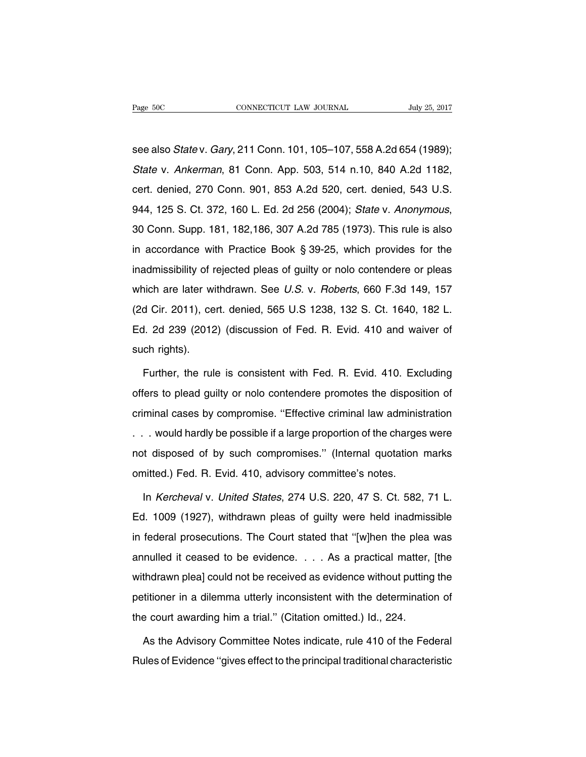see also *State* v. *Gary*, 211 Conn. 101, 105–107, 558 A.2d 654 (1989); *State* v. *Ankerman*, 81 Conn. App. 503, 514 n.10, 840 A.2d 1182, cert. denied, 270 Conn. 901, 853 A.2d 520, cert. denied, 543 U.S. 944, 125 S. Ct. 372, 160 L. Ed. 2d 256 (2004); *State* v. *Anonymous*, 30 Conn. Supp. 181, 182,186, 307 A.2d 785 (1973). This rule is also in accordance with Practice Book § 39-25, which provides for the inadmissibility of rejected pleas of guilty or nolo contendere or pleas which are later withdrawn. See *U.S.* v. *Roberts*, 660 F.3d 149, 157 (2d Cir. 2011), cert. denied, 565 U.S 1238, 132 S. Ct. 1640, 182 L. Ed. 2d 239 (2012) (discussion of Fed. R. Evid. 410 and waiver of such rights).

Further, the rule is consistent with Fed. R. Evid. 410. Excluding offers to plead guilty or nolo contendere promotes the disposition of criminal cases by compromise. ''Effective criminal law administration . . . would hardly be possible if a large proportion of the charges were not disposed of by such compromises.'' (Internal quotation marks omitted.) Fed. R. Evid. 410, advisory committee's notes.

In *Kercheval* v. *United States*, 274 U.S. 220, 47 S. Ct. 582, 71 L. Ed. 1009 (1927), withdrawn pleas of guilty were held inadmissible in federal prosecutions. The Court stated that ''[w]hen the plea was annulled it ceased to be evidence. . . . As a practical matter, [the withdrawn plea] could not be received as evidence without putting the petitioner in a dilemma utterly inconsistent with the determination of the court awarding him a trial.'' (Citation omitted.) Id., 224.

As the Advisory Committee Notes indicate, rule 410 of the Federal Rules of Evidence ''gives effect to the principal traditional characteristic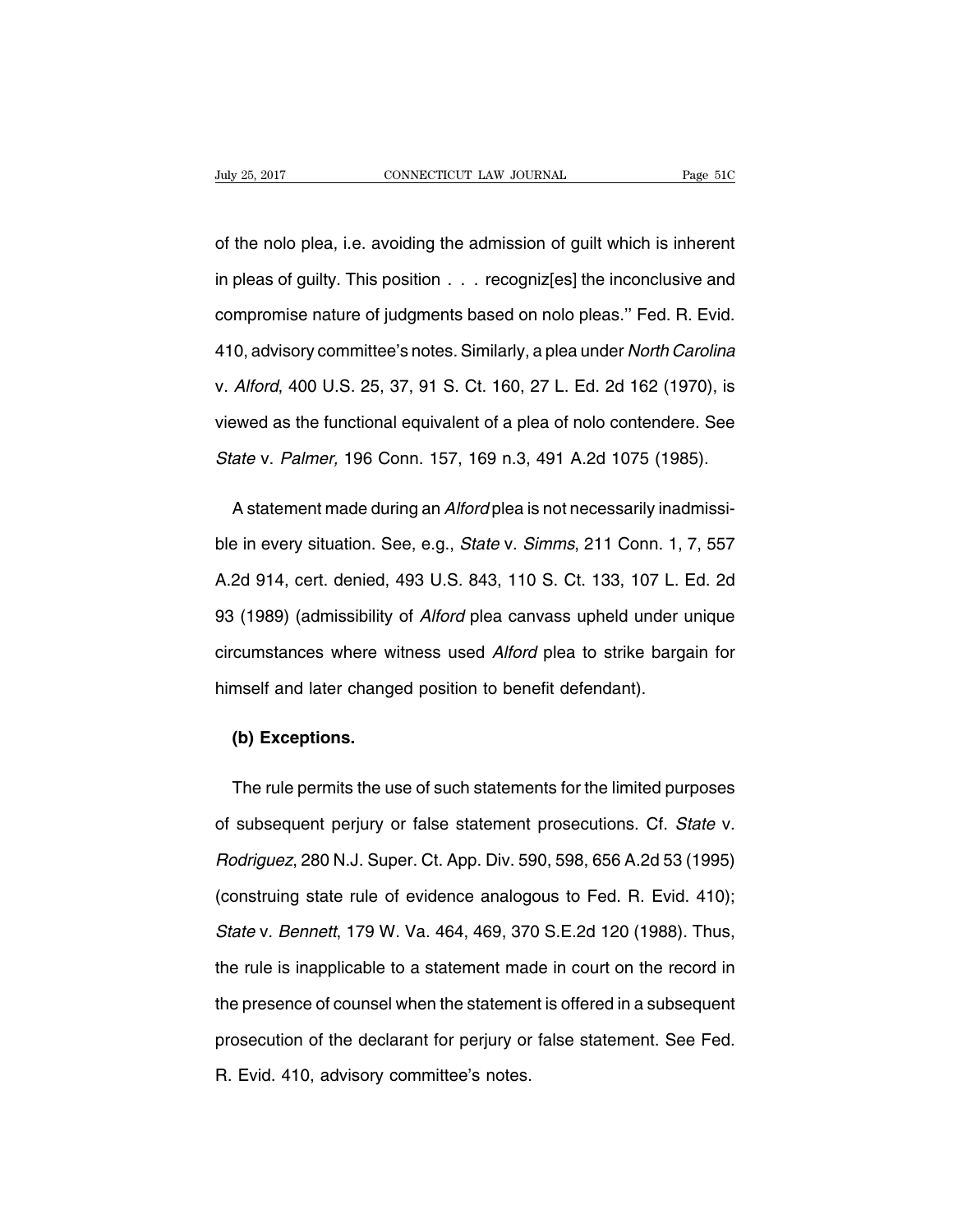of the nolo plea, i.e. avoiding the admission of guilt which is inherent in pleas of guilty. This position . . . recogniz[es] the inconclusive and compromise nature of judgments based on nolo pleas.'' Fed. R. Evid. 410, advisory committee's notes. Similarly, a plea under *North Carolina* v. *Alford*, 400 U.S. 25, 37, 91 S. Ct. 160, 27 L. Ed. 2d 162 (1970), is viewed as the functional equivalent of a plea of nolo contendere. See *State* v. *Palmer,* 196 Conn. 157, 169 n.3, 491 A.2d 1075 (1985).

A statement made during an *Alford* plea is not necessarily inadmissible in every situation. See, e.g., *State* v. *Simms*, 211 Conn. 1, 7, 557 A.2d 914, cert. denied, 493 U.S. 843, 110 S. Ct. 133, 107 L. Ed. 2d 93 (1989) (admissibility of *Alford* plea canvass upheld under unique circumstances where witness used *Alford* plea to strike bargain for himself and later changed position to benefit defendant).

**(b) Exceptions.**

The rule permits the use of such statements for the limited purposes of subsequent perjury or false statement prosecutions. Cf. *State* v. *Rodriguez*, 280 N.J. Super. Ct. App. Div. 590, 598, 656 A.2d 53 (1995) (construing state rule of evidence analogous to Fed. R. Evid. 410); *State* v. *Bennett*, 179 W. Va. 464, 469, 370 S.E.2d 120 (1988). Thus, the rule is inapplicable to a statement made in court on the record in the presence of counsel when the statement is offered in a subsequent prosecution of the declarant for perjury or false statement. See Fed. R. Evid. 410, advisory committee's notes.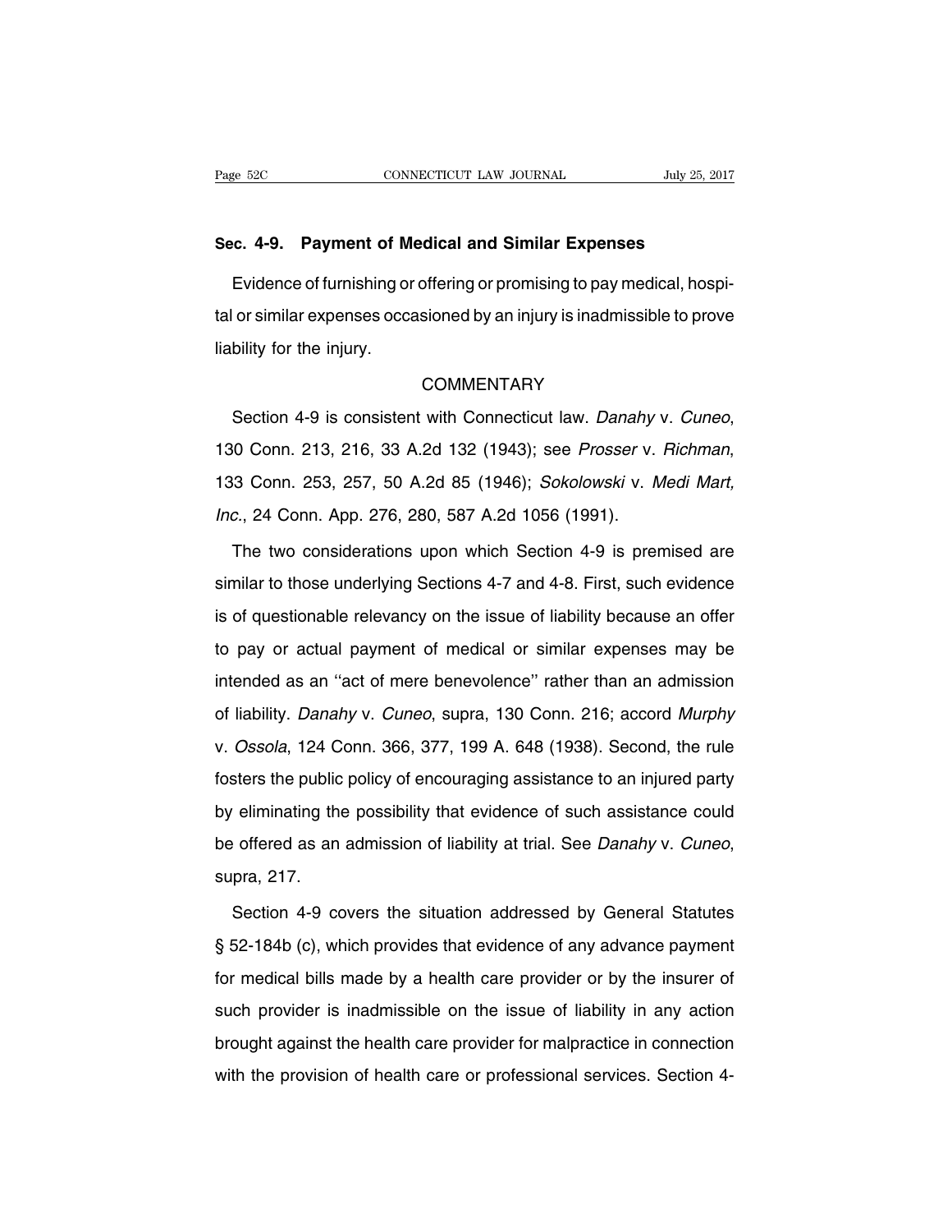## Sec. 4-9. Payment of Medical and Similar Expenses

Evidence of furnishing or offering or promising to pay medical, hospital or similar expenses occasioned by an injury is inadmissible to prove liability for the injury.

### COMMENTARY

Section 4-9 is consistent with Connecticut law. *Danahy* v. *Cuneo*, 130 Conn. 213, 216, 33 A.2d 132 (1943); see *Prosser* v. *Richman*, 133 Conn. 253, 257, 50 A.2d 85 (1946); *Sokolowski* v. *Medi Mart, Inc.*, 24 Conn. App. 276, 280, 587 A.2d 1056 (1991).

The two considerations upon which Section 4-9 is premised are similar to those underlying Sections 4-7 and 4-8. First, such evidence is of questionable relevancy on the issue of liability because an offer to pay or actual payment of medical or similar expenses may be intended as an ''act of mere benevolence'' rather than an admission of liability. *Danahy* v. *Cuneo*, supra, 130 Conn. 216; accord *Murphy* v. *Ossola*, 124 Conn. 366, 377, 199 A. 648 (1938). Second, the rule fosters the public policy of encouraging assistance to an injured party by eliminating the possibility that evidence of such assistance could be offered as an admission of liability at trial. See *Danahy* v. *Cuneo*, supra, 217.

Section 4-9 covers the situation addressed by General Statutes § 52-184b (c), which provides that evidence of any advance payment for medical bills made by a health care provider or by the insurer of such provider is inadmissible on the issue of liability in any action brought against the health care provider for malpractice in connection with the provision of health care or professional services. Section 4-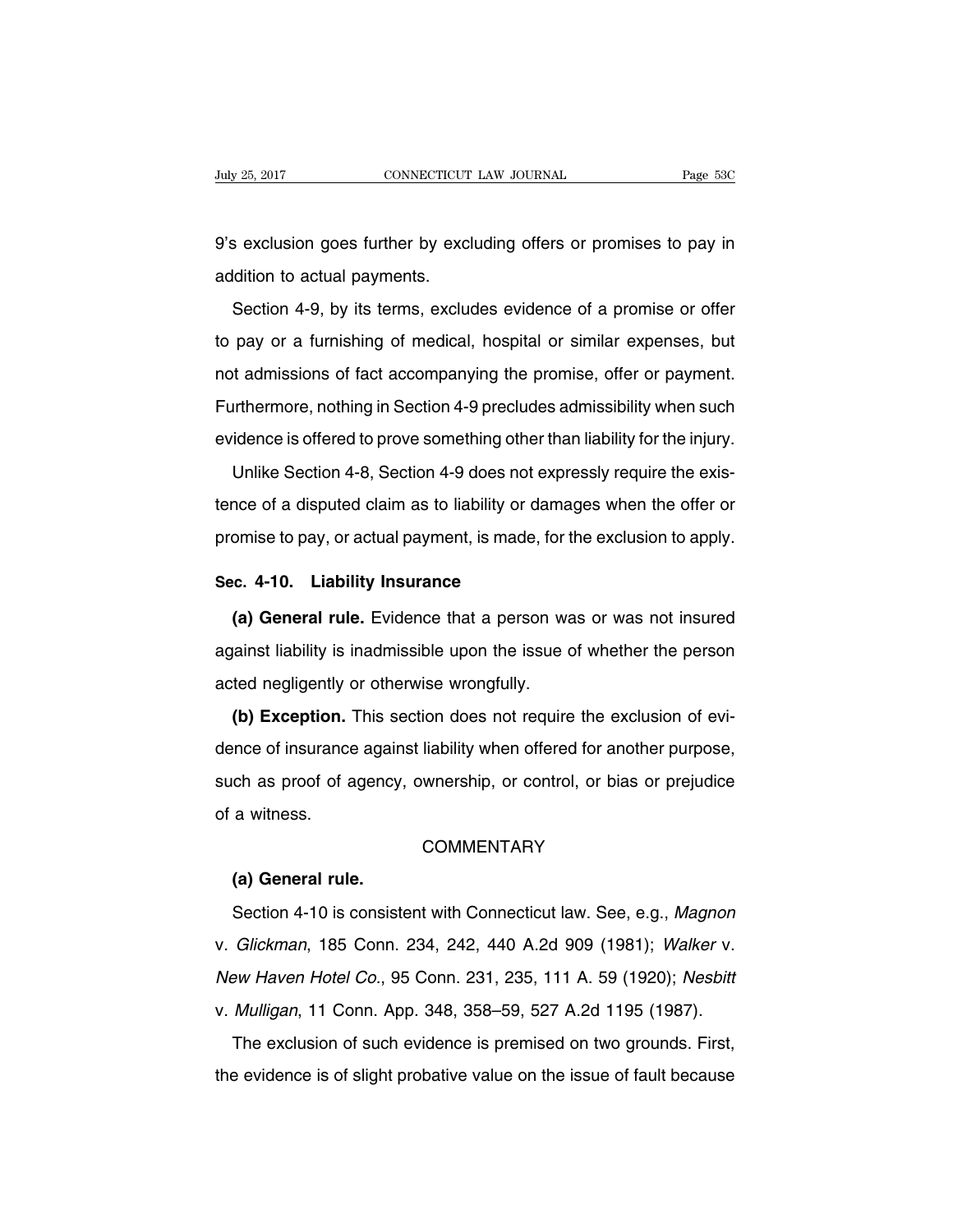9's exclusion goes further by excluding offers or promises to pay in addition to actual payments.

Section 4-9, by its terms, excludes evidence of a promise or offer to pay or a furnishing of medical, hospital or similar expenses, but not admissions of fact accompanying the promise, offer or payment. Furthermore, nothing in Section 4-9 precludes admissibility when such evidence is offered to prove something other than liability for the injury.

Unlike Section 4-8, Section 4-9 does not expressly require the existence of a disputed claim as to liability or damages when the offer or promise to pay, or actual payment, is made, for the exclusion to apply.

### Sec. 4-10. Liability Insurance

**(a) General rule.** Evidence that a person was or was not insured against liability is inadmissible upon the issue of whether the person acted negligently or otherwise wrongfully.

**(b) Exception.** This section does not require the exclusion of evidence of insurance against liability when offered for another purpose, such as proof of agency, ownership, or control, or bias or prejudice of a witness.

COMMENTARY

**(a) General rule.**

Section 4-10 is consistent with Connecticut law. See, e.g., *Magnon* v. *Glickman*, 185 Conn. 234, 242, 440 A.2d 909 (1981); *Walker* v. *New Haven Hotel Co.*, 95 Conn. 231, 235, 111 A. 59 (1920); *Nesbitt* v. *Mulligan*, 11 Conn. App. 348, 358–59, 527 A.2d 1195 (1987).

The exclusion of such evidence is premised on two grounds. First, the evidence is of slight probative value on the issue of fault because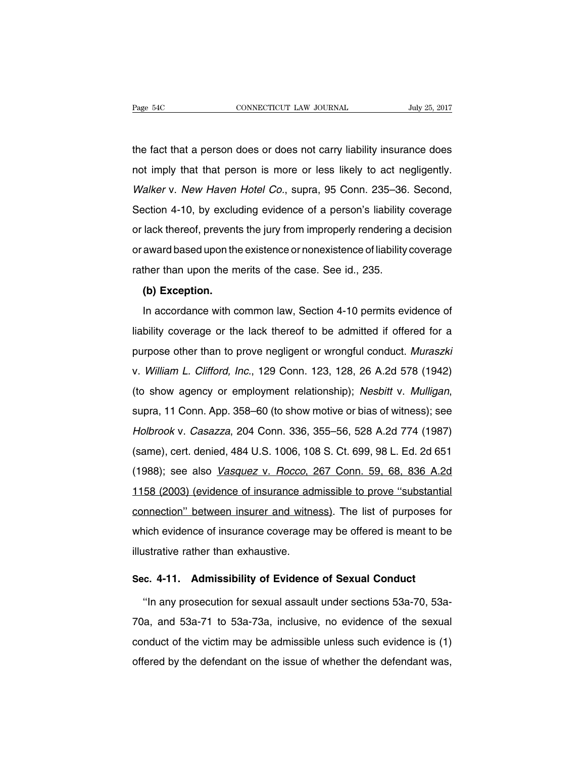the fact that a person does or does not carry liability insurance does not imply that that person is more or less likely to act negligently. *Walker* v. *New Haven Hotel Co.*, supra, 95 Conn. 235–36. Second, Section 4-10, by excluding evidence of a person's liability coverage or lack thereof, prevents the jury from improperly rendering a decision or award based upon the existence or nonexistence of liability coverage rather than upon the merits of the case. See id., 235.

**(b) Exception.**

In accordance with common law, Section 4-10 permits evidence of liability coverage or the lack thereof to be admitted if offered for a purpose other than to prove negligent or wrongful conduct. *Muraszki* v. *William L. Clifford, Inc.*, 129 Conn. 123, 128, 26 A.2d 578 (1942) (to show agency or employment relationship); *Nesbitt* v. *Mulligan*, supra, 11 Conn. App. 358–60 (to show motive or bias of witness); see *Holbrook* v. *Casazza*, 204 Conn. 336, 355–56, 528 A.2d 774 (1987) (same), cert. denied, 484 U.S. 1006, 108 S. Ct. 699, 98 L. Ed. 2d 651 (1988); see also <u>*Vasquez* v. *Rocco*, 267 Conn. 59, 68, 836 A.2d 1158 (2003) (evidence of insurance admissible to prove "substantial connection" between insurer and witness)</u>. The list of purposes for which evidence of insurance coverage may be offered is meant to be illustrative rather than exhaustive.

## Sec. 4-11. Admissibility of Evidence of Sexual Conduct

"In any prosecution for sexual assault under sections 53a-70, 53a-70a, and 53a-71 to 53a-73a, inclusive, no evidence of the sexual conduct of the victim may be admissible unless such evidence is (1) offered by the defendant on the issue of whether the defendant was,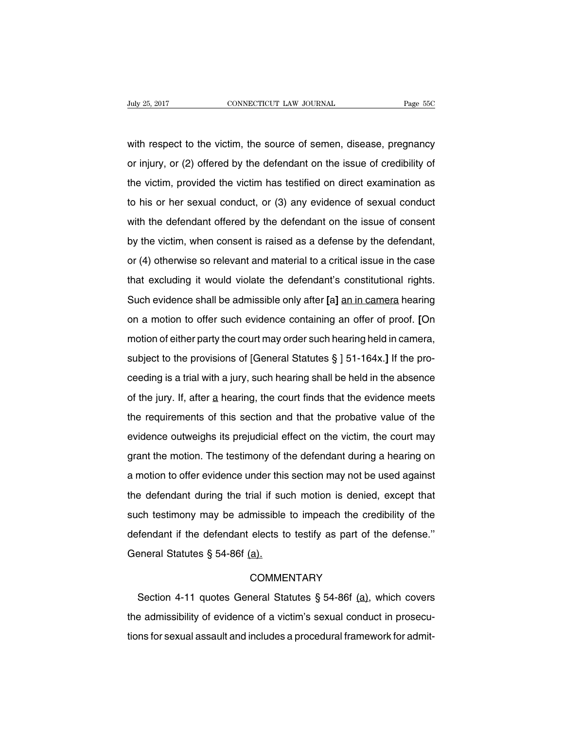with respect to the victim, the source of semen, disease, pregnancy or injury, or (2) offered by the defendant on the issue of credibility of the victim, provided the victim has testified on direct examination as to his or her sexual conduct, or (3) any evidence of sexual conduct with the defendant offered by the defendant on the issue of consent by the victim, when consent is raised as a defense by the defendant, or (4) otherwise so relevant and material to a critical issue in the case that excluding it would violate the defendant's constitutional rights. Such evidence shall be admissible only after **[**a**]** <u>an in camera</u> hearing on a motion to offer such evidence containing an offer of proof. **[**On motion of either party the court may order such hearing held in camera, subject to the provisions of [General Statutes § ] 51-164x.**]** If the proceeding is a trial with a jury, such hearing shall be held in the absence of the jury. If, after <u>a</u> hearing, the court finds that the evidence meets the requirements of this section and that the probative value of the evidence outweighs its prejudicial effect on the victim, the court may grant the motion. The testimony of the defendant during a hearing on a motion to offer evidence under this section may not be used against the defendant during the trial if such motion is denied, except that such testimony may be admissible to impeach the credibility of the defendant if the defendant elects to testify as part of the defense.'' General Statutes § 54-86f <u>(a).</u>

COMMENTARY

Section 4-11 quotes General Statutes § 54-86f <u>(a)</u>, which covers the admissibility of evidence of a victim's sexual conduct in prosecutions for sexual assault and includes a procedural framework for admit-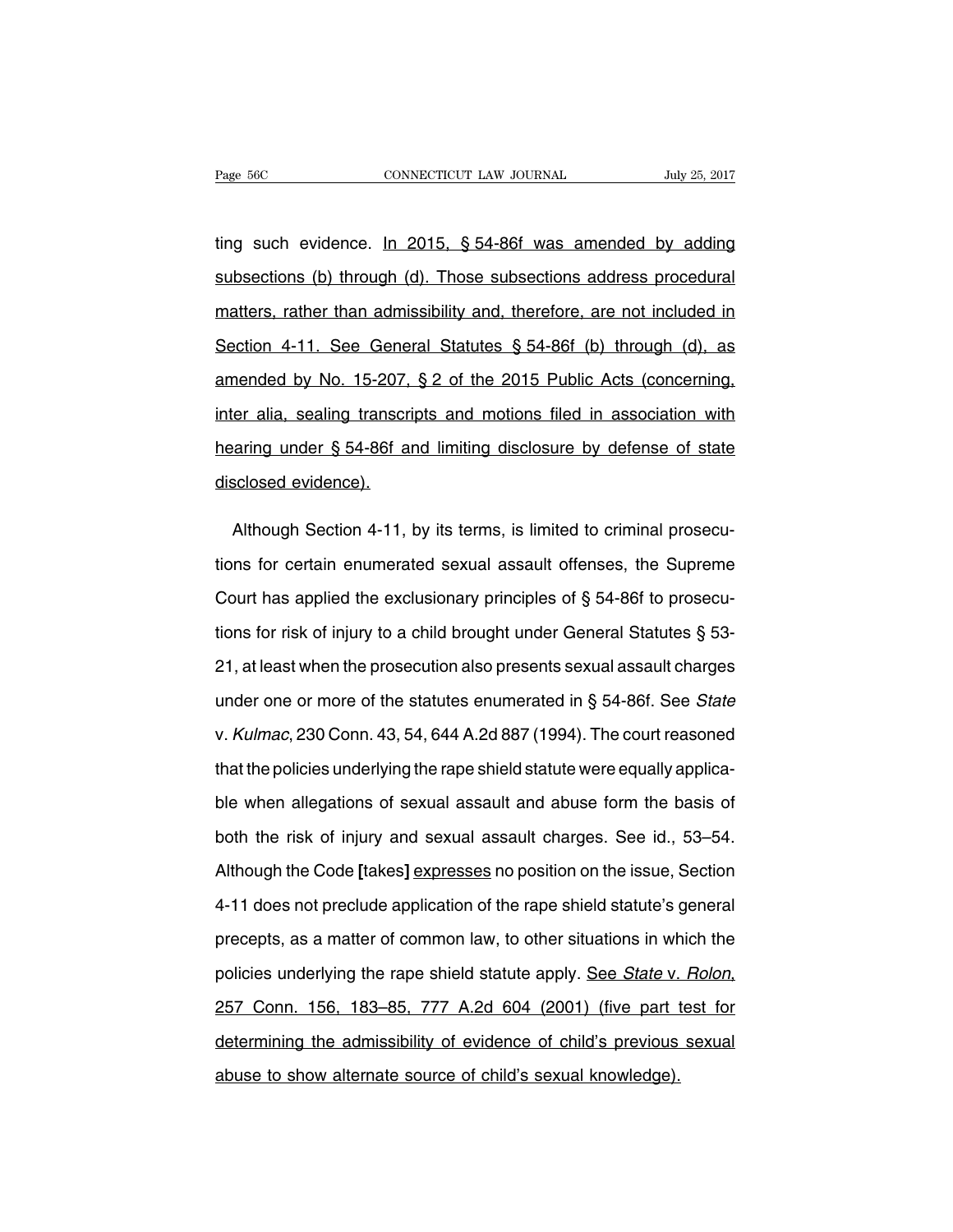ting such evidence. <u>In 2015, § 54-86f was amended by adding subsections (b) through (d). Those subsections address procedural matters, rather than admissibility and, therefore, are not included in Section 4-11. See General Statutes § 54-86f (b) through (d), as amended by No. 15-207, § 2 of the 2015 Public Acts (concerning, inter alia, sealing transcripts and motions filed in association with hearing under § 54-86f and limiting disclosure by defense of state disclosed evidence).</u>

Although Section 4-11, by its terms, is limited to criminal prosecutions for certain enumerated sexual assault offenses, the Supreme Court has applied the exclusionary principles of § 54-86f to prosecutions for risk of injury to a child brought under General Statutes § 53-21, at least when the prosecution also presents sexual assault charges under one or more of the statutes enumerated in § 54-86f. See *State* v. *Kulmac*, 230 Conn. 43, 54, 644 A.2d 887 (1994). The court reasoned that the policies underlying the rape shield statute were equally applicable when allegations of sexual assault and abuse form the basis of both the risk of injury and sexual assault charges. See id., 53–54. Although the Code **[**takes**]** <u>expresses</u> no position on the issue, Section 4-11 does not preclude application of the rape shield statute's general precepts, as a matter of common law, to other situations in which the policies underlying the rape shield statute apply. <u>See *State* v. *Rolon*, 257 Conn. 156, 183–85, 777 A.2d 604 (2001) (five part test for determining the admissibility of evidence of child's previous sexual abuse to show alternate source of child's sexual knowledge).</u>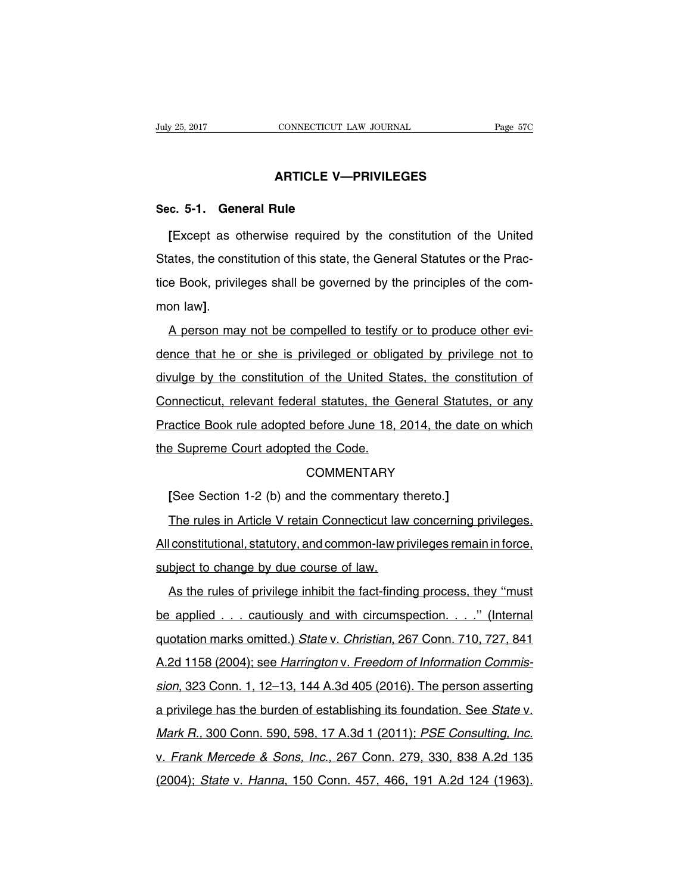## ARTICLE V—PRIVILEGES

### Sec. 5-1. General Rule

[Except as otherwise required by the constitution of the United States, the constitution of this state, the General Statutes or the Practice Book, privileges shall be governed by the principles of the common law].

A person may not be compelled to testify or to produce other evidence that he or she is privileged or obligated by privilege not to divulge by the constitution of the United States, the constitution of Connecticut, relevant federal statutes, the General Statutes, or any Practice Book rule adopted before June 18, 2014, the date on which the Supreme Court adopted the Code.

COMMENTARY

[See Section 1-2 (b) and the commentary thereto.]

The rules in Article V retain Connecticut law concerning privileges. All constitutional, statutory, and common-law privileges remain in force, subject to change by due course of law.

As the rules of privilege inhibit the fact-finding process, they ''must be applied . . . cautiously and with circumspection. . . .'' (Internal quotation marks omitted.) *State* v. *Christian*, 267 Conn. 710, 727, 841 A.2d 1158 (2004); see *Harrington* v. *Freedom of Information Commission*, 323 Conn. 1, 12–13, 144 A.3d 405 (2016). The person asserting a privilege has the burden of establishing its foundation. See *State* v. *Mark R.*, 300 Conn. 590, 598, 17 A.3d 1 (2011); *PSE Consulting, Inc.* v. *Frank Mercede & Sons, Inc.*, 267 Conn. 279, 330, 838 A.2d 135 (2004); *State* v. *Hanna*, 150 Conn. 457, 466, 191 A.2d 124 (1963).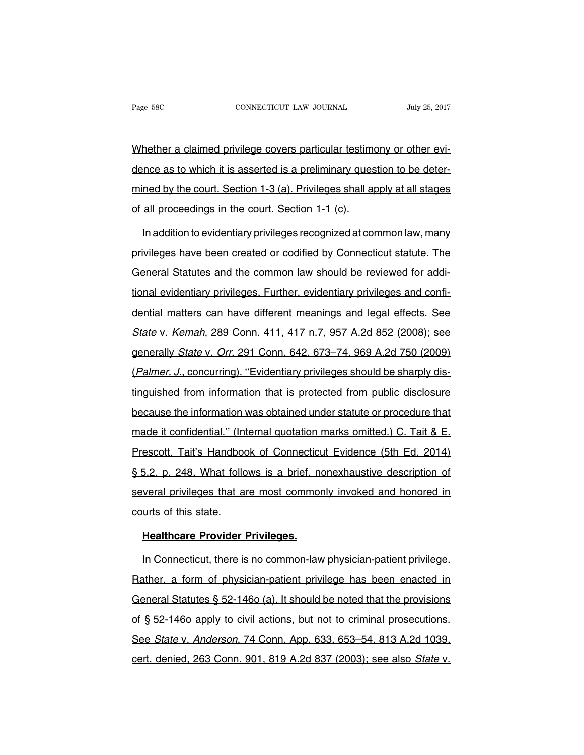Whether a claimed privilege covers particular testimony or other evidence as to which it is asserted is a preliminary question to be determined by the court. Section 1-3 (a). Privileges shall apply at all stages of all proceedings in the court. Section 1-1 (c).

In addition to evidentiary privileges recognized at common law, many privileges have been created or codified by Connecticut statute. The General Statutes and the common law should be reviewed for additional evidentiary privileges. Further, evidentiary privileges and confidential matters can have different meanings and legal effects. See *State* v. *Kemah*, 289 Conn. 411, 417 n.7, 957 A.2d 852 (2008); see generally *State* v. *Orr*, 291 Conn. 642, 673–74, 969 A.2d 750 (2009) (*Palmer, J.*, concurring). ''Evidentiary privileges should be sharply distinguished from information that is protected from public disclosure because the information was obtained under statute or procedure that made it confidential.'' (Internal quotation marks omitted.) C. Tait & E. Prescott, Tait's Handbook of Connecticut Evidence (5th Ed. 2014) § 5.2, p. 248. What follows is a brief, nonexhaustive description of several privileges that are most commonly invoked and honored in courts of this state.

**Healthcare Provider Privileges.**

In Connecticut, there is no common-law physician-patient privilege. Rather, a form of physician-patient privilege has been enacted in General Statutes § 52-146o (a). It should be noted that the provisions of § 52-146o apply to civil actions, but not to criminal prosecutions. See *State* v. *Anderson*, 74 Conn. App. 633, 653–54, 813 A.2d 1039, cert. denied, 263 Conn. 901, 819 A.2d 837 (2003); see also *State* v.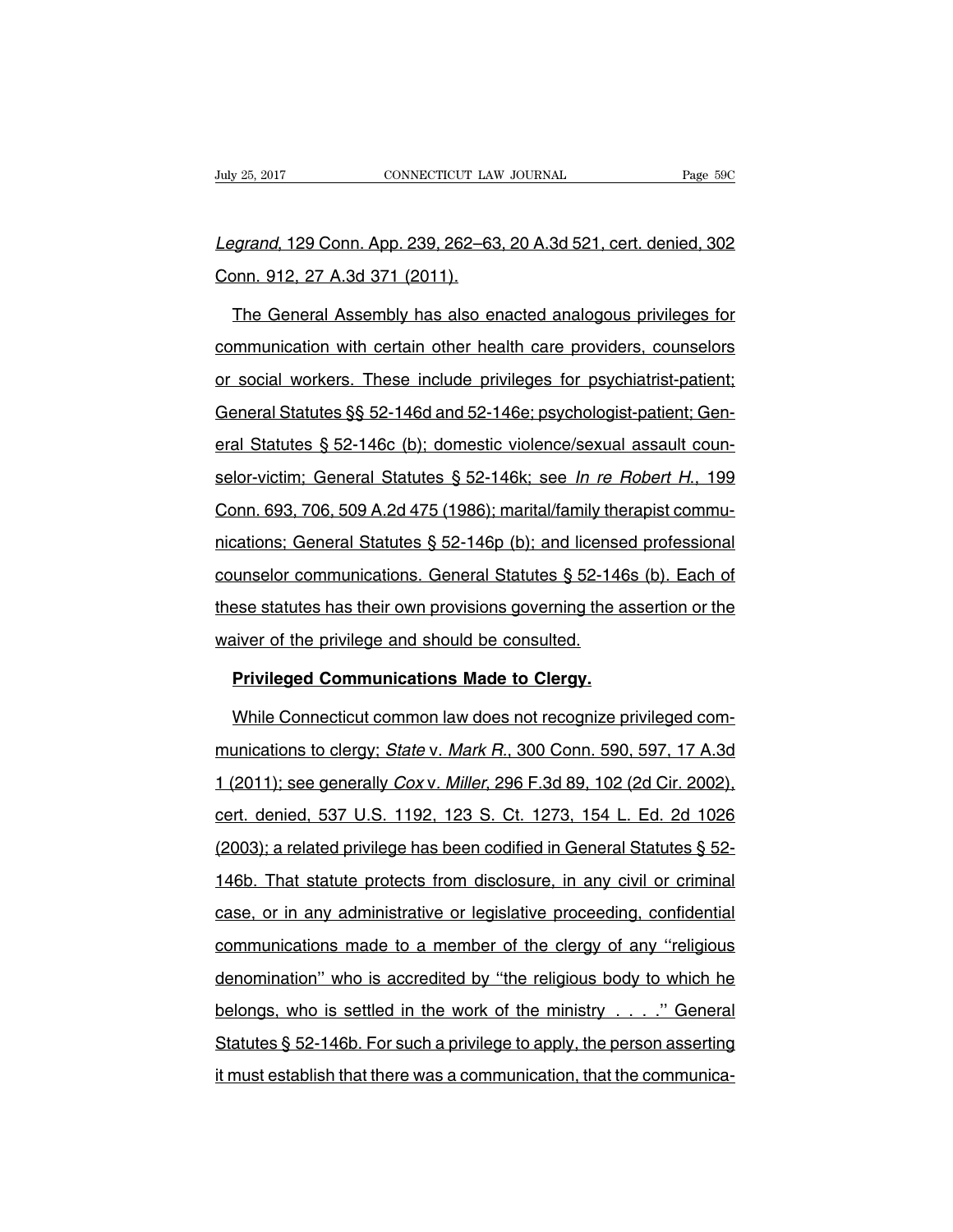*Legrand*, 129 Conn. App. 239, 262–63, 20 A.3d 521, cert. denied, 302 Conn. 912, 27 A.3d 371 (2011).

The General Assembly has also enacted analogous privileges for communication with certain other health care providers, counselors or social workers. These include privileges for psychiatrist-patient; General Statutes §§ 52-146d and 52-146e; psychologist-patient; General Statutes § 52-146c (b); domestic violence/sexual assault counselor-victim; General Statutes § 52-146k; see *In re Robert H.*, 199 Conn. 693, 706, 509 A.2d 475 (1986); marital/family therapist communications; General Statutes § 52-146p (b); and licensed professional counselor communications. General Statutes § 52-146s (b). Each of these statutes has their own provisions governing the assertion or the waiver of the privilege and should be consulted.

**Privileged Communications Made to Clergy.**

While Connecticut common law does not recognize privileged communications to clergy; *State* v. *Mark R.*, 300 Conn. 590, 597, 17 A.3d 1 (2011); see generally *Cox* v. *Miller*, 296 F.3d 89, 102 (2d Cir. 2002), cert. denied, 537 U.S. 1192, 123 S. Ct. 1273, 154 L. Ed. 2d 1026 (2003); a related privilege has been codified in General Statutes § 52-146b. That statute protects from disclosure, in any civil or criminal case, or in any administrative or legislative proceeding, confidential communications made to a member of the clergy of any ''religious denomination'' who is accredited by ''the religious body to which he belongs, who is settled in the work of the ministry . . . .'' General Statutes § 52-146b. For such a privilege to apply, the person asserting it must establish that there was a communication, that the communica-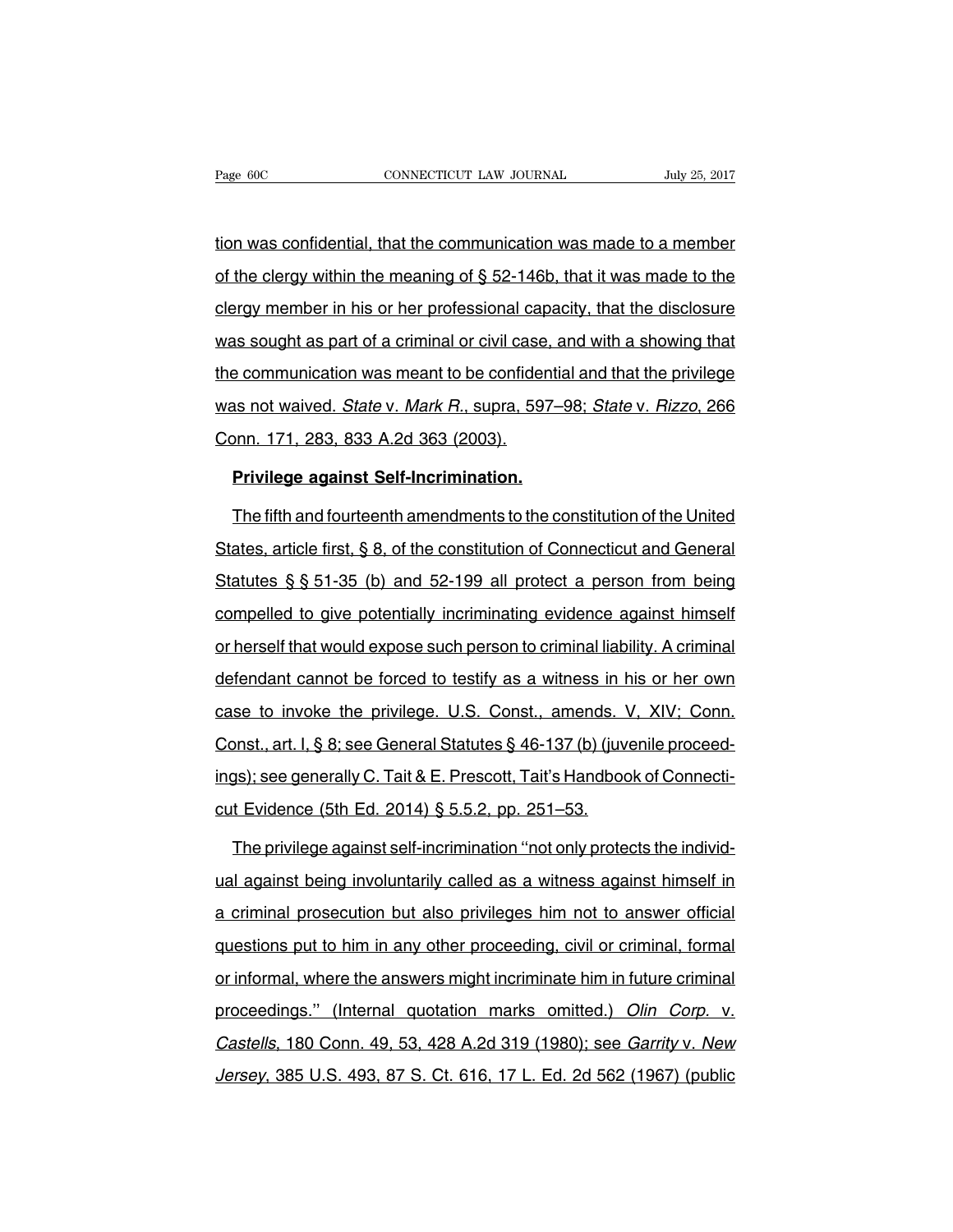tion was confidential, that the communication was made to a member of the clergy within the meaning of § 52-146b, that it was made to the clergy member in his or her professional capacity, that the disclosure was sought as part of a criminal or civil case, and with a showing that the communication was meant to be confidential and that the privilege was not waived. *State* v. *Mark R.*, supra, 597–98; *State* v. *Rizzo*, 266 Conn. 171, 283, 833 A.2d 363 (2003).

**Privilege against Self-Incrimination.**

The fifth and fourteenth amendments to the constitution of the United States, article first, § 8, of the constitution of Connecticut and General Statutes § § 51-35 (b) and 52-199 all protect a person from being compelled to give potentially incriminating evidence against himself or herself that would expose such person to criminal liability. A criminal defendant cannot be forced to testify as a witness in his or her own case to invoke the privilege. U.S. Const., amends. V, XIV; Conn. Const., art. I, § 8; see General Statutes § 46-137 (b) (juvenile proceedings); see generally C. Tait & E. Prescott, Tait's Handbook of Connecticut Evidence (5th Ed. 2014) § 5.5.2, pp. 251–53.

The privilege against self-incrimination "not only protects the individual against being involuntarily called as a witness against himself in a criminal prosecution but also privileges him not to answer official questions put to him in any other proceeding, civil or criminal, formal or informal, where the answers might incriminate him in future criminal proceedings." (Internal quotation marks omitted.) *Olin Corp.* v. *Castells*, 180 Conn. 49, 53, 428 A.2d 319 (1980); see *Garrity* v. *New Jersey*, 385 U.S. 493, 87 S. Ct. 616, 17 L. Ed. 2d 562 (1967) (public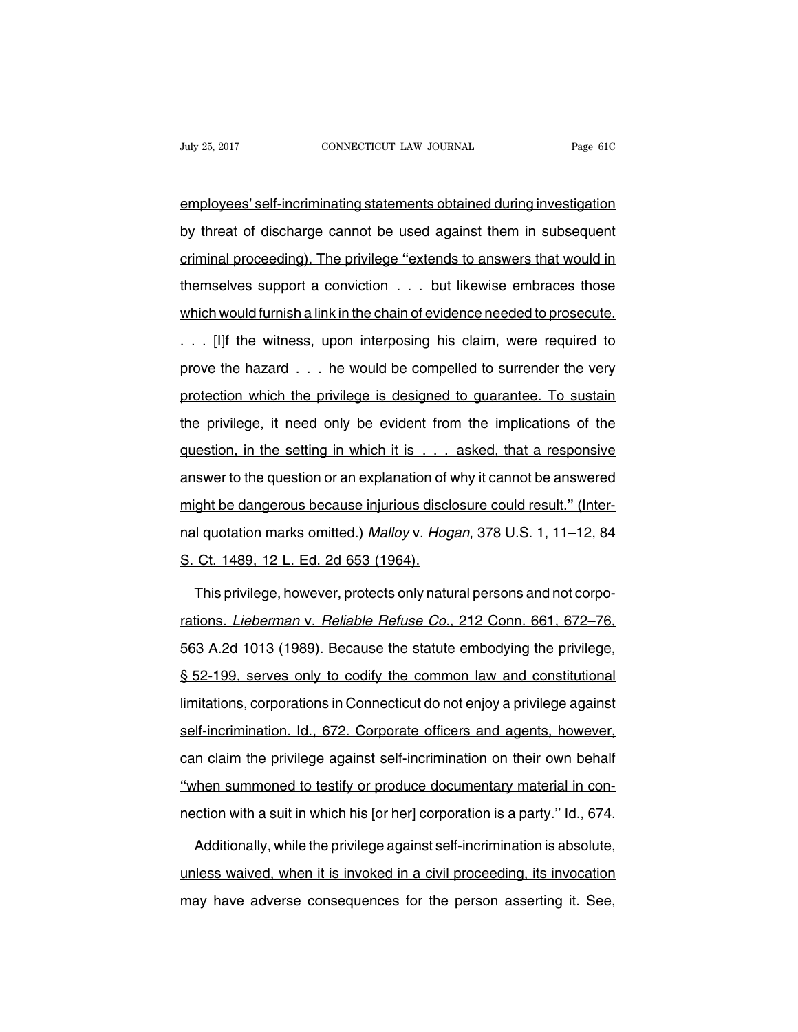employees' self-incriminating statements obtained during investigation by threat of discharge cannot be used against them in subsequent criminal proceeding). The privilege ''extends to answers that would in themselves support a conviction . . . but likewise embraces those which would furnish a link in the chain of evidence needed to prosecute. . . . [I]f the witness, upon interposing his claim, were required to prove the hazard . . . he would be compelled to surrender the very protection which the privilege is designed to guarantee. To sustain the privilege, it need only be evident from the implications of the question, in the setting in which it is . . . asked, that a responsive answer to the question or an explanation of why it cannot be answered might be dangerous because injurious disclosure could result.'' (Internal quotation marks omitted.) *Malloy* v. *Hogan*, 378 U.S. 1, 11–12, 84 S. Ct. 1489, 12 L. Ed. 2d 653 (1964).

This privilege, however, protects only natural persons and not corporations. *Lieberman* v. *Reliable Refuse Co.*, 212 Conn. 661, 672–76, 563 A.2d 1013 (1989). Because the statute embodying the privilege, § 52-199, serves only to codify the common law and constitutional limitations, corporations in Connecticut do not enjoy a privilege against self-incrimination. Id., 672. Corporate officers and agents, however, can claim the privilege against self-incrimination on their own behalf ''when summoned to testify or produce documentary material in connection with a suit in which his [or her] corporation is a party.'' Id., 674.

Additionally, while the privilege against self-incrimination is absolute, unless waived, when it is invoked in a civil proceeding, its invocation may have adverse consequences for the person asserting it. See,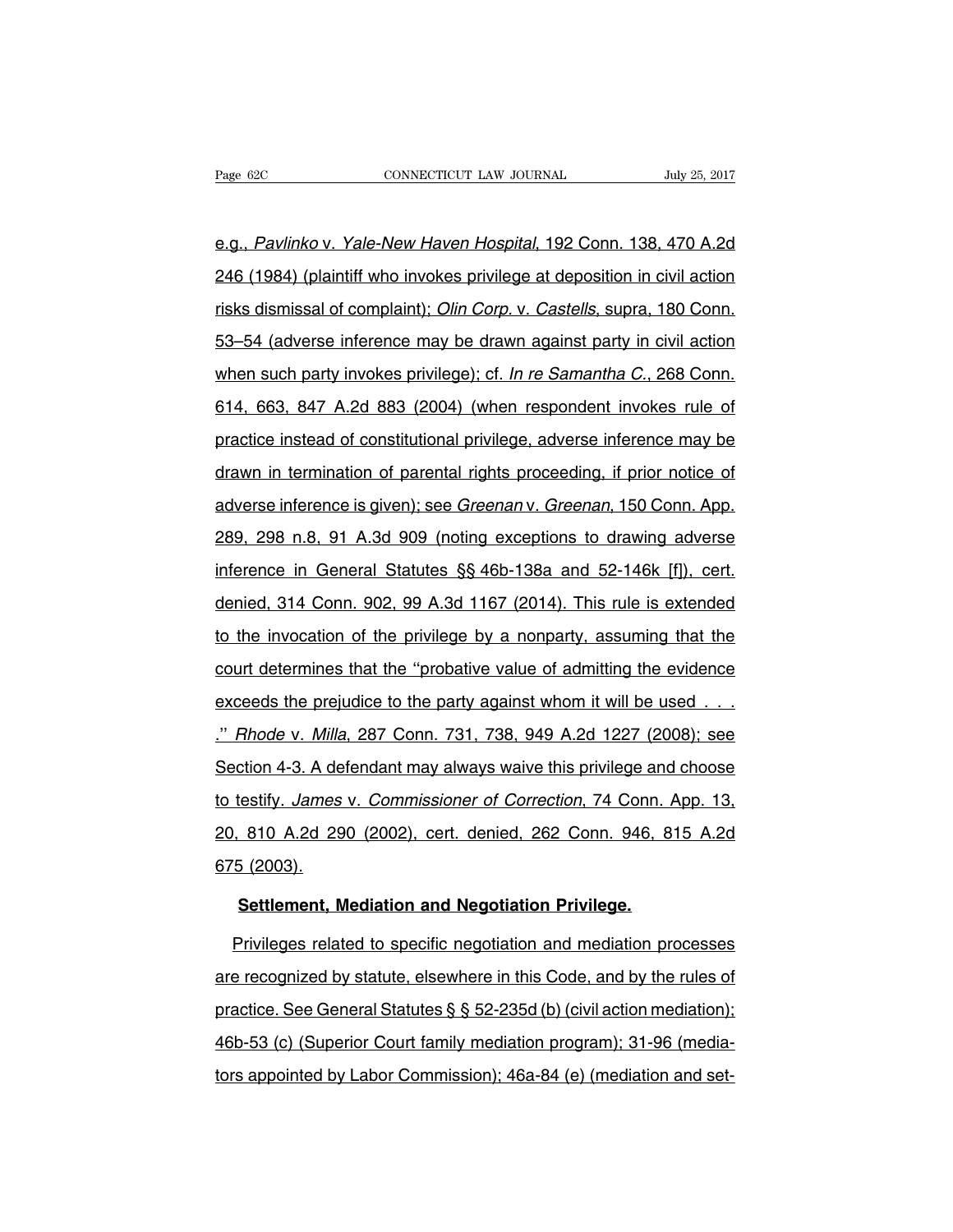e.g., *Pavlinko* v. *Yale-New Haven Hospital*, 192 Conn. 138, 470 A.2d 246 (1984) (plaintiff who invokes privilege at deposition in civil action risks dismissal of complaint); *Olin Corp.* v. *Castells*, supra, 180 Conn. 53–54 (adverse inference may be drawn against party in civil action when such party invokes privilege); cf. *In re Samantha C.*, 268 Conn. 614, 663, 847 A.2d 883 (2004) (when respondent invokes rule of practice instead of constitutional privilege, adverse inference may be drawn in termination of parental rights proceeding, if prior notice of adverse inference is given); see *Greenan* v. *Greenan*, 150 Conn. App. 289, 298 n.8, 91 A.3d 909 (noting exceptions to drawing adverse inference in General Statutes §§ 46b-138a and 52-146k [f]), cert. denied, 314 Conn. 902, 99 A.3d 1167 (2014). This rule is extended to the invocation of the privilege by a nonparty, assuming that the court determines that the ''probative value of admitting the evidence exceeds the prejudice to the party against whom it will be used . . . .'' *Rhode* v. *Milla*, 287 Conn. 731, 738, 949 A.2d 1227 (2008); see Section 4-3. A defendant may always waive this privilege and choose to testify. *James* v. *Commissioner of Correction*, 74 Conn. App. 13, 20, 810 A.2d 290 (2002), cert. denied, 262 Conn. 946, 815 A.2d 675 (2003).

**Settlement, Mediation and Negotiation Privilege.**

Privileges related to specific negotiation and mediation processes are recognized by statute, elsewhere in this Code, and by the rules of practice. See General Statutes § § 52-235d (b) (civil action mediation); 46b-53 (c) (Superior Court family mediation program); 31-96 (mediators appointed by Labor Commission); 46a-84 (e) (mediation and set-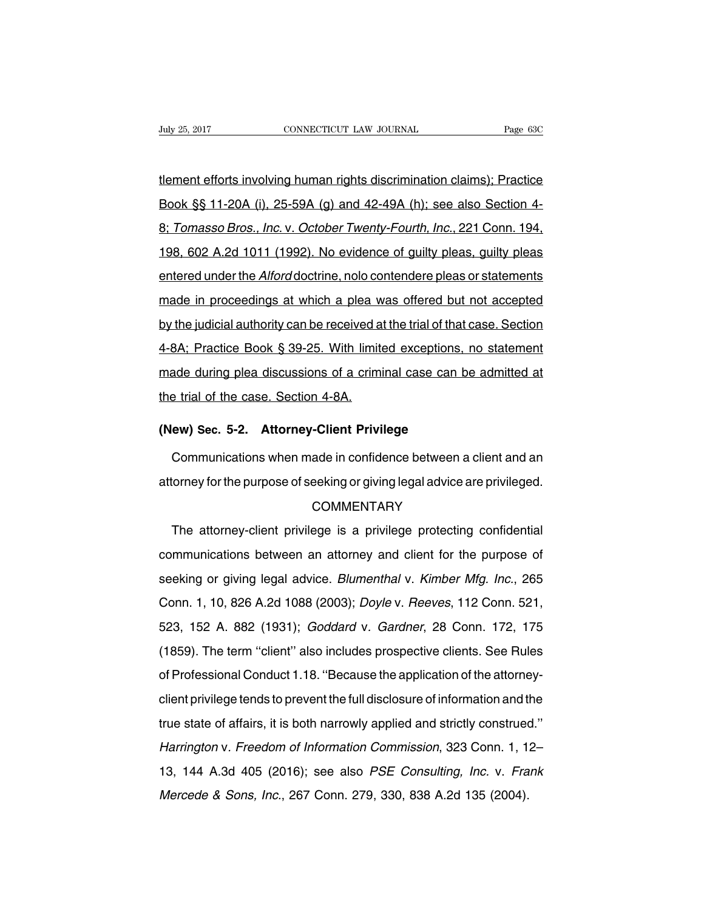tlement efforts involving human rights discrimination claims); Practice Book §§ 11-20A (i), 25-59A (g) and 42-49A (h); see also Section 4-8; *Tomasso Bros., Inc.* v. *October Twenty-Fourth, Inc.*, 221 Conn. 194, 198, 602 A.2d 1011 (1992). No evidence of guilty pleas, guilty pleas entered under the *Alford* doctrine, nolo contendere pleas or statements made in proceedings at which a plea was offered but not accepted by the judicial authority can be received at the trial of that case. Section 4-8A; Practice Book § 39-25. With limited exceptions, no statement made during plea discussions of a criminal case can be admitted at the trial of the case. Section 4-8A.

### (New) Sec. 5-2. Attorney-Client Privilege

Communications when made in confidence between a client and an attorney for the purpose of seeking or giving legal advice are privileged.

COMMENTARY

The attorney-client privilege is a privilege protecting confidential communications between an attorney and client for the purpose of seeking or giving legal advice. *Blumenthal* v. *Kimber Mfg. Inc.*, 265 Conn. 1, 10, 826 A.2d 1088 (2003); *Doyle* v. *Reeves*, 112 Conn. 521, 523, 152 A. 882 (1931); *Goddard* v. *Gardner*, 28 Conn. 172, 175 (1859). The term ''client'' also includes prospective clients. See Rules of Professional Conduct 1.18. ''Because the application of the attorney-client privilege tends to prevent the full disclosure of information and the true state of affairs, it is both narrowly applied and strictly construed.'' *Harrington* v. *Freedom of Information Commission*, 323 Conn. 1, 12–13, 144 A.3d 405 (2016); see also *PSE Consulting, Inc.* v. *Frank Mercede & Sons, Inc.*, 267 Conn. 279, 330, 838 A.2d 135 (2004).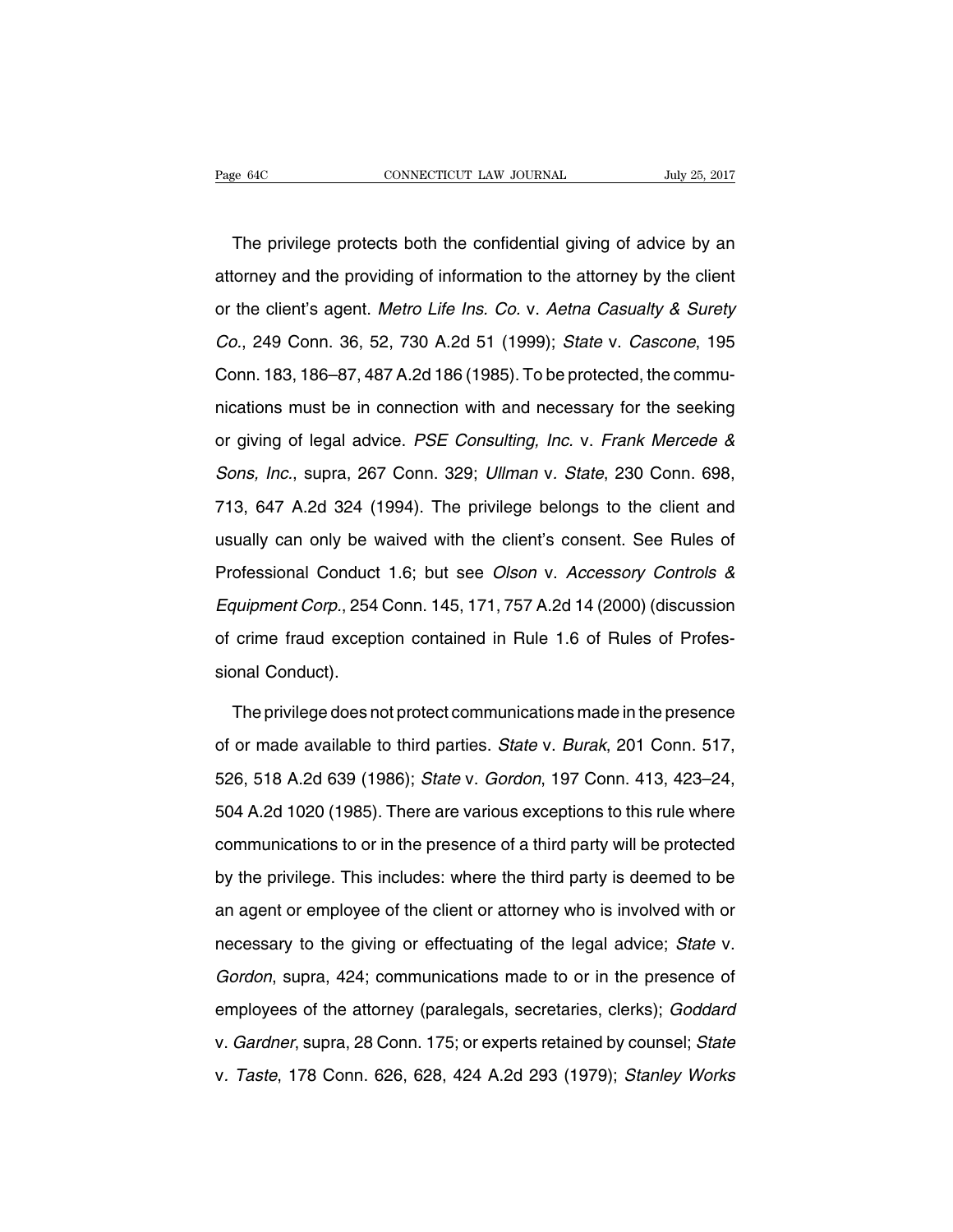The privilege protects both the confidential giving of advice by an attorney and the providing of information to the attorney by the client or the client's agent. *Metro Life Ins. Co.* v. *Aetna Casualty & Surety Co.*, 249 Conn. 36, 52, 730 A.2d 51 (1999); *State* v. *Cascone*, 195 Conn. 183, 186–87, 487 A.2d 186 (1985). To be protected, the communications must be in connection with and necessary for the seeking or giving of legal advice. *PSE Consulting, Inc.* v. *Frank Mercede & Sons, Inc.*, supra, 267 Conn. 329; *Ullman* v. *State*, 230 Conn. 698, 713, 647 A.2d 324 (1994). The privilege belongs to the client and usually can only be waived with the client's consent. See Rules of Professional Conduct 1.6; but see *Olson* v. *Accessory Controls & Equipment Corp.*, 254 Conn. 145, 171, 757 A.2d 14 (2000) (discussion of crime fraud exception contained in Rule 1.6 of Rules of Professional Conduct).

The privilege does not protect communications made in the presence of or made available to third parties. *State* v. *Burak*, 201 Conn. 517, 526, 518 A.2d 639 (1986); *State* v. *Gordon*, 197 Conn. 413, 423–24, 504 A.2d 1020 (1985). There are various exceptions to this rule where communications to or in the presence of a third party will be protected by the privilege. This includes: where the third party is deemed to be an agent or employee of the client or attorney who is involved with or necessary to the giving or effectuating of the legal advice; *State* v. *Gordon*, supra, 424; communications made to or in the presence of employees of the attorney (paralegals, secretaries, clerks); *Goddard* v. *Gardner*, supra, 28 Conn. 175; or experts retained by counsel; *State* v. *Taste*, 178 Conn. 626, 628, 424 A.2d 293 (1979); *Stanley Works*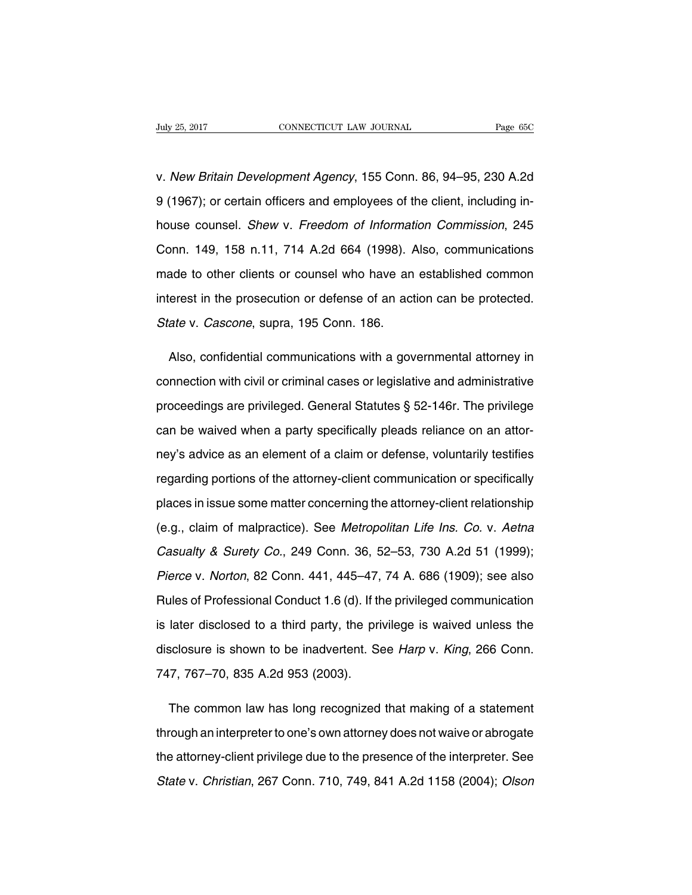v. *New Britain Development Agency*, 155 Conn. 86, 94–95, 230 A.2d 9 (1967); or certain officers and employees of the client, including in-house counsel. *Shew* v. *Freedom of Information Commission*, 245 Conn. 149, 158 n.11, 714 A.2d 664 (1998). Also, communications made to other clients or counsel who have an established common interest in the prosecution or defense of an action can be protected. *State* v. *Cascone*, supra, 195 Conn. 186.

Also, confidential communications with a governmental attorney in connection with civil or criminal cases or legislative and administrative proceedings are privileged. General Statutes § 52-146r. The privilege can be waived when a party specifically pleads reliance on an attorney's advice as an element of a claim or defense, voluntarily testifies regarding portions of the attorney-client communication or specifically places in issue some matter concerning the attorney-client relationship (e.g., claim of malpractice). See *Metropolitan Life Ins. Co.* v. *Aetna Casualty & Surety Co.*, 249 Conn. 36, 52–53, 730 A.2d 51 (1999); *Pierce* v. *Norton*, 82 Conn. 441, 445–47, 74 A. 686 (1909); see also Rules of Professional Conduct 1.6 (d). If the privileged communication is later disclosed to a third party, the privilege is waived unless the disclosure is shown to be inadvertent. See *Harp* v. *King*, 266 Conn. 747, 767–70, 835 A.2d 953 (2003).

The common law has long recognized that making of a statement through an interpreter to one's own attorney does not waive or abrogate the attorney-client privilege due to the presence of the interpreter. See *State* v. *Christian*, 267 Conn. 710, 749, 841 A.2d 1158 (2004); *Olson*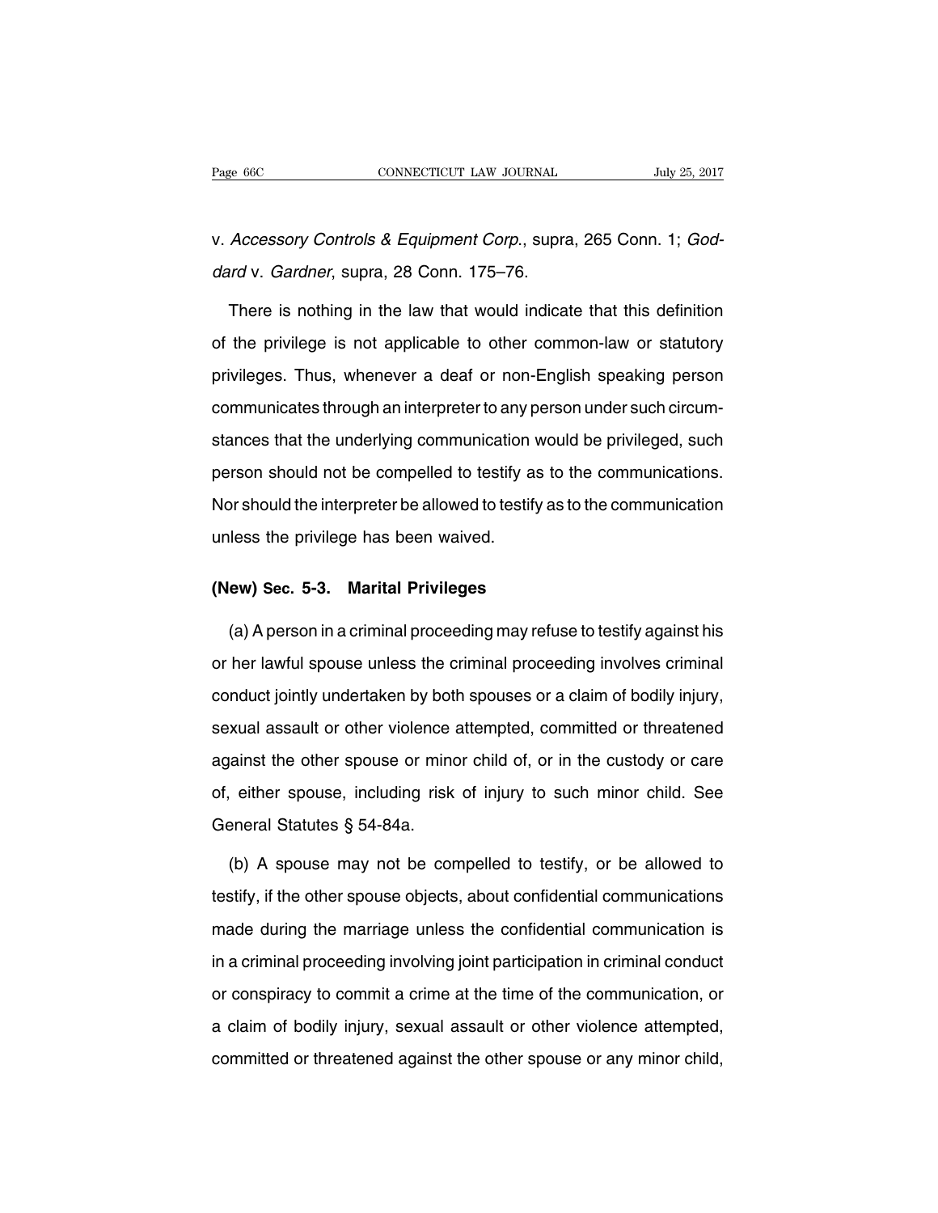v. *Accessory Controls & Equipment Corp.*, supra, 265 Conn. 1; *Goddard* v. *Gardner*, supra, 28 Conn. 175–76.

There is nothing in the law that would indicate that this definition of the privilege is not applicable to other common-law or statutory privileges. Thus, whenever a deaf or non-English speaking person communicates through an interpreter to any person under such circumstances that the underlying communication would be privileged, such person should not be compelled to testify as to the communications. Nor should the interpreter be allowed to testify as to the communication unless the privilege has been waived.

**(New) Sec. 5-3. Marital Privileges**

(a) A person in a criminal proceeding may refuse to testify against his or her lawful spouse unless the criminal proceeding involves criminal conduct jointly undertaken by both spouses or a claim of bodily injury, sexual assault or other violence attempted, committed or threatened against the other spouse or minor child of, or in the custody or care of, either spouse, including risk of injury to such minor child. See General Statutes § 54-84a.

(b) A spouse may not be compelled to testify, or be allowed to testify, if the other spouse objects, about confidential communications made during the marriage unless the confidential communication is in a criminal proceeding involving joint participation in criminal conduct or conspiracy to commit a crime at the time of the communication, or a claim of bodily injury, sexual assault or other violence attempted, committed or threatened against the other spouse or any minor child,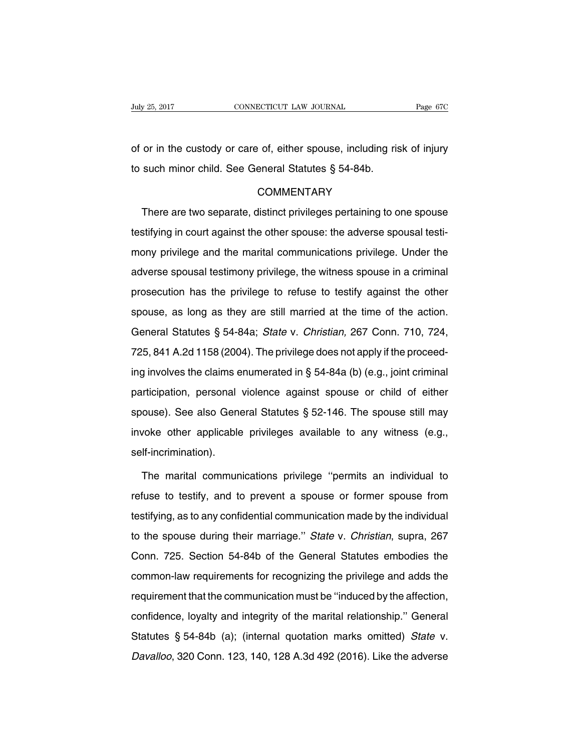of or in the custody or care of, either spouse, including risk of injury to such minor child. See General Statutes § 54-84b.

COMMENTARY

There are two separate, distinct privileges pertaining to one spouse testifying in court against the other spouse: the adverse spousal testimony privilege and the marital communications privilege. Under the adverse spousal testimony privilege, the witness spouse in a criminal prosecution has the privilege to refuse to testify against the other spouse, as long as they are still married at the time of the action. General Statutes § 54-84a; *State* v. *Christian,* 267 Conn. 710, 724, 725, 841 A.2d 1158 (2004). The privilege does not apply if the proceeding involves the claims enumerated in § 54-84a (b) (e.g., joint criminal participation, personal violence against spouse or child of either spouse). See also General Statutes § 52-146. The spouse still may invoke other applicable privileges available to any witness (e.g., self-incrimination).

The marital communications privilege ''permits an individual to refuse to testify, and to prevent a spouse or former spouse from testifying, as to any confidential communication made by the individual to the spouse during their marriage.'' *State* v. *Christian*, supra, 267 Conn. 725. Section 54-84b of the General Statutes embodies the common-law requirements for recognizing the privilege and adds the requirement that the communication must be ''induced by the affection, confidence, loyalty and integrity of the marital relationship.'' General Statutes § 54-84b (a); (internal quotation marks omitted) *State* v. *Davalloo*, 320 Conn. 123, 140, 128 A.3d 492 (2016). Like the adverse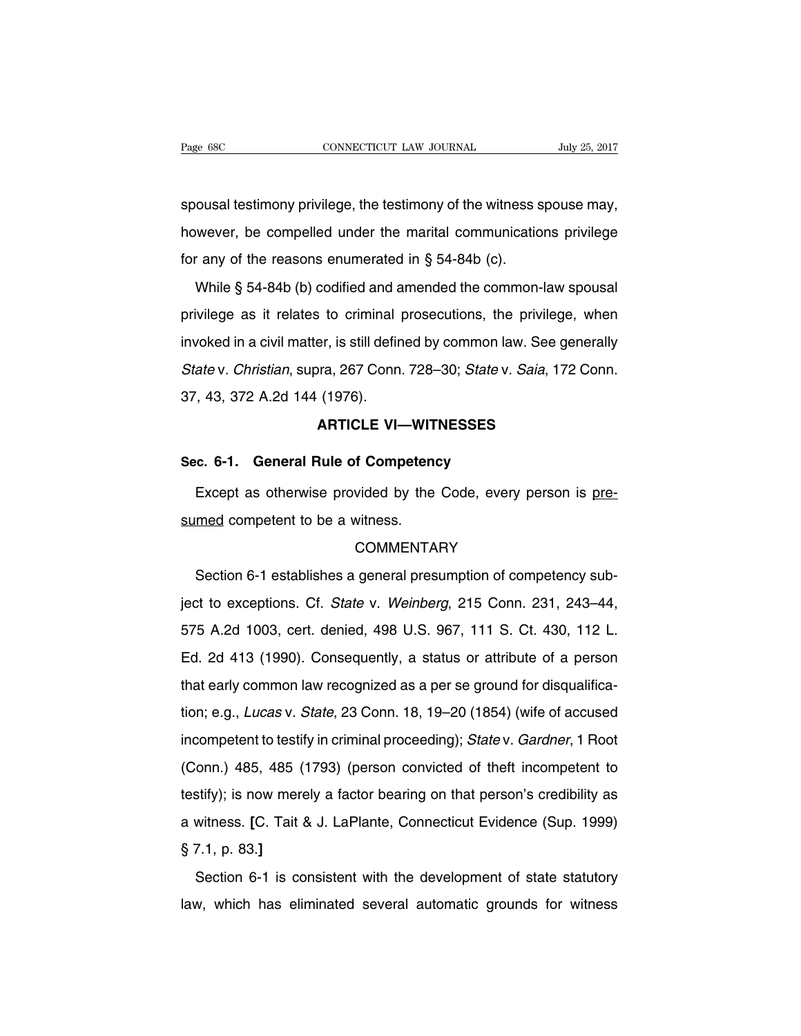spousal testimony privilege, the testimony of the witness spouse may, however, be compelled under the marital communications privilege for any of the reasons enumerated in § 54-84b (c).

While § 54-84b (b) codified and amended the common-law spousal privilege as it relates to criminal prosecutions, the privilege, when invoked in a civil matter, is still defined by common law. See generally *State* v. *Christian*, supra, 267 Conn. 728–30; *State* v. *Saia*, 172 Conn. 37, 43, 372 A.2d 144 (1976).

## ARTICLE VI—WITNESSES

### Sec. 6-1. General Rule of Competency

Except as otherwise provided by the Code, every person is presumed competent to be a witness.

COMMENTARY

Section 6-1 establishes a general presumption of competency subject to exceptions. Cf. *State* v. *Weinberg*, 215 Conn. 231, 243–44, 575 A.2d 1003, cert. denied, 498 U.S. 967, 111 S. Ct. 430, 112 L. Ed. 2d 413 (1990). Consequently, a status or attribute of a person that early common law recognized as a per se ground for disqualification; e.g., *Lucas* v. *State*, 23 Conn. 18, 19–20 (1854) (wife of accused incompetent to testify in criminal proceeding); *State* v. *Gardner*, 1 Root (Conn.) 485, 485 (1793) (person convicted of theft incompetent to testify); is now merely a factor bearing on that person's credibility as a witness. **[**C. Tait & J. LaPlante, Connecticut Evidence (Sup. 1999) § 7.1, p. 83.**]**

Section 6-1 is consistent with the development of state statutory law, which has eliminated several automatic grounds for witness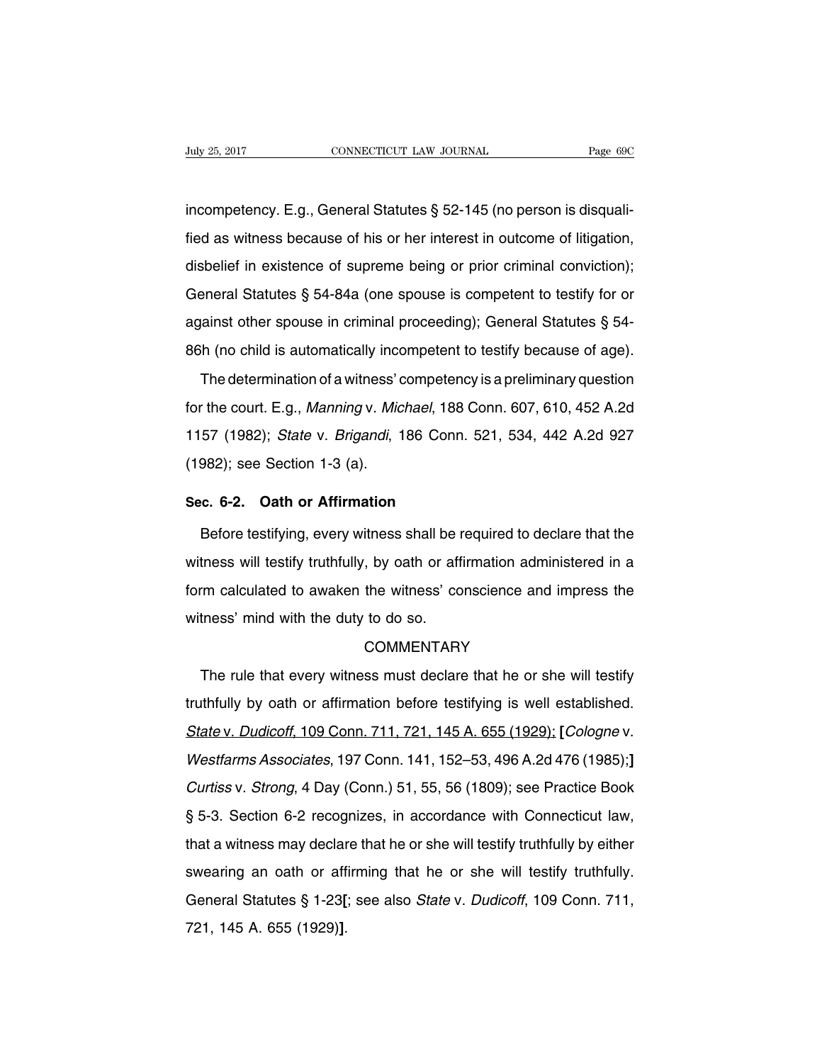incompetency. E.g., General Statutes § 52-145 (no person is disqualified as witness because of his or her interest in outcome of litigation, disbelief in existence of supreme being or prior criminal conviction); General Statutes § 54-84a (one spouse is competent to testify for or against other spouse in criminal proceeding); General Statutes § 54-86h (no child is automatically incompetent to testify because of age).

The determination of a witness' competency is a preliminary question for the court. E.g., *Manning* v. *Michael*, 188 Conn. 607, 610, 452 A.2d 1157 (1982); *State* v. *Brigandi*, 186 Conn. 521, 534, 442 A.2d 927 (1982); see Section 1-3 (a).

**Sec. 6-2. Oath or Affirmation**

Before testifying, every witness shall be required to declare that the witness will testify truthfully, by oath or affirmation administered in a form calculated to awaken the witness' conscience and impress the witness' mind with the duty to do so.

COMMENTARY

The rule that every witness must declare that he or she will testify truthfully by oath or affirmation before testifying is well established. *State* v. *Dudicoff*, 109 Conn. 711, 721, 145 A. 655 (1929); **[***Cologne* v. *Westfarms Associates*, 197 Conn. 141, 152–53, 496 A.2d 476 (1985);**]** *Curtiss* v. *Strong*, 4 Day (Conn.) 51, 55, 56 (1809); see Practice Book § 5-3. Section 6-2 recognizes, in accordance with Connecticut law, that a witness may declare that he or she will testify truthfully by either swearing an oath or affirming that he or she will testify truthfully. General Statutes § 1-23**[**; see also *State* v. *Dudicoff*, 109 Conn. 711, 721, 145 A. 655 (1929)**]**.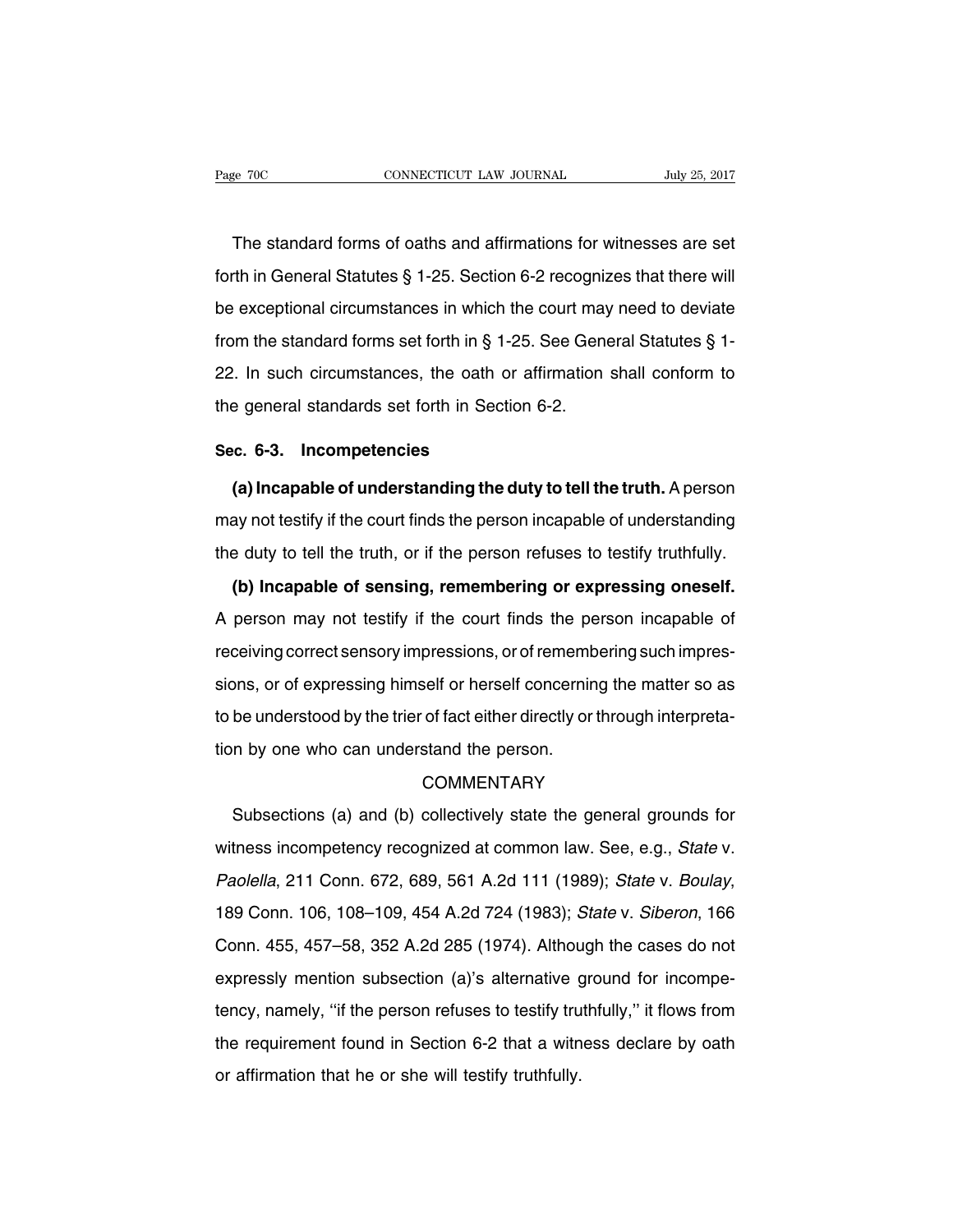The standard forms of oaths and affirmations for witnesses are set forth in General Statutes § 1-25. Section 6-2 recognizes that there will be exceptional circumstances in which the court may need to deviate from the standard forms set forth in § 1-25. See General Statutes § 1-22. In such circumstances, the oath or affirmation shall conform to the general standards set forth in Section 6-2.

## Sec. 6-3. Incompetencies

**(a) Incapable of understanding the duty to tell the truth.** A person may not testify if the court finds the person incapable of understanding the duty to tell the truth, or if the person refuses to testify truthfully.

**(b) Incapable of sensing, remembering or expressing oneself.** A person may not testify if the court finds the person incapable of receiving correct sensory impressions, or of remembering such impressions, or of expressing himself or herself concerning the matter so as to be understood by the trier of fact either directly or through interpretation by one who can understand the person.

### COMMENTARY

Subsections (a) and (b) collectively state the general grounds for witness incompetency recognized at common law. See, e.g., *State* v. *Paolella*, 211 Conn. 672, 689, 561 A.2d 111 (1989); *State* v. *Boulay*, 189 Conn. 106, 108–109, 454 A.2d 724 (1983); *State* v. *Siberon*, 166 Conn. 455, 457–58, 352 A.2d 285 (1974). Although the cases do not expressly mention subsection (a)'s alternative ground for incompetency, namely, ''if the person refuses to testify truthfully,'' it flows from the requirement found in Section 6-2 that a witness declare by oath or affirmation that he or she will testify truthfully.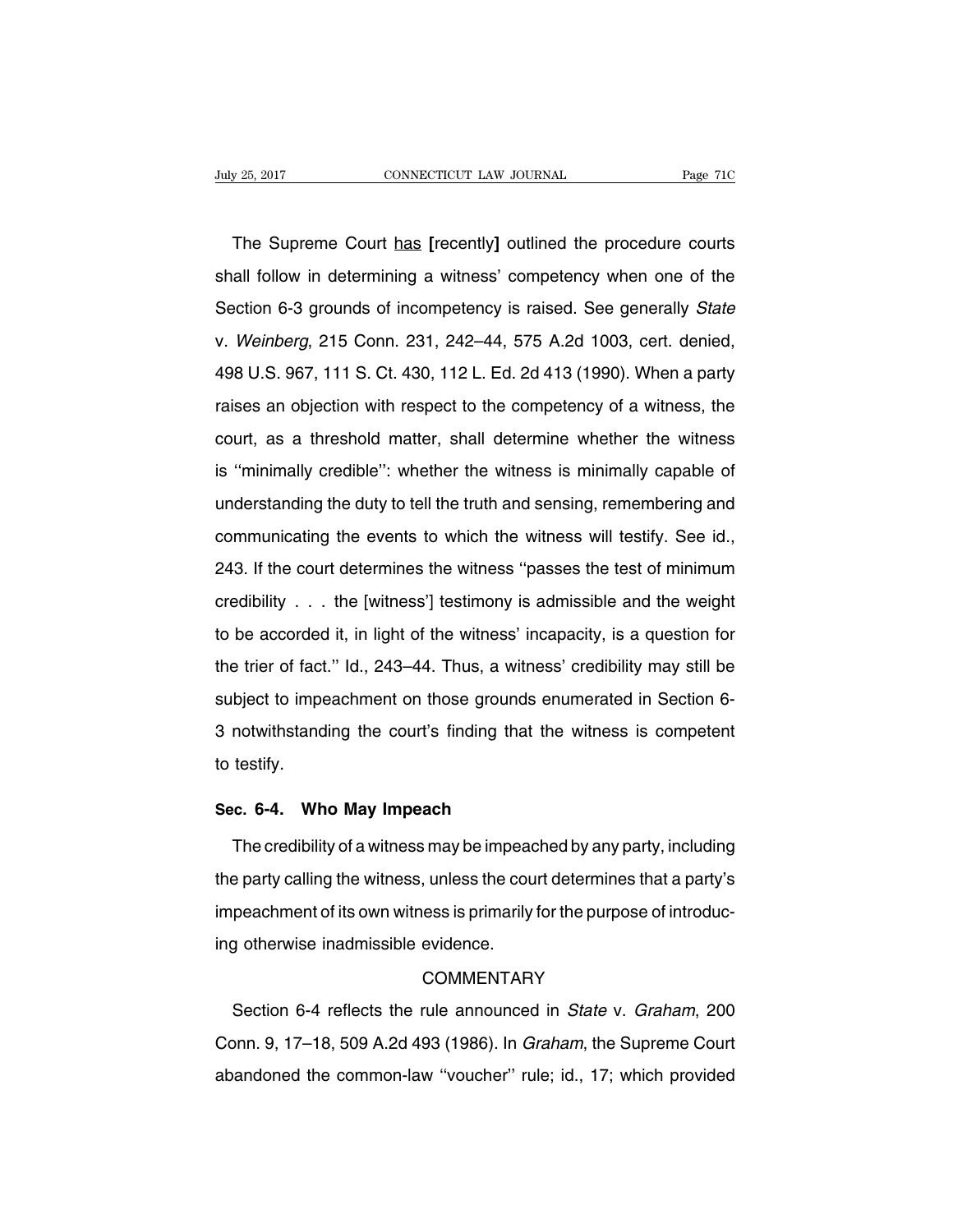The Supreme Court <u>has</u> **[**recently**]** outlined the procedure courts shall follow in determining a witness' competency when one of the Section 6-3 grounds of incompetency is raised. See generally *State* v. *Weinberg*, 215 Conn. 231, 242–44, 575 A.2d 1003, cert. denied, 498 U.S. 967, 111 S. Ct. 430, 112 L. Ed. 2d 413 (1990). When a party raises an objection with respect to the competency of a witness, the court, as a threshold matter, shall determine whether the witness is ''minimally credible'': whether the witness is minimally capable of understanding the duty to tell the truth and sensing, remembering and communicating the events to which the witness will testify. See id., 243. If the court determines the witness ''passes the test of minimum credibility . . . the [witness'] testimony is admissible and the weight to be accorded it, in light of the witness' incapacity, is a question for the trier of fact.'' Id., 243–44. Thus, a witness' credibility may still be subject to impeachment on those grounds enumerated in Section 6-3 notwithstanding the court's finding that the witness is competent to testify.

## Sec. 6-4. Who May Impeach

The credibility of a witness may be impeached by any party, including the party calling the witness, unless the court determines that a party's impeachment of its own witness is primarily for the purpose of introducing otherwise inadmissible evidence.

COMMENTARY

Section 6-4 reflects the rule announced in *State* v. *Graham*, 200 Conn. 9, 17–18, 509 A.2d 493 (1986). In *Graham*, the Supreme Court abandoned the common-law ''voucher'' rule; id., 17; which provided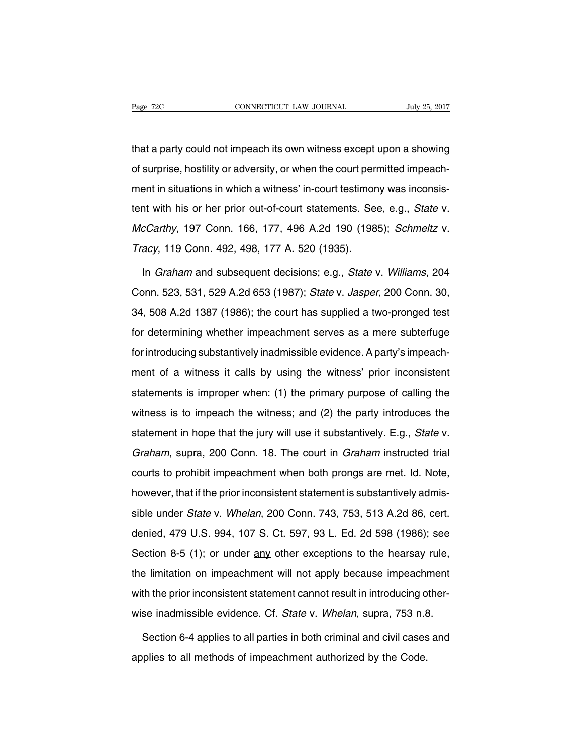that a party could not impeach its own witness except upon a showing of surprise, hostility or adversity, or when the court permitted impeachment in situations in which a witness' in-court testimony was inconsistent with his or her prior out-of-court statements. See, e.g., *State* v. *McCarthy*, 197 Conn. 166, 177, 496 A.2d 190 (1985); *Schmeltz* v. *Tracy*, 119 Conn. 492, 498, 177 A. 520 (1935).

In *Graham* and subsequent decisions; e.g., *State* v. *Williams*, 204 Conn. 523, 531, 529 A.2d 653 (1987); *State* v. *Jasper*, 200 Conn. 30, 34, 508 A.2d 1387 (1986); the court has supplied a two-pronged test for determining whether impeachment serves as a mere subterfuge for introducing substantively inadmissible evidence. A party's impeachment of a witness it calls by using the witness' prior inconsistent statements is improper when: (1) the primary purpose of calling the witness is to impeach the witness; and (2) the party introduces the statement in hope that the jury will use it substantively. E.g., *State* v. *Graham*, supra, 200 Conn. 18. The court in *Graham* instructed trial courts to prohibit impeachment when both prongs are met. Id. Note, however, that if the prior inconsistent statement is substantively admissible under *State* v. *Whelan*, 200 Conn. 743, 753, 513 A.2d 86, cert. denied, 479 U.S. 994, 107 S. Ct. 597, 93 L. Ed. 2d 598 (1986); see Section 8-5 (1); or under <u>any</u> other exceptions to the hearsay rule, the limitation on impeachment will not apply because impeachment with the prior inconsistent statement cannot result in introducing otherwise inadmissible evidence. Cf. *State* v. *Whelan*, supra, 753 n.8.

Section 6-4 applies to all parties in both criminal and civil cases and applies to all methods of impeachment authorized by the Code.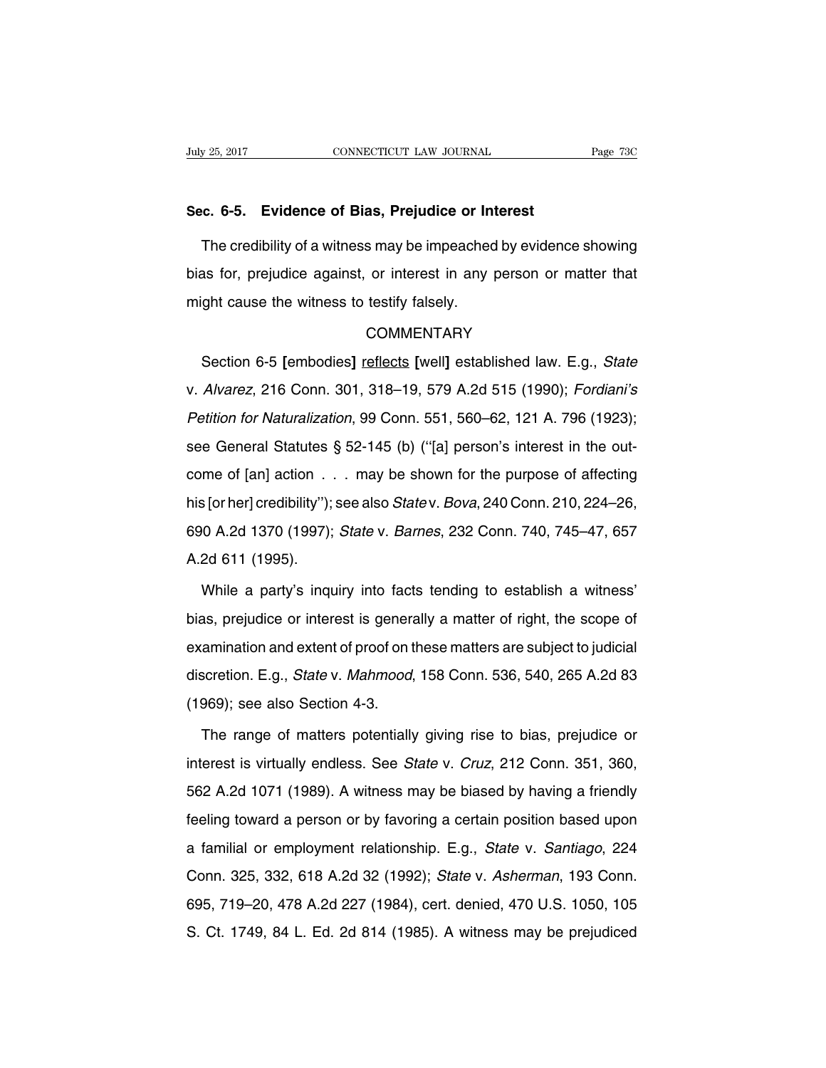### Sec. 6-5. Evidence of Bias, Prejudice or Interest

The credibility of a witness may be impeached by evidence showing bias for, prejudice against, or interest in any person or matter that might cause the witness to testify falsely.

COMMENTARY

Section 6-5 [embodies] <u>reflects</u> [well] established law. E.g., *State* v. *Alvarez*, 216 Conn. 301, 318–19, 579 A.2d 515 (1990); *Fordiani's Petition for Naturalization*, 99 Conn. 551, 560–62, 121 A. 796 (1923); see General Statutes § 52-145 (b) (''[a] person's interest in the outcome of [an] action . . . may be shown for the purpose of affecting his [or her] credibility''); see also *State* v. *Bova*, 240 Conn. 210, 224–26, 690 A.2d 1370 (1997); *State* v. *Barnes*, 232 Conn. 740, 745–47, 657 A.2d 611 (1995).

While a party's inquiry into facts tending to establish a witness' bias, prejudice or interest is generally a matter of right, the scope of examination and extent of proof on these matters are subject to judicial discretion. E.g., *State* v. *Mahmood*, 158 Conn. 536, 540, 265 A.2d 83 (1969); see also Section 4-3.

The range of matters potentially giving rise to bias, prejudice or interest is virtually endless. See *State* v. *Cruz*, 212 Conn. 351, 360, 562 A.2d 1071 (1989). A witness may be biased by having a friendly feeling toward a person or by favoring a certain position based upon a familial or employment relationship. E.g., *State* v. *Santiago*, 224 Conn. 325, 332, 618 A.2d 32 (1992); *State* v. *Asherman*, 193 Conn. 695, 719–20, 478 A.2d 227 (1984), cert. denied, 470 U.S. 1050, 105 S. Ct. 1749, 84 L. Ed. 2d 814 (1985). A witness may be prejudiced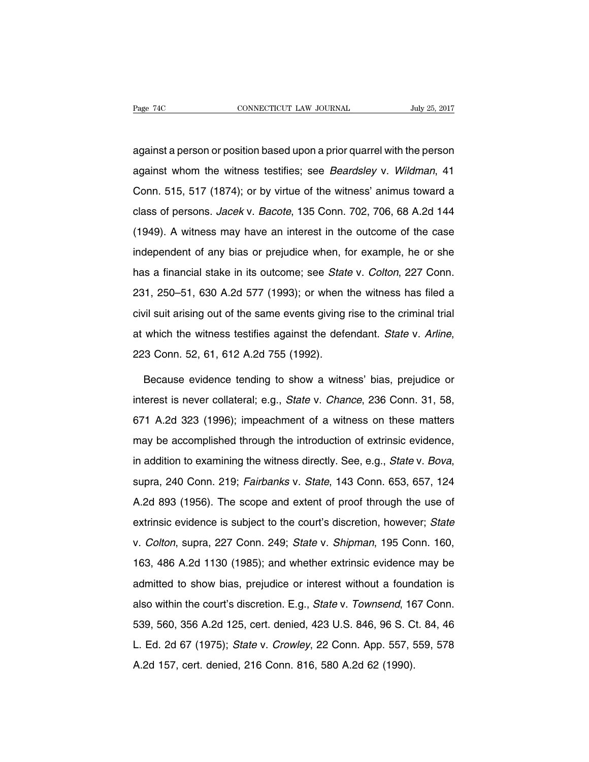against a person or position based upon a prior quarrel with the person against whom the witness testifies; see *Beardsley* v. *Wildman*, 41 Conn. 515, 517 (1874); or by virtue of the witness' animus toward a class of persons. *Jacek* v. *Bacote*, 135 Conn. 702, 706, 68 A.2d 144 (1949). A witness may have an interest in the outcome of the case independent of any bias or prejudice when, for example, he or she has a financial stake in its outcome; see *State* v. *Colton*, 227 Conn. 231, 250–51, 630 A.2d 577 (1993); or when the witness has filed a civil suit arising out of the same events giving rise to the criminal trial at which the witness testifies against the defendant. *State* v. *Arline*, 223 Conn. 52, 61, 612 A.2d 755 (1992).

Because evidence tending to show a witness' bias, prejudice or interest is never collateral; e.g., *State* v. *Chance*, 236 Conn. 31, 58, 671 A.2d 323 (1996); impeachment of a witness on these matters may be accomplished through the introduction of extrinsic evidence, in addition to examining the witness directly. See, e.g., *State* v. *Bova*, supra, 240 Conn. 219; *Fairbanks* v. *State*, 143 Conn. 653, 657, 124 A.2d 893 (1956). The scope and extent of proof through the use of extrinsic evidence is subject to the court's discretion, however; *State* v. *Colton*, supra, 227 Conn. 249; *State* v. *Shipman*, 195 Conn. 160, 163, 486 A.2d 1130 (1985); and whether extrinsic evidence may be admitted to show bias, prejudice or interest without a foundation is also within the court's discretion. E.g., *State* v. *Townsend*, 167 Conn. 539, 560, 356 A.2d 125, cert. denied, 423 U.S. 846, 96 S. Ct. 84, 46 L. Ed. 2d 67 (1975); *State* v. *Crowley*, 22 Conn. App. 557, 559, 578 A.2d 157, cert. denied, 216 Conn. 816, 580 A.2d 62 (1990).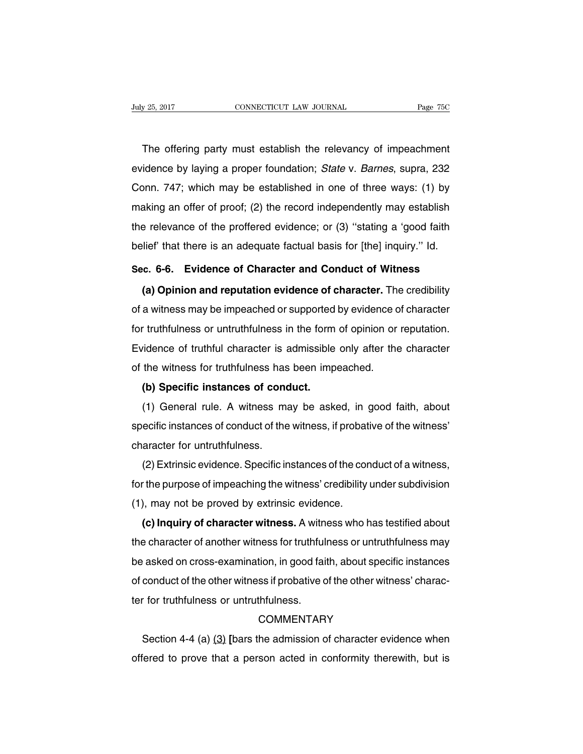The offering party must establish the relevancy of impeachment evidence by laying a proper foundation; *State* v. *Barnes*, supra, 232 Conn. 747; which may be established in one of three ways: (1) by making an offer of proof; (2) the record independently may establish the relevance of the proffered evidence; or (3) ''stating a 'good faith belief' that there is an adequate factual basis for [the] inquiry.'' Id.

**Sec. 6-6. Evidence of Character and Conduct of Witness**

**(a) Opinion and reputation evidence of character.** The credibility of a witness may be impeached or supported by evidence of character for truthfulness or untruthfulness in the form of opinion or reputation. Evidence of truthful character is admissible only after the character of the witness for truthfulness has been impeached.

**(b) Specific instances of conduct.**

(1) General rule. A witness may be asked, in good faith, about specific instances of conduct of the witness, if probative of the witness' character for untruthfulness.

(2) Extrinsic evidence. Specific instances of the conduct of a witness, for the purpose of impeaching the witness' credibility under subdivision (1), may not be proved by extrinsic evidence.

**(c) Inquiry of character witness.** A witness who has testified about the character of another witness for truthfulness or untruthfulness may be asked on cross-examination, in good faith, about specific instances of conduct of the other witness if probative of the other witness' character for truthfulness or untruthfulness.

COMMENTARY

Section 4-4 (a) <u>(3)</u> **[**bars the admission of character evidence when offered to prove that a person acted in conformity therewith, but is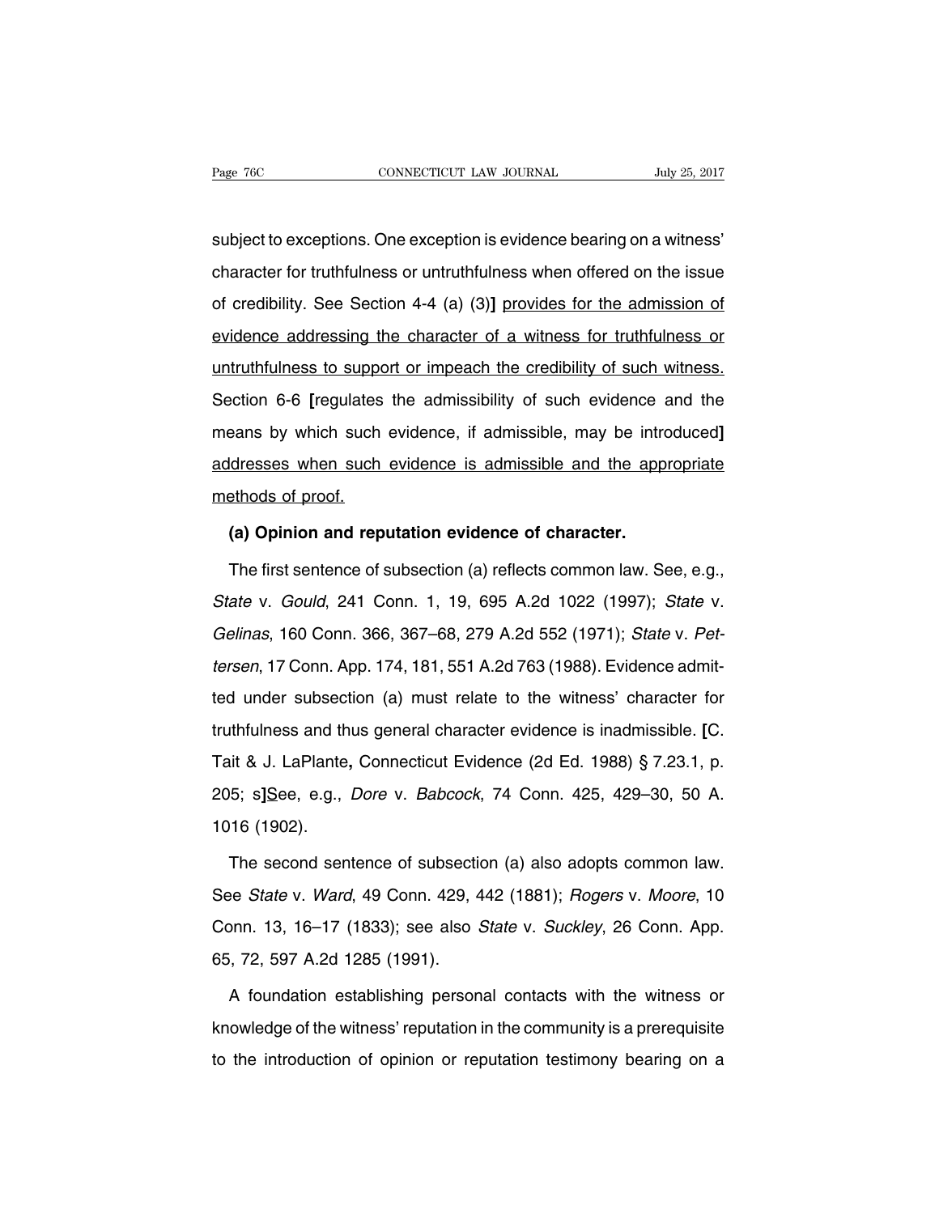subject to exceptions. One exception is evidence bearing on a witness' character for truthfulness or untruthfulness when offered on the issue of credibility. See Section 4-4 (a) (3)] <u>provides for the admission of evidence addressing the character of a witness for truthfulness or untruthfulness to support or impeach the credibility of such witness.</u> Section 6-6 [regulates the admissibility of such evidence and the means by which such evidence, if admissible, may be introduced] <u>addresses when such evidence is admissible and the appropriate methods of proof.</u>

**(a) Opinion and reputation evidence of character.**

The first sentence of subsection (a) reflects common law. See, e.g., *State* v. *Gould*, 241 Conn. 1, 19, 695 A.2d 1022 (1997); *State* v. *Gelinas*, 160 Conn. 366, 367–68, 279 A.2d 552 (1971); *State* v. *Pettersen*, 17 Conn. App. 174, 181, 551 A.2d 763 (1988). Evidence admitted under subsection (a) must relate to the witness' character for truthfulness and thus general character evidence is inadmissible. [C. Tait & J. LaPlante**,** Connecticut Evidence (2d Ed. 1988) § 7.23.1, p. 205; s]<u>S</u>ee, e.g., *Dore* v. *Babcock*, 74 Conn. 425, 429–30, 50 A. 1016 (1902).

The second sentence of subsection (a) also adopts common law. See *State* v. *Ward*, 49 Conn. 429, 442 (1881); *Rogers* v. *Moore*, 10 Conn. 13, 16–17 (1833); see also *State* v. *Suckley*, 26 Conn. App. 65, 72, 597 A.2d 1285 (1991).

A foundation establishing personal contacts with the witness or knowledge of the witness' reputation in the community is a prerequisite to the introduction of opinion or reputation testimony bearing on a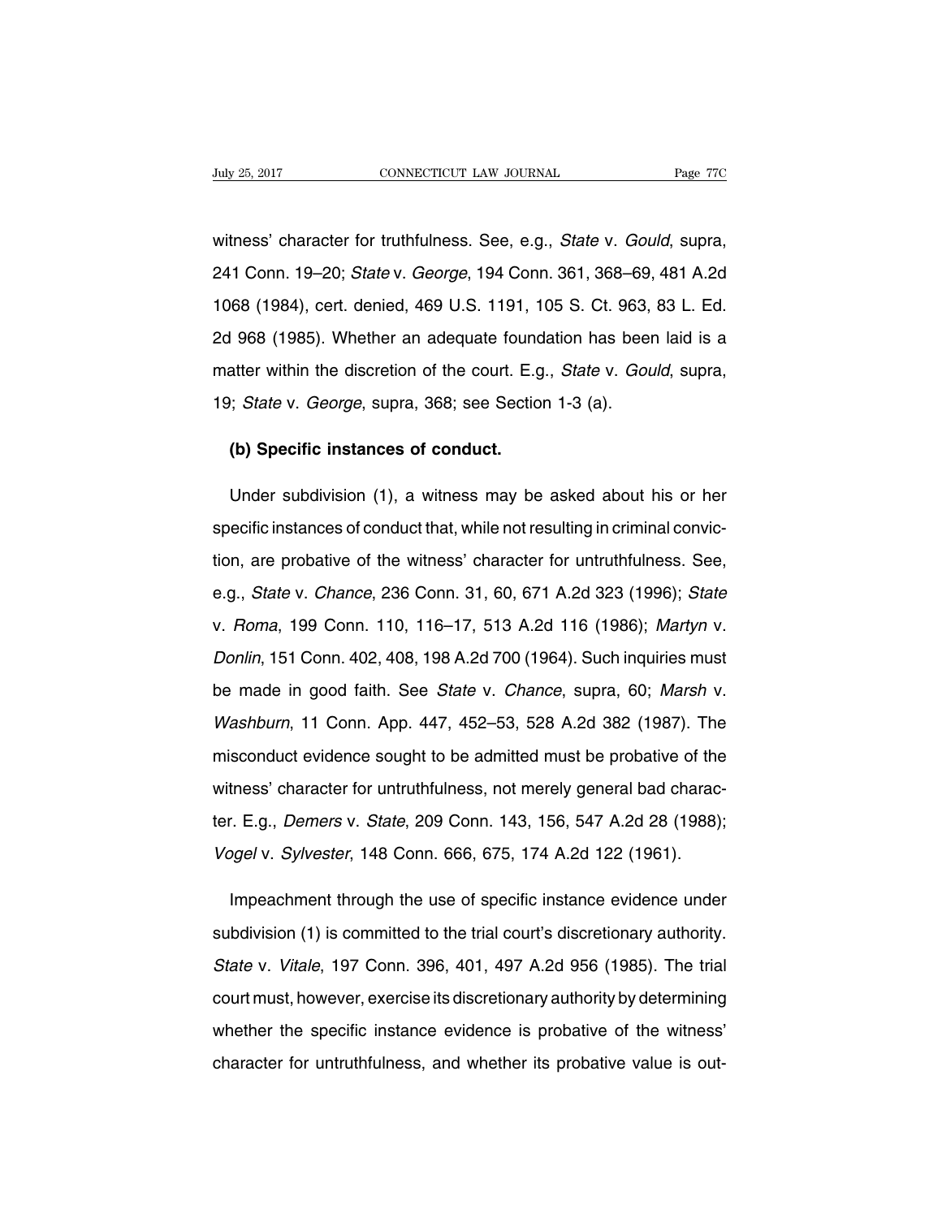witness' character for truthfulness. See, e.g., *State* v. *Gould*, supra, 241 Conn. 19–20; *State* v. *George*, 194 Conn. 361, 368–69, 481 A.2d 1068 (1984), cert. denied, 469 U.S. 1191, 105 S. Ct. 963, 83 L. Ed. 2d 968 (1985). Whether an adequate foundation has been laid is a matter within the discretion of the court. E.g., *State* v. *Gould*, supra, 19; *State* v. *George*, supra, 368; see Section 1-3 (a).

**(b) Specific instances of conduct.**

Under subdivision (1), a witness may be asked about his or her specific instances of conduct that, while not resulting in criminal conviction, are probative of the witness' character for untruthfulness. See, e.g., *State* v. *Chance*, 236 Conn. 31, 60, 671 A.2d 323 (1996); *State* v. *Roma*, 199 Conn. 110, 116–17, 513 A.2d 116 (1986); *Martyn* v. *Donlin*, 151 Conn. 402, 408, 198 A.2d 700 (1964). Such inquiries must be made in good faith. See *State* v. *Chance*, supra, 60; *Marsh* v. *Washburn*, 11 Conn. App. 447, 452–53, 528 A.2d 382 (1987). The misconduct evidence sought to be admitted must be probative of the witness' character for untruthfulness, not merely general bad character. E.g., *Demers* v. *State*, 209 Conn. 143, 156, 547 A.2d 28 (1988); *Vogel* v. *Sylvester*, 148 Conn. 666, 675, 174 A.2d 122 (1961).

Impeachment through the use of specific instance evidence under subdivision (1) is committed to the trial court's discretionary authority. *State* v. *Vitale*, 197 Conn. 396, 401, 497 A.2d 956 (1985). The trial court must, however, exercise its discretionary authority by determining whether the specific instance evidence is probative of the witness' character for untruthfulness, and whether its probative value is out-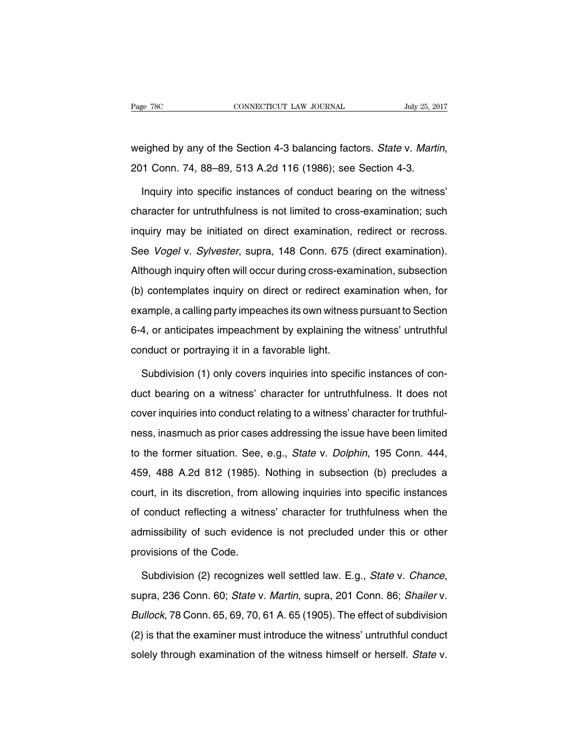weighed by any of the Section 4-3 balancing factors. *State* v. *Martin*, 201 Conn. 74, 88–89, 513 A.2d 116 (1986); see Section 4-3.

Inquiry into specific instances of conduct bearing on the witness' character for untruthfulness is not limited to cross-examination; such inquiry may be initiated on direct examination, redirect or recross. See *Vogel* v. *Sylvester*, supra, 148 Conn. 675 (direct examination). Although inquiry often will occur during cross-examination, subsection (b) contemplates inquiry on direct or redirect examination when, for example, a calling party impeaches its own witness pursuant to Section 6-4, or anticipates impeachment by explaining the witness' untruthful conduct or portraying it in a favorable light.

Subdivision (1) only covers inquiries into specific instances of conduct bearing on a witness' character for untruthfulness. It does not cover inquiries into conduct relating to a witness' character for truthfulness, inasmuch as prior cases addressing the issue have been limited to the former situation. See, e.g., *State* v. *Dolphin*, 195 Conn. 444, 459, 488 A.2d 812 (1985). Nothing in subsection (b) precludes a court, in its discretion, from allowing inquiries into specific instances of conduct reflecting a witness' character for truthfulness when the admissibility of such evidence is not precluded under this or other provisions of the Code.

Subdivision (2) recognizes well settled law. E.g., *State* v. *Chance*, supra, 236 Conn. 60; *State* v. *Martin*, supra, 201 Conn. 86; *Shailer* v. *Bullock*, 78 Conn. 65, 69, 70, 61 A. 65 (1905). The effect of subdivision (2) is that the examiner must introduce the witness' untruthful conduct solely through examination of the witness himself or herself. *State* v.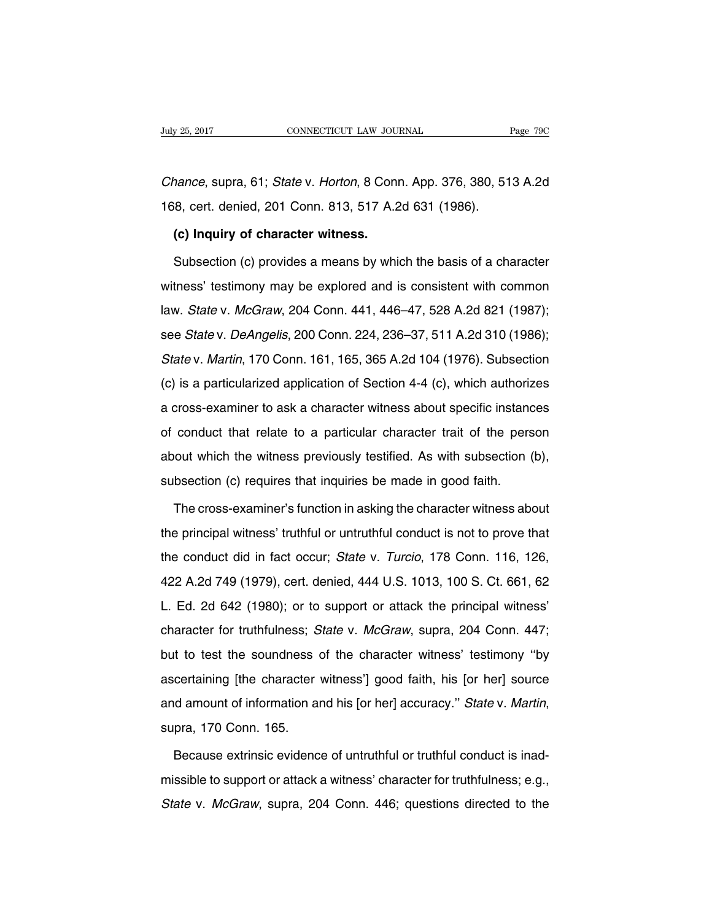*Chance*, supra, 61; *State* v. *Horton*, 8 Conn. App. 376, 380, 513 A.2d 168, cert. denied, 201 Conn. 813, 517 A.2d 631 (1986).

**(c) Inquiry of character witness.**

Subsection (c) provides a means by which the basis of a character witness' testimony may be explored and is consistent with common law. *State* v. *McGraw*, 204 Conn. 441, 446–47, 528 A.2d 821 (1987); see *State* v. *DeAngelis*, 200 Conn. 224, 236–37, 511 A.2d 310 (1986); *State* v. *Martin*, 170 Conn. 161, 165, 365 A.2d 104 (1976). Subsection (c) is a particularized application of Section 4-4 (c), which authorizes a cross-examiner to ask a character witness about specific instances of conduct that relate to a particular character trait of the person about which the witness previously testified. As with subsection (b), subsection (c) requires that inquiries be made in good faith.

The cross-examiner's function in asking the character witness about the principal witness' truthful or untruthful conduct is not to prove that the conduct did in fact occur; *State* v. *Turcio*, 178 Conn. 116, 126, 422 A.2d 749 (1979), cert. denied, 444 U.S. 1013, 100 S. Ct. 661, 62 L. Ed. 2d 642 (1980); or to support or attack the principal witness' character for truthfulness; *State* v. *McGraw*, supra, 204 Conn. 447; but to test the soundness of the character witness' testimony ''by ascertaining [the character witness'] good faith, his [or her] source and amount of information and his [or her] accuracy.'' *State* v. *Martin*, supra, 170 Conn. 165.

Because extrinsic evidence of untruthful or truthful conduct is inadmissible to support or attack a witness' character for truthfulness; e.g., *State* v. *McGraw*, supra, 204 Conn. 446; questions directed to the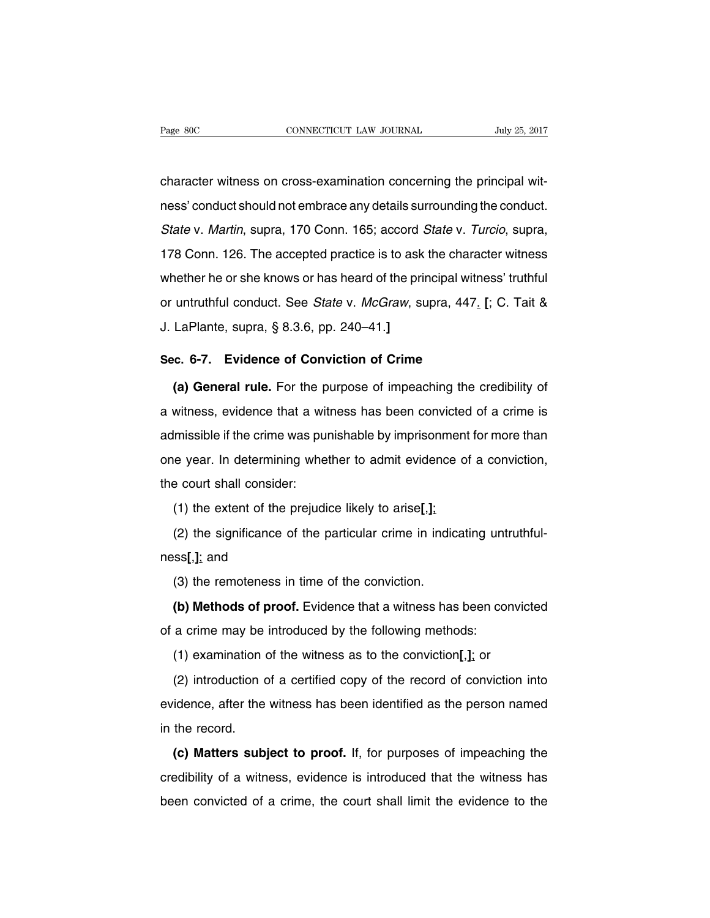character witness on cross-examination concerning the principal witness' conduct should not embrace any details surrounding the conduct. *State* v. *Martin*, supra, 170 Conn. 165; accord *State* v. *Turcio*, supra, 178 Conn. 126. The accepted practice is to ask the character witness whether he or she knows or has heard of the principal witness' truthful or untruthful conduct. See *State* v. *McGraw*, supra, 447. **[**; C. Tait & J. LaPlante, supra, § 8.3.6, pp. 240–41.**]**

**Sec. 6-7. Evidence of Conviction of Crime**

**(a) General rule.** For the purpose of impeaching the credibility of a witness, evidence that a witness has been convicted of a crime is admissible if the crime was punishable by imprisonment for more than one year. In determining whether to admit evidence of a conviction, the court shall consider:

(1) the extent of the prejudice likely to arise**[**,**]**;

(2) the significance of the particular crime in indicating untruthfulness**[**,**]**; and

(3) the remoteness in time of the conviction.

**(b) Methods of proof.** Evidence that a witness has been convicted of a crime may be introduced by the following methods:

(1) examination of the witness as to the conviction**[**,**]**; or

(2) introduction of a certified copy of the record of conviction into evidence, after the witness has been identified as the person named in the record.

**(c) Matters subject to proof.** If, for purposes of impeaching the credibility of a witness, evidence is introduced that the witness has been convicted of a crime, the court shall limit the evidence to the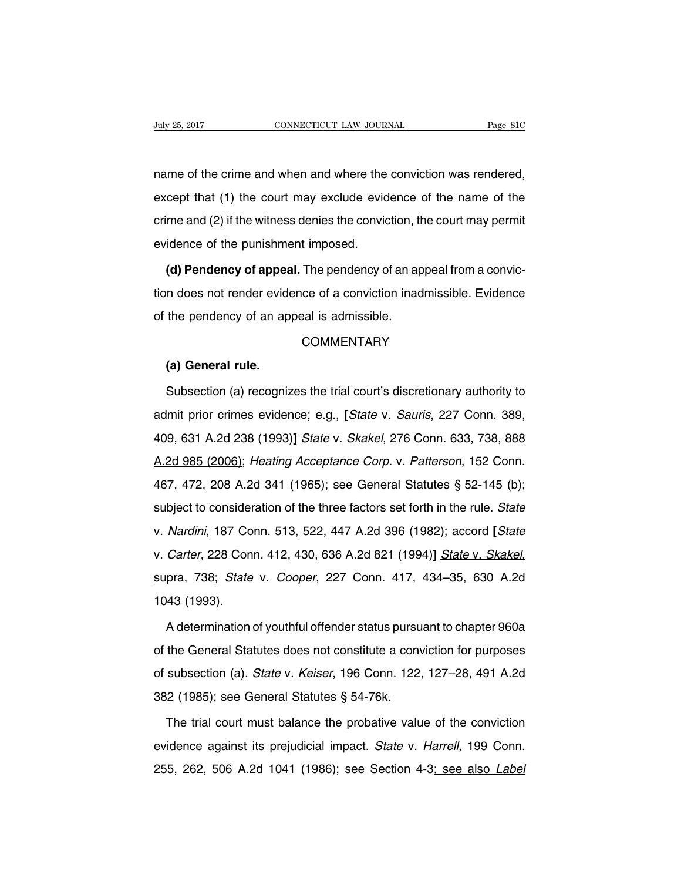name of the crime and when and where the conviction was rendered, except that (1) the court may exclude evidence of the name of the crime and (2) if the witness denies the conviction, the court may permit evidence of the punishment imposed.

**(d) Pendency of appeal.** The pendency of an appeal from a conviction does not render evidence of a conviction inadmissible. Evidence of the pendency of an appeal is admissible.

COMMENTARY

**(a) General rule.**

Subsection (a) recognizes the trial court's discretionary authority to admit prior crimes evidence; e.g., [*State* v. *Sauris*, 227 Conn. 389, 409, 631 A.2d 238 (1993)] <u>*State* v. *Skakel*, 276 Conn. 633, 738, 888 A.2d 985 (2006)</u>; *Heating Acceptance Corp.* v. *Patterson*, 152 Conn. 467, 472, 208 A.2d 341 (1965); see General Statutes § 52-145 (b); subject to consideration of the three factors set forth in the rule. *State* v. *Nardini*, 187 Conn. 513, 522, 447 A.2d 396 (1982); accord [*State* v. *Carter*, 228 Conn. 412, 430, 636 A.2d 821 (1994)] <u>*State* v. *Skakel*, supra, 738</u>; *State* v. *Cooper*, 227 Conn. 417, 434–35, 630 A.2d 1043 (1993).

A determination of youthful offender status pursuant to chapter 960a of the General Statutes does not constitute a conviction for purposes of subsection (a). *State* v. *Keiser*, 196 Conn. 122, 127–28, 491 A.2d 382 (1985); see General Statutes § 54-76k.

The trial court must balance the probative value of the conviction evidence against its prejudicial impact. *State* v. *Harrell*, 199 Conn. 255, 262, 506 A.2d 1041 (1986); see Section 4-3<u>; see also *Label*</u>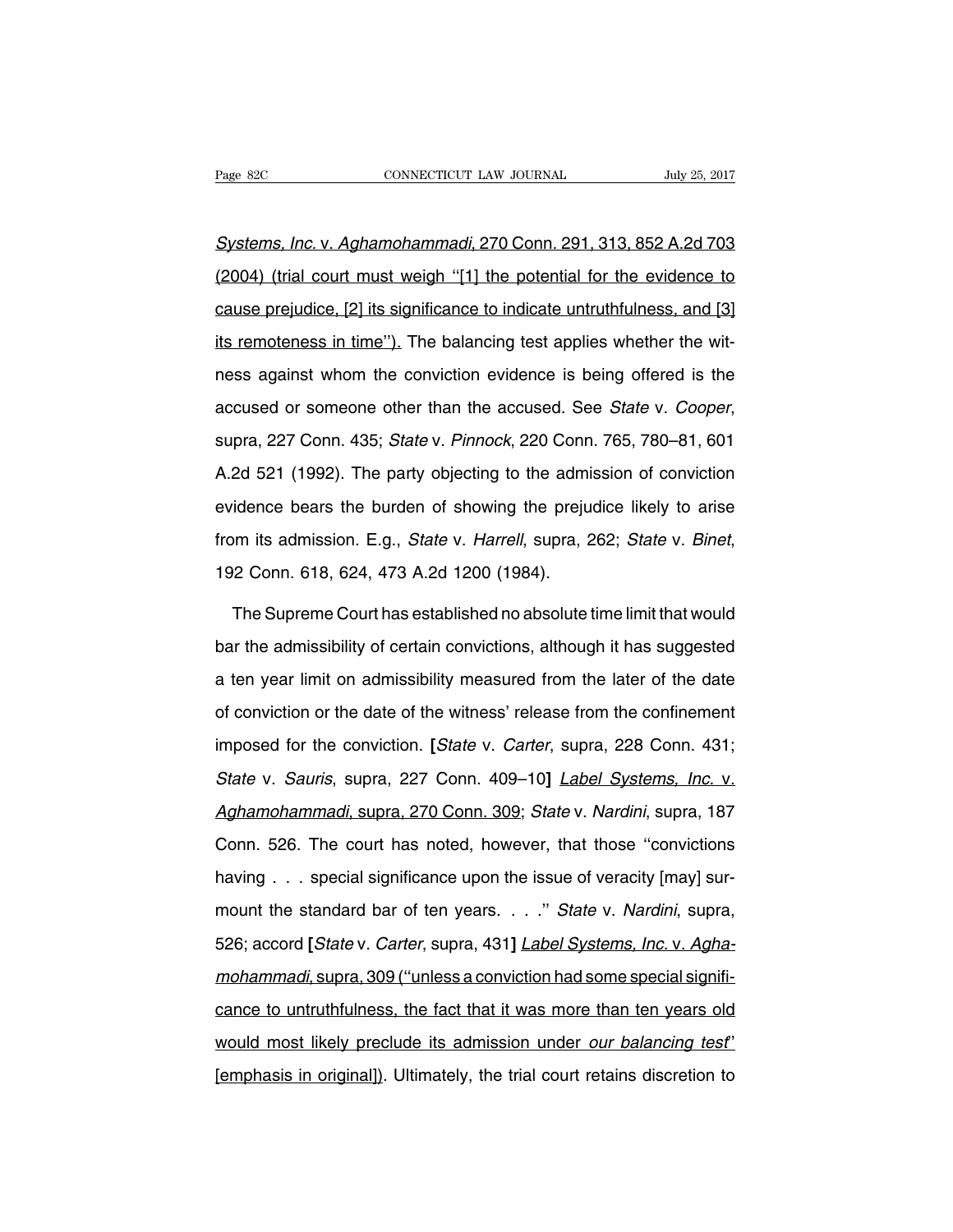*Systems, Inc.* v. *Aghamohammadi*, 270 Conn. 291, 313, 852 A.2d 703 (2004) (trial court must weigh "[1] the potential for the evidence to cause prejudice, [2] its significance to indicate untruthfulness, and [3] its remoteness in time"). The balancing test applies whether the witness against whom the conviction evidence is being offered is the accused or someone other than the accused. See *State* v. *Cooper*, supra, 227 Conn. 435; *State* v. *Pinnock*, 220 Conn. 765, 780–81, 601 A.2d 521 (1992). The party objecting to the admission of conviction evidence bears the burden of showing the prejudice likely to arise from its admission. E.g., *State* v. *Harrell*, supra, 262; *State* v. *Binet*, 192 Conn. 618, 624, 473 A.2d 1200 (1984).

The Supreme Court has established no absolute time limit that would bar the admissibility of certain convictions, although it has suggested a ten year limit on admissibility measured from the later of the date of conviction or the date of the witness' release from the confinement imposed for the conviction. **[***State* v. *Carter*, supra, 228 Conn. 431; *State* v. *Sauris*, supra, 227 Conn. 409–10**]** *Label Systems, Inc.* v. *Aghamohammadi*, supra, 270 Conn. 309; *State* v. *Nardini*, supra, 187 Conn. 526. The court has noted, however, that those "convictions having . . . special significance upon the issue of veracity [may] surmount the standard bar of ten years. . . ." *State* v. *Nardini*, supra, 526; accord **[***State* v. *Carter*, supra, 431**]** *Label Systems, Inc.* v. *Aghamohammadi*, supra, 309 ("unless a conviction had some special significance to untruthfulness, the fact that it was more than ten years old would most likely preclude its admission under *our balancing test*" [emphasis in original]). Ultimately, the trial court retains discretion to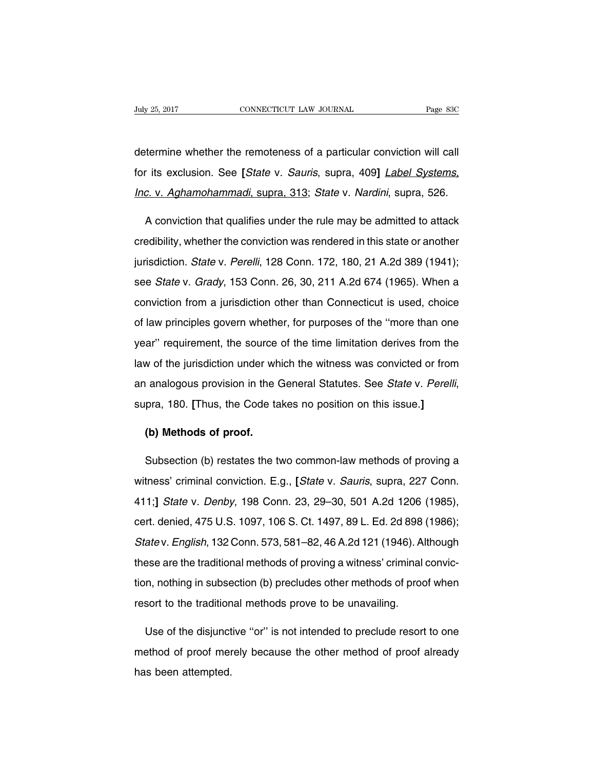determine whether the remoteness of a particular conviction will call for its exclusion. See **[***State* v. *Sauris*, supra, 409**]** _Label Systems, Inc._ v. _Aghamohammadi_, supra, 313; *State* v. *Nardini*, supra, 526.

A conviction that qualifies under the rule may be admitted to attack credibility, whether the conviction was rendered in this state or another jurisdiction. *State* v. *Perelli*, 128 Conn. 172, 180, 21 A.2d 389 (1941); see *State* v. *Grady*, 153 Conn. 26, 30, 211 A.2d 674 (1965). When a conviction from a jurisdiction other than Connecticut is used, choice of law principles govern whether, for purposes of the ''more than one year'' requirement, the source of the time limitation derives from the law of the jurisdiction under which the witness was convicted or from an analogous provision in the General Statutes. See *State* v. *Perelli*, supra, 180. **[**Thus, the Code takes no position on this issue.**]**

**(b) Methods of proof.**

Subsection (b) restates the two common-law methods of proving a witness' criminal conviction. E.g., **[***State* v. *Sauris*, supra, 227 Conn. 411;**]** *State* v. *Denby*, 198 Conn. 23, 29–30, 501 A.2d 1206 (1985), cert. denied, 475 U.S. 1097, 106 S. Ct. 1497, 89 L. Ed. 2d 898 (1986); *State* v. *English*, 132 Conn. 573, 581–82, 46 A.2d 121 (1946). Although these are the traditional methods of proving a witness' criminal conviction, nothing in subsection (b) precludes other methods of proof when resort to the traditional methods prove to be unavailing.

Use of the disjunctive ''or'' is not intended to preclude resort to one method of proof merely because the other method of proof already has been attempted.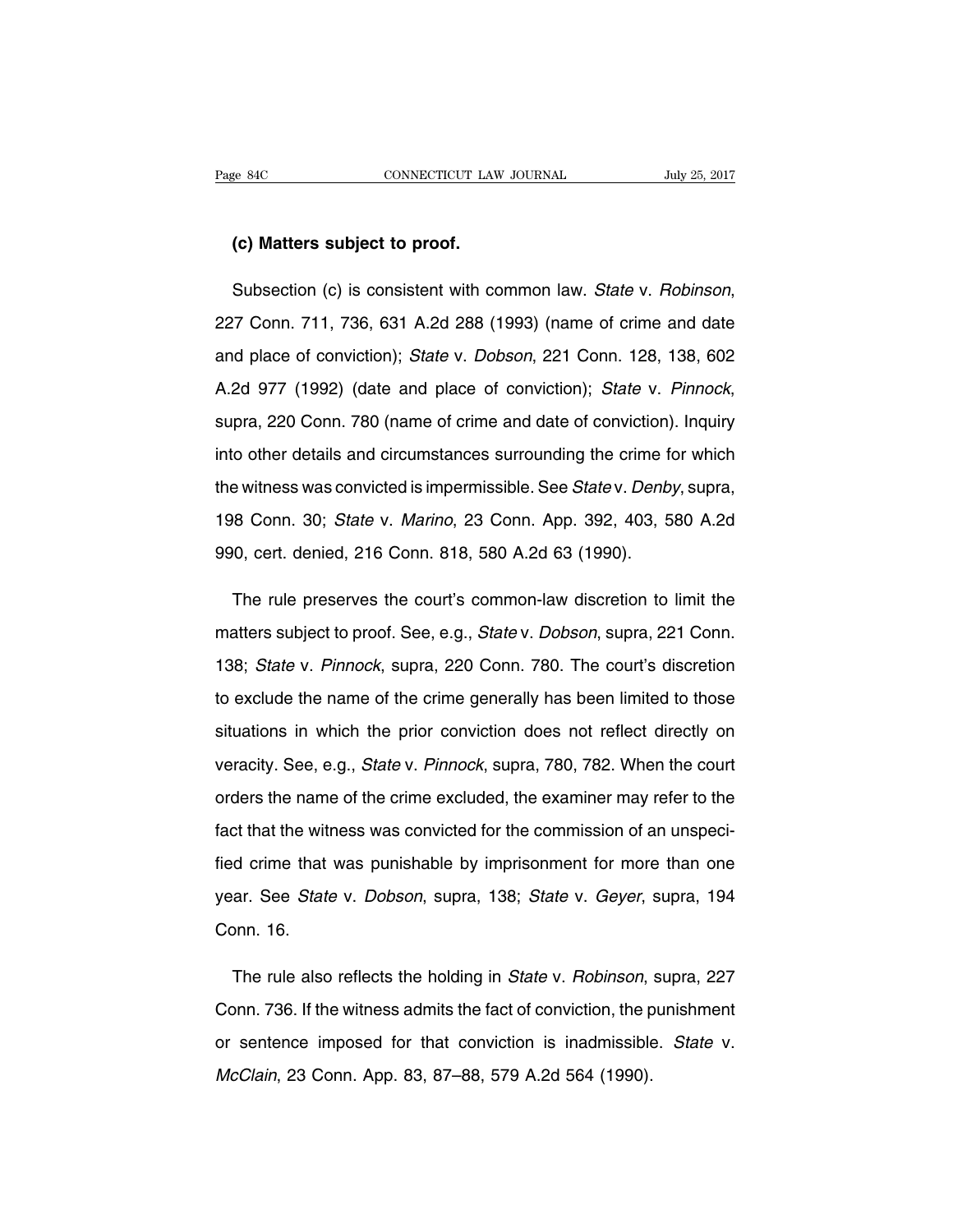**(c) Matters subject to proof.**

Subsection (c) is consistent with common law. *State* v. *Robinson*, 227 Conn. 711, 736, 631 A.2d 288 (1993) (name of crime and date and place of conviction); *State* v. *Dobson*, 221 Conn. 128, 138, 602 A.2d 977 (1992) (date and place of conviction); *State* v. *Pinnock*, supra, 220 Conn. 780 (name of crime and date of conviction). Inquiry into other details and circumstances surrounding the crime for which the witness was convicted is impermissible. See *State* v. *Denby*, supra, 198 Conn. 30; *State* v. *Marino*, 23 Conn. App. 392, 403, 580 A.2d 990, cert. denied, 216 Conn. 818, 580 A.2d 63 (1990).

The rule preserves the court's common-law discretion to limit the matters subject to proof. See, e.g., *State* v. *Dobson*, supra, 221 Conn. 138; *State* v. *Pinnock*, supra, 220 Conn. 780. The court's discretion to exclude the name of the crime generally has been limited to those situations in which the prior conviction does not reflect directly on veracity. See, e.g., *State* v. *Pinnock*, supra, 780, 782. When the court orders the name of the crime excluded, the examiner may refer to the fact that the witness was convicted for the commission of an unspecified crime that was punishable by imprisonment for more than one year. See *State* v. *Dobson*, supra, 138; *State* v. *Geyer*, supra, 194 Conn. 16.

The rule also reflects the holding in *State* v. *Robinson*, supra, 227 Conn. 736. If the witness admits the fact of conviction, the punishment or sentence imposed for that conviction is inadmissible. *State* v. *McClain*, 23 Conn. App. 83, 87–88, 579 A.2d 564 (1990).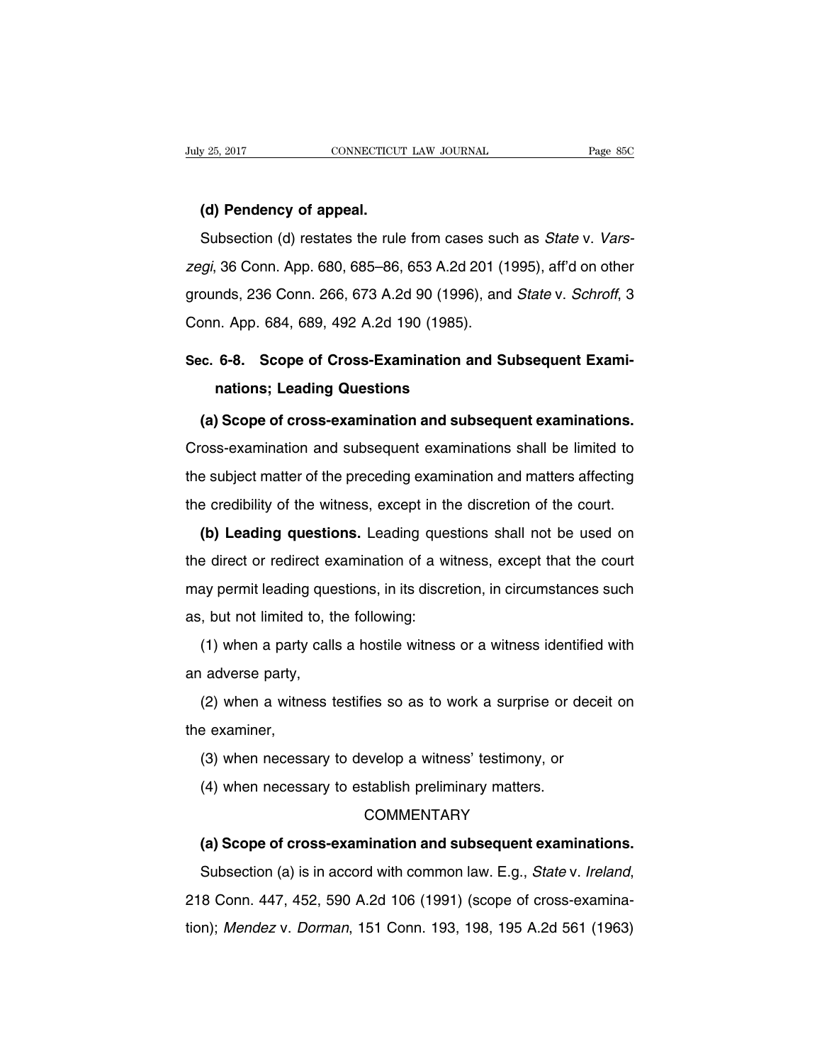**(d) Pendency of appeal.**

Subsection (d) restates the rule from cases such as *State* v. *Varszegi*, 36 Conn. App. 680, 685–86, 653 A.2d 201 (1995), aff'd on other grounds, 236 Conn. 266, 673 A.2d 90 (1996), and *State* v. *Schroff*, 3 Conn. App. 684, 689, 492 A.2d 190 (1985).

## Sec. 6-8. Scope of Cross-Examination and Subsequent Examinations; Leading Questions

**(a) Scope of cross-examination and subsequent examinations.** Cross-examination and subsequent examinations shall be limited to the subject matter of the preceding examination and matters affecting the credibility of the witness, except in the discretion of the court.

**(b) Leading questions.** Leading questions shall not be used on the direct or redirect examination of a witness, except that the court may permit leading questions, in its discretion, in circumstances such as, but not limited to, the following:

(1) when a party calls a hostile witness or a witness identified with an adverse party,

(2) when a witness testifies so as to work a surprise or deceit on the examiner,

(3) when necessary to develop a witness' testimony, or

(4) when necessary to establish preliminary matters.

COMMENTARY

**(a) Scope of cross-examination and subsequent examinations.**

Subsection (a) is in accord with common law. E.g., *State* v. *Ireland*, 218 Conn. 447, 452, 590 A.2d 106 (1991) (scope of cross-examination); *Mendez* v. *Dorman*, 151 Conn. 193, 198, 195 A.2d 561 (1963)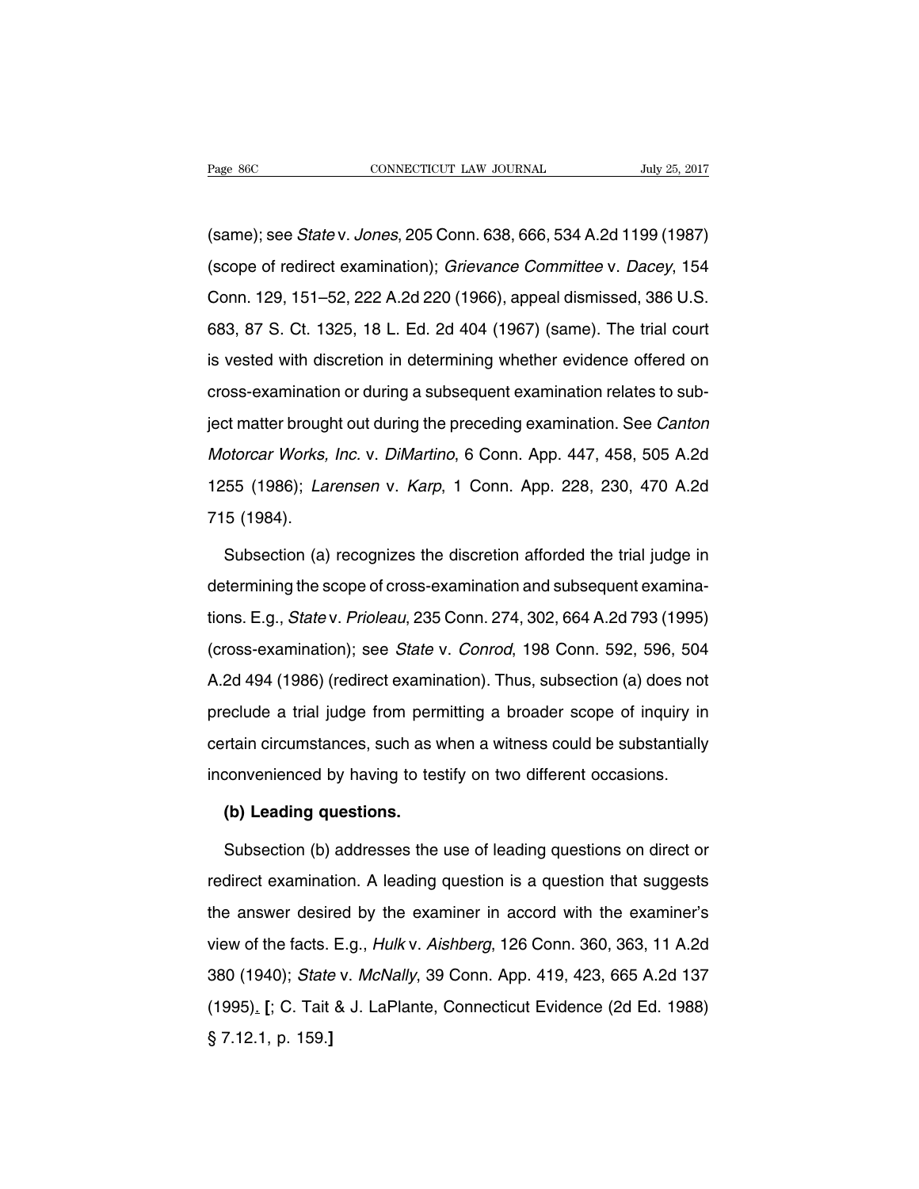(same); see *State* v. *Jones*, 205 Conn. 638, 666, 534 A.2d 1199 (1987) (scope of redirect examination); *Grievance Committee* v. *Dacey*, 154 Conn. 129, 151–52, 222 A.2d 220 (1966), appeal dismissed, 386 U.S. 683, 87 S. Ct. 1325, 18 L. Ed. 2d 404 (1967) (same). The trial court is vested with discretion in determining whether evidence offered on cross-examination or during a subsequent examination relates to subject matter brought out during the preceding examination. See *Canton Motorcar Works, Inc.* v. *DiMartino*, 6 Conn. App. 447, 458, 505 A.2d 1255 (1986); *Larensen* v. *Karp*, 1 Conn. App. 228, 230, 470 A.2d 715 (1984).

Subsection (a) recognizes the discretion afforded the trial judge in determining the scope of cross-examination and subsequent examinations. E.g., *State* v. *Prioleau*, 235 Conn. 274, 302, 664 A.2d 793 (1995) (cross-examination); see *State* v. *Conrod*, 198 Conn. 592, 596, 504 A.2d 494 (1986) (redirect examination). Thus, subsection (a) does not preclude a trial judge from permitting a broader scope of inquiry in certain circumstances, such as when a witness could be substantially inconvenienced by having to testify on two different occasions.

**(b) Leading questions.**

Subsection (b) addresses the use of leading questions on direct or redirect examination. A leading question is a question that suggests the answer desired by the examiner in accord with the examiner's view of the facts. E.g., *Hulk* v. *Aishberg*, 126 Conn. 360, 363, 11 A.2d 380 (1940); *State* v. *McNally*, 39 Conn. App. 419, 423, 665 A.2d 137 (1995). **[**; C. Tait & J. LaPlante, Connecticut Evidence (2d Ed. 1988) § 7.12.1, p. 159.**]**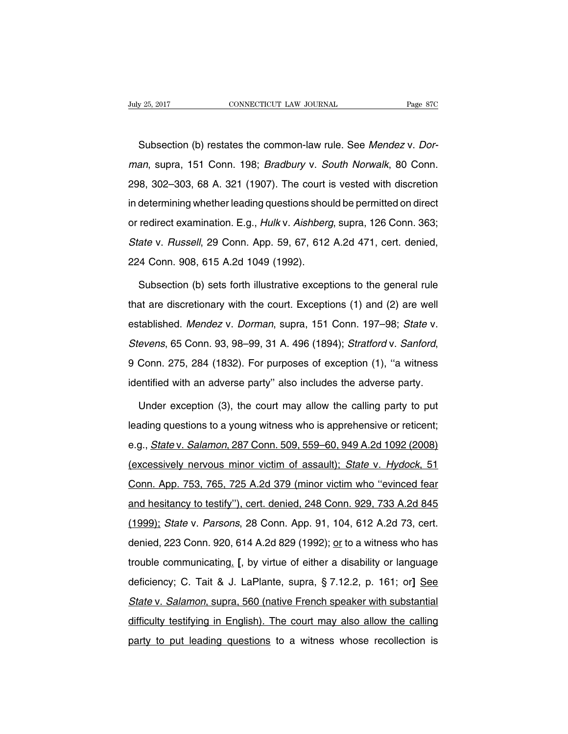Subsection (b) restates the common-law rule. See *Mendez* v. *Dorman*, supra, 151 Conn. 198; *Bradbury* v. *South Norwalk*, 80 Conn. 298, 302–303, 68 A. 321 (1907). The court is vested with discretion in determining whether leading questions should be permitted on direct or redirect examination. E.g., *Hulk* v. *Aishberg*, supra, 126 Conn. 363; *State* v. *Russell*, 29 Conn. App. 59, 67, 612 A.2d 471, cert. denied, 224 Conn. 908, 615 A.2d 1049 (1992).

Subsection (b) sets forth illustrative exceptions to the general rule that are discretionary with the court. Exceptions (1) and (2) are well established. *Mendez* v. *Dorman*, supra, 151 Conn. 197–98; *State* v. *Stevens*, 65 Conn. 93, 98–99, 31 A. 496 (1894); *Stratford* v. *Sanford*, 9 Conn. 275, 284 (1832). For purposes of exception (1), "a witness identified with an adverse party" also includes the adverse party.

Under exception (3), the court may allow the calling party to put leading questions to a young witness who is apprehensive or reticent; e.g., <u>*State* v. *Salamon*, 287 Conn. 509, 559–60, 949 A.2d 1092 (2008) (excessively nervous minor victim of assault); *State* v. *Hydock*, 51 Conn. App. 753, 765, 725 A.2d 379 (minor victim who "evinced fear and hesitancy to testify"), cert. denied, 248 Conn. 929, 733 A.2d 845 (1999);</u> *State* v. *Parsons*, 28 Conn. App. 91, 104, 612 A.2d 73, cert. denied, 223 Conn. 920, 614 A.2d 829 (1992); <u>or</u> to a witness who has trouble communicating<u>.</u> **[**, by virtue of either a disability or language deficiency; C. Tait & J. LaPlante, supra, § 7.12.2, p. 161; or**]** <u>See *State* v. *Salamon*, supra, 560 (native French speaker with substantial difficulty testifying in English). The court may also allow the calling party to put leading questions</u> to a witness whose recollection is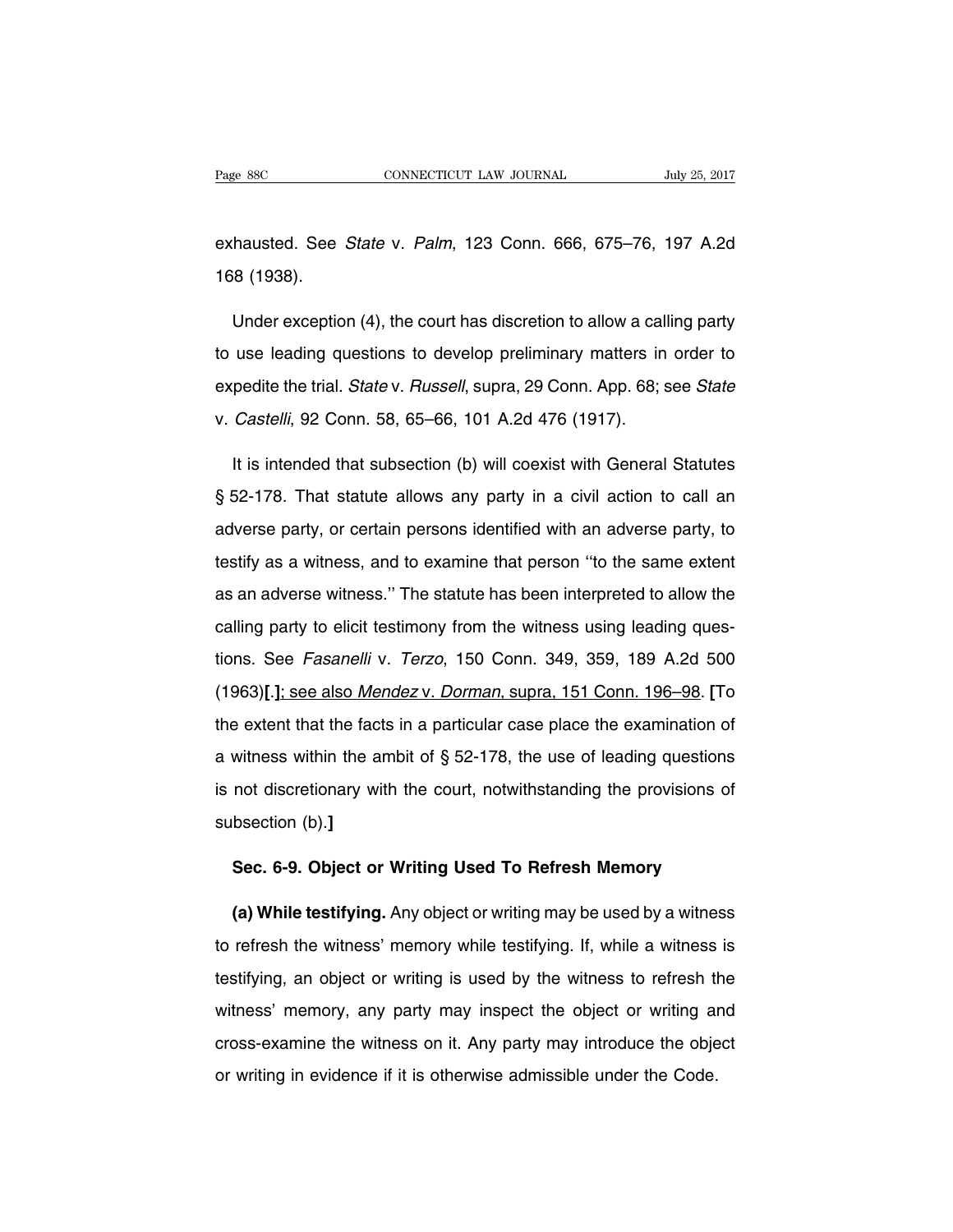exhausted. See *State* v. *Palm*, 123 Conn. 666, 675–76, 197 A.2d 168 (1938).

Under exception (4), the court has discretion to allow a calling party to use leading questions to develop preliminary matters in order to expedite the trial. *State* v. *Russell*, supra, 29 Conn. App. 68; see *State* v. *Castelli*, 92 Conn. 58, 65–66, 101 A.2d 476 (1917).

It is intended that subsection (b) will coexist with General Statutes § 52-178. That statute allows any party in a civil action to call an adverse party, or certain persons identified with an adverse party, to testify as a witness, and to examine that person ''to the same extent as an adverse witness.'' The statute has been interpreted to allow the calling party to elicit testimony from the witness using leading questions. See *Fasanelli* v. *Terzo*, 150 Conn. 349, 359, 189 A.2d 500 (1963)**[**.**]**<u>; see also *Mendez* v. *Dorman*, supra, 151 Conn. 196–98</u>. **[**To the extent that the facts in a particular case place the examination of a witness within the ambit of § 52-178, the use of leading questions is not discretionary with the court, notwithstanding the provisions of subsection (b).**]**

**Sec. 6-9. Object or Writing Used To Refresh Memory**

**(a) While testifying.** Any object or writing may be used by a witness to refresh the witness' memory while testifying. If, while a witness is testifying, an object or writing is used by the witness to refresh the witness' memory, any party may inspect the object or writing and cross-examine the witness on it. Any party may introduce the object or writing in evidence if it is otherwise admissible under the Code.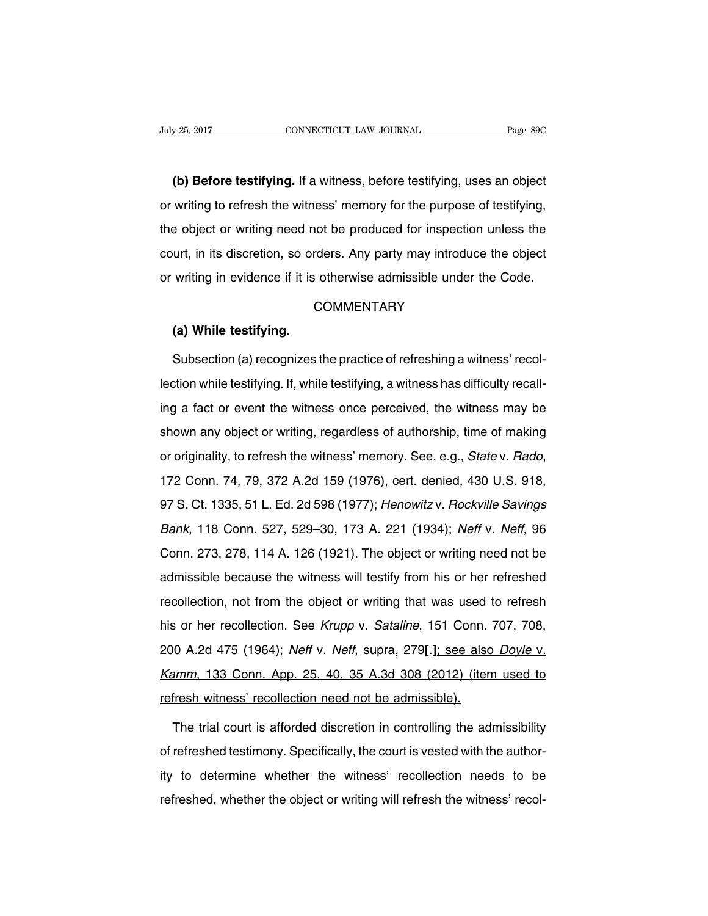**(b) Before testifying.** If a witness, before testifying, uses an object or writing to refresh the witness' memory for the purpose of testifying, the object or writing need not be produced for inspection unless the court, in its discretion, so orders. Any party may introduce the object or writing in evidence if it is otherwise admissible under the Code.

COMMENTARY

**(a) While testifying.**

Subsection (a) recognizes the practice of refreshing a witness' recollection while testifying. If, while testifying, a witness has difficulty recalling a fact or event the witness once perceived, the witness may be shown any object or writing, regardless of authorship, time of making or originality, to refresh the witness' memory. See, e.g., *State* v. *Rado*, 172 Conn. 74, 79, 372 A.2d 159 (1976), cert. denied, 430 U.S. 918, 97 S. Ct. 1335, 51 L. Ed. 2d 598 (1977); *Henowitz* v. *Rockville Savings Bank*, 118 Conn. 527, 529–30, 173 A. 221 (1934); *Neff* v. *Neff*, 96 Conn. 273, 278, 114 A. 126 (1921). The object or writing need not be admissible because the witness will testify from his or her refreshed recollection, not from the object or writing that was used to refresh his or her recollection. See *Krupp* v. *Sataline*, 151 Conn. 707, 708, 200 A.2d 475 (1964); *Neff* v. *Neff*, supra, 279**[.]**; see also *Doyle* v. *Kamm*, 133 Conn. App. 25, 40, 35 A.3d 308 (2012) (item used to refresh witness' recollection need not be admissible).

The trial court is afforded discretion in controlling the admissibility of refreshed testimony. Specifically, the court is vested with the authority to determine whether the witness' recollection needs to be refreshed, whether the object or writing will refresh the witness' recol-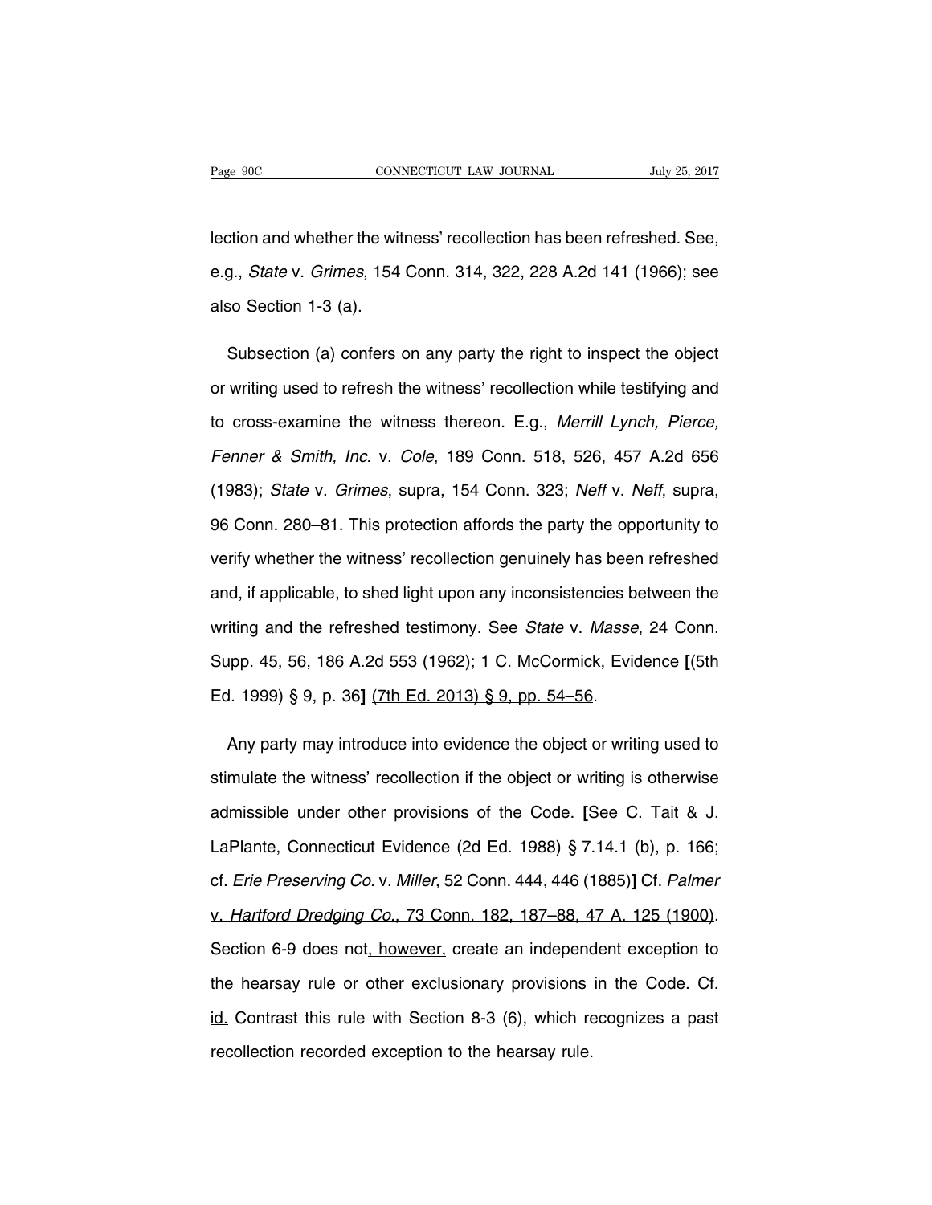lection and whether the witness' recollection has been refreshed. See, e.g., *State* v. *Grimes*, 154 Conn. 314, 322, 228 A.2d 141 (1966); see also Section 1-3 (a).

Subsection (a) confers on any party the right to inspect the object or writing used to refresh the witness' recollection while testifying and to cross-examine the witness thereon. E.g., *Merrill Lynch, Pierce, Fenner & Smith, Inc.* v. *Cole*, 189 Conn. 518, 526, 457 A.2d 656 (1983); *State* v. *Grimes*, supra, 154 Conn. 323; *Neff* v. *Neff*, supra, 96 Conn. 280–81. This protection affords the party the opportunity to verify whether the witness' recollection genuinely has been refreshed and, if applicable, to shed light upon any inconsistencies between the writing and the refreshed testimony. See *State* v. *Masse*, 24 Conn. Supp. 45, 56, 186 A.2d 553 (1962); 1 C. McCormick, Evidence **[**(5th Ed. 1999) § 9, p. 36**]** <u>(7th Ed. 2013) § 9, pp. 54–56</u>.

Any party may introduce into evidence the object or writing used to stimulate the witness' recollection if the object or writing is otherwise admissible under other provisions of the Code. **[**See C. Tait & J. LaPlante, Connecticut Evidence (2d Ed. 1988) § 7.14.1 (b), p. 166; cf. *Erie Preserving Co.* v. *Miller*, 52 Conn. 444, 446 (1885)**]** <u>Cf. *Palmer* v. *Hartford Dredging Co.*, 73 Conn. 182, 187–88, 47 A. 125 (1900)</u>. Section 6-9 does not<u>, however,</u> create an independent exception to the hearsay rule or other exclusionary provisions in the Code. <u>Cf. id.</u> Contrast this rule with Section 8-3 (6), which recognizes a past recollection recorded exception to the hearsay rule.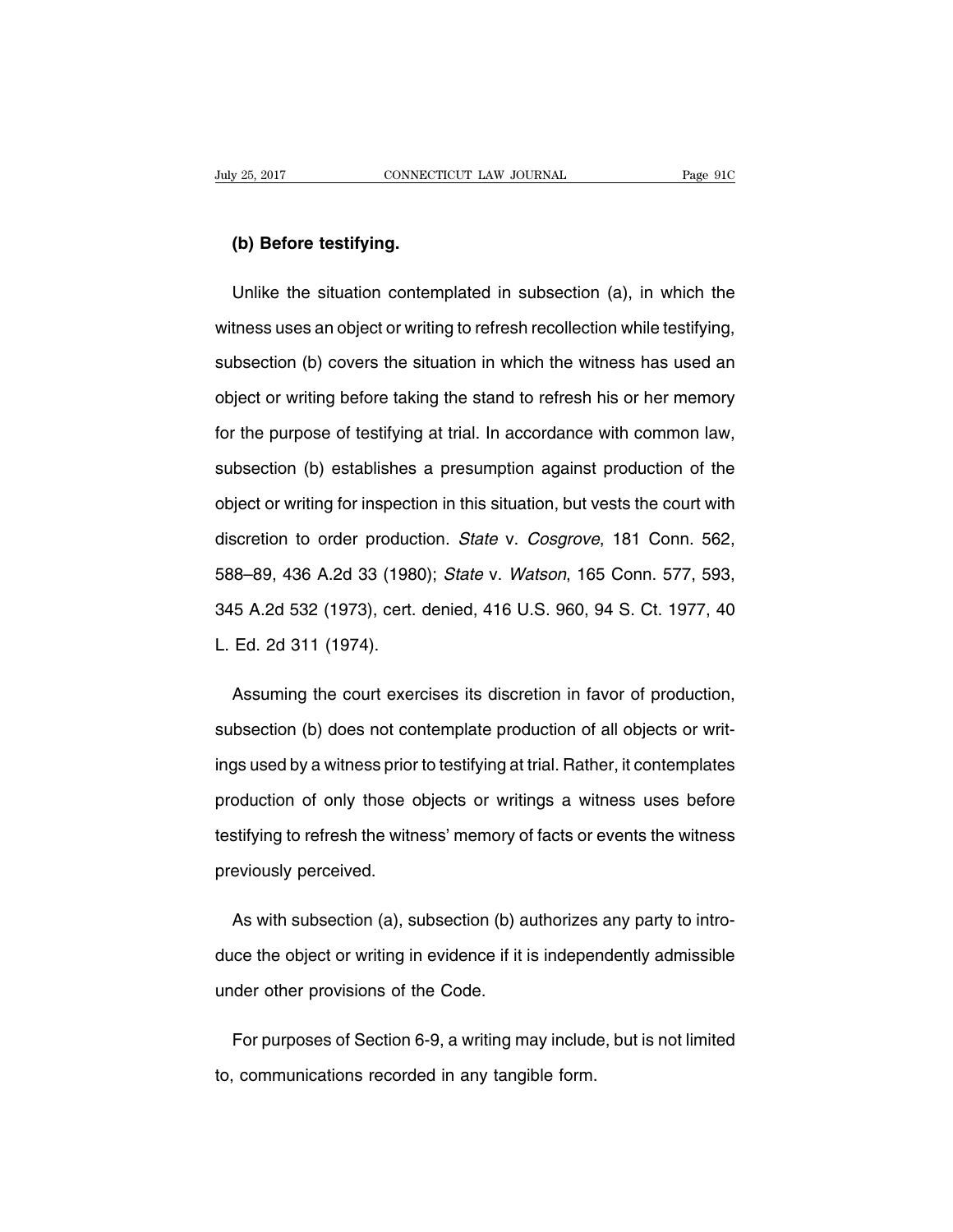**(b) Before testifying.**

Unlike the situation contemplated in subsection (a), in which the witness uses an object or writing to refresh recollection while testifying, subsection (b) covers the situation in which the witness has used an object or writing before taking the stand to refresh his or her memory for the purpose of testifying at trial. In accordance with common law, subsection (b) establishes a presumption against production of the object or writing for inspection in this situation, but vests the court with discretion to order production. *State* v. *Cosgrove*, 181 Conn. 562, 588–89, 436 A.2d 33 (1980); *State* v. *Watson*, 165 Conn. 577, 593, 345 A.2d 532 (1973), cert. denied, 416 U.S. 960, 94 S. Ct. 1977, 40 L. Ed. 2d 311 (1974).

Assuming the court exercises its discretion in favor of production, subsection (b) does not contemplate production of all objects or writings used by a witness prior to testifying at trial. Rather, it contemplates production of only those objects or writings a witness uses before testifying to refresh the witness' memory of facts or events the witness previously perceived.

As with subsection (a), subsection (b) authorizes any party to introduce the object or writing in evidence if it is independently admissible under other provisions of the Code.

For purposes of Section 6-9, a writing may include, but is not limited to, communications recorded in any tangible form.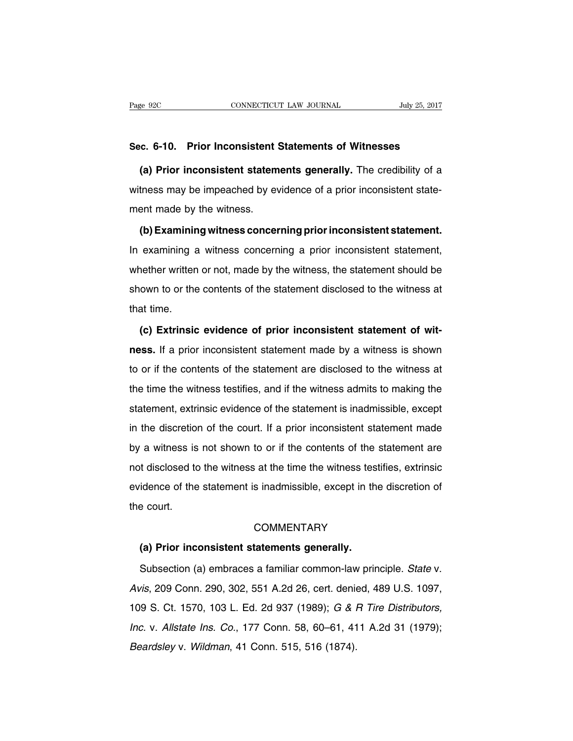## Sec. 6-10. Prior Inconsistent Statements of Witnesses

**(a) Prior inconsistent statements generally.** The credibility of a witness may be impeached by evidence of a prior inconsistent statement made by the witness.

**(b) Examining witness concerning prior inconsistent statement.** In examining a witness concerning a prior inconsistent statement, whether written or not, made by the witness, the statement should be shown to or the contents of the statement disclosed to the witness at that time.

**(c) Extrinsic evidence of prior inconsistent statement of witness.** If a prior inconsistent statement made by a witness is shown to or if the contents of the statement are disclosed to the witness at the time the witness testifies, and if the witness admits to making the statement, extrinsic evidence of the statement is inadmissible, except in the discretion of the court. If a prior inconsistent statement made by a witness is not shown to or if the contents of the statement are not disclosed to the witness at the time the witness testifies, extrinsic evidence of the statement is inadmissible, except in the discretion of the court.

### COMMENTARY

**(a) Prior inconsistent statements generally.**

Subsection (a) embraces a familiar common-law principle. *State* v. *Avis*, 209 Conn. 290, 302, 551 A.2d 26, cert. denied, 489 U.S. 1097, 109 S. Ct. 1570, 103 L. Ed. 2d 937 (1989); *G & R Tire Distributors, Inc.* v. *Allstate Ins. Co.*, 177 Conn. 58, 60–61, 411 A.2d 31 (1979); *Beardsley* v. *Wildman*, 41 Conn. 515, 516 (1874).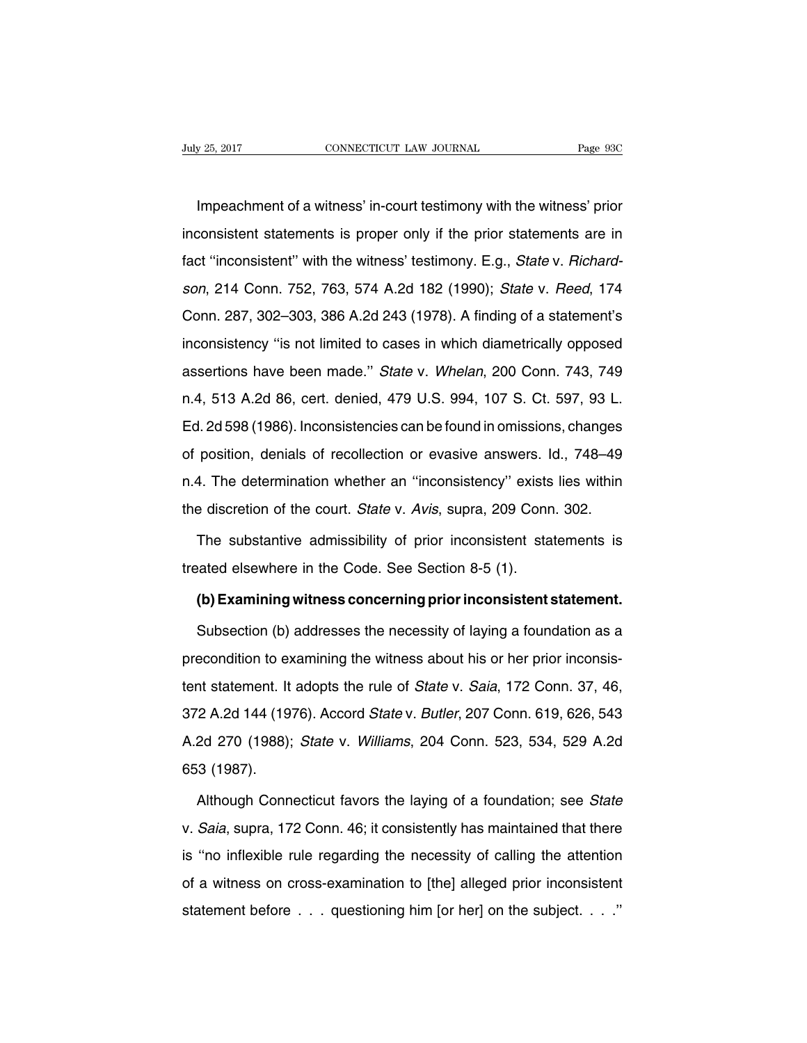Impeachment of a witness' in-court testimony with the witness' prior inconsistent statements is proper only if the prior statements are in fact ''inconsistent'' with the witness' testimony. E.g., *State* v. *Richardson*, 214 Conn. 752, 763, 574 A.2d 182 (1990); *State* v. *Reed*, 174 Conn. 287, 302–303, 386 A.2d 243 (1978). A finding of a statement's inconsistency ''is not limited to cases in which diametrically opposed assertions have been made.'' *State* v. *Whelan*, 200 Conn. 743, 749 n.4, 513 A.2d 86, cert. denied, 479 U.S. 994, 107 S. Ct. 597, 93 L. Ed. 2d 598 (1986). Inconsistencies can be found in omissions, changes of position, denials of recollection or evasive answers. Id., 748–49 n.4. The determination whether an ''inconsistency'' exists lies within the discretion of the court. *State* v. *Avis*, supra, 209 Conn. 302.

The substantive admissibility of prior inconsistent statements is treated elsewhere in the Code. See Section 8-5 (1).

**(b) Examining witness concerning prior inconsistent statement.**

Subsection (b) addresses the necessity of laying a foundation as a precondition to examining the witness about his or her prior inconsistent statement. It adopts the rule of *State* v. *Saia*, 172 Conn. 37, 46, 372 A.2d 144 (1976). Accord *State* v. *Butler*, 207 Conn. 619, 626, 543 A.2d 270 (1988); *State* v. *Williams*, 204 Conn. 523, 534, 529 A.2d 653 (1987).

Although Connecticut favors the laying of a foundation; see *State* v. *Saia*, supra, 172 Conn. 46; it consistently has maintained that there is ''no inflexible rule regarding the necessity of calling the attention of a witness on cross-examination to [the] alleged prior inconsistent statement before . . . questioning him [or her] on the subject. . . .''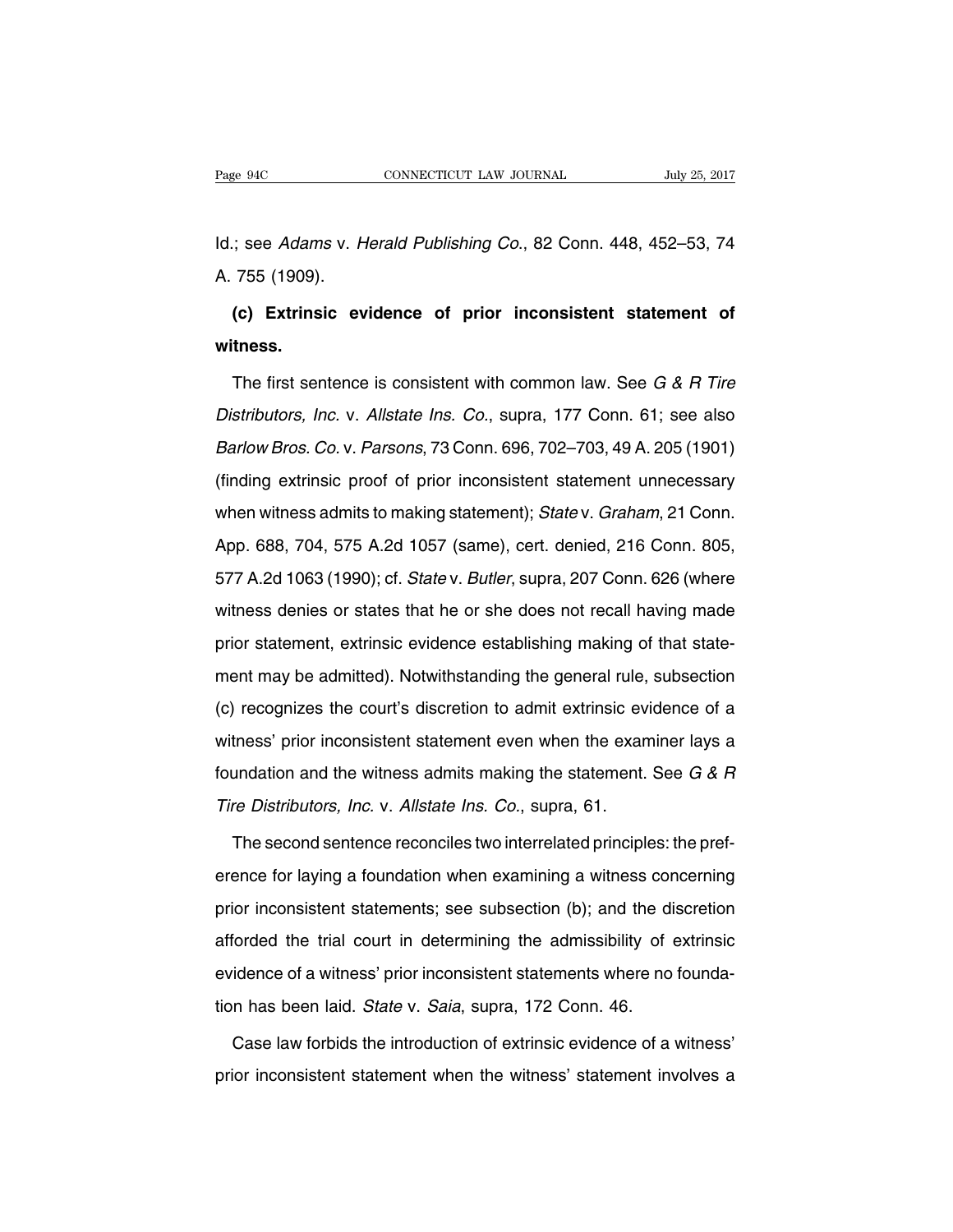Id.; see *Adams* v. *Herald Publishing Co.*, 82 Conn. 448, 452–53, 74 A. 755 (1909).

**(c) Extrinsic evidence of prior inconsistent statement of witness.**

The first sentence is consistent with common law. See *G & R Tire Distributors, Inc.* v. *Allstate Ins. Co.*, supra, 177 Conn. 61; see also *Barlow Bros. Co.* v. *Parsons*, 73 Conn. 696, 702–703, 49 A. 205 (1901) (finding extrinsic proof of prior inconsistent statement unnecessary when witness admits to making statement); *State* v. *Graham*, 21 Conn. App. 688, 704, 575 A.2d 1057 (same), cert. denied, 216 Conn. 805, 577 A.2d 1063 (1990); cf. *State* v. *Butler*, supra, 207 Conn. 626 (where witness denies or states that he or she does not recall having made prior statement, extrinsic evidence establishing making of that statement may be admitted). Notwithstanding the general rule, subsection (c) recognizes the court's discretion to admit extrinsic evidence of a witness' prior inconsistent statement even when the examiner lays a foundation and the witness admits making the statement. See *G & R Tire Distributors, Inc.* v. *Allstate Ins. Co.*, supra, 61.

The second sentence reconciles two interrelated principles: the preference for laying a foundation when examining a witness concerning prior inconsistent statements; see subsection (b); and the discretion afforded the trial court in determining the admissibility of extrinsic evidence of a witness' prior inconsistent statements where no foundation has been laid. *State* v. *Saia*, supra, 172 Conn. 46.

Case law forbids the introduction of extrinsic evidence of a witness' prior inconsistent statement when the witness' statement involves a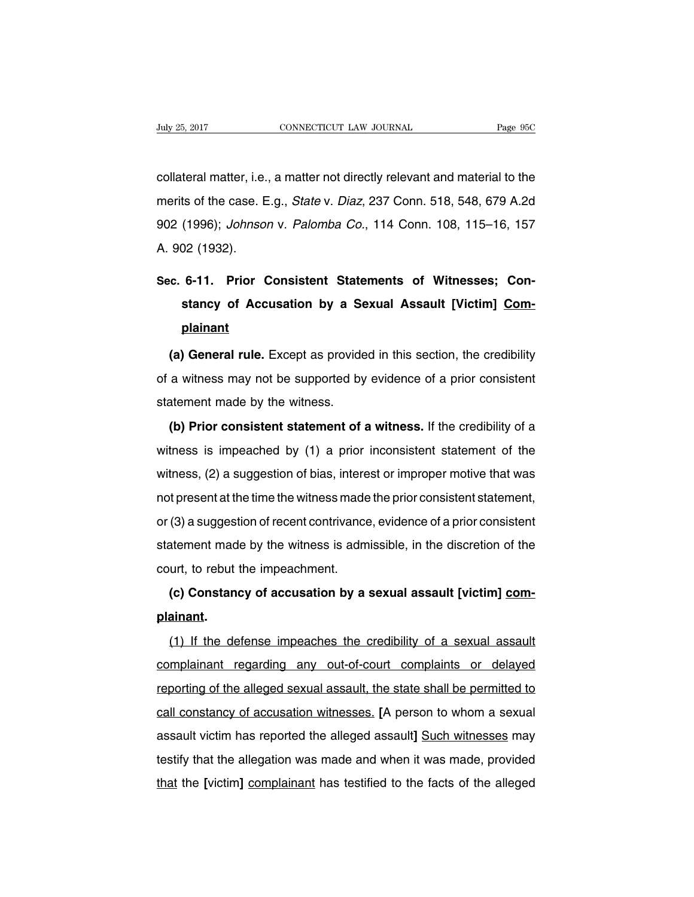collateral matter, i.e., a matter not directly relevant and material to the merits of the case. E.g., *State* v. *Diaz*, 237 Conn. 518, 548, 679 A.2d 902 (1996); *Johnson* v. *Palomba Co.*, 114 Conn. 108, 115–16, 157 A. 902 (1932).

## Sec. 6-11. Prior Consistent Statements of Witnesses; Constancy of Accusation by a Sexual Assault [Victim] Complainant

**(a) General rule.** Except as provided in this section, the credibility of a witness may not be supported by evidence of a prior consistent statement made by the witness.

**(b) Prior consistent statement of a witness.** If the credibility of a witness is impeached by (1) a prior inconsistent statement of the witness, (2) a suggestion of bias, interest or improper motive that was not present at the time the witness made the prior consistent statement, or (3) a suggestion of recent contrivance, evidence of a prior consistent statement made by the witness is admissible, in the discretion of the court, to rebut the impeachment.

**(c) Constancy of accusation by a sexual assault [victim] complainant.**

(1) If the defense impeaches the credibility of a sexual assault complainant regarding any out-of-court complaints or delayed reporting of the alleged sexual assault, the state shall be permitted to call constancy of accusation witnesses. [A person to whom a sexual assault victim has reported the alleged assault] Such witnesses may testify that the allegation was made and when it was made, provided that the [victim] complainant has testified to the facts of the alleged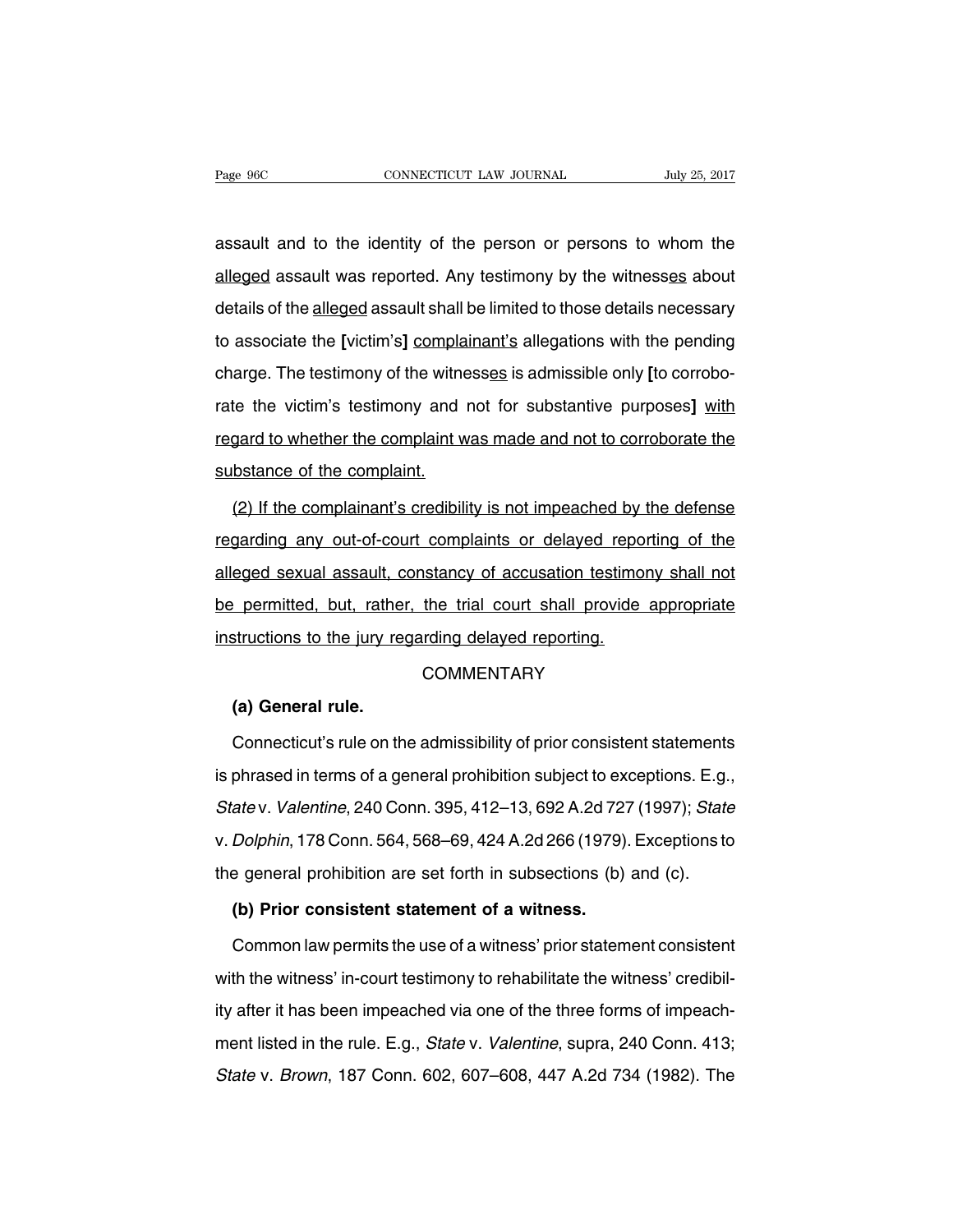assault and to the identity of the person or persons to whom the <u>alleged</u> assault was reported. Any testimony by the witness<u>es</u> about details of the <u>alleged</u> assault shall be limited to those details necessary to associate the **[**victim's**]** <u>complainant's</u> allegations with the pending charge. The testimony of the witness<u>es</u> is admissible only **[**to corroborate the victim's testimony and not for substantive purposes**]** <u>with regard to whether the complaint was made and not to corroborate the substance of the complaint.</u>

<u>(2) If the complainant's credibility is not impeached by the defense regarding any out-of-court complaints or delayed reporting of the alleged sexual assault, constancy of accusation testimony shall not be permitted, but, rather, the trial court shall provide appropriate instructions to the jury regarding delayed reporting.</u>

COMMENTARY

**(a) General rule.**

Connecticut's rule on the admissibility of prior consistent statements is phrased in terms of a general prohibition subject to exceptions. E.g., *State* v. *Valentine*, 240 Conn. 395, 412–13, 692 A.2d 727 (1997); *State* v. *Dolphin*, 178 Conn. 564, 568–69, 424 A.2d 266 (1979). Exceptions to the general prohibition are set forth in subsections (b) and (c).

**(b) Prior consistent statement of a witness.**

Common law permits the use of a witness' prior statement consistent with the witness' in-court testimony to rehabilitate the witness' credibility after it has been impeached via one of the three forms of impeachment listed in the rule. E.g., *State* v. *Valentine*, supra, 240 Conn. 413; *State* v. *Brown*, 187 Conn. 602, 607–608, 447 A.2d 734 (1982). The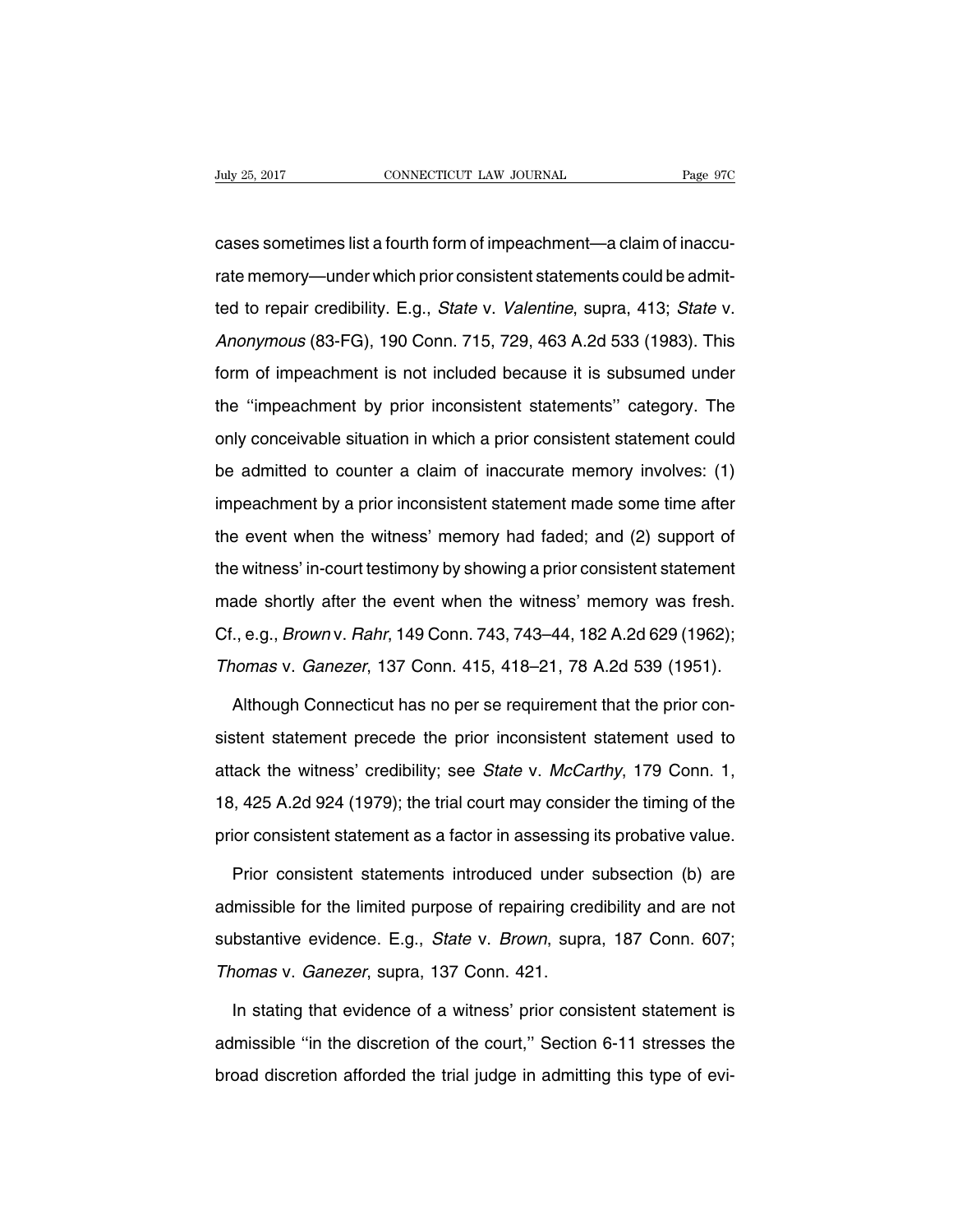cases sometimes list a fourth form of impeachment—a claim of inaccurate memory—under which prior consistent statements could be admitted to repair credibility. E.g., *State* v. *Valentine*, supra, 413; *State* v. *Anonymous* (83-FG), 190 Conn. 715, 729, 463 A.2d 533 (1983). This form of impeachment is not included because it is subsumed under the ''impeachment by prior inconsistent statements'' category. The only conceivable situation in which a prior consistent statement could be admitted to counter a claim of inaccurate memory involves: (1) impeachment by a prior inconsistent statement made some time after the event when the witness' memory had faded; and (2) support of the witness' in-court testimony by showing a prior consistent statement made shortly after the event when the witness' memory was fresh. Cf., e.g., *Brown* v. *Rahr*, 149 Conn. 743, 743–44, 182 A.2d 629 (1962); *Thomas* v. *Ganezer*, 137 Conn. 415, 418–21, 78 A.2d 539 (1951).

Although Connecticut has no per se requirement that the prior consistent statement precede the prior inconsistent statement used to attack the witness' credibility; see *State* v. *McCarthy*, 179 Conn. 1, 18, 425 A.2d 924 (1979); the trial court may consider the timing of the prior consistent statement as a factor in assessing its probative value.

Prior consistent statements introduced under subsection (b) are admissible for the limited purpose of repairing credibility and are not substantive evidence. E.g., *State* v. *Brown*, supra, 187 Conn. 607; *Thomas* v. *Ganezer*, supra, 137 Conn. 421.

In stating that evidence of a witness' prior consistent statement is admissible ''in the discretion of the court,'' Section 6-11 stresses the broad discretion afforded the trial judge in admitting this type of evi-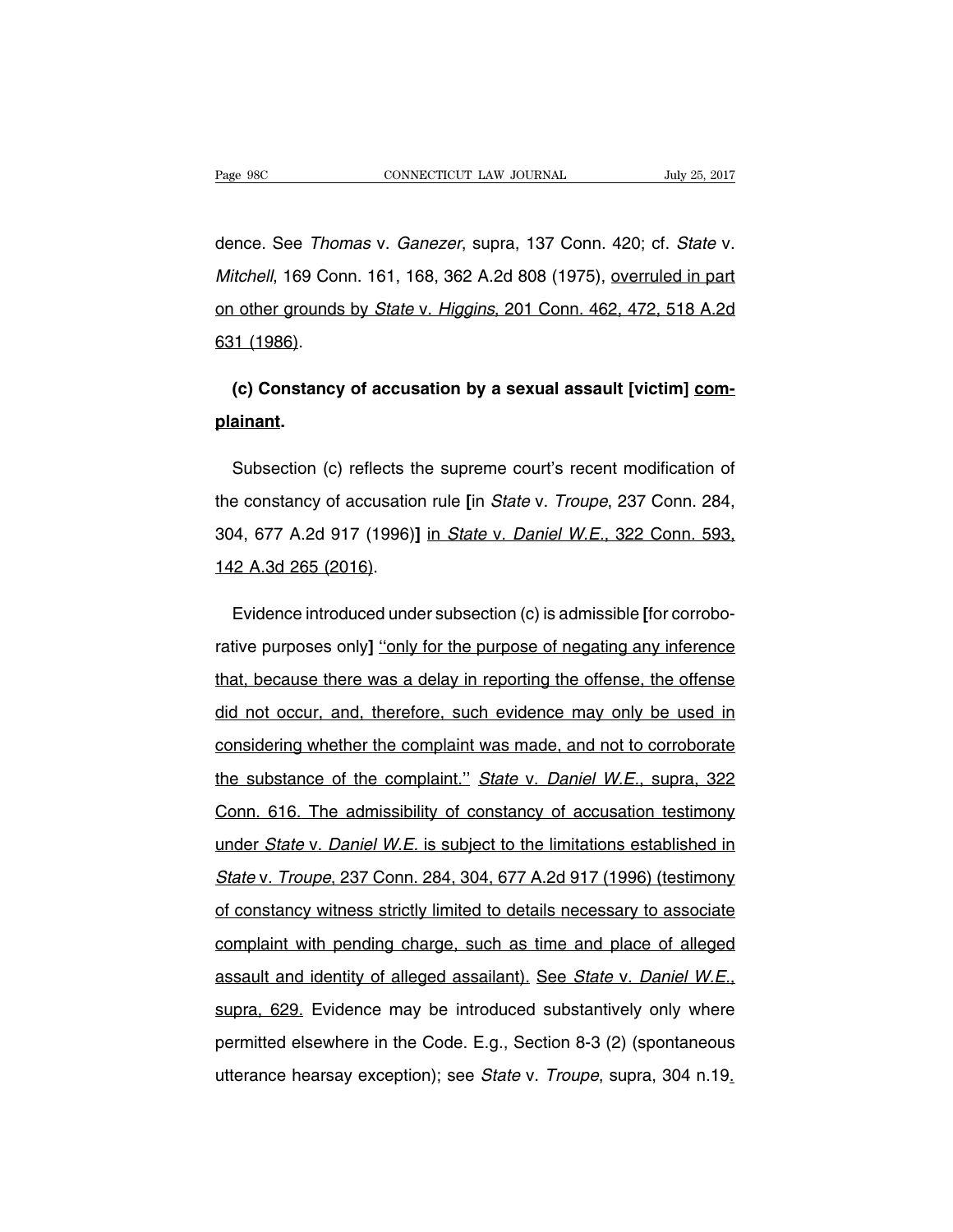dence. See *Thomas* v. *Ganezer*, supra, 137 Conn. 420; cf. *State* v. *Mitchell*, 169 Conn. 161, 168, 362 A.2d 808 (1975), <u>overruled in part on other grounds by *State* v. *Higgins*, 201 Conn. 462, 472, 518 A.2d 631 (1986)</u>.

**(c) Constancy of accusation by a sexual assault [victim] <u>complainant</u>.**

Subsection (c) reflects the supreme court's recent modification of the constancy of accusation rule **[**in *State* v. *Troupe*, 237 Conn. 284, 304, 677 A.2d 917 (1996)**]** <u>in *State* v. *Daniel W.E.*, 322 Conn. 593, 142 A.3d 265 (2016)</u>.

Evidence introduced under subsection (c) is admissible **[**for corroborative purposes only**]** <u>"only for the purpose of negating any inference that, because there was a delay in reporting the offense, the offense did not occur, and, therefore, such evidence may only be used in considering whether the complaint was made, and not to corroborate the substance of the complaint." *State* v. *Daniel W.E.*, supra, 322 Conn. 616. The admissibility of constancy of accusation testimony under *State* v. *Daniel W.E.* is subject to the limitations established in *State* v. *Troupe*, 237 Conn. 284, 304, 677 A.2d 917 (1996) (testimony of constancy witness strictly limited to details necessary to associate complaint with pending charge, such as time and place of alleged assault and identity of alleged assailant). See *State* v. *Daniel W.E.*, supra, 629.</u> Evidence may be introduced substantively only where permitted elsewhere in the Code. E.g., Section 8-3 (2) (spontaneous utterance hearsay exception); see *State* v. *Troupe*, supra, 304 n.19<u>.</u>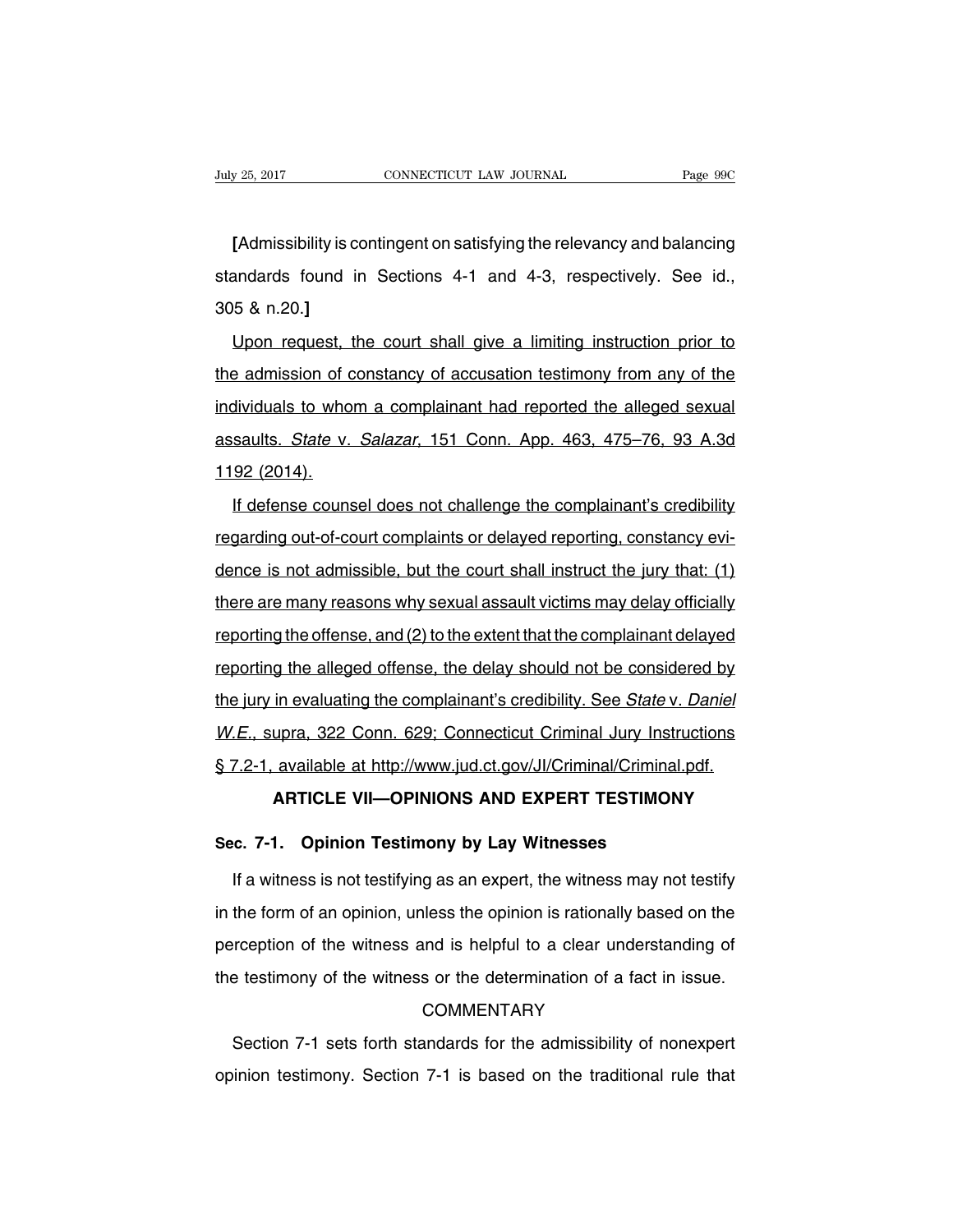**[**Admissibility is contingent on satisfying the relevancy and balancing standards found in Sections 4-1 and 4-3, respectively. See id., 305 & n.20.**]**

Upon request, the court shall give a limiting instruction prior to the admission of constancy of accusation testimony from any of the individuals to whom a complainant had reported the alleged sexual assaults. *State* v. *Salazar*, 151 Conn. App. 463, 475–76, 93 A.3d 1192 (2014).

If defense counsel does not challenge the complainant's credibility regarding out-of-court complaints or delayed reporting, constancy evidence is not admissible, but the court shall instruct the jury that: (1) there are many reasons why sexual assault victims may delay officially reporting the offense, and (2) to the extent that the complainant delayed reporting the alleged offense, the delay should not be considered by the jury in evaluating the complainant's credibility. See *State* v. *Daniel W.E.*, supra, 322 Conn. 629; Connecticut Criminal Jury Instructions § 7.2-1, available at http://www.jud.ct.gov/JI/Criminal/Criminal.pdf.

## ARTICLE VII—OPINIONS AND EXPERT TESTIMONY

### Sec. 7-1. Opinion Testimony by Lay Witnesses

If a witness is not testifying as an expert, the witness may not testify in the form of an opinion, unless the opinion is rationally based on the perception of the witness and is helpful to a clear understanding of the testimony of the witness or the determination of a fact in issue.

COMMENTARY

Section 7-1 sets forth standards for the admissibility of nonexpert opinion testimony. Section 7-1 is based on the traditional rule that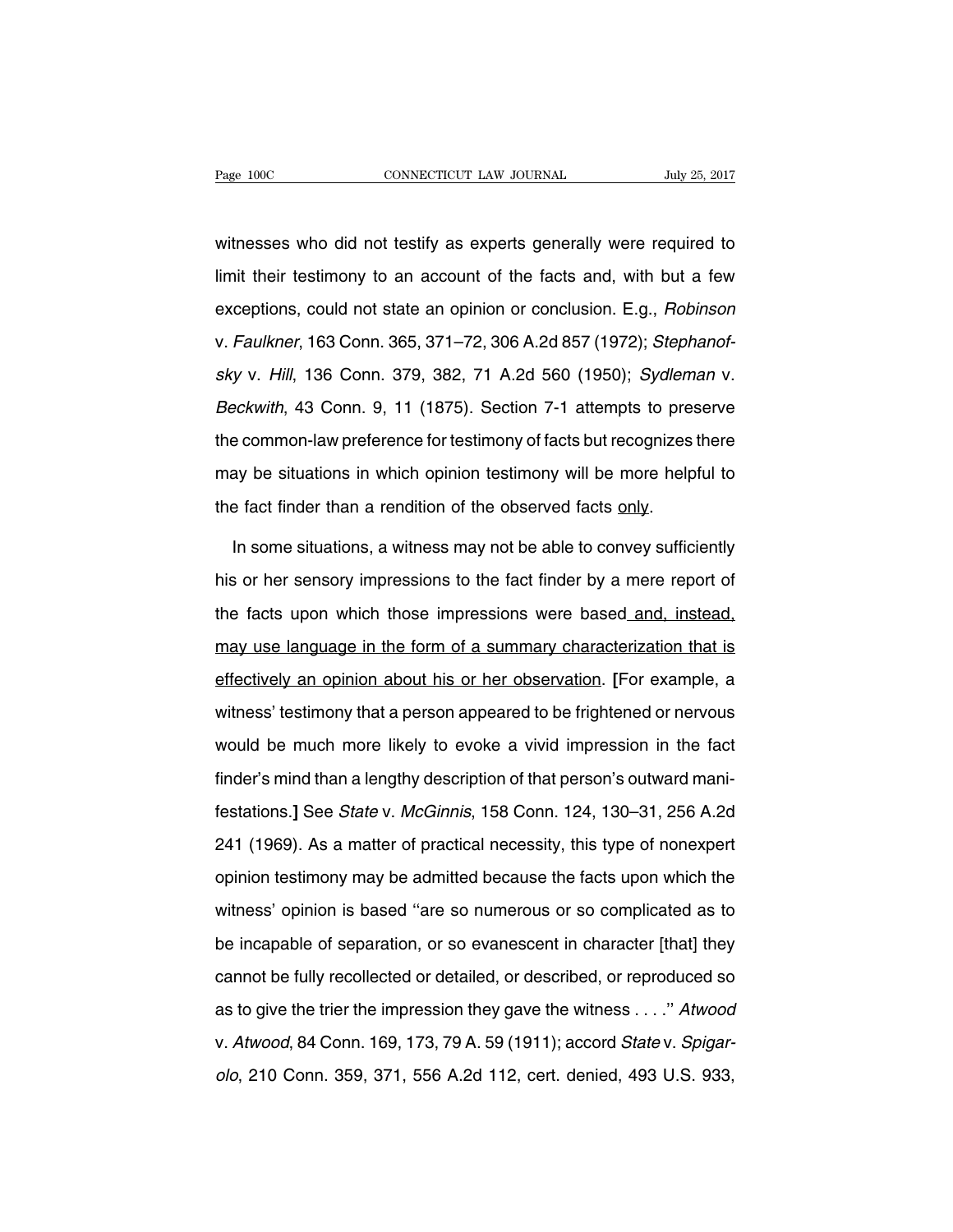witnesses who did not testify as experts generally were required to limit their testimony to an account of the facts and, with but a few exceptions, could not state an opinion or conclusion. E.g., *Robinson* v. *Faulkner*, 163 Conn. 365, 371–72, 306 A.2d 857 (1972); *Stephanofsky* v. *Hill*, 136 Conn. 379, 382, 71 A.2d 560 (1950); *Sydleman* v. *Beckwith*, 43 Conn. 9, 11 (1875). Section 7-1 attempts to preserve the common-law preference for testimony of facts but recognizes there may be situations in which opinion testimony will be more helpful to the fact finder than a rendition of the observed facts <u>only</u>.

In some situations, a witness may not be able to convey sufficiently his or her sensory impressions to the fact finder by a mere report of the facts upon which those impressions were based<u> and, instead, may use language in the form of a summary characterization that is effectively an opinion about his or her observation</u>. **[**For example, a witness' testimony that a person appeared to be frightened or nervous would be much more likely to evoke a vivid impression in the fact finder's mind than a lengthy description of that person's outward manifestations.**]** See *State* v. *McGinnis*, 158 Conn. 124, 130–31, 256 A.2d 241 (1969). As a matter of practical necessity, this type of nonexpert opinion testimony may be admitted because the facts upon which the witness' opinion is based ''are so numerous or so complicated as to be incapable of separation, or so evanescent in character [that] they cannot be fully recollected or detailed, or described, or reproduced so as to give the trier the impression they gave the witness . . . .'' *Atwood* v. *Atwood*, 84 Conn. 169, 173, 79 A. 59 (1911); accord *State* v. *Spigarolo*, 210 Conn. 359, 371, 556 A.2d 112, cert. denied, 493 U.S. 933,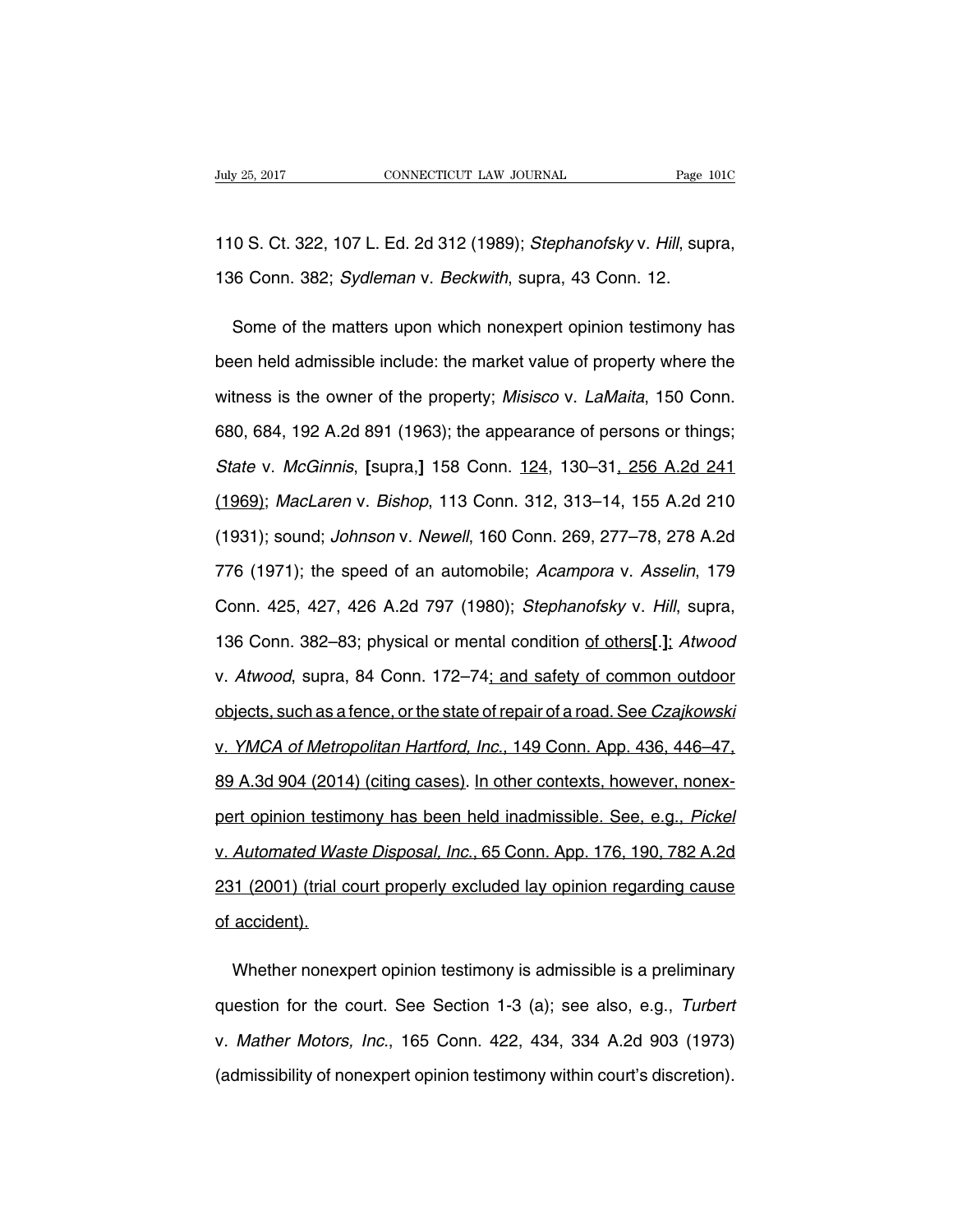110 S. Ct. 322, 107 L. Ed. 2d 312 (1989); *Stephanofsky* v. *Hill*, supra, 136 Conn. 382; *Sydleman* v. *Beckwith*, supra, 43 Conn. 12.

Some of the matters upon which nonexpert opinion testimony has been held admissible include: the market value of property where the witness is the owner of the property; *Misisco* v. *LaMaita*, 150 Conn. 680, 684, 192 A.2d 891 (1963); the appearance of persons or things; *State* v. *McGinnis*, **[**supra,**]** 158 Conn. 124, 130–31, 256 A.2d 241 (1969); *MacLaren* v. *Bishop*, 113 Conn. 312, 313–14, 155 A.2d 210 (1931); sound; *Johnson* v. *Newell*, 160 Conn. 269, 277–78, 278 A.2d 776 (1971); the speed of an automobile; *Acampora* v. *Asselin*, 179 Conn. 425, 427, 426 A.2d 797 (1980); *Stephanofsky* v. *Hill*, supra, 136 Conn. 382–83; physical or mental condition of others**[**.**]**; *Atwood* v. *Atwood*, supra, 84 Conn. 172–74; and safety of common outdoor objects, such as a fence, or the state of repair of a road. See *Czajkowski* v. *YMCA of Metropolitan Hartford, Inc.*, 149 Conn. App. 436, 446–47, 89 A.3d 904 (2014) (citing cases). In other contexts, however, nonexpert opinion testimony has been held inadmissible. See, e.g., *Pickel* v. *Automated Waste Disposal, Inc.*, 65 Conn. App. 176, 190, 782 A.2d 231 (2001) (trial court properly excluded lay opinion regarding cause of accident).

Whether nonexpert opinion testimony is admissible is a preliminary question for the court. See Section 1-3 (a); see also, e.g., *Turbert* v. *Mather Motors, Inc.*, 165 Conn. 422, 434, 334 A.2d 903 (1973) (admissibility of nonexpert opinion testimony within court's discretion).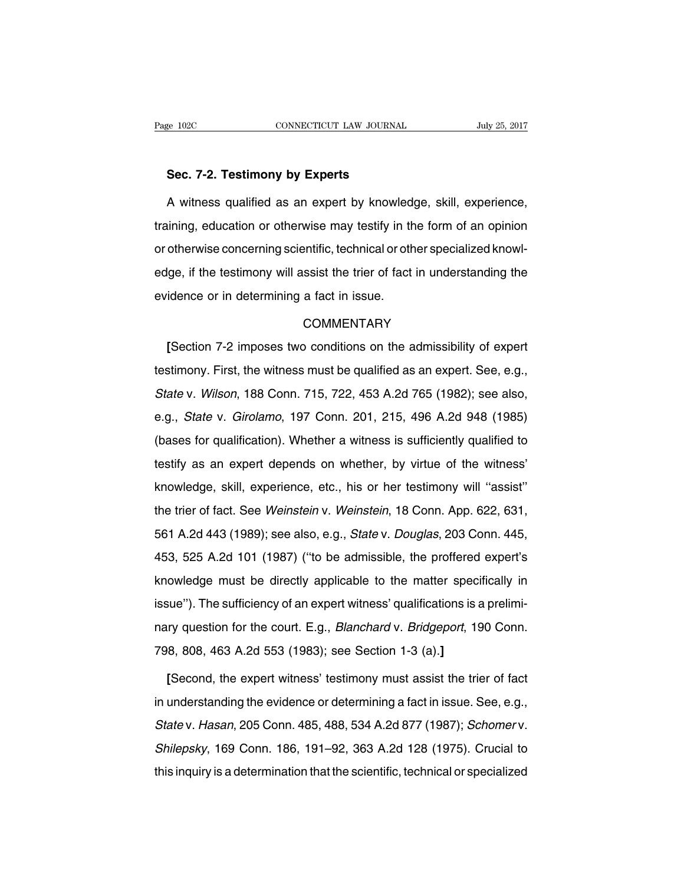**Sec. 7-2. Testimony by Experts**

A witness qualified as an expert by knowledge, skill, experience, training, education or otherwise may testify in the form of an opinion or otherwise concerning scientific, technical or other specialized knowledge, if the testimony will assist the trier of fact in understanding the evidence or in determining a fact in issue.

COMMENTARY

**[**Section 7-2 imposes two conditions on the admissibility of expert testimony. First, the witness must be qualified as an expert. See, e.g., *State* v. *Wilson*, 188 Conn. 715, 722, 453 A.2d 765 (1982); see also, e.g., *State* v. *Girolamo*, 197 Conn. 201, 215, 496 A.2d 948 (1985) (bases for qualification). Whether a witness is sufficiently qualified to testify as an expert depends on whether, by virtue of the witness' knowledge, skill, experience, etc., his or her testimony will ''assist'' the trier of fact. See *Weinstein* v. *Weinstein*, 18 Conn. App. 622, 631, 561 A.2d 443 (1989); see also, e.g., *State* v. *Douglas*, 203 Conn. 445, 453, 525 A.2d 101 (1987) (''to be admissible, the proffered expert's knowledge must be directly applicable to the matter specifically in issue''). The sufficiency of an expert witness' qualifications is a preliminary question for the court. E.g., *Blanchard* v. *Bridgeport*, 190 Conn. 798, 808, 463 A.2d 553 (1983); see Section 1-3 (a).**]**

**[**Second, the expert witness' testimony must assist the trier of fact in understanding the evidence or determining a fact in issue. See, e.g., *State* v. *Hasan*, 205 Conn. 485, 488, 534 A.2d 877 (1987); *Schomer* v. *Shilepsky*, 169 Conn. 186, 191–92, 363 A.2d 128 (1975). Crucial to this inquiry is a determination that the scientific, technical or specialized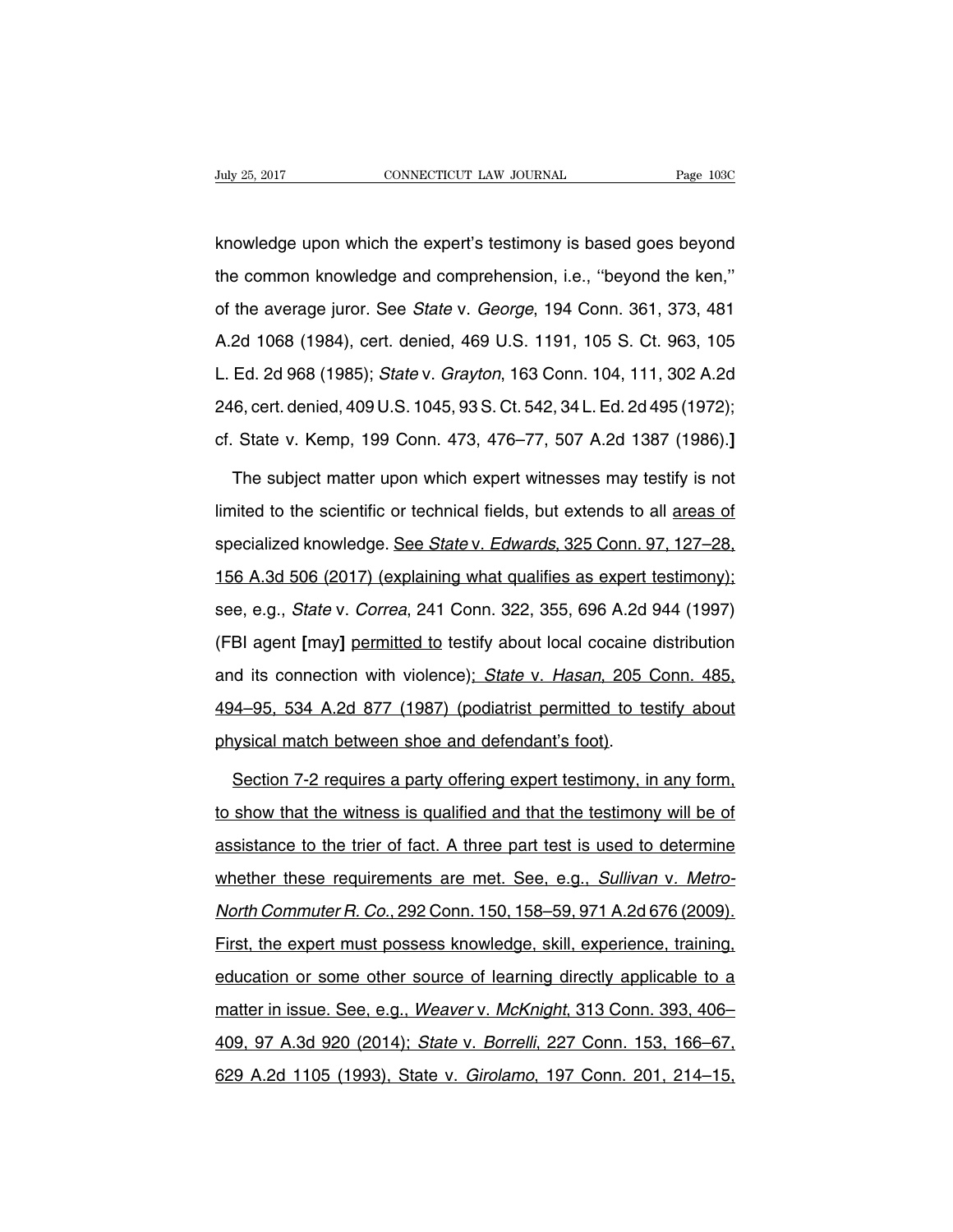knowledge upon which the expert's testimony is based goes beyond the common knowledge and comprehension, i.e., ''beyond the ken,'' of the average juror. See *State* v. *George*, 194 Conn. 361, 373, 481 A.2d 1068 (1984), cert. denied, 469 U.S. 1191, 105 S. Ct. 963, 105 L. Ed. 2d 968 (1985); *State* v. *Grayton*, 163 Conn. 104, 111, 302 A.2d 246, cert. denied, 409 U.S. 1045, 93 S. Ct. 542, 34 L. Ed. 2d 495 (1972); cf. State v. Kemp, 199 Conn. 473, 476–77, 507 A.2d 1387 (1986).**]**

The subject matter upon which expert witnesses may testify is not limited to the scientific or technical fields, but extends to all <u>areas of</u> specialized knowledge. <u>See *State* v. *Edwards*, 325 Conn. 97, 127–28, 156 A.3d 506 (2017) (explaining what qualifies as expert testimony);</u> see, e.g., *State* v. *Correa*, 241 Conn. 322, 355, 696 A.2d 944 (1997) (FBI agent **[**may**]** <u>permitted to</u> testify about local cocaine distribution and its connection with violence)<u>; *State* v. *Hasan*, 205 Conn. 485, 494–95, 534 A.2d 877 (1987) (podiatrist permitted to testify about physical match between shoe and defendant's foot)</u>.

<u>Section 7-2 requires a party offering expert testimony, in any form, to show that the witness is qualified and that the testimony will be of assistance to the trier of fact. A three part test is used to determine whether these requirements are met. See, e.g., *Sullivan* v. *Metro-North Commuter R. Co.*, 292 Conn. 150, 158–59, 971 A.2d 676 (2009). First, the expert must possess knowledge, skill, experience, training, education or some other source of learning directly applicable to a matter in issue. See, e.g., *Weaver* v. *McKnight*, 313 Conn. 393, 406–409, 97 A.3d 920 (2014); *State* v. *Borrelli*, 227 Conn. 153, 166–67, 629 A.2d 1105 (1993), State v. *Girolamo*, 197 Conn. 201, 214–15,</u>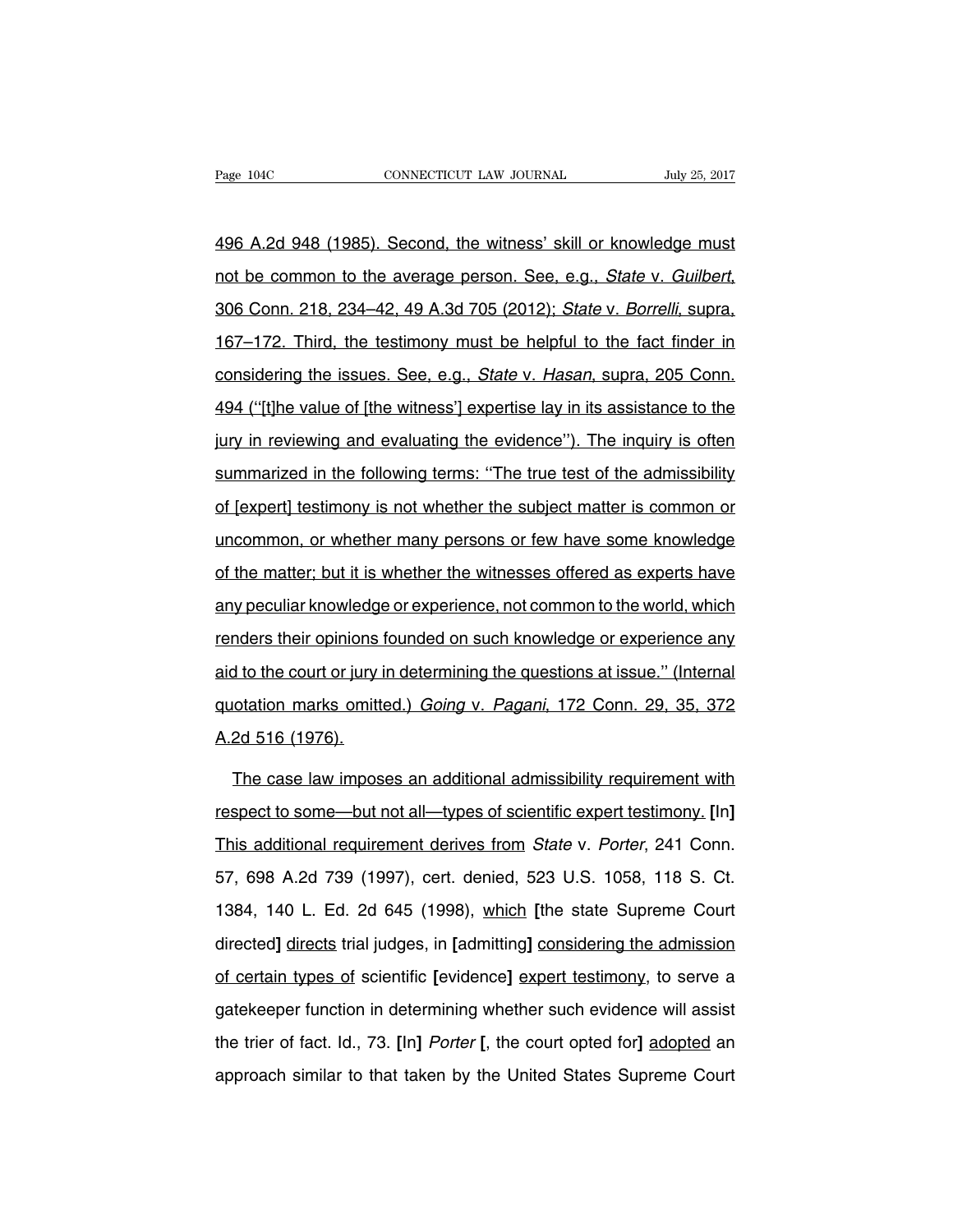496 A.2d 948 (1985). Second, the witness' skill or knowledge must not be common to the average person. See, e.g., *State* v. *Guilbert*, 306 Conn. 218, 234–42, 49 A.3d 705 (2012); *State* v. *Borrelli*, supra, 167–172. Third, the testimony must be helpful to the fact finder in considering the issues. See, e.g., *State* v. *Hasan*, supra, 205 Conn. 494 (''[t]he value of [the witness'] expertise lay in its assistance to the jury in reviewing and evaluating the evidence''). The inquiry is often summarized in the following terms: ''The true test of the admissibility of [expert] testimony is not whether the subject matter is common or uncommon, or whether many persons or few have some knowledge of the matter; but it is whether the witnesses offered as experts have any peculiar knowledge or experience, not common to the world, which renders their opinions founded on such knowledge or experience any aid to the court or jury in determining the questions at issue.'' (Internal quotation marks omitted.) *Going* v. *Pagani*, 172 Conn. 29, 35, 372 A.2d 516 (1976).

The case law imposes an additional admissibility requirement with respect to some—but not all—types of scientific expert testimony. **[**In**]** This additional requirement derives from *State* v. *Porter*, 241 Conn. 57, 698 A.2d 739 (1997), cert. denied, 523 U.S. 1058, 118 S. Ct. 1384, 140 L. Ed. 2d 645 (1998), which **[**the state Supreme Court directed**]** directs trial judges, in **[**admitting**]** considering the admission of certain types of scientific **[**evidence**]** expert testimony, to serve a gatekeeper function in determining whether such evidence will assist the trier of fact. Id., 73. **[**In**]** *Porter* **[**, the court opted for**]** adopted an approach similar to that taken by the United States Supreme Court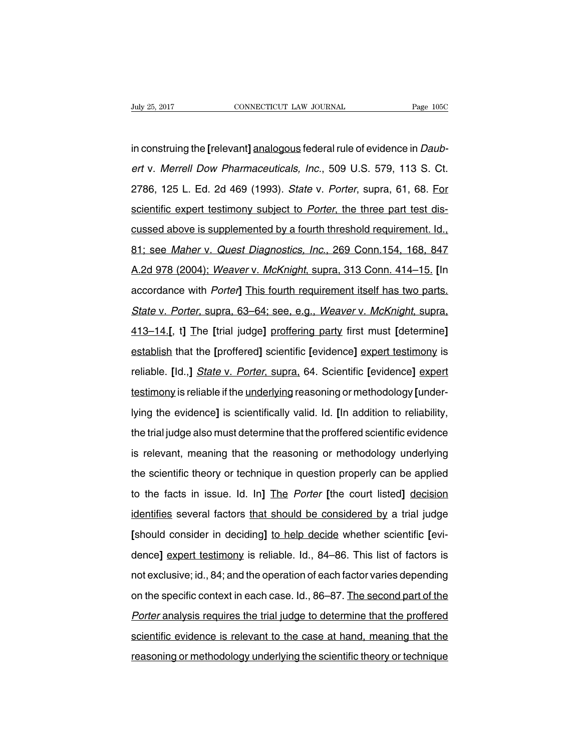in construing the [relevant] <u>analogous</u> federal rule of evidence in *Daubert* v. *Merrell Dow Pharmaceuticals, Inc.*, 509 U.S. 579, 113 S. Ct. 2786, 125 L. Ed. 2d 469 (1993). *State* v. *Porter*, supra, 61, 68. <u>For scientific expert testimony subject to *Porter*, the three part test discussed above is supplemented by a fourth threshold requirement. Id., 81; see *Maher* v. *Quest Diagnostics, Inc.*, 269 Conn.154, 168, 847 A.2d 978 (2004); *Weaver* v. *McKnight*, supra, 313 Conn. 414–15.</u> [In accordance with *Porter*] <u>This fourth requirement itself has two parts. *State* v. *Porter*, supra, 63–64; see, e.g., *Weaver* v. *McKnight*, supra, 413–14.</u>[, t] <u>T</u>he [trial judge] <u>proffering party</u> first must [determine] <u>establish</u> that the [proffered] scientific [evidence] <u>expert testimony</u> is reliable. [Id.,] <u>*State* v. *Porter*, supra,</u> 64. Scientific [evidence] <u>expert testimony</u> is reliable if the <u>underlying</u> reasoning or methodology [underlying the evidence] is scientifically valid. Id. [In addition to reliability, the trial judge also must determine that the proffered scientific evidence is relevant, meaning that the reasoning or methodology underlying the scientific theory or technique in question properly can be applied to the facts in issue. Id. In] <u>The</u> *Porter* [the court listed] <u>decision identifies</u> several factors <u>that should be considered by</u> a trial judge [should consider in deciding] <u>to help decide</u> whether scientific [evidence] <u>expert testimony</u> is reliable. Id., 84–86. This list of factors is not exclusive; id., 84; and the operation of each factor varies depending on the specific context in each case. Id., 86–87. <u>The second part of the *Porter* analysis requires the trial judge to determine that the proffered scientific evidence is relevant to the case at hand, meaning that the reasoning or methodology underlying the scientific theory or technique</u>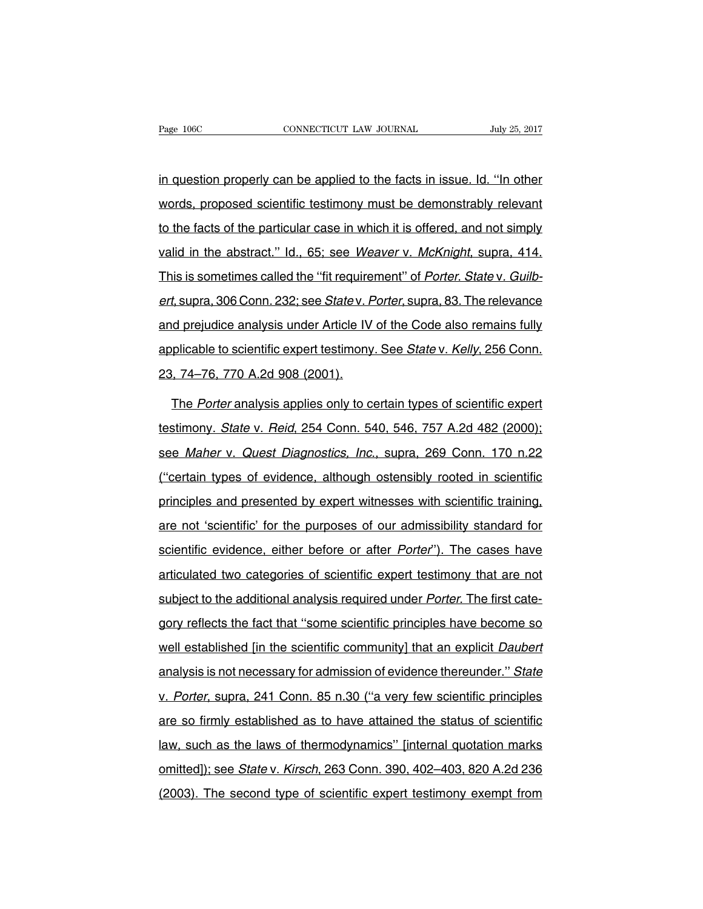in question properly can be applied to the facts in issue. Id. ''In other words, proposed scientific testimony must be demonstrably relevant to the facts of the particular case in which it is offered, and not simply valid in the abstract.'' Id., 65; see *Weaver* v. *McKnight*, supra, 414. This is sometimes called the ''fit requirement'' of *Porter*. *State* v. *Guilbert*, supra, 306 Conn. 232; see *State* v. *Porter*, supra, 83. The relevance and prejudice analysis under Article IV of the Code also remains fully applicable to scientific expert testimony. See *State* v. *Kelly*, 256 Conn. 23, 74–76, 770 A.2d 908 (2001).

The *Porter* analysis applies only to certain types of scientific expert testimony. *State* v. *Reid*, 254 Conn. 540, 546, 757 A.2d 482 (2000); see *Maher* v. *Quest Diagnostics, Inc.*, supra, 269 Conn. 170 n.22 (''certain types of evidence, although ostensibly rooted in scientific principles and presented by expert witnesses with scientific training, are not 'scientific' for the purposes of our admissibility standard for scientific evidence, either before or after *Porter*''). The cases have articulated two categories of scientific expert testimony that are not subject to the additional analysis required under *Porter*. The first category reflects the fact that ''some scientific principles have become so well established [in the scientific community] that an explicit *Daubert* analysis is not necessary for admission of evidence thereunder.'' *State* v. *Porter*, supra, 241 Conn. 85 n.30 (''a very few scientific principles are so firmly established as to have attained the status of scientific law, such as the laws of thermodynamics'' [internal quotation marks omitted]); see *State* v. *Kirsch*, 263 Conn. 390, 402–403, 820 A.2d 236 (2003). The second type of scientific expert testimony exempt from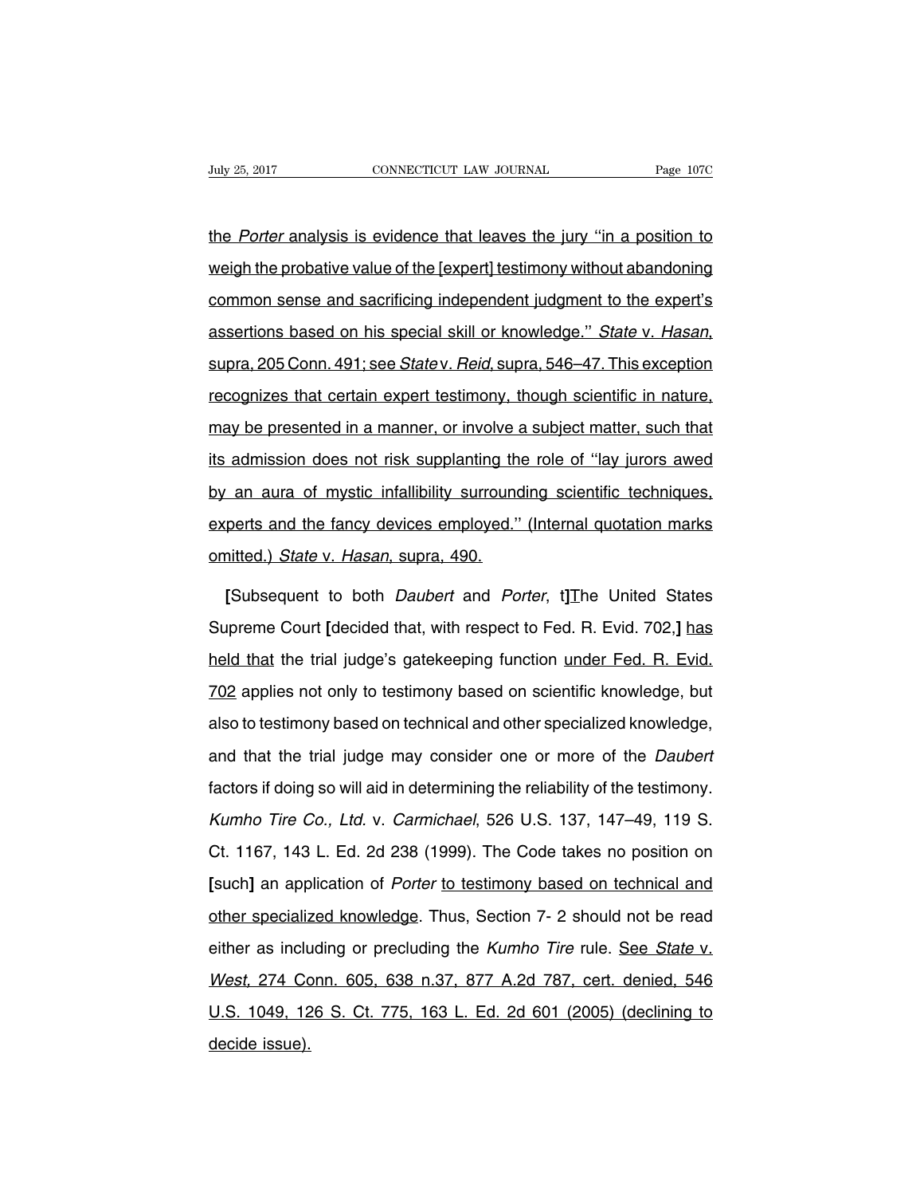the *Porter* analysis is evidence that leaves the jury ''in a position to weigh the probative value of the [expert] testimony without abandoning common sense and sacrificing independent judgment to the expert's assertions based on his special skill or knowledge.'' *State* v. *Hasan*, supra, 205 Conn. 491; see *State* v. *Reid*, supra, 546–47. This exception recognizes that certain expert testimony, though scientific in nature, may be presented in a manner, or involve a subject matter, such that its admission does not risk supplanting the role of ''lay jurors awed by an aura of mystic infallibility surrounding scientific techniques, experts and the fancy devices employed.'' (Internal quotation marks omitted.) *State* v. *Hasan*, supra, 490.

**[**Subsequent to both *Daubert* and *Porter*, t**]**The United States Supreme Court **[**decided that, with respect to Fed. R. Evid. 702,**]** has held that the trial judge's gatekeeping function under Fed. R. Evid. 702 applies not only to testimony based on scientific knowledge, but also to testimony based on technical and other specialized knowledge, and that the trial judge may consider one or more of the *Daubert* factors if doing so will aid in determining the reliability of the testimony. *Kumho Tire Co., Ltd.* v. *Carmichael*, 526 U.S. 137, 147–49, 119 S. Ct. 1167, 143 L. Ed. 2d 238 (1999). The Code takes no position on **[**such**]** an application of *Porter* to testimony based on technical and other specialized knowledge. Thus, Section 7- 2 should not be read either as including or precluding the *Kumho Tire* rule. See *State* v. *West*, 274 Conn. 605, 638 n.37, 877 A.2d 787, cert. denied, 546 U.S. 1049, 126 S. Ct. 775, 163 L. Ed. 2d 601 (2005) (declining to decide issue).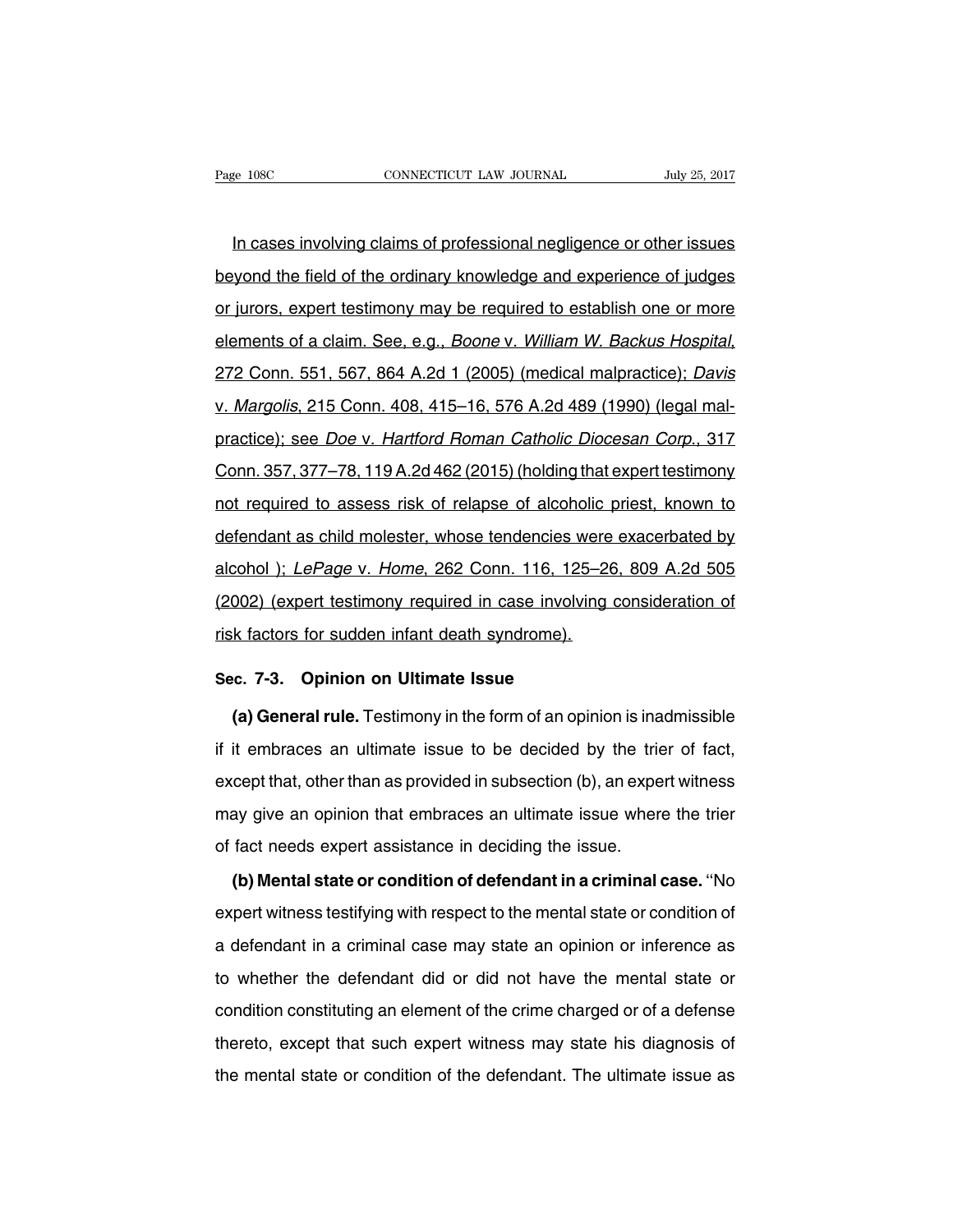In cases involving claims of professional negligence or other issues beyond the field of the ordinary knowledge and experience of judges or jurors, expert testimony may be required to establish one or more elements of a claim. See, e.g., *Boone* v. *William W. Backus Hospital*, 272 Conn. 551, 567, 864 A.2d 1 (2005) (medical malpractice); *Davis* v. *Margolis*, 215 Conn. 408, 415–16, 576 A.2d 489 (1990) (legal malpractice); see *Doe* v. *Hartford Roman Catholic Diocesan Corp.*, 317 Conn. 357, 377–78, 119 A.2d 462 (2015) (holding that expert testimony not required to assess risk of relapse of alcoholic priest, known to defendant as child molester, whose tendencies were exacerbated by alcohol ); *LePage* v. *Home*, 262 Conn. 116, 125–26, 809 A.2d 505 (2002) (expert testimony required in case involving consideration of risk factors for sudden infant death syndrome).

### Sec. 7-3. Opinion on Ultimate Issue

**(a) General rule.** Testimony in the form of an opinion is inadmissible if it embraces an ultimate issue to be decided by the trier of fact, except that, other than as provided in subsection (b), an expert witness may give an opinion that embraces an ultimate issue where the trier of fact needs expert assistance in deciding the issue.

**(b) Mental state or condition of defendant in a criminal case.** ''No expert witness testifying with respect to the mental state or condition of a defendant in a criminal case may state an opinion or inference as to whether the defendant did or did not have the mental state or condition constituting an element of the crime charged or of a defense thereto, except that such expert witness may state his diagnosis of the mental state or condition of the defendant. The ultimate issue as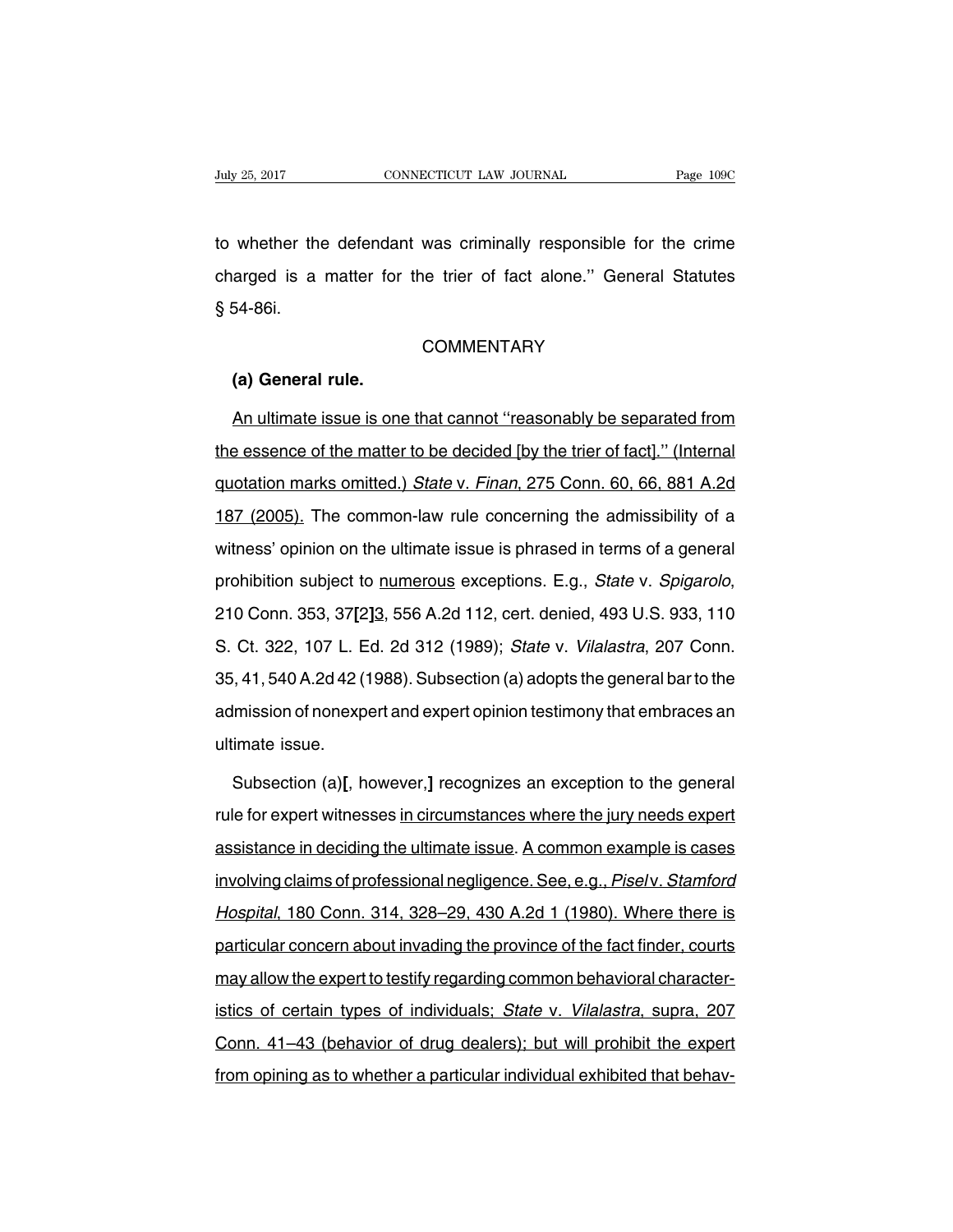to whether the defendant was criminally responsible for the crime charged is a matter for the trier of fact alone.'' General Statutes § 54-86i.

## COMMENTARY

**(a) General rule.**

<u>An ultimate issue is one that cannot ''reasonably be separated from the essence of the matter to be decided [by the trier of fact].'' (Internal quotation marks omitted.) *State* v. *Finan*, 275 Conn. 60, 66, 881 A.2d 187 (2005).</u> The common-law rule concerning the admissibility of a witness' opinion on the ultimate issue is phrased in terms of a general prohibition subject to <u>numerous</u> exceptions. E.g., *State* v. *Spigarolo*, 210 Conn. 353, 37**[**2**]**<u>3</u>, 556 A.2d 112, cert. denied, 493 U.S. 933, 110 S. Ct. 322, 107 L. Ed. 2d 312 (1989); *State* v. *Vilalastra*, 207 Conn. 35, 41, 540 A.2d 42 (1988). Subsection (a) adopts the general bar to the admission of nonexpert and expert opinion testimony that embraces an ultimate issue.

Subsection (a)**[**, however,**]** recognizes an exception to the general rule for expert witnesses <u>in circumstances where the jury needs expert assistance in deciding the ultimate issue</u>. <u>A common example is cases involving claims of professional negligence. See, e.g., *Pisel* v. *Stamford Hospital*, 180 Conn. 314, 328–29, 430 A.2d 1 (1980). Where there is particular concern about invading the province of the fact finder, courts may allow the expert to testify regarding common behavioral characteristics of certain types of individuals; *State* v. *Vilalastra*, supra, 207 Conn. 41–43 (behavior of drug dealers); but will prohibit the expert from opining as to whether a particular individual exhibited that behav-</u>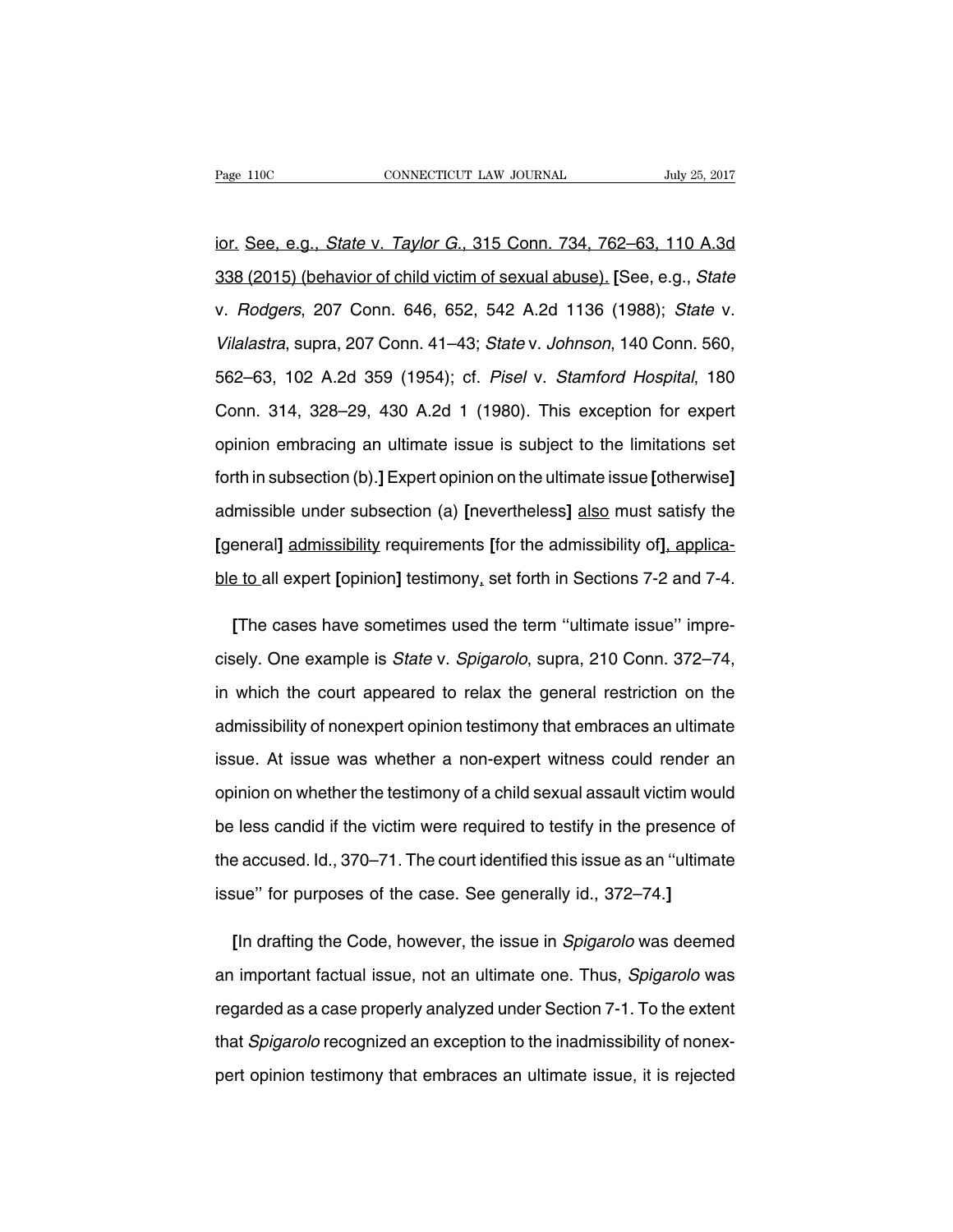ior. See, e.g., *State* v. *Taylor G.*, 315 Conn. 734, 762–63, 110 A.3d 338 (2015) (behavior of child victim of sexual abuse). [See, e.g., *State* v. *Rodgers*, 207 Conn. 646, 652, 542 A.2d 1136 (1988); *State* v. *Vilalastra*, supra, 207 Conn. 41–43; *State* v. *Johnson*, 140 Conn. 560, 562–63, 102 A.2d 359 (1954); cf. *Pisel* v. *Stamford Hospital*, 180 Conn. 314, 328–29, 430 A.2d 1 (1980). This exception for expert opinion embracing an ultimate issue is subject to the limitations set forth in subsection (b).] Expert opinion on the ultimate issue [otherwise] admissible under subsection (a) [nevertheless] also must satisfy the [general] admissibility requirements [for the admissibility of], applicable to all expert [opinion] testimony, set forth in Sections 7-2 and 7-4.

[The cases have sometimes used the term "ultimate issue" imprecisely. One example is *State* v. *Spigarolo*, supra, 210 Conn. 372–74, in which the court appeared to relax the general restriction on the admissibility of nonexpert opinion testimony that embraces an ultimate issue. At issue was whether a non-expert witness could render an opinion on whether the testimony of a child sexual assault victim would be less candid if the victim were required to testify in the presence of the accused. Id., 370–71. The court identified this issue as an "ultimate issue" for purposes of the case. See generally id., 372–74.]

[In drafting the Code, however, the issue in *Spigarolo* was deemed an important factual issue, not an ultimate one. Thus, *Spigarolo* was regarded as a case properly analyzed under Section 7-1. To the extent that *Spigarolo* recognized an exception to the inadmissibility of nonexpert opinion testimony that embraces an ultimate issue, it is rejected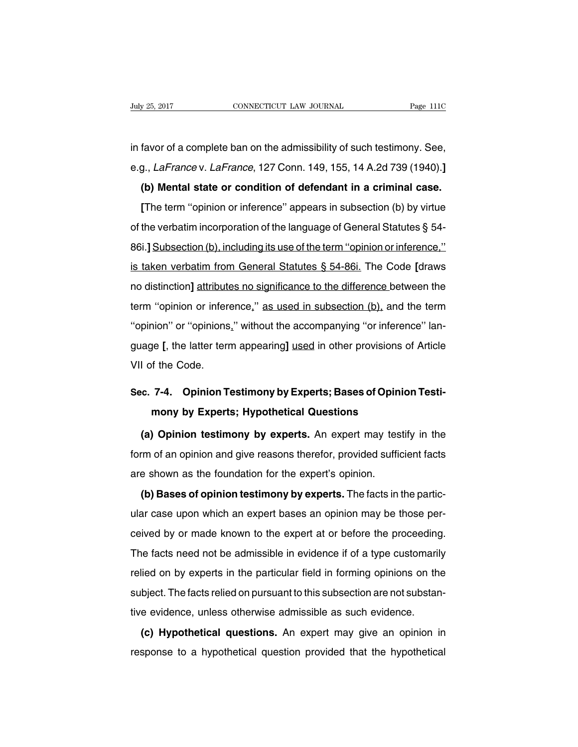in favor of a complete ban on the admissibility of such testimony. See, e.g., *LaFrance* v. *LaFrance*, 127 Conn. 149, 155, 14 A.2d 739 (1940).**]**

**(b) Mental state or condition of defendant in a criminal case.**

**[**The term ''opinion or inference'' appears in subsection (b) by virtue of the verbatim incorporation of the language of General Statutes § 54-86i.**]** <u>Subsection (b), including its use of the term ''opinion or inference,'' is taken verbatim from General Statutes § 54-86i.</u> The Code **[**draws no distinction**]** <u>attributes no significance to the difference</u> between the term ''opinion or inference<u>,</u>'' <u>as used in subsection (b),</u> and the term ''opinion'' or ''opinions<u>,</u>'' without the accompanying ''or inference'' language **[**, the latter term appearing**]** <u>used</u> in other provisions of Article VII of the Code.

## Sec. 7-4. Opinion Testimony by Experts; Bases of Opinion Testimony by Experts; Hypothetical Questions

**(a) Opinion testimony by experts.** An expert may testify in the form of an opinion and give reasons therefor, provided sufficient facts are shown as the foundation for the expert's opinion.

**(b) Bases of opinion testimony by experts.** The facts in the particular case upon which an expert bases an opinion may be those perceived by or made known to the expert at or before the proceeding. The facts need not be admissible in evidence if of a type customarily relied on by experts in the particular field in forming opinions on the subject. The facts relied on pursuant to this subsection are not substantive evidence, unless otherwise admissible as such evidence.

**(c) Hypothetical questions.** An expert may give an opinion in response to a hypothetical question provided that the hypothetical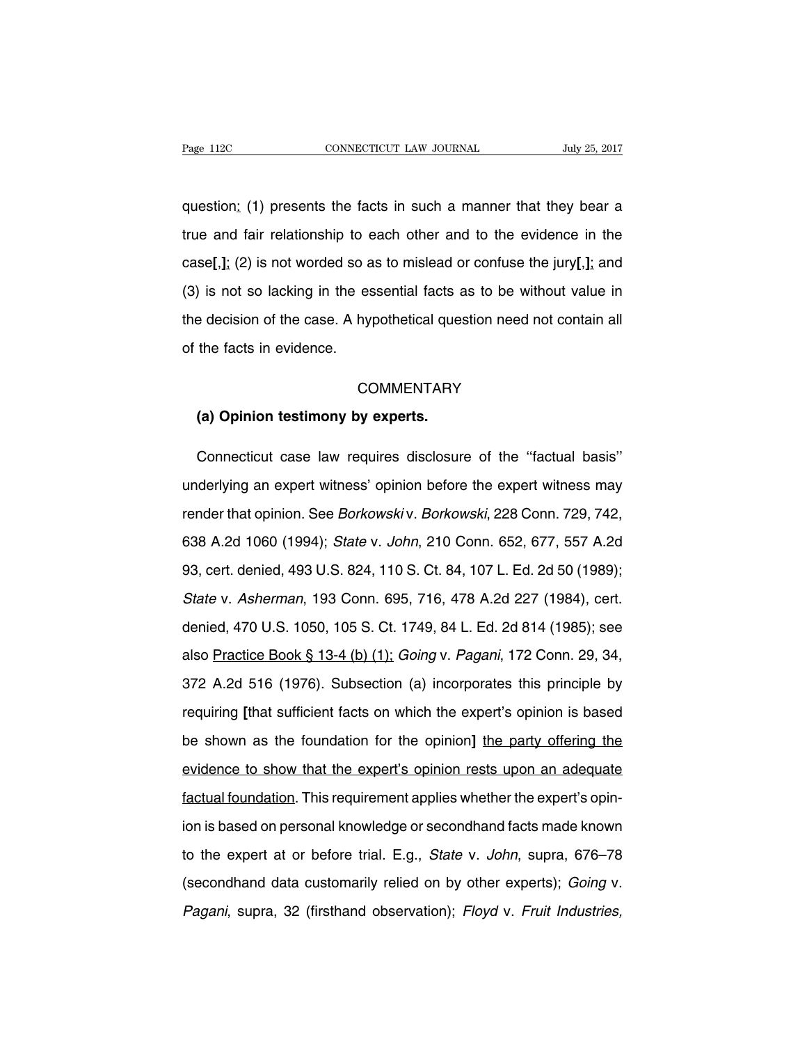question: (1) presents the facts in such a manner that they bear a true and fair relationship to each other and to the evidence in the case[,]; (2) is not worded so as to mislead or confuse the jury[,]; and (3) is not so lacking in the essential facts as to be without value in the decision of the case. A hypothetical question need not contain all of the facts in evidence.

COMMENTARY

**(a) Opinion testimony by experts.**

Connecticut case law requires disclosure of the "factual basis" underlying an expert witness' opinion before the expert witness may render that opinion. See *Borkowski* v. *Borkowski*, 228 Conn. 729, 742, 638 A.2d 1060 (1994); *State* v. *John*, 210 Conn. 652, 677, 557 A.2d 93, cert. denied, 493 U.S. 824, 110 S. Ct. 84, 107 L. Ed. 2d 50 (1989); *State* v. *Asherman*, 193 Conn. 695, 716, 478 A.2d 227 (1984), cert. denied, 470 U.S. 1050, 105 S. Ct. 1749, 84 L. Ed. 2d 814 (1985); see also Practice Book § 13-4 (b) (1); *Going* v. *Pagani*, 172 Conn. 29, 34, 372 A.2d 516 (1976). Subsection (a) incorporates this principle by requiring [that sufficient facts on which the expert's opinion is based be shown as the foundation for the opinion] the party offering the evidence to show that the expert's opinion rests upon an adequate factual foundation. This requirement applies whether the expert's opinion is based on personal knowledge or secondhand facts made known to the expert at or before trial. E.g., *State* v. *John*, supra, 676–78 (secondhand data customarily relied on by other experts); *Going* v. *Pagani*, supra, 32 (firsthand observation); *Floyd* v. *Fruit Industries,*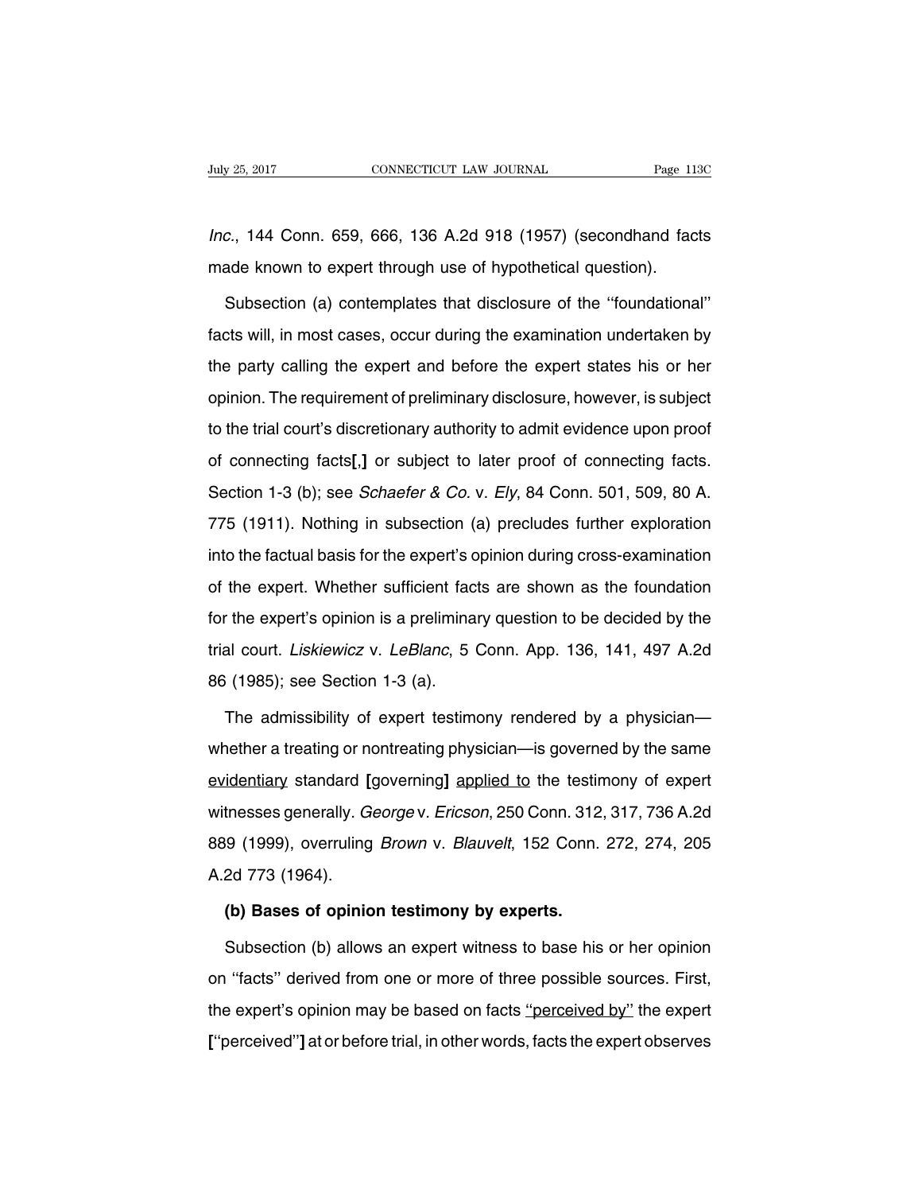*Inc.*, 144 Conn. 659, 666, 136 A.2d 918 (1957) (secondhand facts made known to expert through use of hypothetical question).

Subsection (a) contemplates that disclosure of the ''foundational'' facts will, in most cases, occur during the examination undertaken by the party calling the expert and before the expert states his or her opinion. The requirement of preliminary disclosure, however, is subject to the trial court's discretionary authority to admit evidence upon proof of connecting facts**[,]** or subject to later proof of connecting facts. Section 1-3 (b); see *Schaefer & Co.* v. *Ely*, 84 Conn. 501, 509, 80 A. 775 (1911). Nothing in subsection (a) precludes further exploration into the factual basis for the expert's opinion during cross-examination of the expert. Whether sufficient facts are shown as the foundation for the expert's opinion is a preliminary question to be decided by the trial court. *Liskiewicz* v. *LeBlanc*, 5 Conn. App. 136, 141, 497 A.2d 86 (1985); see Section 1-3 (a).

The admissibility of expert testimony rendered by a physician—whether a treating or nontreating physician—is governed by the same evidentiary standard **[**governing**]** applied to the testimony of expert witnesses generally. *George* v. *Ericson*, 250 Conn. 312, 317, 736 A.2d 889 (1999), overruling *Brown* v. *Blauvelt*, 152 Conn. 272, 274, 205 A.2d 773 (1964).

**(b) Bases of opinion testimony by experts.**

Subsection (b) allows an expert witness to base his or her opinion on ''facts'' derived from one or more of three possible sources. First, the expert's opinion may be based on facts ''perceived by'' the expert **[**''perceived''**]** at or before trial, in other words, facts the expert observes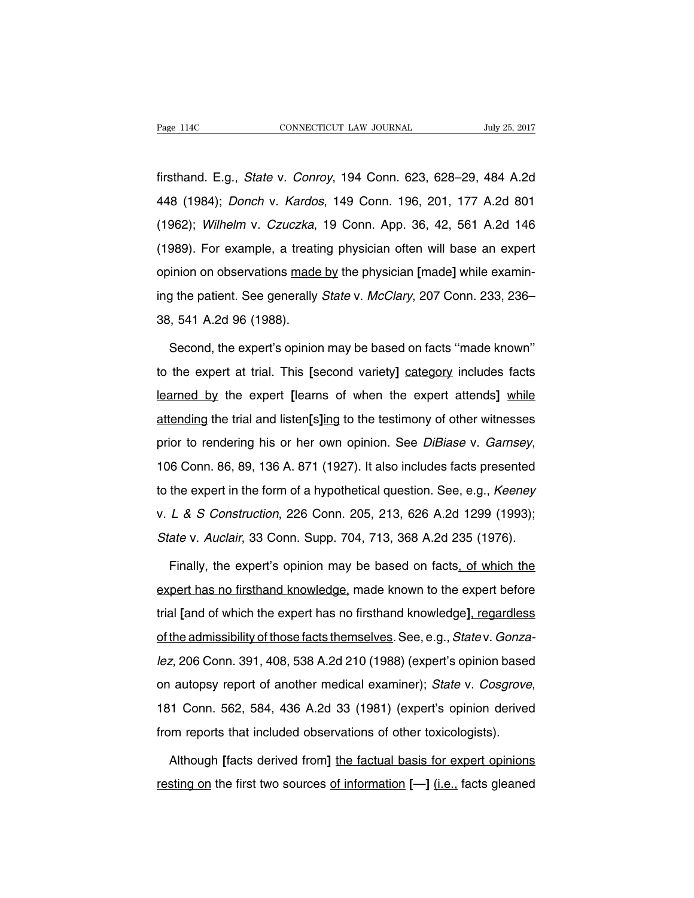firsthand. E.g., *State* v. *Conroy*, 194 Conn. 623, 628–29, 484 A.2d 448 (1984); *Donch* v. *Kardos*, 149 Conn. 196, 201, 177 A.2d 801 (1962); *Wilhelm* v. *Czuczka*, 19 Conn. App. 36, 42, 561 A.2d 146 (1989). For example, a treating physician often will base an expert opinion on observations <u>made by</u> the physician **[**made**]** while examining the patient. See generally *State* v. *McClary*, 207 Conn. 233, 236–38, 541 A.2d 96 (1988).

Second, the expert's opinion may be based on facts ''made known'' to the expert at trial. This **[**second variety**]** <u>category</u> includes facts <u>learned by</u> the expert **[**learns of when the expert attends**]** <u>while attending</u> the trial and listen**[**s**]**<u>ing</u> to the testimony of other witnesses prior to rendering his or her own opinion. See *DiBiase* v. *Garnsey*, 106 Conn. 86, 89, 136 A. 871 (1927). It also includes facts presented to the expert in the form of a hypothetical question. See, e.g., *Keeney* v. *L & S Construction*, 226 Conn. 205, 213, 626 A.2d 1299 (1993); *State* v. *Auclair*, 33 Conn. Supp. 704, 713, 368 A.2d 235 (1976).

Finally, the expert's opinion may be based on facts<u>, of which the expert has no firsthand knowledge,</u> made known to the expert before trial **[**and of which the expert has no firsthand knowledge**]**<u>, regardless of the admissibility of those facts themselves</u>. See, e.g., *State* v. *Gonzalez*, 206 Conn. 391, 408, 538 A.2d 210 (1988) (expert's opinion based on autopsy report of another medical examiner); *State* v. *Cosgrove*, 181 Conn. 562, 584, 436 A.2d 33 (1981) (expert's opinion derived from reports that included observations of other toxicologists).

Although **[**facts derived from**]** <u>the factual basis for expert opinions resting on</u> the first two sources <u>of information</u> **[**—**]** <u>(i.e.,</u> facts gleaned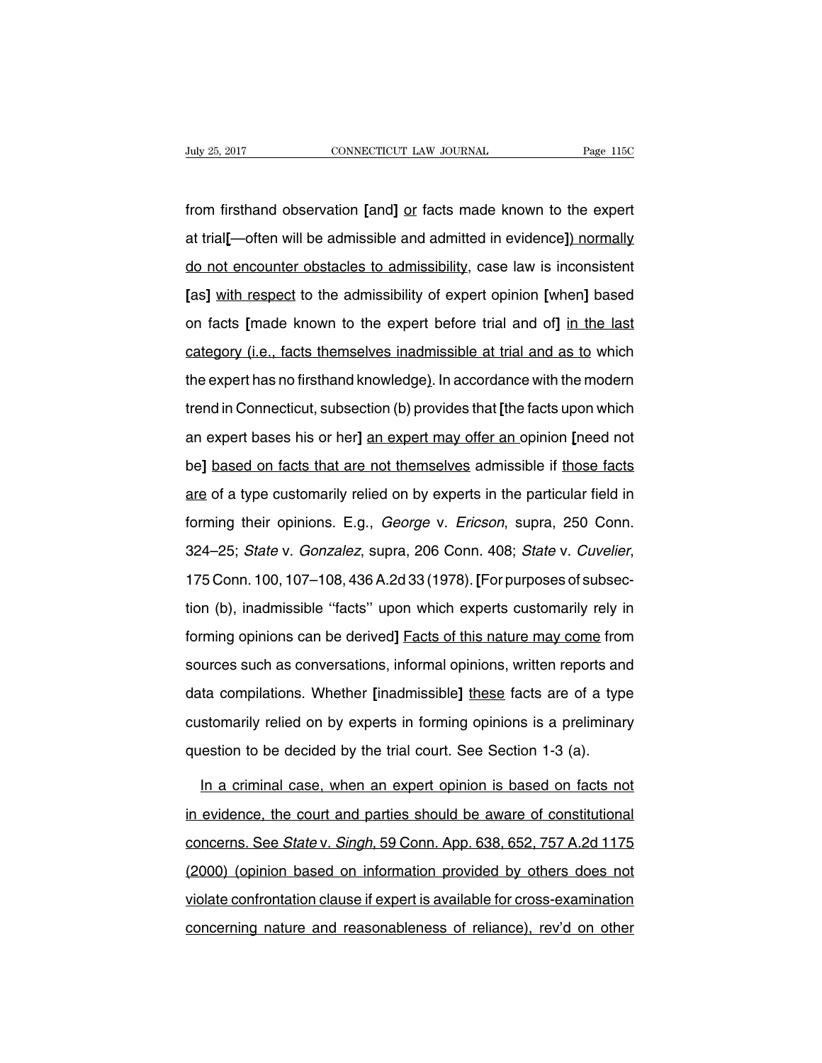from firsthand observation **[**and**]** <u>or</u> facts made known to the expert at trial**[**—often will be admissible and admitted in evidence**]**<u>) normally do not encounter obstacles to admissibility</u>, case law is inconsistent **[**as**]** <u>with respect</u> to the admissibility of expert opinion **[**when**]** based on facts **[**made known to the expert before trial and of**]** <u>in the last category (i.e., facts themselves inadmissible at trial and as to</u> which the expert has no firsthand knowledge<u>)</u>. In accordance with the modern trend in Connecticut, subsection (b) provides that **[**the facts upon which an expert bases his or her**]** <u>an expert may offer an</u> opinion **[**need not be**]** <u>based on facts that are not themselves</u> admissible if <u>those facts are</u> of a type customarily relied on by experts in the particular field in forming their opinions. E.g., *George* v. *Ericson*, supra, 250 Conn. 324–25; *State* v. *Gonzalez*, supra, 206 Conn. 408; *State* v. *Cuvelier*, 175 Conn. 100, 107–108, 436 A.2d 33 (1978). **[**For purposes of subsection (b), inadmissible ''facts'' upon which experts customarily rely in forming opinions can be derived**]** <u>Facts of this nature may come</u> from sources such as conversations, informal opinions, written reports and data compilations. Whether **[**inadmissible**]** <u>these</u> facts are of a type customarily relied on by experts in forming opinions is a preliminary question to be decided by the trial court. See Section 1-3 (a).

<u>In a criminal case, when an expert opinion is based on facts not in evidence, the court and parties should be aware of constitutional concerns. See *State* v. *Singh*, 59 Conn. App. 638, 652, 757 A.2d 1175 (2000) (opinion based on information provided by others does not violate confrontation clause if expert is available for cross-examination concerning nature and reasonableness of reliance), rev'd on other</u>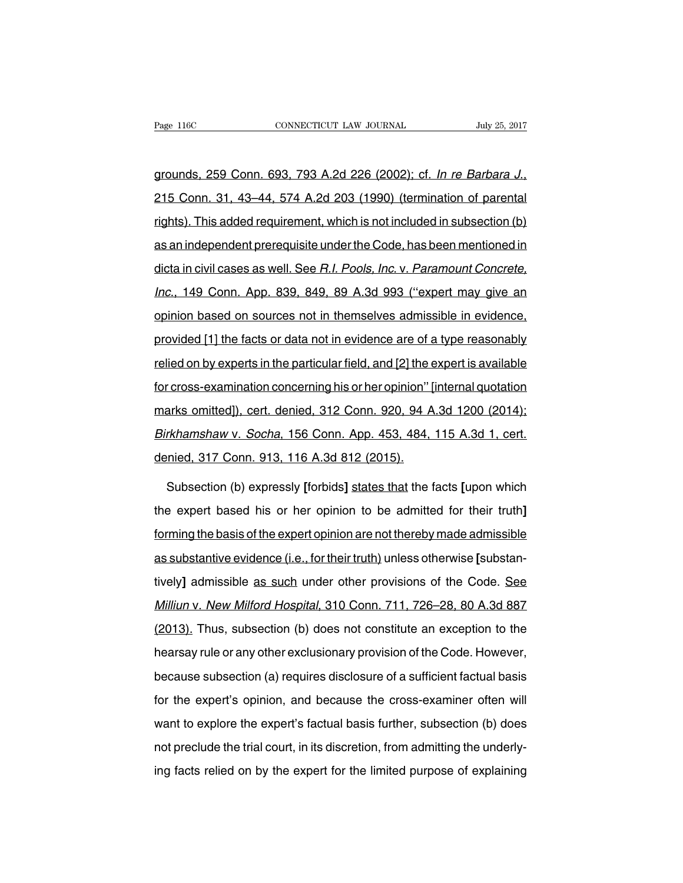grounds, 259 Conn. 693, 793 A.2d 226 (2002); cf. *In re Barbara J.*, 215 Conn. 31, 43–44, 574 A.2d 203 (1990) (termination of parental rights). This added requirement, which is not included in subsection (b) as an independent prerequisite under the Code, has been mentioned in dicta in civil cases as well. See *R.I. Pools, Inc.* v. *Paramount Concrete, Inc.*, 149 Conn. App. 839, 849, 89 A.3d 993 ("expert may give an opinion based on sources not in themselves admissible in evidence, provided [1] the facts or data not in evidence are of a type reasonably relied on by experts in the particular field, and [2] the expert is available for cross-examination concerning his or her opinion" [internal quotation marks omitted]), cert. denied, 312 Conn. 920, 94 A.3d 1200 (2014); *Birkhamshaw* v. *Socha*, 156 Conn. App. 453, 484, 115 A.3d 1, cert. denied, 317 Conn. 913, 116 A.3d 812 (2015).

Subsection (b) expressly **[**forbids**]** states that the facts **[**upon which the expert based his or her opinion to be admitted for their truth**]** forming the basis of the expert opinion are not thereby made admissible as substantive evidence (i.e., for their truth) unless otherwise **[**substantively**]** admissible as such under other provisions of the Code. See *Milliun* v. *New Milford Hospital*, 310 Conn. 711, 726–28, 80 A.3d 887 (2013). Thus, subsection (b) does not constitute an exception to the hearsay rule or any other exclusionary provision of the Code. However, because subsection (a) requires disclosure of a sufficient factual basis for the expert's opinion, and because the cross-examiner often will want to explore the expert's factual basis further, subsection (b) does not preclude the trial court, in its discretion, from admitting the underlying facts relied on by the expert for the limited purpose of explaining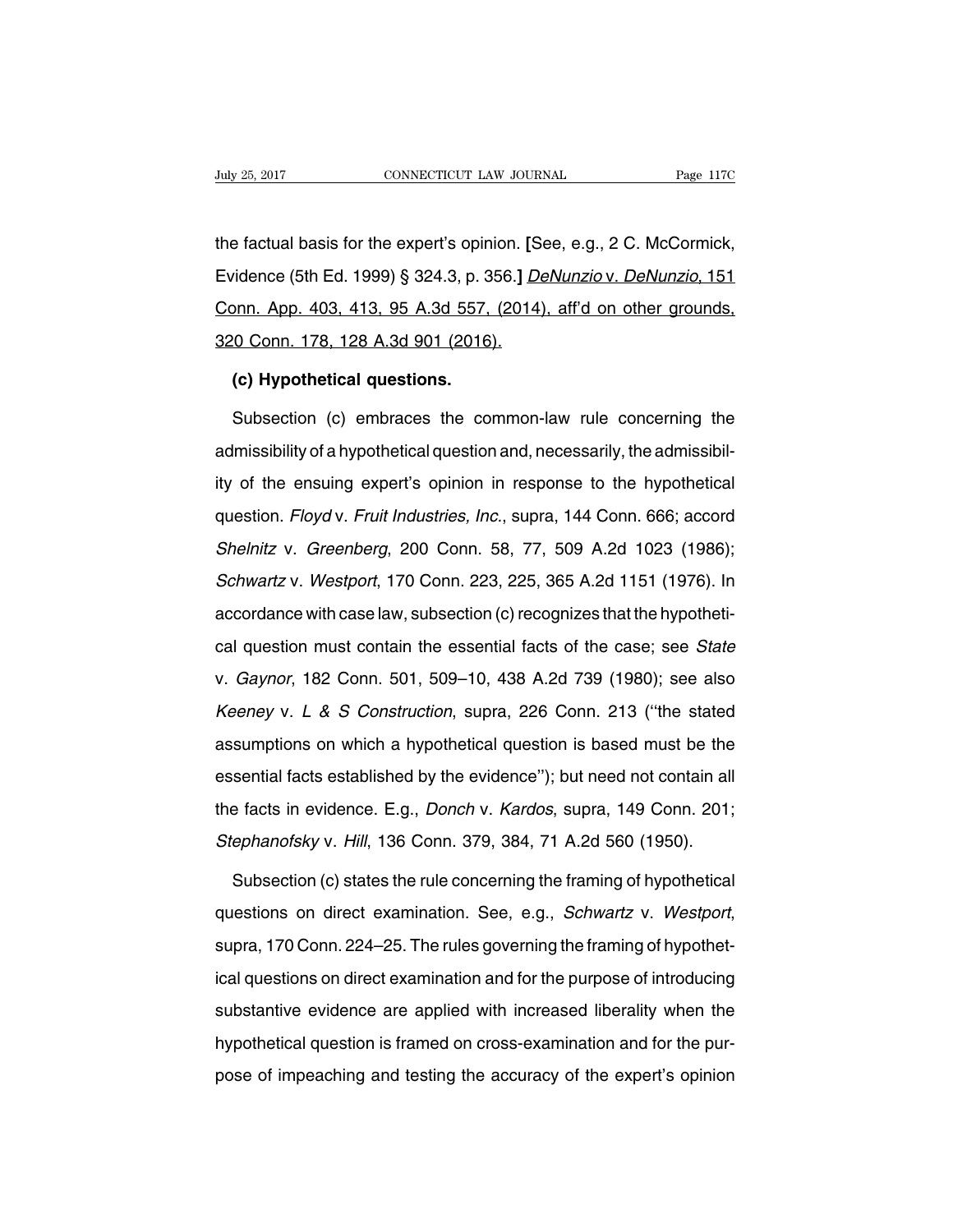the factual basis for the expert's opinion. **[**See, e.g., 2 C. McCormick, Evidence (5th Ed. 1999) § 324.3, p. 356.**]** *DeNunzio* v. *DeNunzio*, 151 Conn. App. 403, 413, 95 A.3d 557, (2014), aff'd on other grounds, 320 Conn. 178, 128 A.3d 901 (2016).

**(c) Hypothetical questions.**

Subsection (c) embraces the common-law rule concerning the admissibility of a hypothetical question and, necessarily, the admissibility of the ensuing expert's opinion in response to the hypothetical question. *Floyd* v. *Fruit Industries, Inc.*, supra, 144 Conn. 666; accord *Shelnitz* v. *Greenberg*, 200 Conn. 58, 77, 509 A.2d 1023 (1986); *Schwartz* v. *Westport*, 170 Conn. 223, 225, 365 A.2d 1151 (1976). In accordance with case law, subsection (c) recognizes that the hypothetical question must contain the essential facts of the case; see *State* v. *Gaynor*, 182 Conn. 501, 509–10, 438 A.2d 739 (1980); see also *Keeney* v. *L & S Construction*, supra, 226 Conn. 213 ("the stated assumptions on which a hypothetical question is based must be the essential facts established by the evidence"); but need not contain all the facts in evidence. E.g., *Donch* v. *Kardos*, supra, 149 Conn. 201; *Stephanofsky* v. *Hill*, 136 Conn. 379, 384, 71 A.2d 560 (1950).

Subsection (c) states the rule concerning the framing of hypothetical questions on direct examination. See, e.g., *Schwartz* v. *Westport*, supra, 170 Conn. 224–25. The rules governing the framing of hypothetical questions on direct examination and for the purpose of introducing substantive evidence are applied with increased liberality when the hypothetical question is framed on cross-examination and for the purpose of impeaching and testing the accuracy of the expert's opinion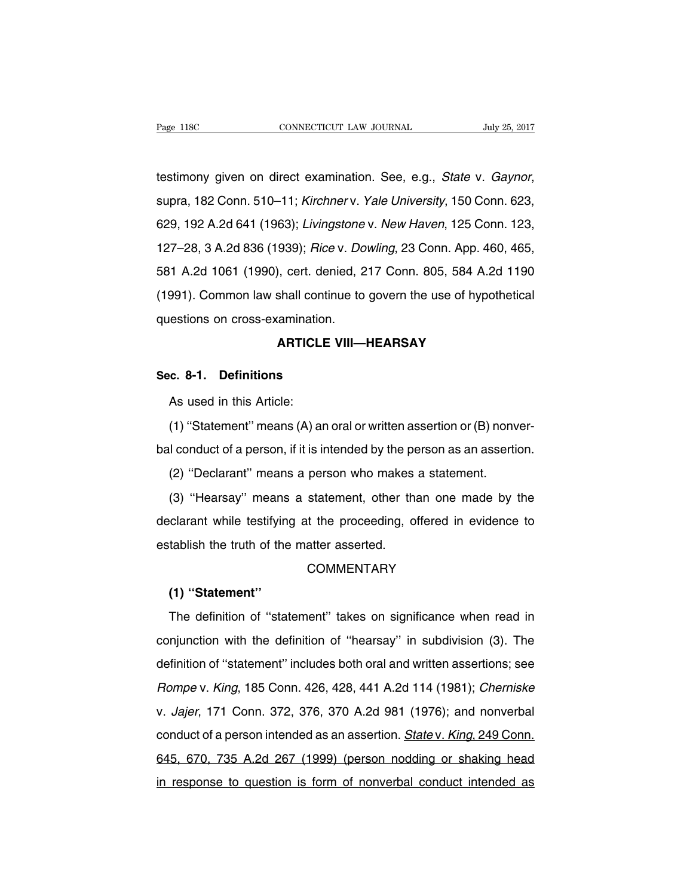testimony given on direct examination. See, e.g., *State* v. *Gaynor*, supra, 182 Conn. 510–11; *Kirchner* v. *Yale University*, 150 Conn. 623, 629, 192 A.2d 641 (1963); *Livingstone* v. *New Haven*, 125 Conn. 123, 127–28, 3 A.2d 836 (1939); *Rice* v. *Dowling*, 23 Conn. App. 460, 465, 581 A.2d 1061 (1990), cert. denied, 217 Conn. 805, 584 A.2d 1190 (1991). Common law shall continue to govern the use of hypothetical questions on cross-examination.

## ARTICLE VIII—HEARSAY

### Sec. 8-1. Definitions

As used in this Article:

(1) ''Statement'' means (A) an oral or written assertion or (B) nonverbal conduct of a person, if it is intended by the person as an assertion.

(2) ''Declarant'' means a person who makes a statement.

(3) ''Hearsay'' means a statement, other than one made by the declarant while testifying at the proceeding, offered in evidence to establish the truth of the matter asserted.

COMMENTARY

**(1) ''Statement''**

The definition of ''statement'' takes on significance when read in conjunction with the definition of ''hearsay'' in subdivision (3). The definition of ''statement'' includes both oral and written assertions; see *Rompe* v. *King*, 185 Conn. 426, 428, 441 A.2d 114 (1981); *Cherniske* v. *Jajer*, 171 Conn. 372, 376, 370 A.2d 981 (1976); and nonverbal conduct of a person intended as an assertion. <u>*State* v. *King*, 249 Conn. 645, 670, 735 A.2d 267 (1999) (person nodding or shaking head in response to question is form of nonverbal conduct intended as</u>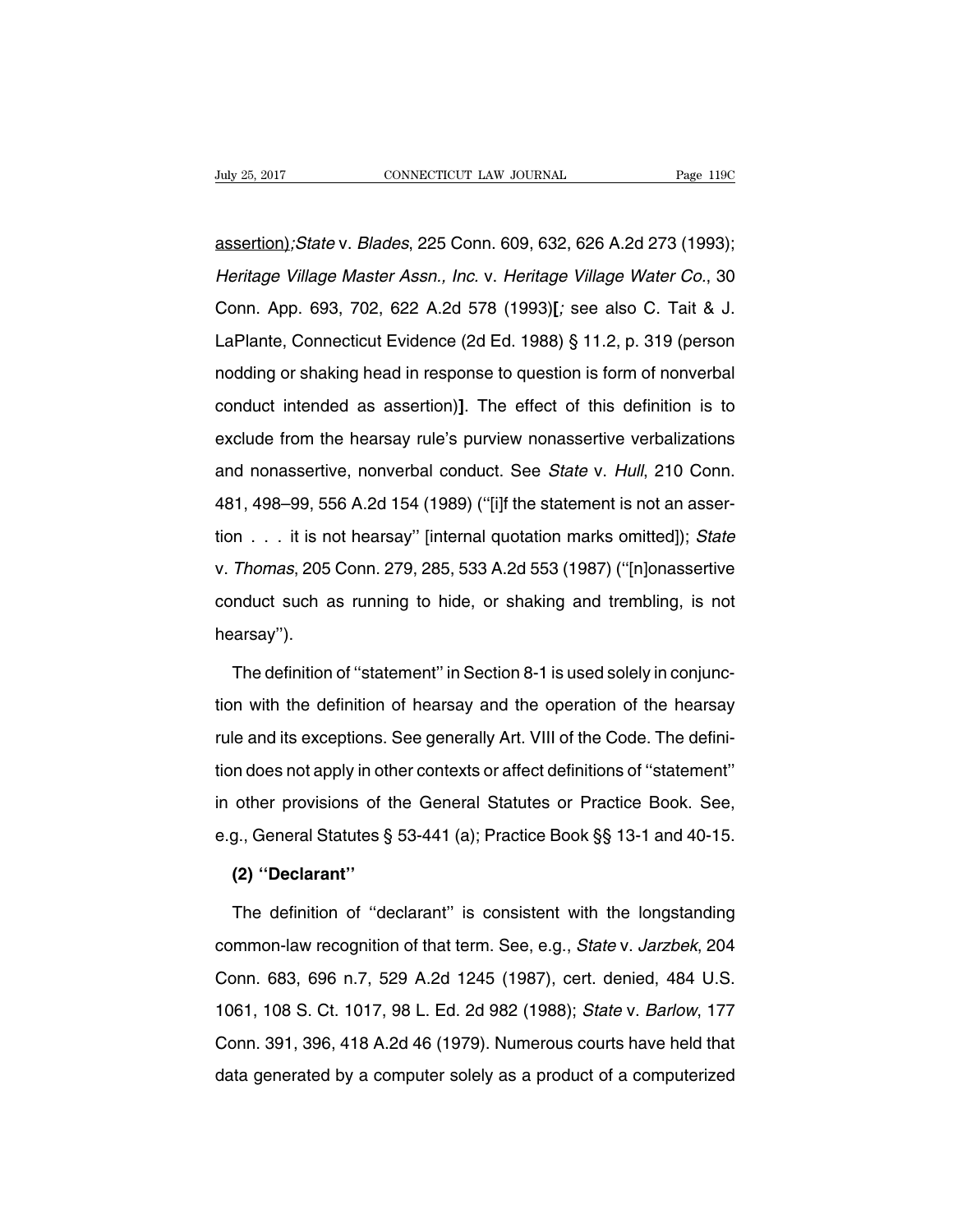assertion);*State* v. *Blades*, 225 Conn. 609, 632, 626 A.2d 273 (1993); *Heritage Village Master Assn., Inc.* v. *Heritage Village Water Co.*, 30 Conn. App. 693, 702, 622 A.2d 578 (1993)**[**; see also C. Tait & J. LaPlante, Connecticut Evidence (2d Ed. 1988) § 11.2, p. 319 (person nodding or shaking head in response to question is form of nonverbal conduct intended as assertion)**]**. The effect of this definition is to exclude from the hearsay rule's purview nonassertive verbalizations and nonassertive, nonverbal conduct. See *State* v. *Hull*, 210 Conn. 481, 498–99, 556 A.2d 154 (1989) (''[i]f the statement is not an assertion . . . it is not hearsay'' [internal quotation marks omitted]); *State* v. *Thomas*, 205 Conn. 279, 285, 533 A.2d 553 (1987) (''[n]onassertive conduct such as running to hide, or shaking and trembling, is not hearsay'').

The definition of ''statement'' in Section 8-1 is used solely in conjunction with the definition of hearsay and the operation of the hearsay rule and its exceptions. See generally Art. VIII of the Code. The definition does not apply in other contexts or affect definitions of ''statement'' in other provisions of the General Statutes or Practice Book. See, e.g., General Statutes § 53-441 (a); Practice Book §§ 13-1 and 40-15.

**(2) ''Declarant''**

The definition of ''declarant'' is consistent with the longstanding common-law recognition of that term. See, e.g., *State* v. *Jarzbek*, 204 Conn. 683, 696 n.7, 529 A.2d 1245 (1987), cert. denied, 484 U.S. 1061, 108 S. Ct. 1017, 98 L. Ed. 2d 982 (1988); *State* v. *Barlow*, 177 Conn. 391, 396, 418 A.2d 46 (1979). Numerous courts have held that data generated by a computer solely as a product of a computerized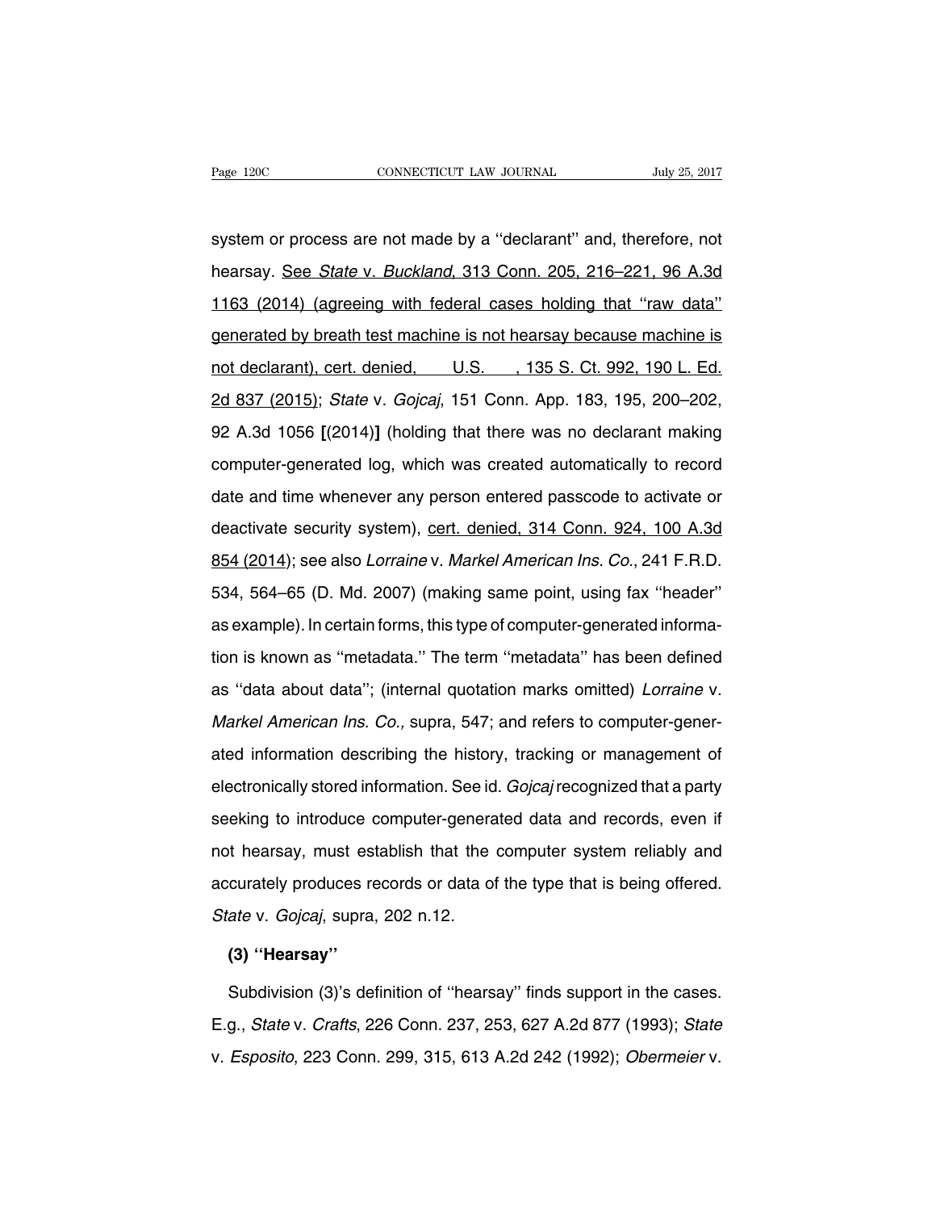system or process are not made by a ''declarant'' and, therefore, not hearsay. <u>See *State* v. *Buckland*, 313 Conn. 205, 216–221, 96 A.3d 1163 (2014) (agreeing with federal cases holding that ''raw data'' generated by breath test machine is not hearsay because machine is not declarant), cert. denied, ___ U.S. ___, 135 S. Ct. 992, 190 L. Ed. 2d 837 (2015)</u>; *State* v. *Gojcaj*, 151 Conn. App. 183, 195, 200–202, 92 A.3d 1056 **[**(2014)**]** (holding that there was no declarant making computer-generated log, which was created automatically to record date and time whenever any person entered passcode to activate or deactivate security system), <u>cert. denied, 314 Conn. 924, 100 A.3d 854 (2014)</u>; see also *Lorraine* v. *Markel American Ins. Co.*, 241 F.R.D. 534, 564–65 (D. Md. 2007) (making same point, using fax ''header'' as example). In certain forms, this type of computer-generated information is known as ''metadata.'' The term ''metadata'' has been defined as ''data about data''; (internal quotation marks omitted) *Lorraine* v. *Markel American Ins. Co.,* supra, 547; and refers to computer-generated information describing the history, tracking or management of electronically stored information. See id. *Gojcaj* recognized that a party seeking to introduce computer-generated data and records, even if not hearsay, must establish that the computer system reliably and accurately produces records or data of the type that is being offered. *State* v. *Gojcaj*, supra, 202 n.12.

**(3) ''Hearsay''**

Subdivision (3)'s definition of ''hearsay'' finds support in the cases. E.g., *State* v. *Crafts*, 226 Conn. 237, 253, 627 A.2d 877 (1993); *State* v. *Esposito*, 223 Conn. 299, 315, 613 A.2d 242 (1992); *Obermeier* v.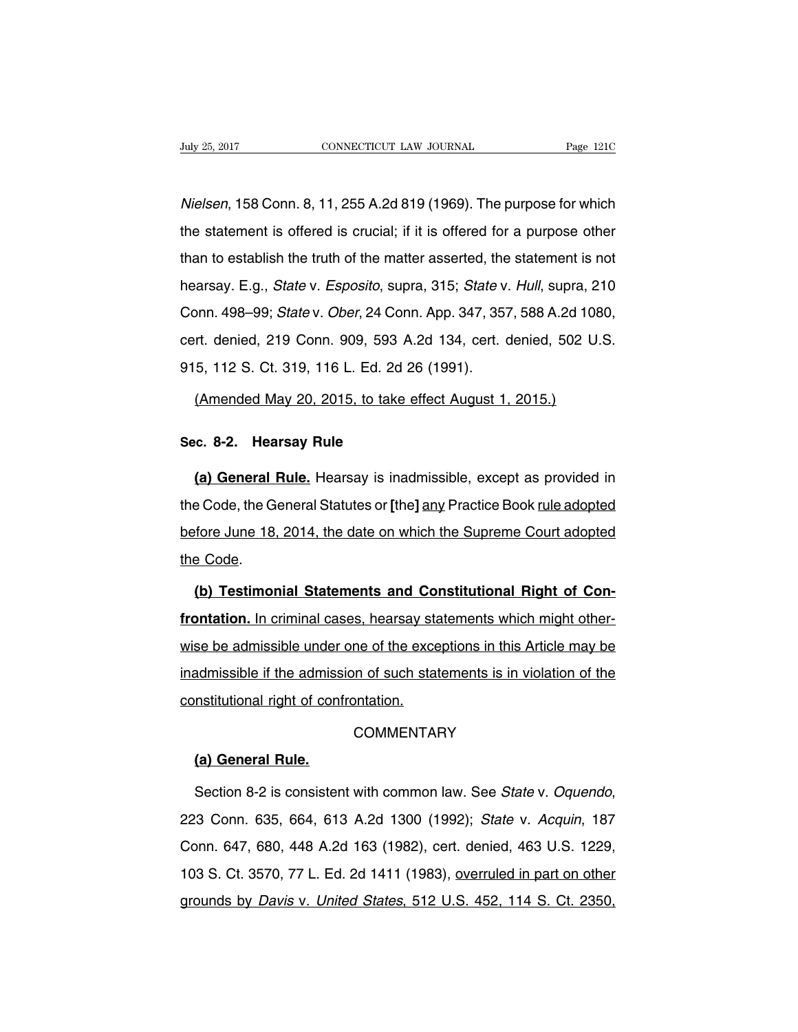*Nielsen*, 158 Conn. 8, 11, 255 A.2d 819 (1969). The purpose for which the statement is offered is crucial; if it is offered for a purpose other than to establish the truth of the matter asserted, the statement is not hearsay. E.g., *State* v. *Esposito*, supra, 315; *State* v. *Hull*, supra, 210 Conn. 498–99; *State* v. *Ober*, 24 Conn. App. 347, 357, 588 A.2d 1080, cert. denied, 219 Conn. 909, 593 A.2d 134, cert. denied, 502 U.S. 915, 112 S. Ct. 319, 116 L. Ed. 2d 26 (1991).

<u>(Amended May 20, 2015, to take effect August 1, 2015.)</u>

### Sec. 8-2. Hearsay Rule

**<u>(a) General Rule.</u>** Hearsay is inadmissible, except as provided in the Code, the General Statutes or **[**the**]** <u>any</u> Practice Book <u>rule adopted before June 18, 2014, the date on which the Supreme Court adopted the Code</u>.

**<u>(b) Testimonial Statements and Constitutional Right of Confrontation.</u>** <u>In criminal cases, hearsay statements which might otherwise be admissible under one of the exceptions in this Article may be inadmissible if the admission of such statements is in violation of the constitutional right of confrontation.</u>

COMMENTARY

**<u>(a) General Rule.</u>**

Section 8-2 is consistent with common law. See *State* v. *Oquendo*, 223 Conn. 635, 664, 613 A.2d 1300 (1992); *State* v. *Acquin*, 187 Conn. 647, 680, 448 A.2d 163 (1982), cert. denied, 463 U.S. 1229, 103 S. Ct. 3570, 77 L. Ed. 2d 1411 (1983), <u>overruled in part on other grounds by *Davis* v. *United States*, 512 U.S. 452, 114 S. Ct. 2350,</u>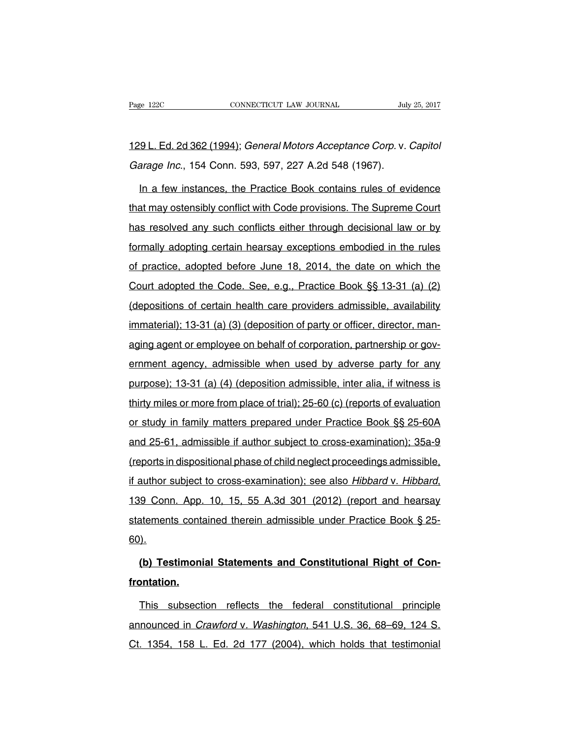129 L. Ed. 2d 362 (1994); *General Motors Acceptance Corp.* v. *Capitol Garage Inc.*, 154 Conn. 593, 597, 227 A.2d 548 (1967).

In a few instances, the Practice Book contains rules of evidence that may ostensibly conflict with Code provisions. The Supreme Court has resolved any such conflicts either through decisional law or by formally adopting certain hearsay exceptions embodied in the rules of practice, adopted before June 18, 2014, the date on which the Court adopted the Code. See, e.g., Practice Book §§ 13-31 (a) (2) (depositions of certain health care providers admissible, availability immaterial); 13-31 (a) (3) (deposition of party or officer, director, managing agent or employee on behalf of corporation, partnership or government agency, admissible when used by adverse party for any purpose); 13-31 (a) (4) (deposition admissible, inter alia, if witness is thirty miles or more from place of trial); 25-60 (c) (reports of evaluation or study in family matters prepared under Practice Book §§ 25-60A and 25-61, admissible if author subject to cross-examination); 35a-9 (reports in dispositional phase of child neglect proceedings admissible, if author subject to cross-examination); see also *Hibbard* v. *Hibbard*, 139 Conn. App. 10, 15, 55 A.3d 301 (2012) (report and hearsay statements contained therein admissible under Practice Book § 25-60).

**(b) Testimonial Statements and Constitutional Right of Confrontation.**

This subsection reflects the federal constitutional principle announced in *Crawford* v. *Washington*, 541 U.S. 36, 68–69, 124 S. Ct. 1354, 158 L. Ed. 2d 177 (2004), which holds that testimonial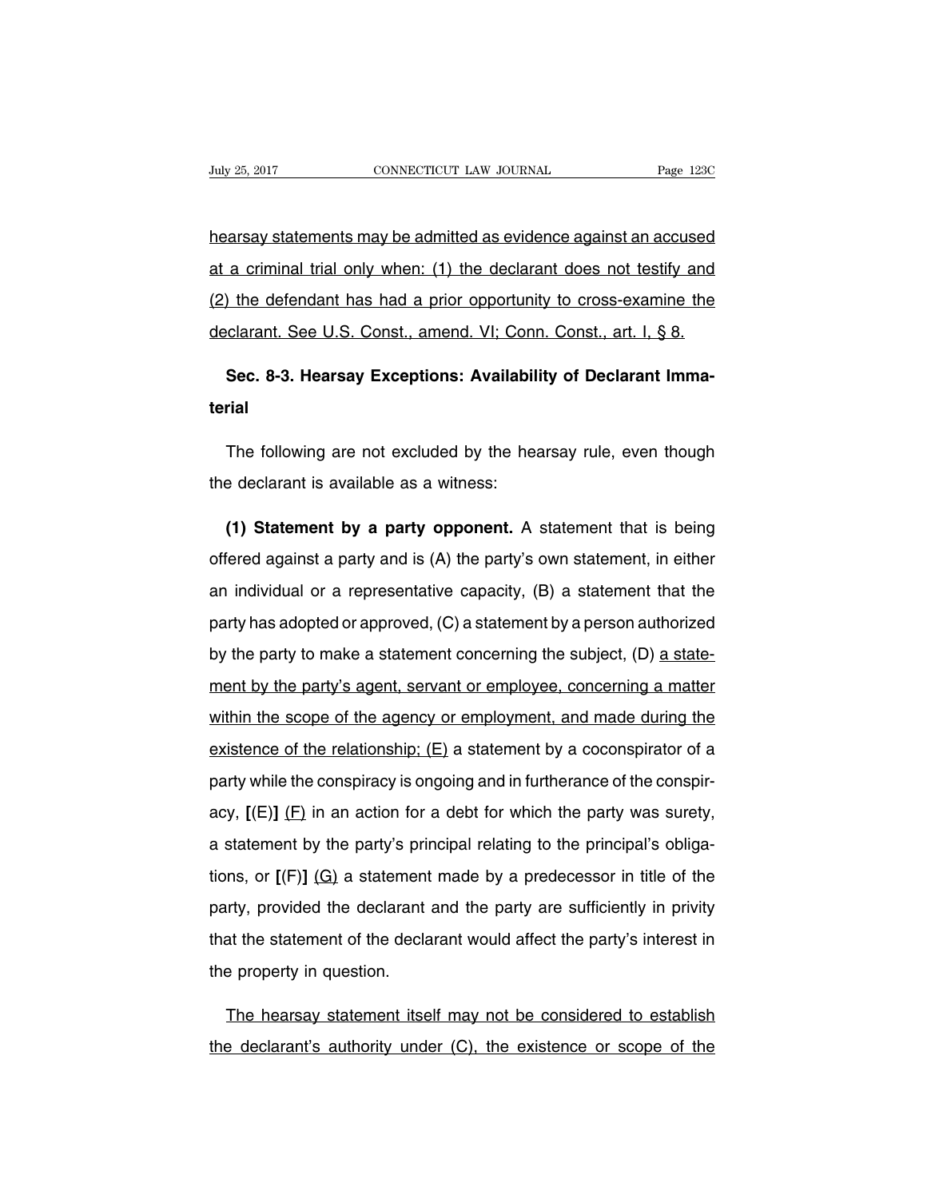hearsay statements may be admitted as evidence against an accused at a criminal trial only when: (1) the declarant does not testify and (2) the defendant has had a prior opportunity to cross-examine the declarant. See U.S. Const., amend. VI; Conn. Const., art. I, § 8.

**Sec. 8-3. Hearsay Exceptions: Availability of Declarant Immaterial**

The following are not excluded by the hearsay rule, even though the declarant is available as a witness:

**(1) Statement by a party opponent.** A statement that is being offered against a party and is (A) the party's own statement, in either an individual or a representative capacity, (B) a statement that the party has adopted or approved, (C) a statement by a person authorized by the party to make a statement concerning the subject, (D) a statement by the party's agent, servant or employee, concerning a matter within the scope of the agency or employment, and made during the existence of the relationship; (E) a statement by a coconspirator of a party while the conspiracy is ongoing and in furtherance of the conspiracy, **[**(E)**]** (F) in an action for a debt for which the party was surety, a statement by the party's principal relating to the principal's obligations, or **[**(F)**]** (G) a statement made by a predecessor in title of the party, provided the declarant and the party are sufficiently in privity that the statement of the declarant would affect the party's interest in the property in question.

The hearsay statement itself may not be considered to establish the declarant's authority under (C), the existence or scope of the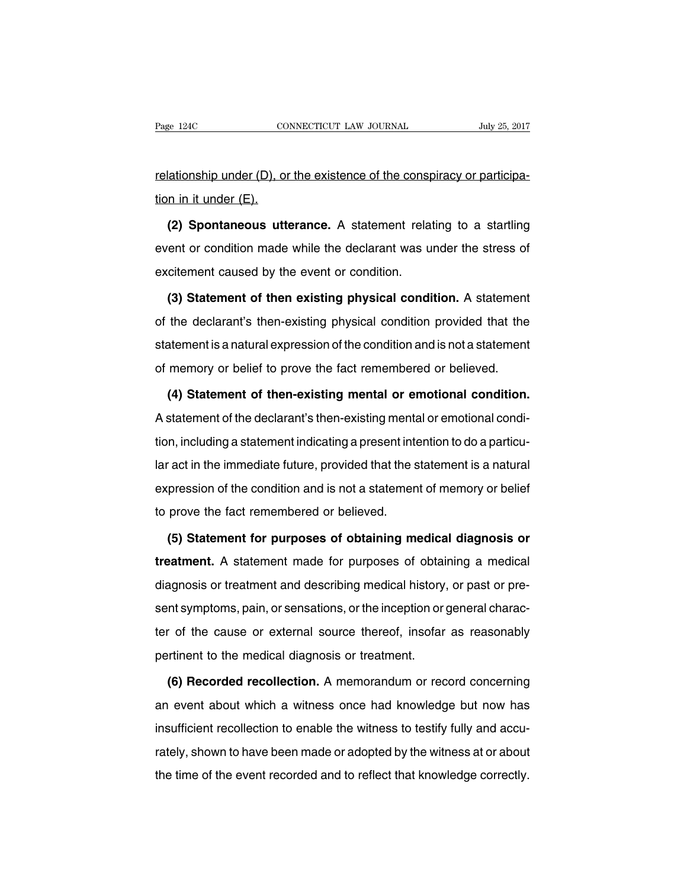relationship under (D), or the existence of the conspiracy or participation in it under (E).

**(2) Spontaneous utterance.** A statement relating to a startling event or condition made while the declarant was under the stress of excitement caused by the event or condition.

**(3) Statement of then existing physical condition.** A statement of the declarant's then-existing physical condition provided that the statement is a natural expression of the condition and is not a statement of memory or belief to prove the fact remembered or believed.

**(4) Statement of then-existing mental or emotional condition.** A statement of the declarant's then-existing mental or emotional condition, including a statement indicating a present intention to do a particular act in the immediate future, provided that the statement is a natural expression of the condition and is not a statement of memory or belief to prove the fact remembered or believed.

**(5) Statement for purposes of obtaining medical diagnosis or treatment.** A statement made for purposes of obtaining a medical diagnosis or treatment and describing medical history, or past or present symptoms, pain, or sensations, or the inception or general character of the cause or external source thereof, insofar as reasonably pertinent to the medical diagnosis or treatment.

**(6) Recorded recollection.** A memorandum or record concerning an event about which a witness once had knowledge but now has insufficient recollection to enable the witness to testify fully and accurately, shown to have been made or adopted by the witness at or about the time of the event recorded and to reflect that knowledge correctly.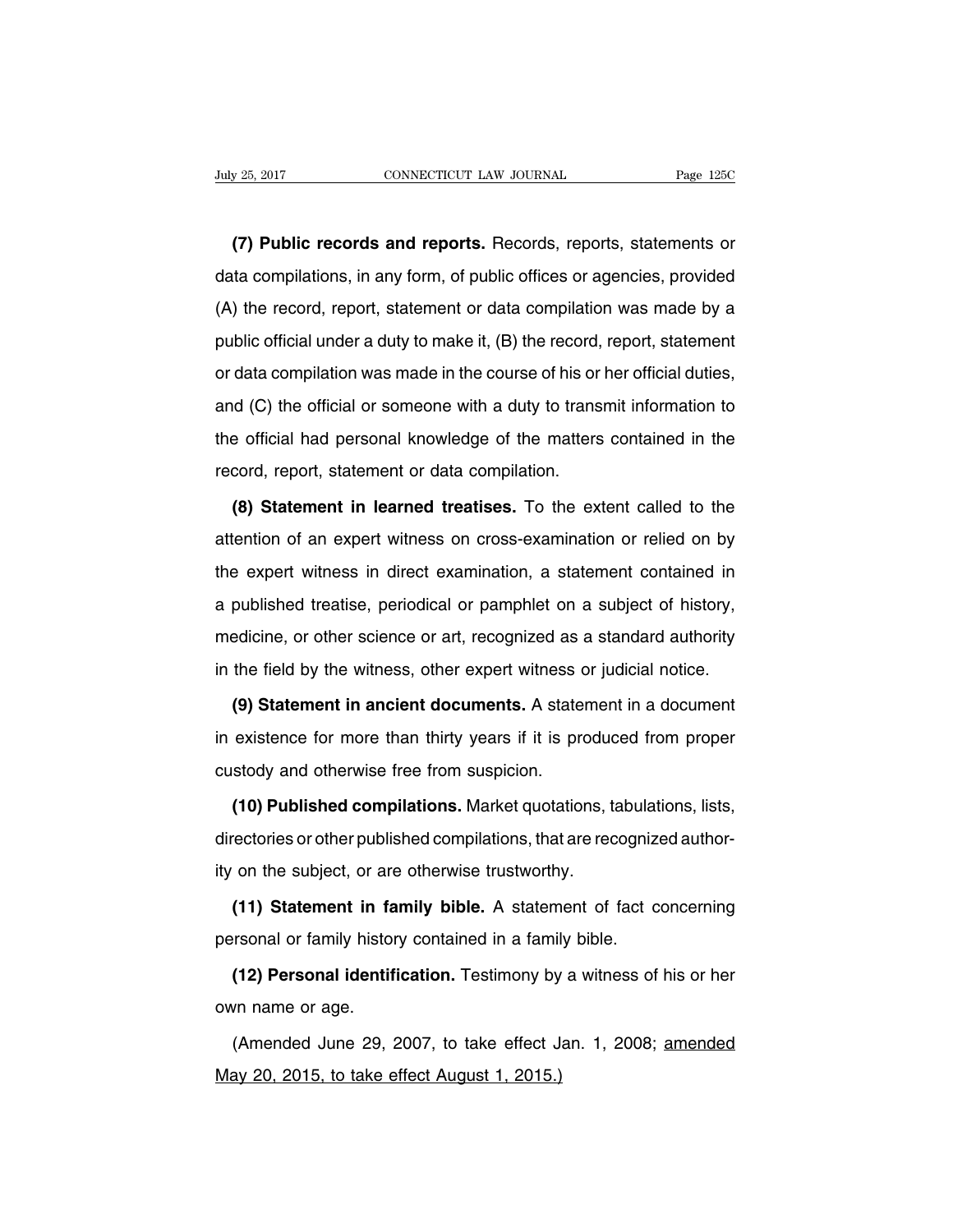**(7) Public records and reports.** Records, reports, statements or data compilations, in any form, of public offices or agencies, provided (A) the record, report, statement or data compilation was made by a public official under a duty to make it, (B) the record, report, statement or data compilation was made in the course of his or her official duties, and (C) the official or someone with a duty to transmit information to the official had personal knowledge of the matters contained in the record, report, statement or data compilation.

**(8) Statement in learned treatises.** To the extent called to the attention of an expert witness on cross-examination or relied on by the expert witness in direct examination, a statement contained in a published treatise, periodical or pamphlet on a subject of history, medicine, or other science or art, recognized as a standard authority in the field by the witness, other expert witness or judicial notice.

**(9) Statement in ancient documents.** A statement in a document in existence for more than thirty years if it is produced from proper custody and otherwise free from suspicion.

**(10) Published compilations.** Market quotations, tabulations, lists, directories or other published compilations, that are recognized authority on the subject, or are otherwise trustworthy.

**(11) Statement in family bible.** A statement of fact concerning personal or family history contained in a family bible.

**(12) Personal identification.** Testimony by a witness of his or her own name or age.

(Amended June 29, 2007, to take effect Jan. 1, 2008; amended May 20, 2015, to take effect August 1, 2015.)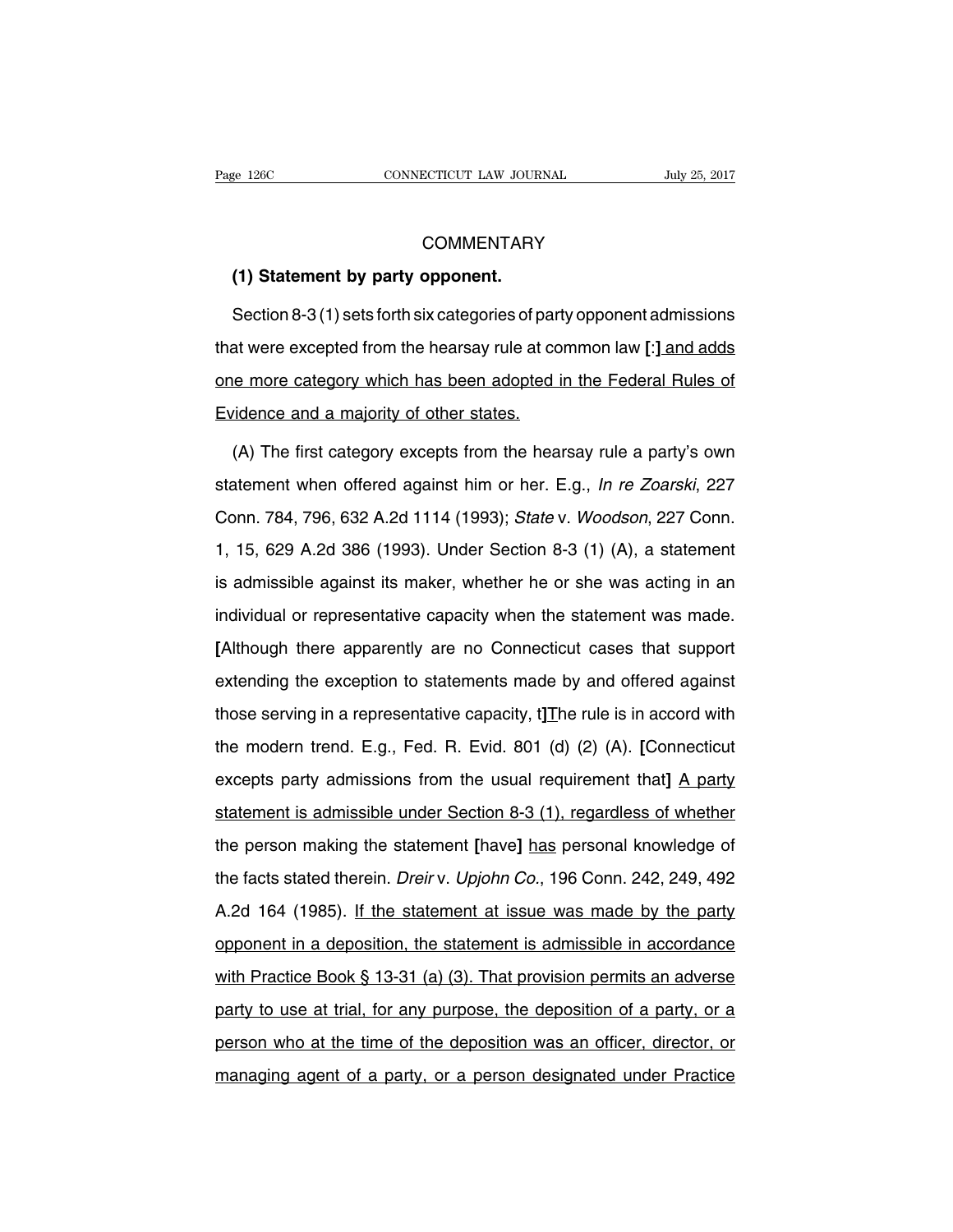## COMMENTARY

**(1) Statement by party opponent.**

Section 8-3 (1) sets forth six categories of party opponent admissions that were excepted from the hearsay rule at common law [:] <u>and adds one more category which has been adopted in the Federal Rules of Evidence and a majority of other states.</u>

(A) The first category excepts from the hearsay rule a party's own statement when offered against him or her. E.g., *In re Zoarski*, 227 Conn. 784, 796, 632 A.2d 1114 (1993); *State* v. *Woodson*, 227 Conn. 1, 15, 629 A.2d 386 (1993). Under Section 8-3 (1) (A), a statement is admissible against its maker, whether he or she was acting in an individual or representative capacity when the statement was made. [Although there apparently are no Connecticut cases that support extending the exception to statements made by and offered against those serving in a representative capacity, t]<u>T</u>he rule is in accord with the modern trend. E.g., Fed. R. Evid. 801 (d) (2) (A). [Connecticut excepts party admissions from the usual requirement that] <u>A party statement is admissible under Section 8-3 (1), regardless of whether</u> the person making the statement [have] <u>has</u> personal knowledge of the facts stated therein. *Dreir* v. *Upjohn Co.*, 196 Conn. 242, 249, 492 A.2d 164 (1985). <u>If the statement at issue was made by the party opponent in a deposition, the statement is admissible in accordance with Practice Book § 13-31 (a) (3). That provision permits an adverse party to use at trial, for any purpose, the deposition of a party, or a person who at the time of the deposition was an officer, director, or managing agent of a party, or a person designated under Practice</u>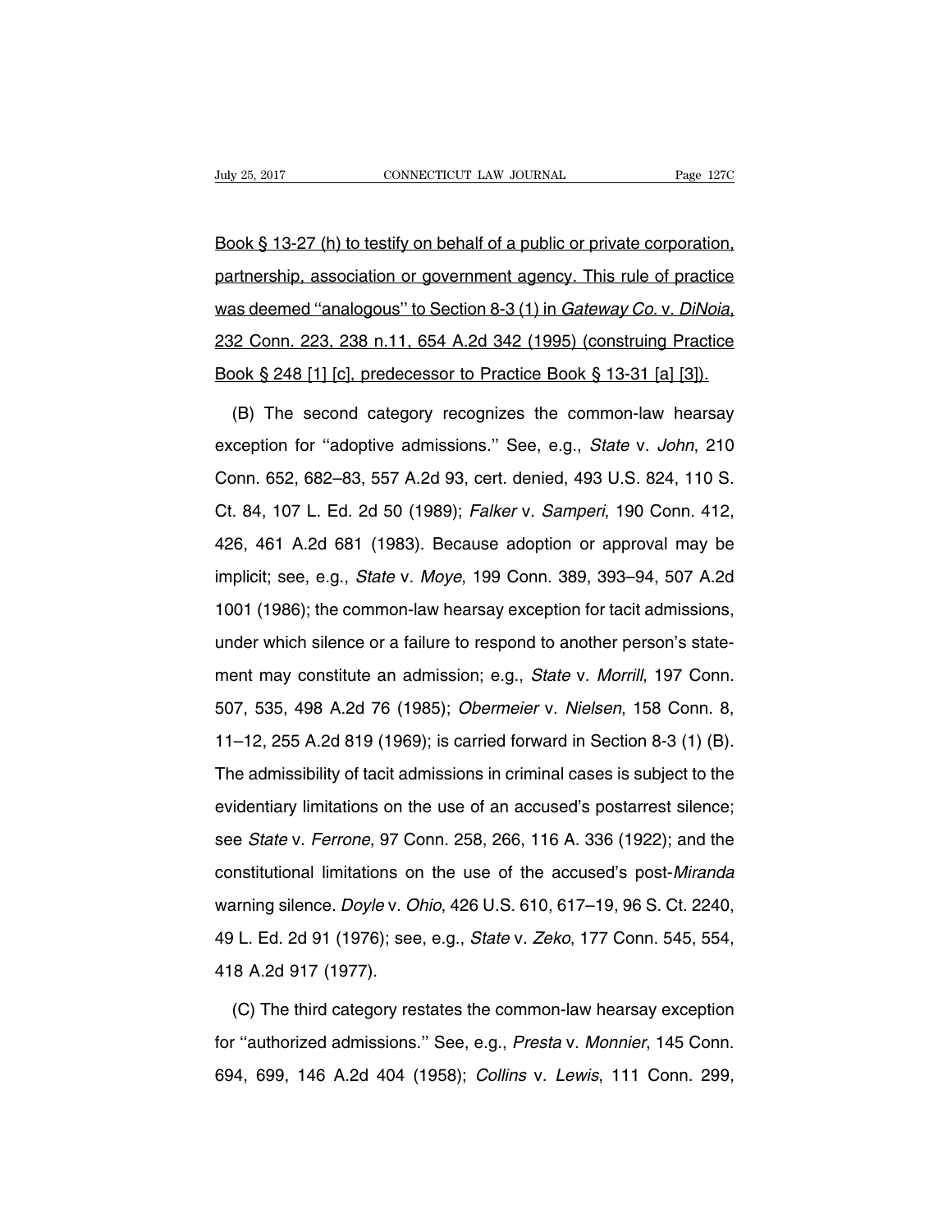Book § 13-27 (h) to testify on behalf of a public or private corporation, partnership, association or government agency. This rule of practice was deemed ''analogous'' to Section 8-3 (1) in *Gateway Co.* v. *DiNoia*, 232 Conn. 223, 238 n.11, 654 A.2d 342 (1995) (construing Practice Book § 248 [1] [c], predecessor to Practice Book § 13-31 [a] [3]).

(B) The second category recognizes the common-law hearsay exception for ''adoptive admissions.'' See, e.g., *State* v. *John*, 210 Conn. 652, 682–83, 557 A.2d 93, cert. denied, 493 U.S. 824, 110 S. Ct. 84, 107 L. Ed. 2d 50 (1989); *Falker* v. *Samperi*, 190 Conn. 412, 426, 461 A.2d 681 (1983). Because adoption or approval may be implicit; see, e.g., *State* v. *Moye*, 199 Conn. 389, 393–94, 507 A.2d 1001 (1986); the common-law hearsay exception for tacit admissions, under which silence or a failure to respond to another person's statement may constitute an admission; e.g., *State* v. *Morrill*, 197 Conn. 507, 535, 498 A.2d 76 (1985); *Obermeier* v. *Nielsen*, 158 Conn. 8, 11–12, 255 A.2d 819 (1969); is carried forward in Section 8-3 (1) (B). The admissibility of tacit admissions in criminal cases is subject to the evidentiary limitations on the use of an accused's postarrest silence; see *State* v. *Ferrone*, 97 Conn. 258, 266, 116 A. 336 (1922); and the constitutional limitations on the use of the accused's post-*Miranda* warning silence. *Doyle* v. *Ohio*, 426 U.S. 610, 617–19, 96 S. Ct. 2240, 49 L. Ed. 2d 91 (1976); see, e.g., *State* v. *Zeko*, 177 Conn. 545, 554, 418 A.2d 917 (1977).

(C) The third category restates the common-law hearsay exception for ''authorized admissions.'' See, e.g., *Presta* v. *Monnier*, 145 Conn. 694, 699, 146 A.2d 404 (1958); *Collins* v. *Lewis*, 111 Conn. 299,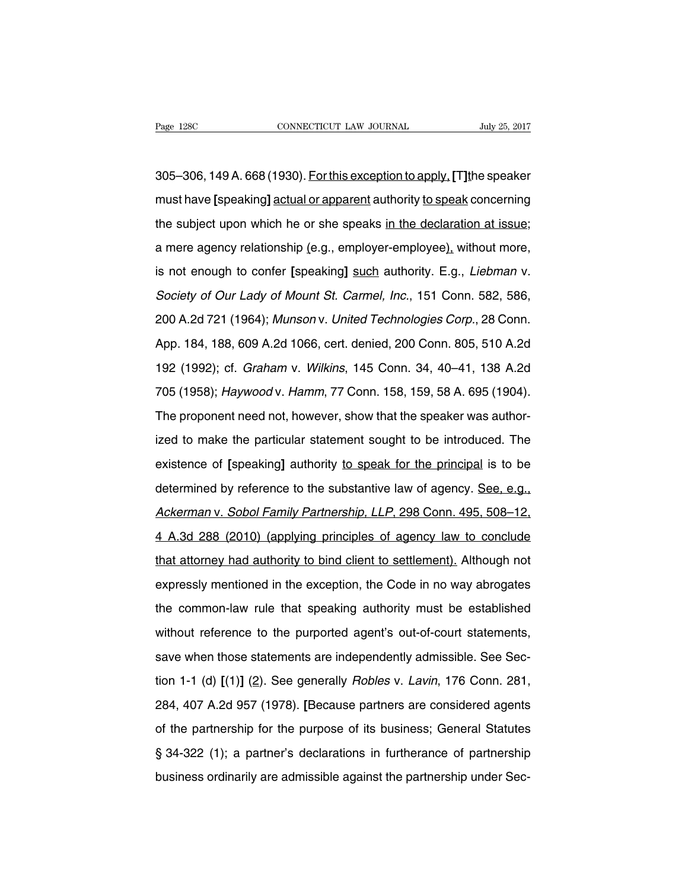305–306, 149 A. 668 (1930). For this exception to apply, [T]the speaker must have [speaking] actual or apparent authority to speak concerning the subject upon which he or she speaks in the declaration at issue; a mere agency relationship (e.g., employer-employee), without more, is not enough to confer [speaking] such authority. E.g., *Liebman* v. *Society of Our Lady of Mount St. Carmel, Inc.*, 151 Conn. 582, 586, 200 A.2d 721 (1964); *Munson* v. *United Technologies Corp.*, 28 Conn. App. 184, 188, 609 A.2d 1066, cert. denied, 200 Conn. 805, 510 A.2d 192 (1992); cf. *Graham* v. *Wilkins*, 145 Conn. 34, 40–41, 138 A.2d 705 (1958); *Haywood* v. *Hamm*, 77 Conn. 158, 159, 58 A. 695 (1904). The proponent need not, however, show that the speaker was authorized to make the particular statement sought to be introduced. The existence of [speaking] authority to speak for the principal is to be determined by reference to the substantive law of agency. See, e.g., *Ackerman* v. *Sobol Family Partnership, LLP*, 298 Conn. 495, 508–12, 4 A.3d 288 (2010) (applying principles of agency law to conclude that attorney had authority to bind client to settlement). Although not expressly mentioned in the exception, the Code in no way abrogates the common-law rule that speaking authority must be established without reference to the purported agent's out-of-court statements, save when those statements are independently admissible. See Section 1-1 (d) [(1)] (2). See generally *Robles* v. *Lavin*, 176 Conn. 281, 284, 407 A.2d 957 (1978). [Because partners are considered agents of the partnership for the purpose of its business; General Statutes § 34-322 (1); a partner's declarations in furtherance of partnership business ordinarily are admissible against the partnership under Sec-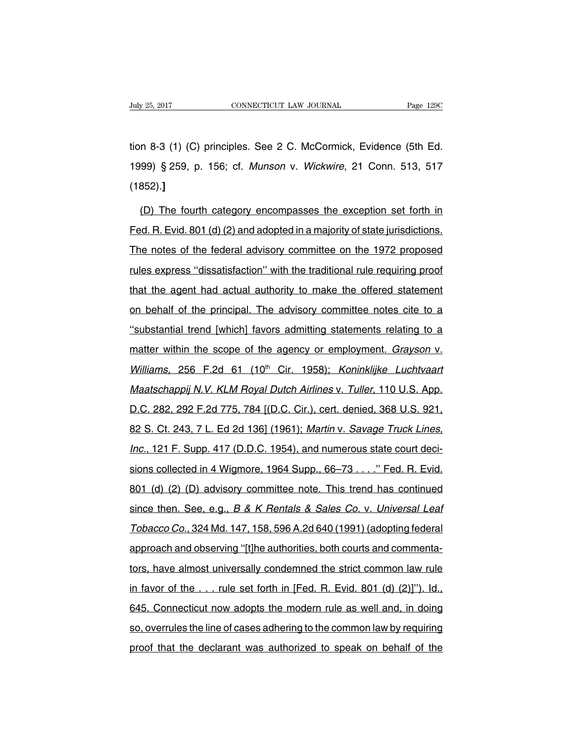tion 8-3 (1) (C) principles. See 2 C. McCormick, Evidence (5th Ed. 1999) § 259, p. 156; cf. *Munson* v. *Wickwire*, 21 Conn. 513, 517 (1852).**]**

<u>(D) The fourth category encompasses the exception set forth in Fed. R. Evid. 801 (d) (2) and adopted in a majority of state jurisdictions. The notes of the federal advisory committee on the 1972 proposed rules express ''dissatisfaction'' with the traditional rule requiring proof that the agent had actual authority to make the offered statement on behalf of the principal. The advisory committee notes cite to a ''substantial trend [which] favors admitting statements relating to a matter within the scope of the agency or employment. *Grayson* v. *Williams*, 256 F.2d 61 (10th Cir. 1958); *Koninklijke Luchtvaart Maatschappij N.V. KLM Royal Dutch Airlines* v. *Tuller*, 110 U.S. App. D.C. 282, 292 F.2d 775, 784 [(D.C. Cir.), cert. denied, 368 U.S. 921, 82 S. Ct. 243, 7 L. Ed 2d 136] (1961); *Martin* v. *Savage Truck Lines, Inc.*, 121 F. Supp. 417 (D.D.C. 1954), and numerous state court decisions collected in 4 Wigmore, 1964 Supp., 66–73 . . . .'' Fed. R. Evid. 801 (d) (2) (D) advisory committee note. This trend has continued since then. See, e.g., *B & K Rentals & Sales Co.* v. *Universal Leaf Tobacco Co.*, 324 Md. 147, 158, 596 A.2d 640 (1991) (adopting federal approach and observing ''[t]he authorities, both courts and commentators, have almost universally condemned the strict common law rule in favor of the . . . rule set forth in [Fed. R. Evid. 801 (d) (2)]''). Id., 645. Connecticut now adopts the modern rule as well and, in doing so, overrules the line of cases adhering to the common law by requiring proof that the declarant was authorized to speak on behalf of the</u>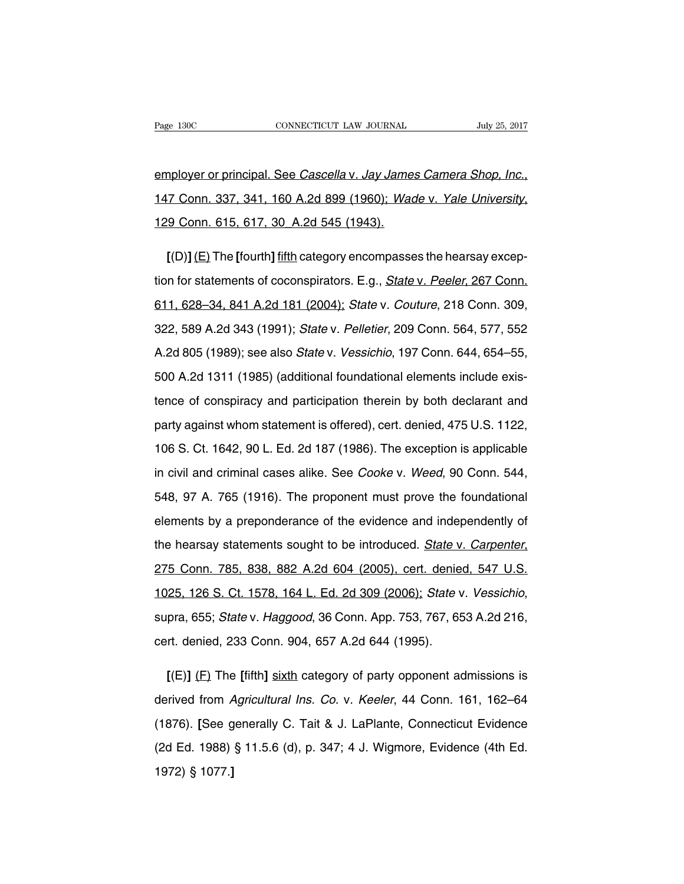employer or principal. See *Cascella* v. *Jay James Camera Shop, Inc.*, 147 Conn. 337, 341, 160 A.2d 899 (1960); *Wade* v. *Yale University*, 129 Conn. 615, 617, 30 A.2d 545 (1943).

**[**(D)**]** (E) The **[**fourth**]** fifth category encompasses the hearsay exception for statements of coconspirators. E.g., *State* v. *Peeler*, 267 Conn. 611, 628–34, 841 A.2d 181 (2004); *State* v. *Couture*, 218 Conn. 309, 322, 589 A.2d 343 (1991); *State* v. *Pelletier*, 209 Conn. 564, 577, 552 A.2d 805 (1989); see also *State* v. *Vessichio*, 197 Conn. 644, 654–55, 500 A.2d 1311 (1985) (additional foundational elements include existence of conspiracy and participation therein by both declarant and party against whom statement is offered), cert. denied, 475 U.S. 1122, 106 S. Ct. 1642, 90 L. Ed. 2d 187 (1986). The exception is applicable in civil and criminal cases alike. See *Cooke* v. *Weed*, 90 Conn. 544, 548, 97 A. 765 (1916). The proponent must prove the foundational elements by a preponderance of the evidence and independently of the hearsay statements sought to be introduced. *State* v. *Carpenter*, 275 Conn. 785, 838, 882 A.2d 604 (2005), cert. denied, 547 U.S. 1025, 126 S. Ct. 1578, 164 L. Ed. 2d 309 (2006); *State* v. *Vessichio*, supra, 655; *State* v. *Haggood*, 36 Conn. App. 753, 767, 653 A.2d 216, cert. denied, 233 Conn. 904, 657 A.2d 644 (1995).

**[**(E)**]** (F) The **[**fifth**]** sixth category of party opponent admissions is derived from *Agricultural Ins. Co.* v. *Keeler*, 44 Conn. 161, 162–64 (1876). **[**See generally C. Tait & J. LaPlante, Connecticut Evidence (2d Ed. 1988) § 11.5.6 (d), p. 347; 4 J. Wigmore, Evidence (4th Ed. 1972) § 1077.**]**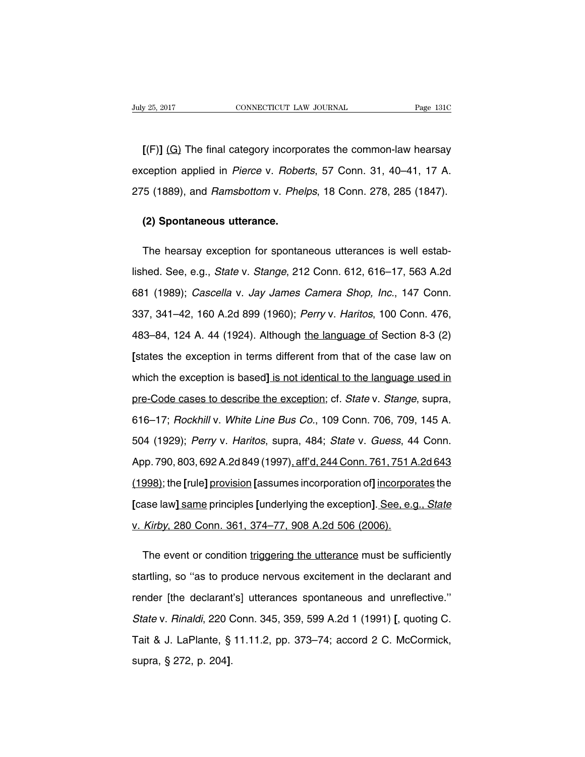[(F)] (G) The final category incorporates the common-law hearsay exception applied in *Pierce* v. *Roberts*, 57 Conn. 31, 40–41, 17 A. 275 (1889), and *Ramsbottom* v. *Phelps*, 18 Conn. 278, 285 (1847).

**(2) Spontaneous utterance.**

The hearsay exception for spontaneous utterances is well established. See, e.g., *State* v. *Stange*, 212 Conn. 612, 616–17, 563 A.2d 681 (1989); *Cascella* v. *Jay James Camera Shop, Inc.*, 147 Conn. 337, 341–42, 160 A.2d 899 (1960); *Perry* v. *Haritos*, 100 Conn. 476, 483–84, 124 A. 44 (1924). Although the language of Section 8-3 (2) [states the exception in terms different from that of the case law on which the exception is based] is not identical to the language used in pre-Code cases to describe the exception; cf. *State* v. *Stange*, supra, 616–17; *Rockhill* v. *White Line Bus Co.*, 109 Conn. 706, 709, 145 A. 504 (1929); *Perry* v. *Haritos*, supra, 484; *State* v. *Guess*, 44 Conn. App. 790, 803, 692 A.2d 849 (1997), aff'd, 244 Conn. 761, 751 A.2d 643 (1998); the [rule] provision [assumes incorporation of] incorporates the [case law] same principles [underlying the exception]. See, e.g., *State* v. *Kirby*, 280 Conn. 361, 374–77, 908 A.2d 506 (2006).

The event or condition triggering the utterance must be sufficiently startling, so "as to produce nervous excitement in the declarant and render [the declarant's] utterances spontaneous and unreflective." *State* v. *Rinaldi*, 220 Conn. 345, 359, 599 A.2d 1 (1991) [, quoting C. Tait & J. LaPlante, § 11.11.2, pp. 373–74; accord 2 C. McCormick, supra, § 272, p. 204].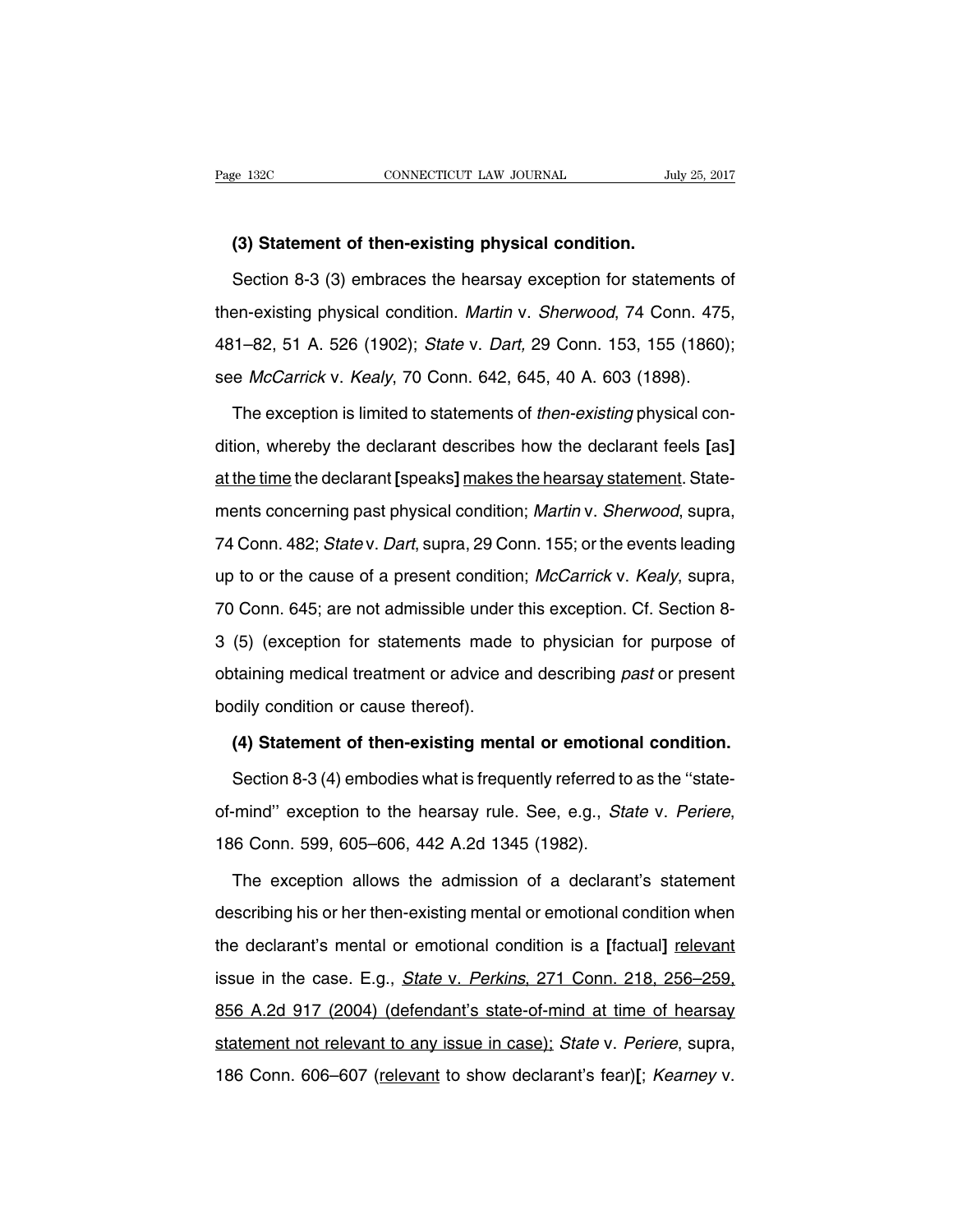**(3) Statement of then-existing physical condition.**

Section 8-3 (3) embraces the hearsay exception for statements of then-existing physical condition. *Martin* v. *Sherwood*, 74 Conn. 475, 481–82, 51 A. 526 (1902); *State* v. *Dart,* 29 Conn. 153, 155 (1860); see *McCarrick* v. *Kealy*, 70 Conn. 642, 645, 40 A. 603 (1898).

The exception is limited to statements of *then-existing* physical condition, whereby the declarant describes how the declarant feels **[**as**]** <u>at the time</u> the declarant **[**speaks**]** <u>makes the hearsay statement</u>. Statements concerning past physical condition; *Martin* v. *Sherwood*, supra, 74 Conn. 482; *State* v. *Dart*, supra, 29 Conn. 155; or the events leading up to or the cause of a present condition; *McCarrick* v. *Kealy*, supra, 70 Conn. 645; are not admissible under this exception. Cf. Section 8-3 (5) (exception for statements made to physician for purpose of obtaining medical treatment or advice and describing *past* or present bodily condition or cause thereof).

**(4) Statement of then-existing mental or emotional condition.**

Section 8-3 (4) embodies what is frequently referred to as the ''state-of-mind'' exception to the hearsay rule. See, e.g., *State* v. *Periere*, 186 Conn. 599, 605–606, 442 A.2d 1345 (1982).

The exception allows the admission of a declarant's statement describing his or her then-existing mental or emotional condition when the declarant's mental or emotional condition is a **[**factual**]** <u>relevant</u> issue in the case. E.g., <u>*State* v. *Perkins*, 271 Conn. 218, 256–259, 856 A.2d 917 (2004) (defendant's state-of-mind at time of hearsay statement not relevant to any issue in case);</u> *State* v. *Periere*, supra, 186 Conn. 606–607 (<u>relevant</u> to show declarant's fear)**[**; *Kearney* v.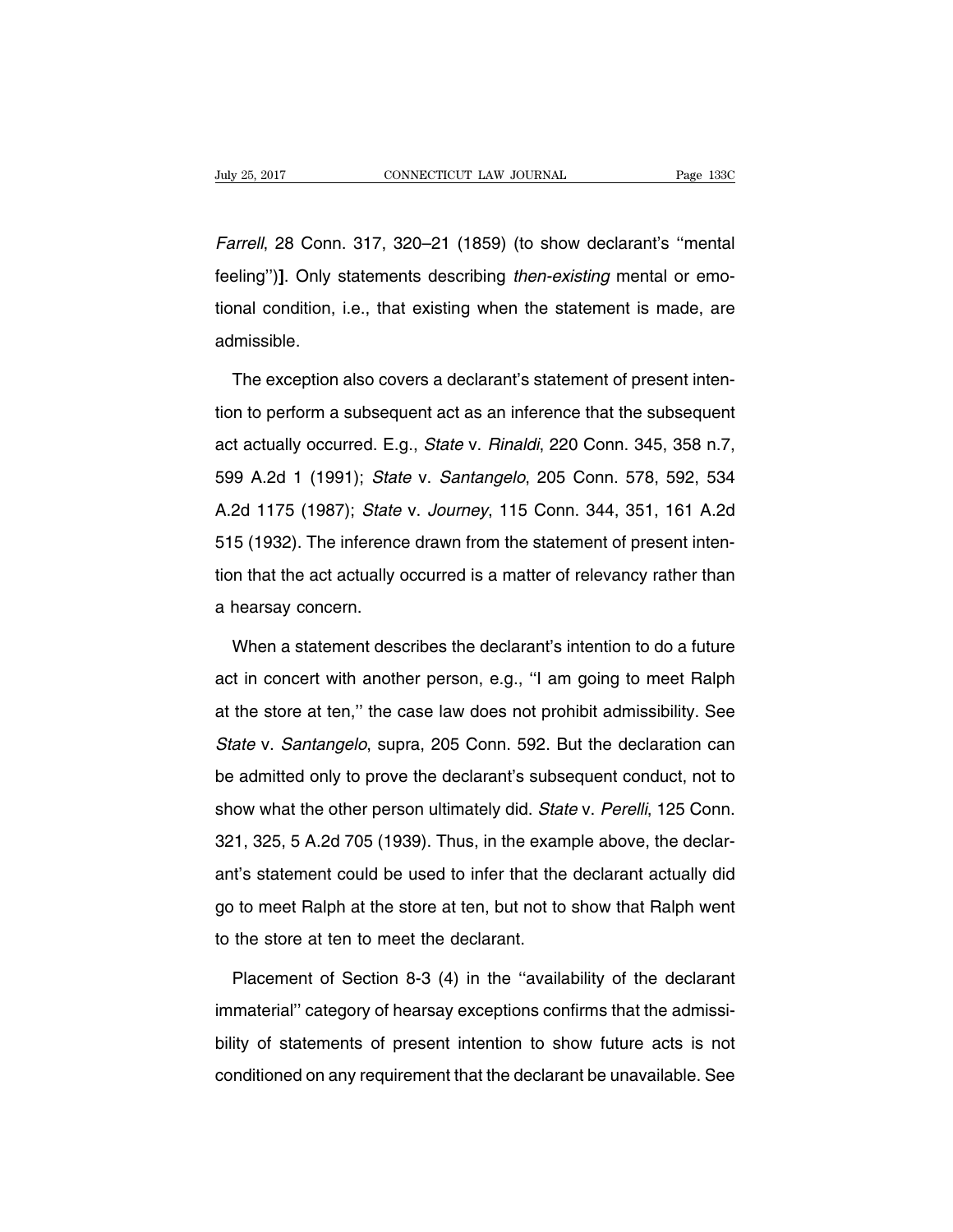*Farrell*, 28 Conn. 317, 320–21 (1859) (to show declarant's ''mental feeling'')]. Only statements describing *then-existing* mental or emotional condition, i.e., that existing when the statement is made, are admissible.

The exception also covers a declarant's statement of present intention to perform a subsequent act as an inference that the subsequent act actually occurred. E.g., *State* v. *Rinaldi*, 220 Conn. 345, 358 n.7, 599 A.2d 1 (1991); *State* v. *Santangelo*, 205 Conn. 578, 592, 534 A.2d 1175 (1987); *State* v. *Journey*, 115 Conn. 344, 351, 161 A.2d 515 (1932). The inference drawn from the statement of present intention that the act actually occurred is a matter of relevancy rather than a hearsay concern.

When a statement describes the declarant's intention to do a future act in concert with another person, e.g., ''I am going to meet Ralph at the store at ten,'' the case law does not prohibit admissibility. See *State* v. *Santangelo*, supra, 205 Conn. 592. But the declaration can be admitted only to prove the declarant's subsequent conduct, not to show what the other person ultimately did. *State* v. *Perelli*, 125 Conn. 321, 325, 5 A.2d 705 (1939). Thus, in the example above, the declarant's statement could be used to infer that the declarant actually did go to meet Ralph at the store at ten, but not to show that Ralph went to the store at ten to meet the declarant.

Placement of Section 8-3 (4) in the ''availability of the declarant immaterial'' category of hearsay exceptions confirms that the admissibility of statements of present intention to show future acts is not conditioned on any requirement that the declarant be unavailable. See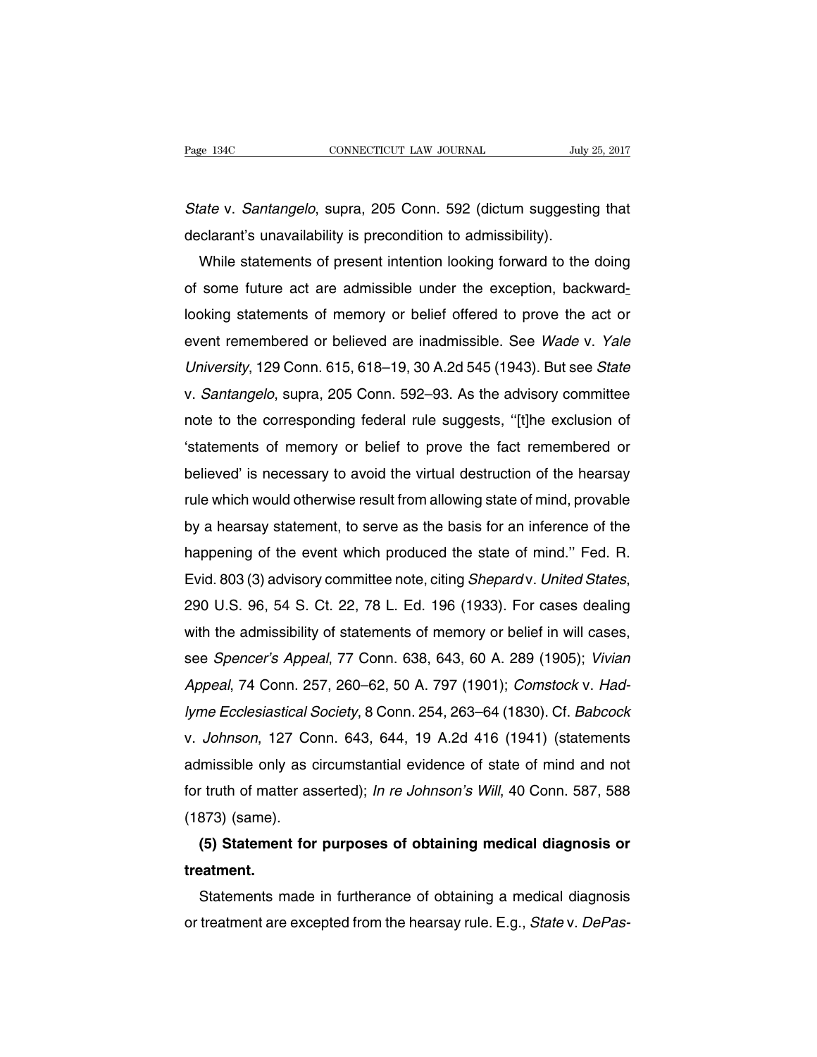*State* v. *Santangelo*, supra, 205 Conn. 592 (dictum suggesting that declarant's unavailability is precondition to admissibility).

While statements of present intention looking forward to the doing of some future act are admissible under the exception, backward-looking statements of memory or belief offered to prove the act or event remembered or believed are inadmissible. See *Wade* v. *Yale University*, 129 Conn. 615, 618–19, 30 A.2d 545 (1943). But see *State* v. *Santangelo*, supra, 205 Conn. 592–93. As the advisory committee note to the corresponding federal rule suggests, ''[t]he exclusion of 'statements of memory or belief to prove the fact remembered or believed' is necessary to avoid the virtual destruction of the hearsay rule which would otherwise result from allowing state of mind, provable by a hearsay statement, to serve as the basis for an inference of the happening of the event which produced the state of mind.'' Fed. R. Evid. 803 (3) advisory committee note, citing *Shepard* v. *United States*, 290 U.S. 96, 54 S. Ct. 22, 78 L. Ed. 196 (1933). For cases dealing with the admissibility of statements of memory or belief in will cases, see *Spencer's Appeal*, 77 Conn. 638, 643, 60 A. 289 (1905); *Vivian Appeal*, 74 Conn. 257, 260–62, 50 A. 797 (1901); *Comstock* v. *Hadlyme Ecclesiastical Society*, 8 Conn. 254, 263–64 (1830). Cf. *Babcock* v. *Johnson*, 127 Conn. 643, 644, 19 A.2d 416 (1941) (statements admissible only as circumstantial evidence of state of mind and not for truth of matter asserted); *In re Johnson's Will*, 40 Conn. 587, 588 (1873) (same).

**(5) Statement for purposes of obtaining medical diagnosis or treatment.**

Statements made in furtherance of obtaining a medical diagnosis or treatment are excepted from the hearsay rule. E.g., *State* v. *DePas-*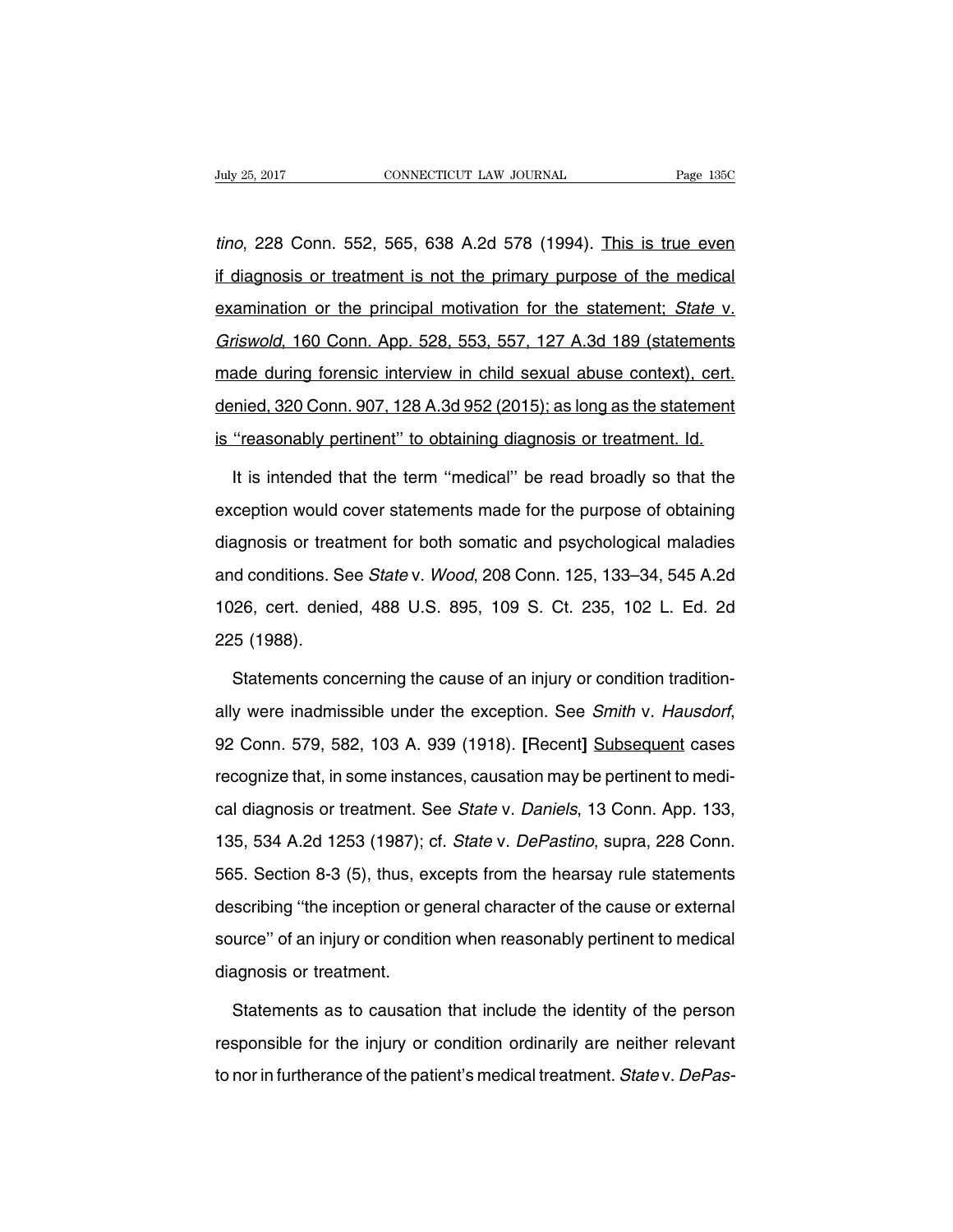*tino*, 228 Conn. 552, 565, 638 A.2d 578 (1994). <u>This is true even if diagnosis or treatment is not the primary purpose of the medical examination or the principal motivation for the statement; *State* v. *Griswold*, 160 Conn. App. 528, 553, 557, 127 A.3d 189 (statements made during forensic interview in child sexual abuse context), cert. denied, 320 Conn. 907, 128 A.3d 952 (2015); as long as the statement is "reasonably pertinent" to obtaining diagnosis or treatment. Id.</u>

It is intended that the term "medical" be read broadly so that the exception would cover statements made for the purpose of obtaining diagnosis or treatment for both somatic and psychological maladies and conditions. See *State* v. *Wood*, 208 Conn. 125, 133–34, 545 A.2d 1026, cert. denied, 488 U.S. 895, 109 S. Ct. 235, 102 L. Ed. 2d 225 (1988).

Statements concerning the cause of an injury or condition traditionally were inadmissible under the exception. See *Smith* v. *Hausdorf*, 92 Conn. 579, 582, 103 A. 939 (1918). **[**Recent**]** <u>Subsequent</u> cases recognize that, in some instances, causation may be pertinent to medical diagnosis or treatment. See *State* v. *Daniels*, 13 Conn. App. 133, 135, 534 A.2d 1253 (1987); cf. *State* v. *DePastino*, supra, 228 Conn. 565. Section 8-3 (5), thus, excepts from the hearsay rule statements describing "the inception or general character of the cause or external source" of an injury or condition when reasonably pertinent to medical diagnosis or treatment.

Statements as to causation that include the identity of the person responsible for the injury or condition ordinarily are neither relevant to nor in furtherance of the patient's medical treatment. *State* v. *DePas-*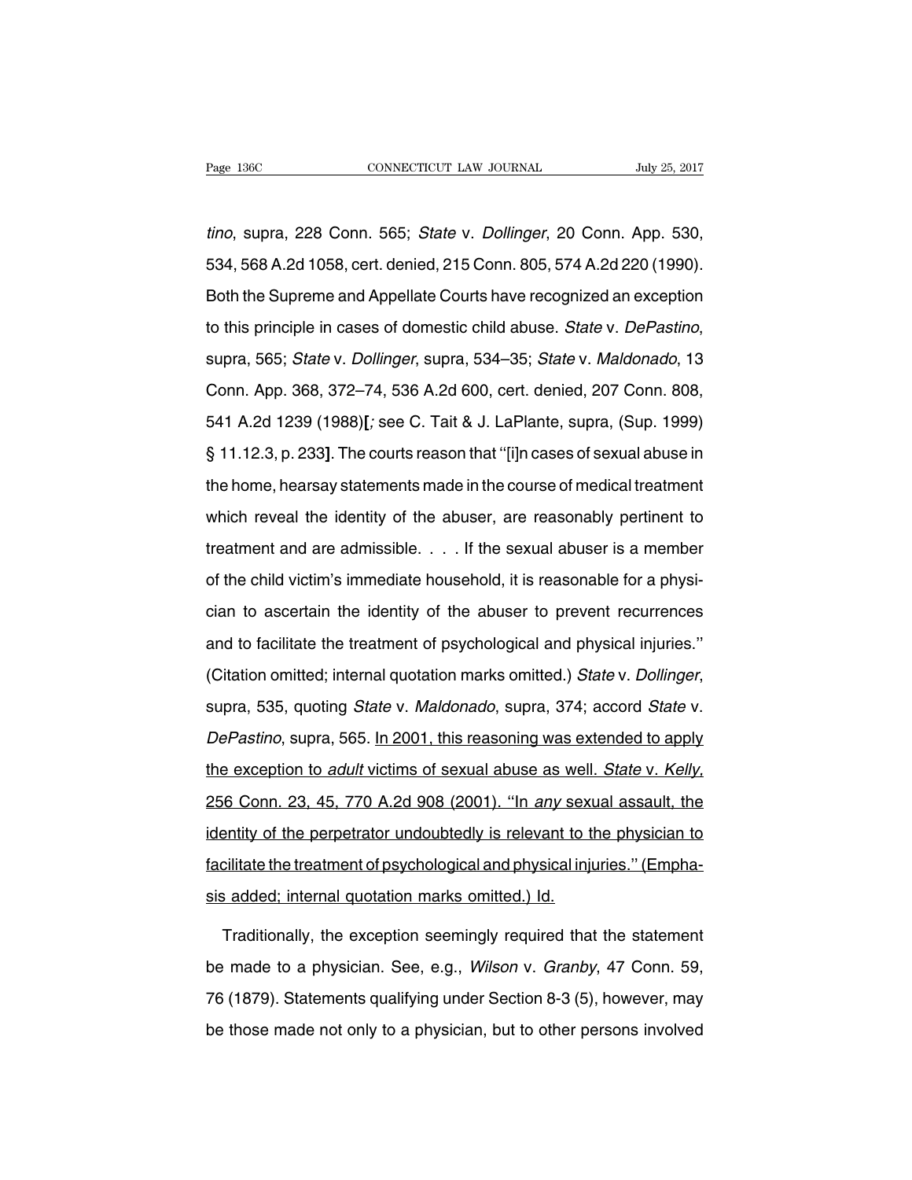*tino*, supra, 228 Conn. 565; *State* v. *Dollinger*, 20 Conn. App. 530, 534, 568 A.2d 1058, cert. denied, 215 Conn. 805, 574 A.2d 220 (1990). Both the Supreme and Appellate Courts have recognized an exception to this principle in cases of domestic child abuse. *State* v. *DePastino*, supra, 565; *State* v. *Dollinger*, supra, 534–35; *State* v. *Maldonado*, 13 Conn. App. 368, 372–74, 536 A.2d 600, cert. denied, 207 Conn. 808, 541 A.2d 1239 (1988)**[***;* see C. Tait & J. LaPlante, supra, (Sup. 1999) § 11.12.3, p. 233**]**. The courts reason that ''[i]n cases of sexual abuse in the home, hearsay statements made in the course of medical treatment which reveal the identity of the abuser, are reasonably pertinent to treatment and are admissible. . . . If the sexual abuser is a member of the child victim's immediate household, it is reasonable for a physician to ascertain the identity of the abuser to prevent recurrences and to facilitate the treatment of psychological and physical injuries.'' (Citation omitted; internal quotation marks omitted.) *State* v. *Dollinger*, supra, 535, quoting *State* v. *Maldonado*, supra, 374; accord *State* v. *DePastino*, supra, 565. <u>In 2001, this reasoning was extended to apply the exception to *adult* victims of sexual abuse as well. *State* v. *Kelly*, 256 Conn. 23, 45, 770 A.2d 908 (2001). ''In *any* sexual assault, the identity of the perpetrator undoubtedly is relevant to the physician to facilitate the treatment of psychological and physical injuries.'' (Emphasis added; internal quotation marks omitted.) Id.</u>

Traditionally, the exception seemingly required that the statement be made to a physician. See, e.g., *Wilson* v. *Granby*, 47 Conn. 59, 76 (1879). Statements qualifying under Section 8-3 (5), however, may be those made not only to a physician, but to other persons involved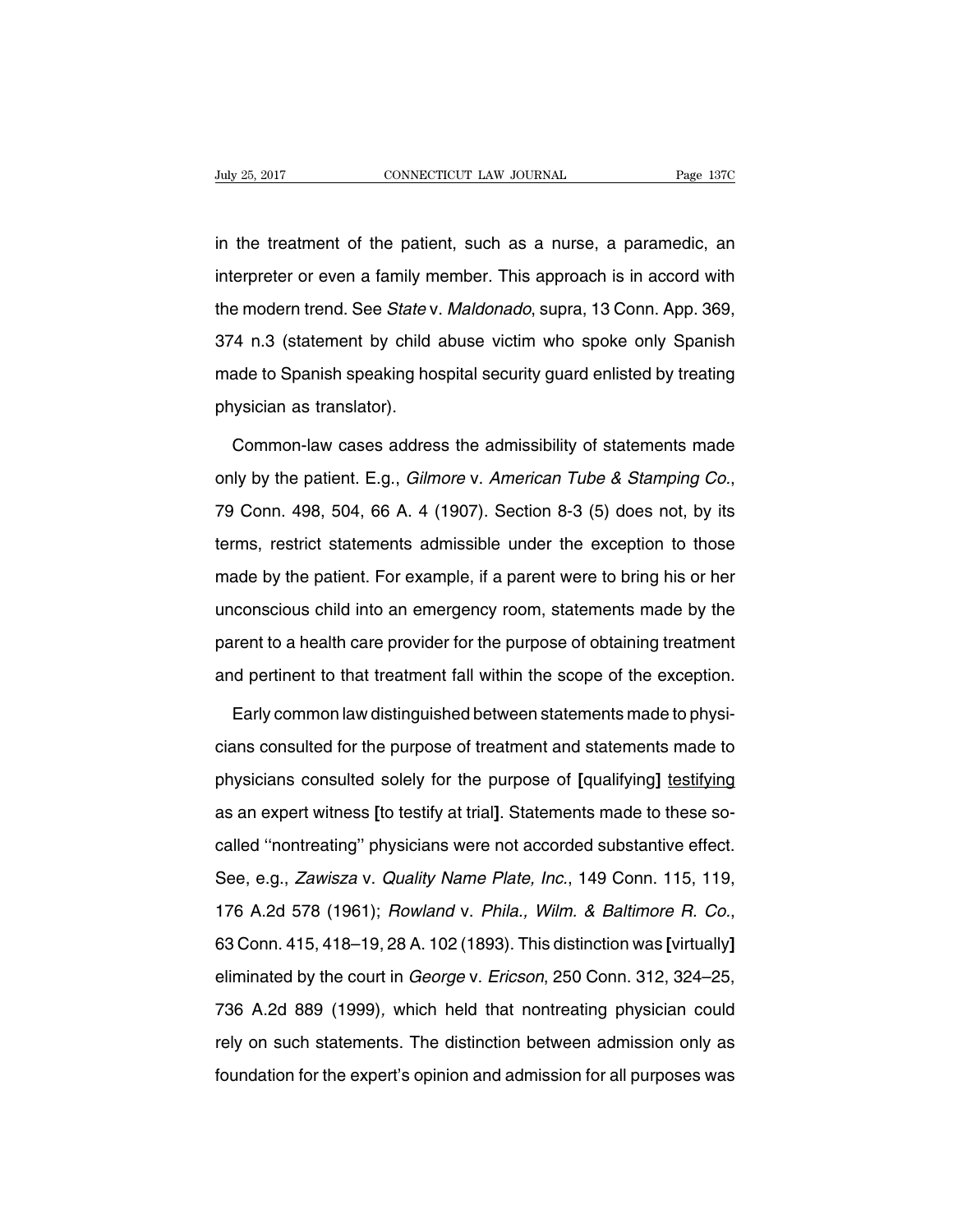in the treatment of the patient, such as a nurse, a paramedic, an interpreter or even a family member. This approach is in accord with the modern trend. See *State* v. *Maldonado*, supra, 13 Conn. App. 369, 374 n.3 (statement by child abuse victim who spoke only Spanish made to Spanish speaking hospital security guard enlisted by treating physician as translator).

Common-law cases address the admissibility of statements made only by the patient. E.g., *Gilmore* v. *American Tube & Stamping Co.*, 79 Conn. 498, 504, 66 A. 4 (1907). Section 8-3 (5) does not, by its terms, restrict statements admissible under the exception to those made by the patient. For example, if a parent were to bring his or her unconscious child into an emergency room, statements made by the parent to a health care provider for the purpose of obtaining treatment and pertinent to that treatment fall within the scope of the exception.

Early common law distinguished between statements made to physicians consulted for the purpose of treatment and statements made to physicians consulted solely for the purpose of **[**qualifying**]** <u>testifying</u> as an expert witness **[**to testify at trial**]**. Statements made to these so-called "nontreating" physicians were not accorded substantive effect. See, e.g., *Zawisza* v. *Quality Name Plate, Inc.*, 149 Conn. 115, 119, 176 A.2d 578 (1961); *Rowland* v. *Phila., Wilm. & Baltimore R. Co.*, 63 Conn. 415, 418–19, 28 A. 102 (1893). This distinction was **[**virtually**]** eliminated by the court in *George* v. *Ericson*, 250 Conn. 312, 324–25, 736 A.2d 889 (1999), which held that nontreating physician could rely on such statements. The distinction between admission only as foundation for the expert's opinion and admission for all purposes was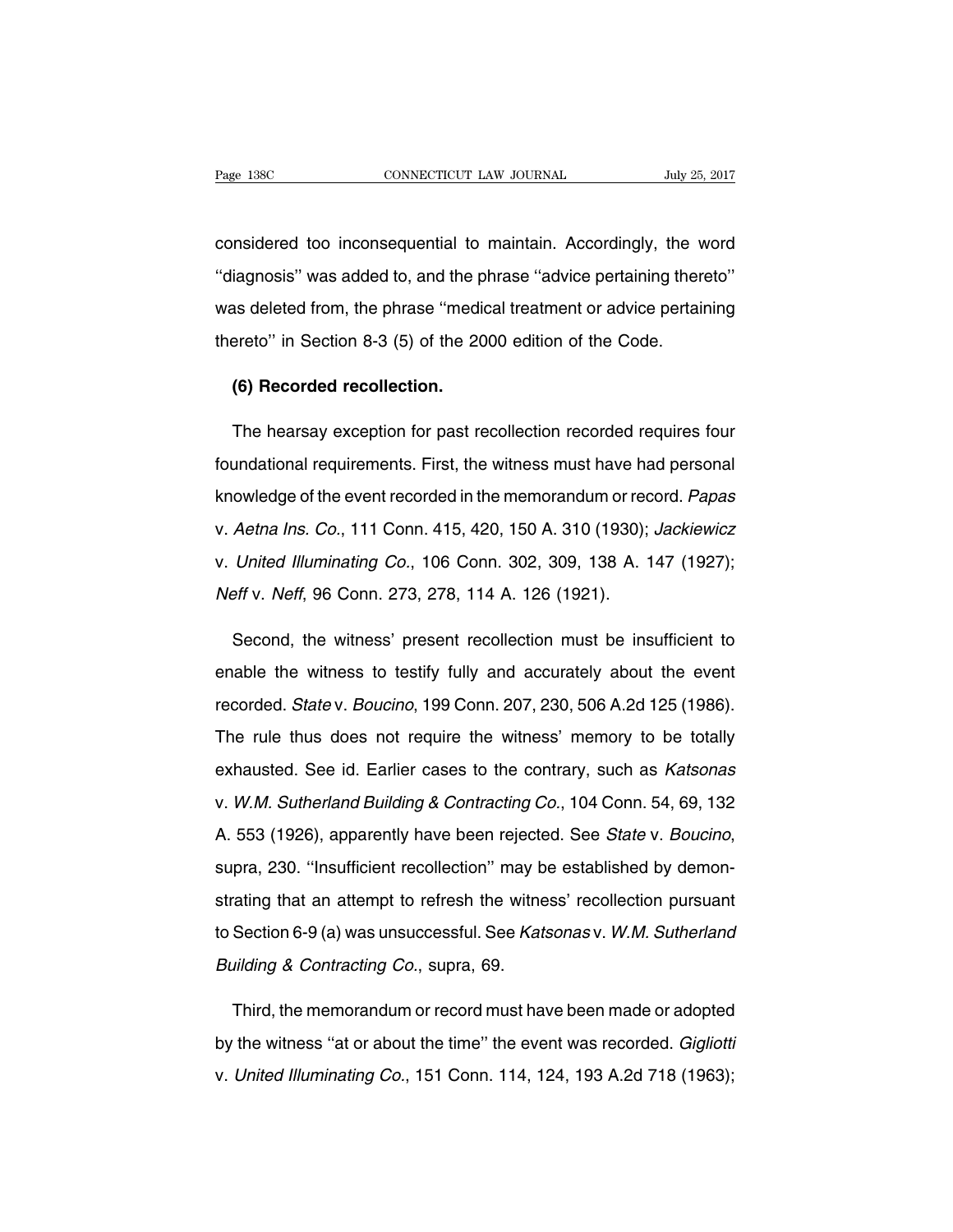considered too inconsequential to maintain. Accordingly, the word ''diagnosis'' was added to, and the phrase ''advice pertaining thereto'' was deleted from, the phrase ''medical treatment or advice pertaining thereto'' in Section 8-3 (5) of the 2000 edition of the Code.

**(6) Recorded recollection.**

The hearsay exception for past recollection recorded requires four foundational requirements. First, the witness must have had personal knowledge of the event recorded in the memorandum or record. *Papas* v. *Aetna Ins. Co.*, 111 Conn. 415, 420, 150 A. 310 (1930); *Jackiewicz* v. *United Illuminating Co.*, 106 Conn. 302, 309, 138 A. 147 (1927); *Neff* v. *Neff*, 96 Conn. 273, 278, 114 A. 126 (1921).

Second, the witness' present recollection must be insufficient to enable the witness to testify fully and accurately about the event recorded. *State* v. *Boucino*, 199 Conn. 207, 230, 506 A.2d 125 (1986). The rule thus does not require the witness' memory to be totally exhausted. See id. Earlier cases to the contrary, such as *Katsonas* v. *W.M. Sutherland Building & Contracting Co.*, 104 Conn. 54, 69, 132 A. 553 (1926), apparently have been rejected. See *State* v. *Boucino*, supra, 230. ''Insufficient recollection'' may be established by demonstrating that an attempt to refresh the witness' recollection pursuant to Section 6-9 (a) was unsuccessful. See *Katsonas* v. *W.M. Sutherland Building & Contracting Co.*, supra, 69.

Third, the memorandum or record must have been made or adopted by the witness ''at or about the time'' the event was recorded. *Gigliotti* v. *United Illuminating Co.*, 151 Conn. 114, 124, 193 A.2d 718 (1963);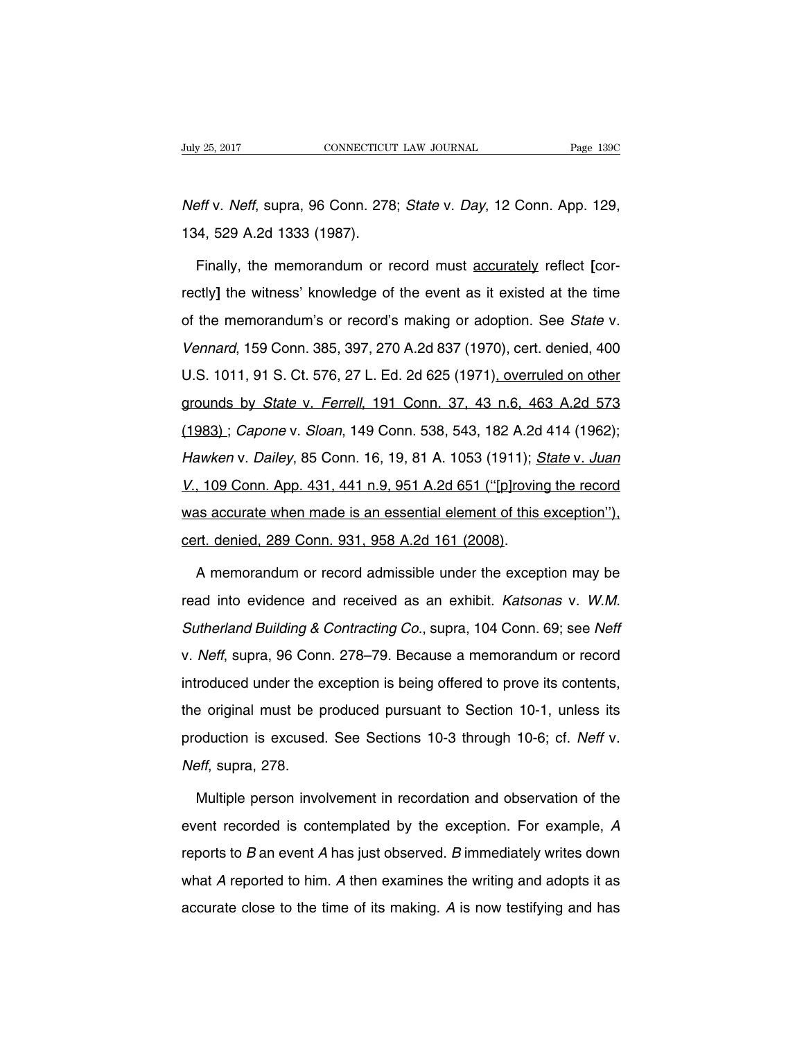*Neff* v. *Neff*, supra, 96 Conn. 278; *State* v. *Day*, 12 Conn. App. 129, 134, 529 A.2d 1333 (1987).

Finally, the memorandum or record must <u>accurately</u> reflect **[**correctly**]** the witness' knowledge of the event as it existed at the time of the memorandum's or record's making or adoption. See *State* v. *Vennard*, 159 Conn. 385, 397, 270 A.2d 837 (1970), cert. denied, 400 U.S. 1011, 91 S. Ct. 576, 27 L. Ed. 2d 625 (1971)<u>, overruled on other grounds by *State* v. *Ferrell*, 191 Conn. 37, 43 n.6, 463 A.2d 573 (1983) </u>; *Capone* v. *Sloan*, 149 Conn. 538, 543, 182 A.2d 414 (1962); *Hawken* v. *Dailey*, 85 Conn. 16, 19, 81 A. 1053 (1911); <u>*State* v. *Juan V.*, 109 Conn. App. 431, 441 n.9, 951 A.2d 651 ("[p]roving the record was accurate when made is an essential element of this exception"), cert. denied, 289 Conn. 931, 958 A.2d 161 (2008)</u>.

A memorandum or record admissible under the exception may be read into evidence and received as an exhibit. *Katsonas* v. *W.M. Sutherland Building & Contracting Co.*, supra, 104 Conn. 69; see *Neff* v. *Neff*, supra, 96 Conn. 278–79. Because a memorandum or record introduced under the exception is being offered to prove its contents, the original must be produced pursuant to Section 10-1, unless its production is excused. See Sections 10-3 through 10-6; cf. *Neff* v. *Neff*, supra, 278.

Multiple person involvement in recordation and observation of the event recorded is contemplated by the exception. For example, *A* reports to *B* an event *A* has just observed. *B* immediately writes down what *A* reported to him. *A* then examines the writing and adopts it as accurate close to the time of its making. *A* is now testifying and has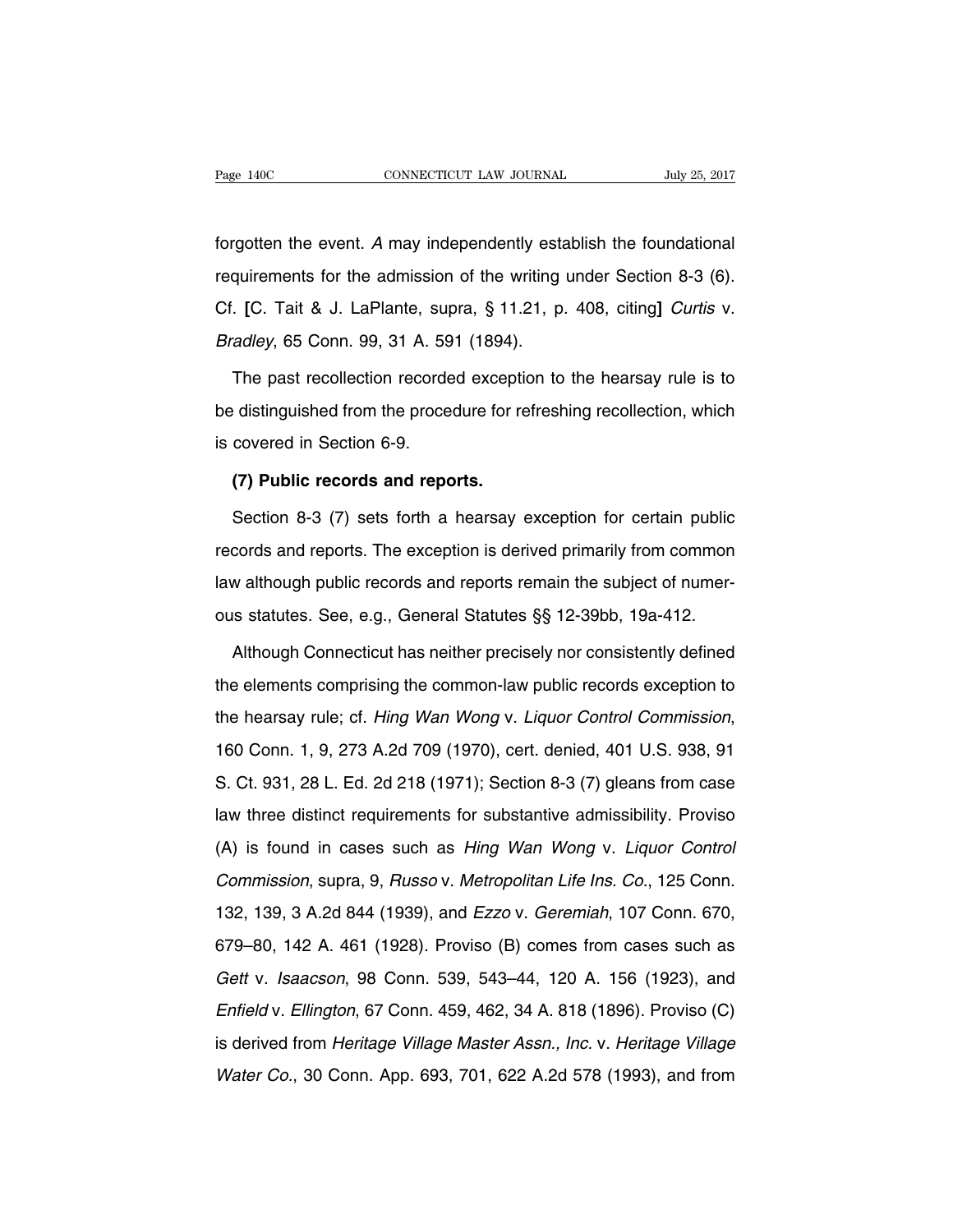forgotten the event. *A* may independently establish the foundational requirements for the admission of the writing under Section 8-3 (6). Cf. **[**C. Tait & J. LaPlante, supra, § 11.21, p. 408, citing**]** *Curtis* v. *Bradley*, 65 Conn. 99, 31 A. 591 (1894).

The past recollection recorded exception to the hearsay rule is to be distinguished from the procedure for refreshing recollection, which is covered in Section 6-9.

**(7) Public records and reports.**

Section 8-3 (7) sets forth a hearsay exception for certain public records and reports. The exception is derived primarily from common law although public records and reports remain the subject of numerous statutes. See, e.g., General Statutes §§ 12-39bb, 19a-412.

Although Connecticut has neither precisely nor consistently defined the elements comprising the common-law public records exception to the hearsay rule; cf. *Hing Wan Wong* v. *Liquor Control Commission*, 160 Conn. 1, 9, 273 A.2d 709 (1970), cert. denied, 401 U.S. 938, 91 S. Ct. 931, 28 L. Ed. 2d 218 (1971); Section 8-3 (7) gleans from case law three distinct requirements for substantive admissibility. Proviso (A) is found in cases such as *Hing Wan Wong* v. *Liquor Control Commission*, supra, 9, *Russo* v. *Metropolitan Life Ins. Co.*, 125 Conn. 132, 139, 3 A.2d 844 (1939), and *Ezzo* v. *Geremiah*, 107 Conn. 670, 679–80, 142 A. 461 (1928). Proviso (B) comes from cases such as *Gett* v. *Isaacson*, 98 Conn. 539, 543–44, 120 A. 156 (1923), and *Enfield* v. *Ellington*, 67 Conn. 459, 462, 34 A. 818 (1896). Proviso (C) is derived from *Heritage Village Master Assn., Inc.* v. *Heritage Village Water Co.*, 30 Conn. App. 693, 701, 622 A.2d 578 (1993), and from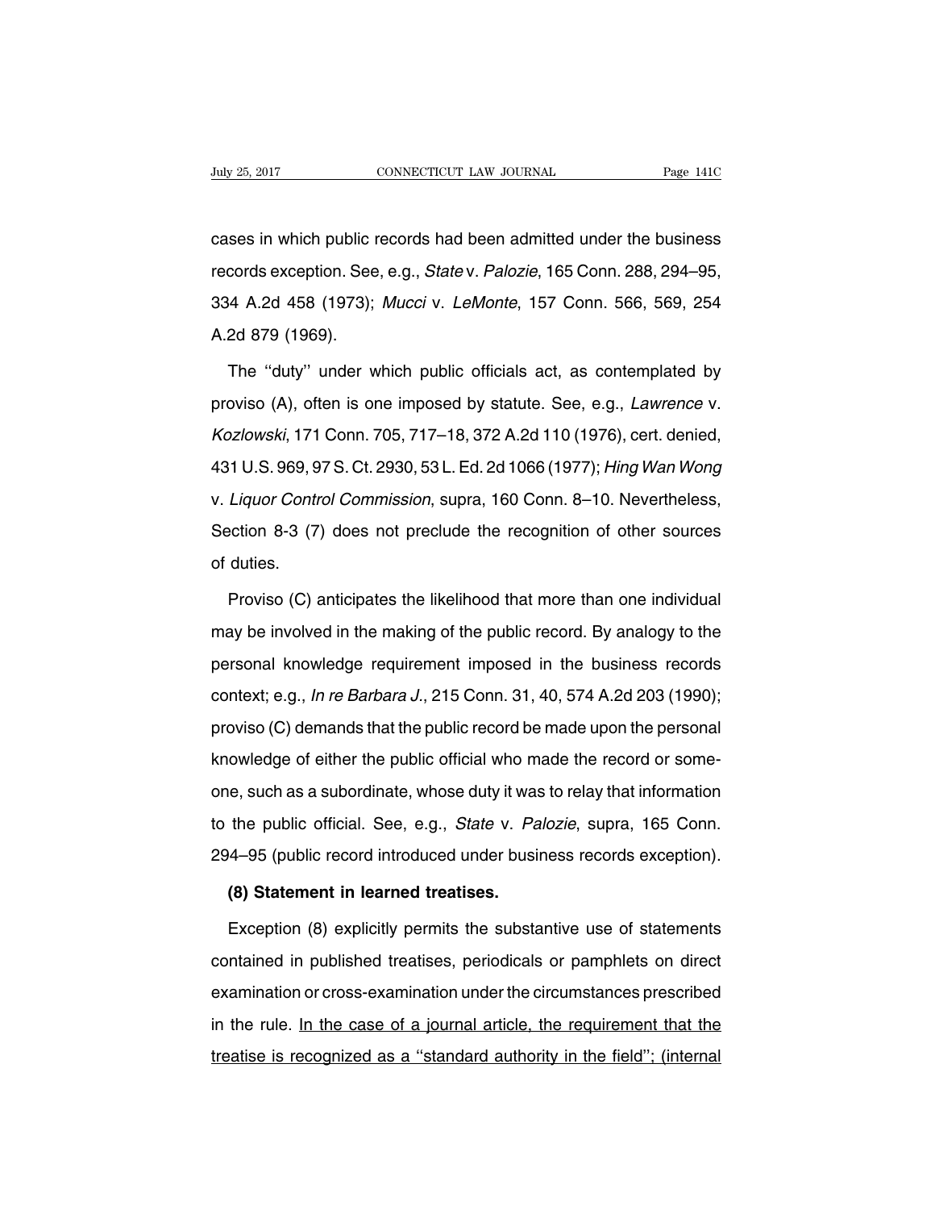cases in which public records had been admitted under the business records exception. See, e.g., *State* v. *Palozie*, 165 Conn. 288, 294–95, 334 A.2d 458 (1973); *Mucci* v. *LeMonte*, 157 Conn. 566, 569, 254 A.2d 879 (1969).

The ''duty'' under which public officials act, as contemplated by proviso (A), often is one imposed by statute. See, e.g., *Lawrence* v. *Kozlowski*, 171 Conn. 705, 717–18, 372 A.2d 110 (1976), cert. denied, 431 U.S. 969, 97 S. Ct. 2930, 53 L. Ed. 2d 1066 (1977); *Hing Wan Wong* v. *Liquor Control Commission*, supra, 160 Conn. 8–10. Nevertheless, Section 8-3 (7) does not preclude the recognition of other sources of duties.

Proviso (C) anticipates the likelihood that more than one individual may be involved in the making of the public record. By analogy to the personal knowledge requirement imposed in the business records context; e.g., *In re Barbara J.*, 215 Conn. 31, 40, 574 A.2d 203 (1990); proviso (C) demands that the public record be made upon the personal knowledge of either the public official who made the record or someone, such as a subordinate, whose duty it was to relay that information to the public official. See, e.g., *State* v. *Palozie*, supra, 165 Conn. 294–95 (public record introduced under business records exception).

**(8) Statement in learned treatises.**

Exception (8) explicitly permits the substantive use of statements contained in published treatises, periodicals or pamphlets on direct examination or cross-examination under the circumstances prescribed in the rule. <u>In the case of a journal article, the requirement that the treatise is recognized as a ''standard authority in the field''; (internal</u>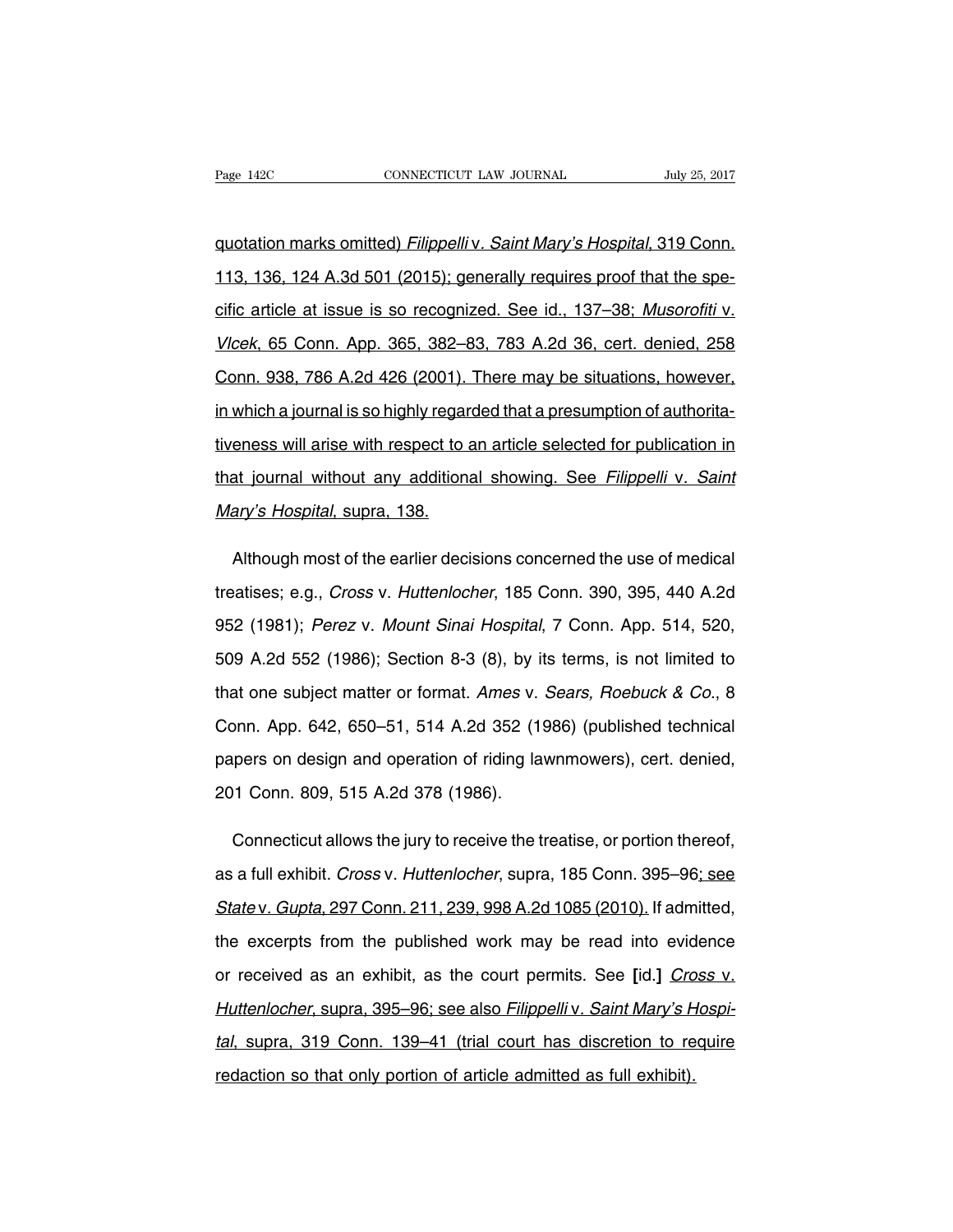quotation marks omitted) *Filippelli* v. *Saint Mary's Hospital*, 319 Conn. 113, 136, 124 A.3d 501 (2015); generally requires proof that the specific article at issue is so recognized. See id., 137–38; *Musorofiti* v. *Vlcek*, 65 Conn. App. 365, 382–83, 783 A.2d 36, cert. denied, 258 Conn. 938, 786 A.2d 426 (2001). There may be situations, however, in which a journal is so highly regarded that a presumption of authoritativeness will arise with respect to an article selected for publication in that journal without any additional showing. See *Filippelli* v. *Saint Mary's Hospital*, supra, 138.

Although most of the earlier decisions concerned the use of medical treatises; e.g., *Cross* v. *Huttenlocher*, 185 Conn. 390, 395, 440 A.2d 952 (1981); *Perez* v. *Mount Sinai Hospital*, 7 Conn. App. 514, 520, 509 A.2d 552 (1986); Section 8-3 (8), by its terms, is not limited to that one subject matter or format. *Ames* v. *Sears, Roebuck & Co.*, 8 Conn. App. 642, 650–51, 514 A.2d 352 (1986) (published technical papers on design and operation of riding lawnmowers), cert. denied, 201 Conn. 809, 515 A.2d 378 (1986).

Connecticut allows the jury to receive the treatise, or portion thereof, as a full exhibit. *Cross* v. *Huttenlocher*, supra, 185 Conn. 395–96; see *State* v. *Gupta*, 297 Conn. 211, 239, 998 A.2d 1085 (2010). If admitted, the excerpts from the published work may be read into evidence or received as an exhibit, as the court permits. See [id.] *Cross* v. *Huttenlocher*, supra, 395–96; see also *Filippelli* v. *Saint Mary's Hospital*, supra, 319 Conn. 139–41 (trial court has discretion to require redaction so that only portion of article admitted as full exhibit).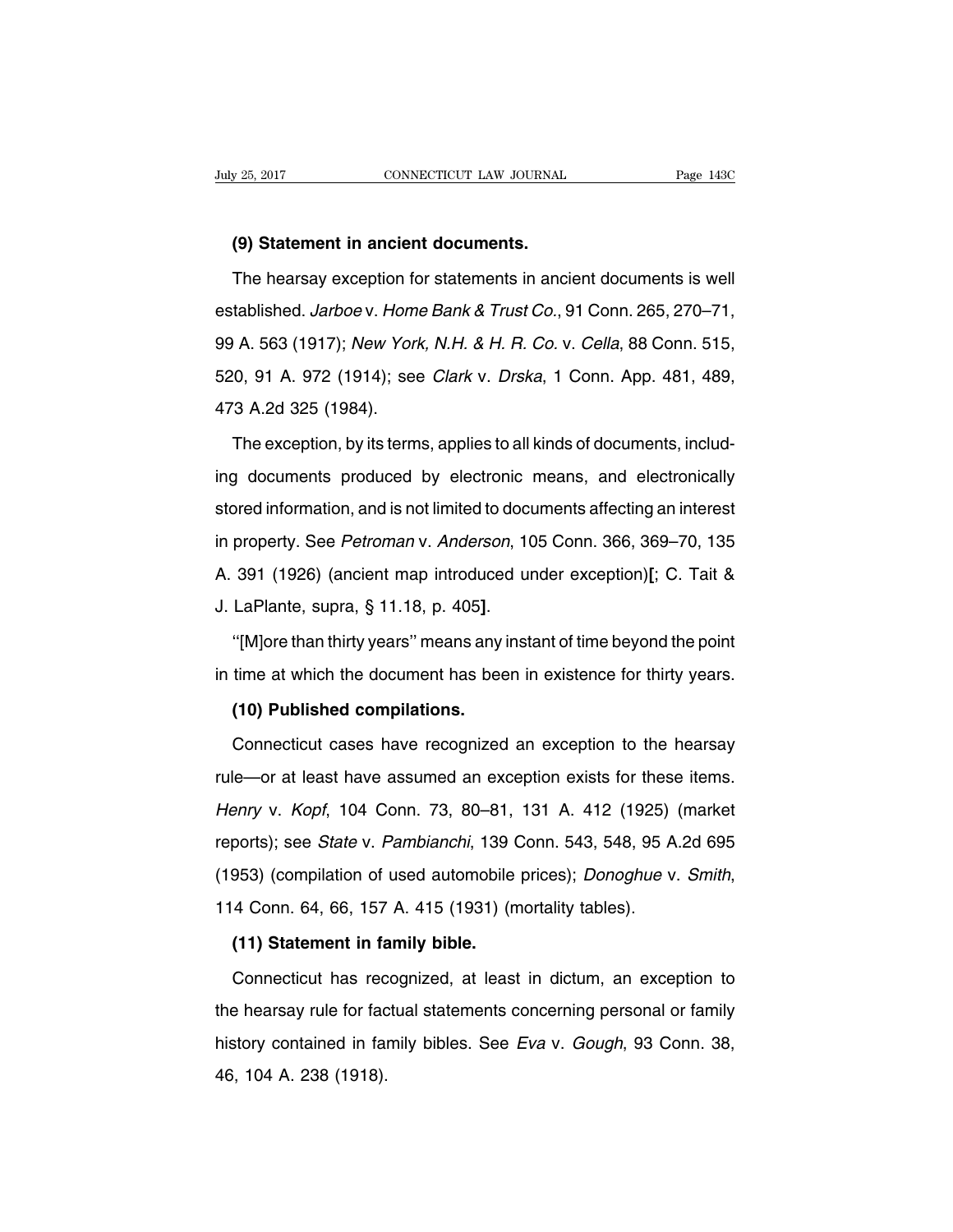**(9) Statement in ancient documents.**

The hearsay exception for statements in ancient documents is well established. *Jarboe* v. *Home Bank & Trust Co.*, 91 Conn. 265, 270–71, 99 A. 563 (1917); *New York, N.H. & H. R. Co.* v. *Cella*, 88 Conn. 515, 520, 91 A. 972 (1914); see *Clark* v. *Drska*, 1 Conn. App. 481, 489, 473 A.2d 325 (1984).

The exception, by its terms, applies to all kinds of documents, including documents produced by electronic means, and electronically stored information, and is not limited to documents affecting an interest in property. See *Petroman* v. *Anderson*, 105 Conn. 366, 369–70, 135 A. 391 (1926) (ancient map introduced under exception)**[**; C. Tait & J. LaPlante, supra, § 11.18, p. 405**]**.

''[M]ore than thirty years'' means any instant of time beyond the point in time at which the document has been in existence for thirty years.

**(10) Published compilations.**

Connecticut cases have recognized an exception to the hearsay rule—or at least have assumed an exception exists for these items. *Henry* v. *Kopf*, 104 Conn. 73, 80–81, 131 A. 412 (1925) (market reports); see *State* v. *Pambianchi*, 139 Conn. 543, 548, 95 A.2d 695 (1953) (compilation of used automobile prices); *Donoghue* v. *Smith*, 114 Conn. 64, 66, 157 A. 415 (1931) (mortality tables).

**(11) Statement in family bible.**

Connecticut has recognized, at least in dictum, an exception to the hearsay rule for factual statements concerning personal or family history contained in family bibles. See *Eva* v. *Gough*, 93 Conn. 38, 46, 104 A. 238 (1918).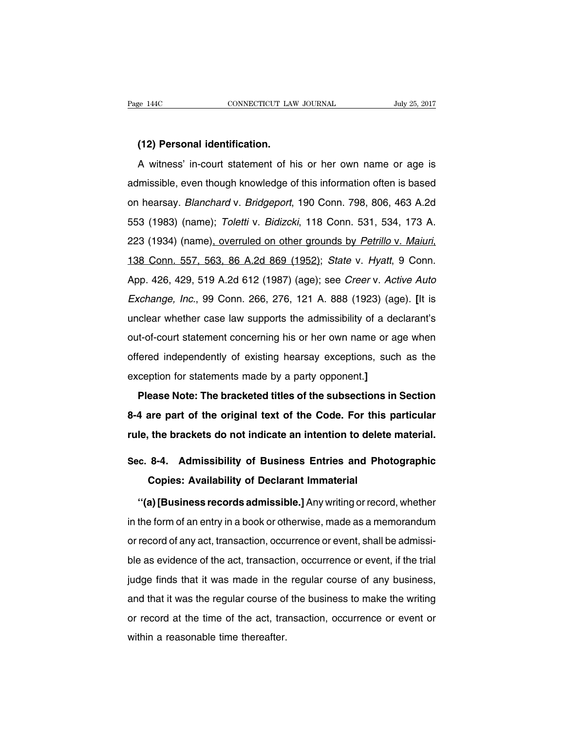**(12) Personal identification.**

A witness' in-court statement of his or her own name or age is admissible, even though knowledge of this information often is based on hearsay. *Blanchard* v. *Bridgeport*, 190 Conn. 798, 806, 463 A.2d 553 (1983) (name); *Toletti* v. *Bidizcki*, 118 Conn. 531, 534, 173 A. 223 (1934) (name), overruled on other grounds by *Petrillo* v. *Maiuri*, 138 Conn. 557, 563, 86 A.2d 869 (1952); *State* v. *Hyatt*, 9 Conn. App. 426, 429, 519 A.2d 612 (1987) (age); see *Creer* v. *Active Auto Exchange, Inc.*, 99 Conn. 266, 276, 121 A. 888 (1923) (age). **[**It is unclear whether case law supports the admissibility of a declarant's out-of-court statement concerning his or her own name or age when offered independently of existing hearsay exceptions, such as the exception for statements made by a party opponent.**]**

**Please Note: The bracketed titles of the subsections in Section 8-4 are part of the original text of the Code. For this particular rule, the brackets do not indicate an intention to delete material.**

## Sec. 8-4. Admissibility of Business Entries and Photographic Copies: Availability of Declarant Immaterial

''**(a) [Business records admissible.]** Any writing or record, whether in the form of an entry in a book or otherwise, made as a memorandum or record of any act, transaction, occurrence or event, shall be admissible as evidence of the act, transaction, occurrence or event, if the trial judge finds that it was made in the regular course of any business, and that it was the regular course of the business to make the writing or record at the time of the act, transaction, occurrence or event or within a reasonable time thereafter.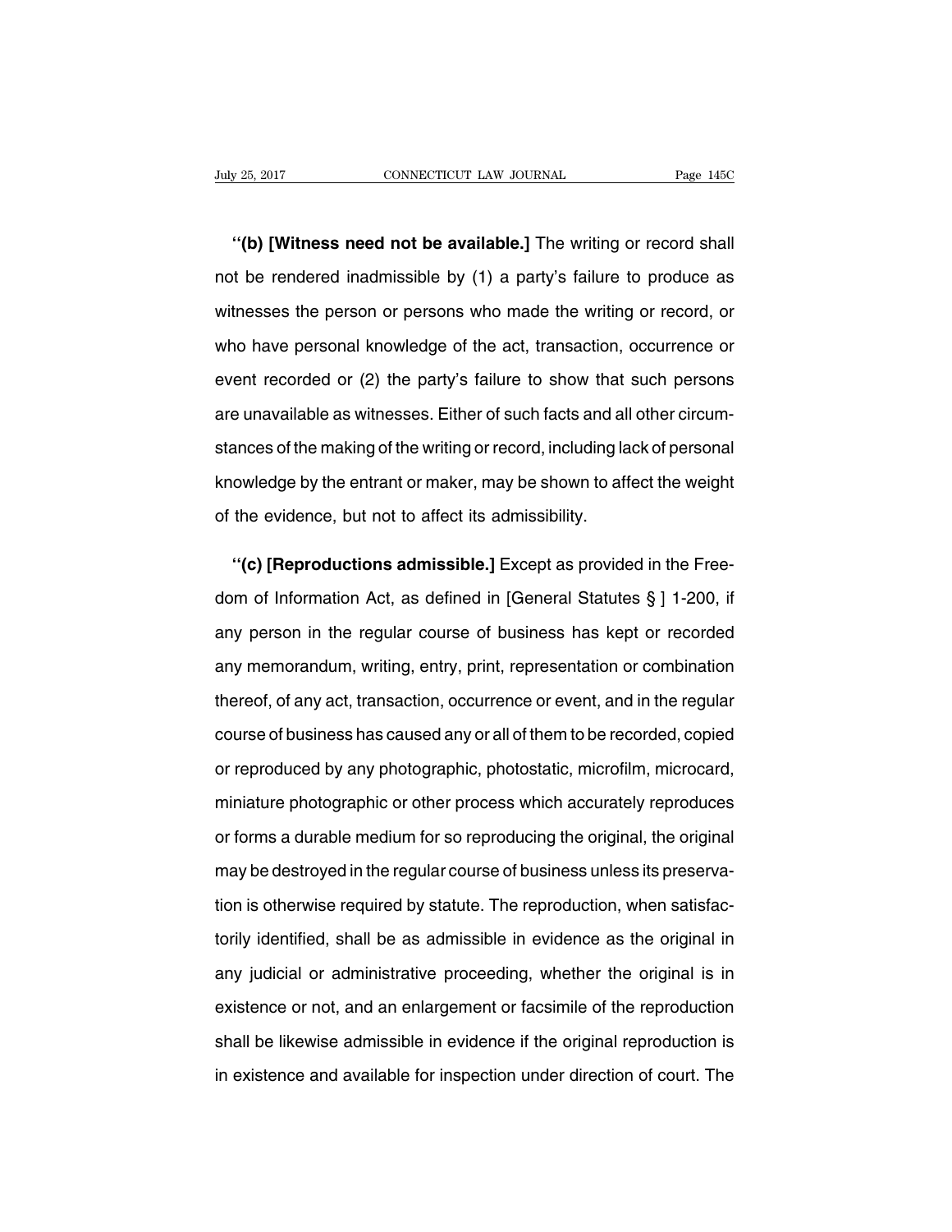**''(b) [Witness need not be available.]** The writing or record shall not be rendered inadmissible by (1) a party's failure to produce as witnesses the person or persons who made the writing or record, or who have personal knowledge of the act, transaction, occurrence or event recorded or (2) the party's failure to show that such persons are unavailable as witnesses. Either of such facts and all other circumstances of the making of the writing or record, including lack of personal knowledge by the entrant or maker, may be shown to affect the weight of the evidence, but not to affect its admissibility.

**''(c) [Reproductions admissible.]** Except as provided in the Freedom of Information Act, as defined in [General Statutes § ] 1-200, if any person in the regular course of business has kept or recorded any memorandum, writing, entry, print, representation or combination thereof, of any act, transaction, occurrence or event, and in the regular course of business has caused any or all of them to be recorded, copied or reproduced by any photographic, photostatic, microfilm, microcard, miniature photographic or other process which accurately reproduces or forms a durable medium for so reproducing the original, the original may be destroyed in the regular course of business unless its preservation is otherwise required by statute. The reproduction, when satisfactorily identified, shall be as admissible in evidence as the original in any judicial or administrative proceeding, whether the original is in existence or not, and an enlargement or facsimile of the reproduction shall be likewise admissible in evidence if the original reproduction is in existence and available for inspection under direction of court. The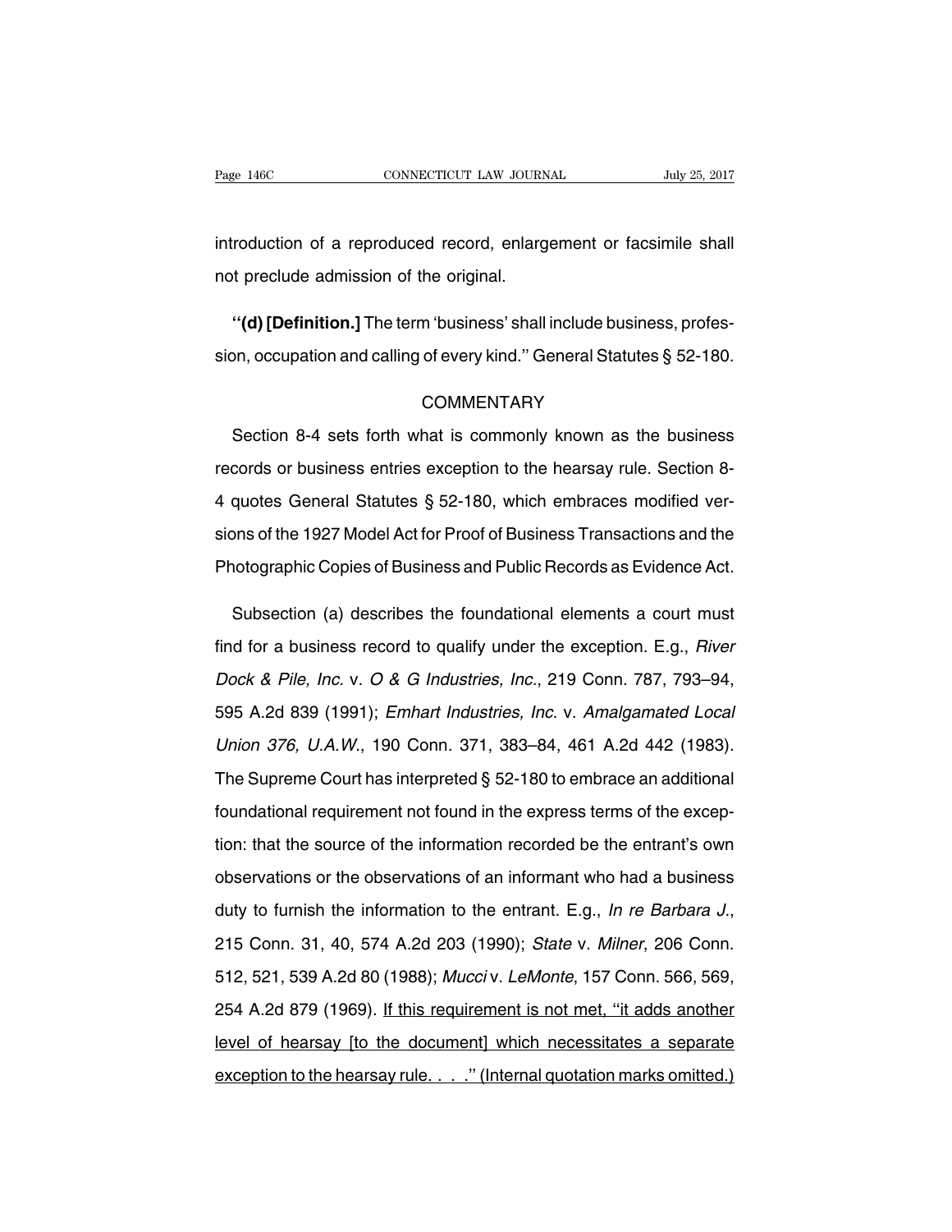introduction of a reproduced record, enlargement or facsimile shall not preclude admission of the original.

"**(d) [Definition.]** The term 'business' shall include business, profession, occupation and calling of every kind." General Statutes § 52-180.

## COMMENTARY

Section 8-4 sets forth what is commonly known as the business records or business entries exception to the hearsay rule. Section 8-4 quotes General Statutes § 52-180, which embraces modified versions of the 1927 Model Act for Proof of Business Transactions and the Photographic Copies of Business and Public Records as Evidence Act.

Subsection (a) describes the foundational elements a court must find for a business record to qualify under the exception. E.g., *River Dock & Pile, Inc.* v. *O & G Industries, Inc.*, 219 Conn. 787, 793–94, 595 A.2d 839 (1991); *Emhart Industries, Inc.* v. *Amalgamated Local Union 376, U.A.W.*, 190 Conn. 371, 383–84, 461 A.2d 442 (1983). The Supreme Court has interpreted § 52-180 to embrace an additional foundational requirement not found in the express terms of the exception: that the source of the information recorded be the entrant's own observations or the observations of an informant who had a business duty to furnish the information to the entrant. E.g., *In re Barbara J.*, 215 Conn. 31, 40, 574 A.2d 203 (1990); *State* v. *Milner*, 206 Conn. 512, 521, 539 A.2d 80 (1988); *Mucci* v. *LeMonte*, 157 Conn. 566, 569, 254 A.2d 879 (1969). <u>If this requirement is not met, "it adds another level of hearsay [to the document] which necessitates a separate exception to the hearsay rule. . . ." (Internal quotation marks omitted.)</u>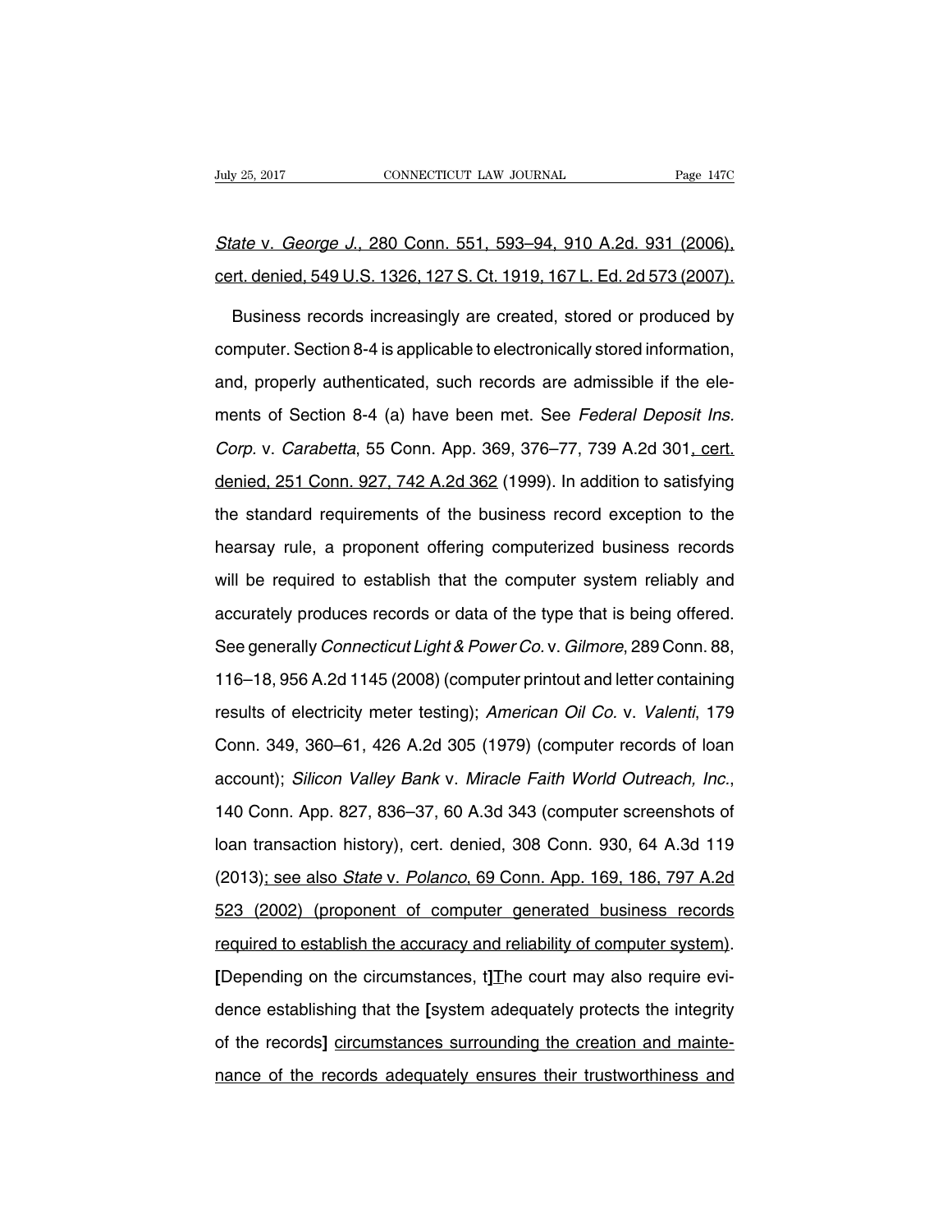<u>*State* v. *George J.*, 280 Conn. 551, 593–94, 910 A.2d. 931 (2006), cert. denied, 549 U.S. 1326, 127 S. Ct. 1919, 167 L. Ed. 2d 573 (2007).</u>

Business records increasingly are created, stored or produced by computer. Section 8-4 is applicable to electronically stored information, and, properly authenticated, such records are admissible if the elements of Section 8-4 (a) have been met. See *Federal Deposit Ins. Corp.* v. *Carabetta*, 55 Conn. App. 369, 376–77, 739 A.2d 301<u>, cert. denied, 251 Conn. 927, 742 A.2d 362</u> (1999). In addition to satisfying the standard requirements of the business record exception to the hearsay rule, a proponent offering computerized business records will be required to establish that the computer system reliably and accurately produces records or data of the type that is being offered. See generally *Connecticut Light & Power Co.* v. *Gilmore*, 289 Conn. 88, 116–18, 956 A.2d 1145 (2008) (computer printout and letter containing results of electricity meter testing); *American Oil Co.* v. *Valenti*, 179 Conn. 349, 360–61, 426 A.2d 305 (1979) (computer records of loan account); *Silicon Valley Bank* v. *Miracle Faith World Outreach, Inc.*, 140 Conn. App. 827, 836–37, 60 A.3d 343 (computer screenshots of loan transaction history), cert. denied, 308 Conn. 930, 64 A.3d 119 (2013)<u>; see also *State* v. *Polanco*, 69 Conn. App. 169, 186, 797 A.2d 523 (2002) (proponent of computer generated business records required to establish the accuracy and reliability of computer system)</u>. **[**Depending on the circumstances, t**]**<u>T</u>he court may also require evidence establishing that the **[**system adequately protects the integrity of the records**]** <u>circumstances surrounding the creation and maintenance of the records adequately ensures their trustworthiness and</u>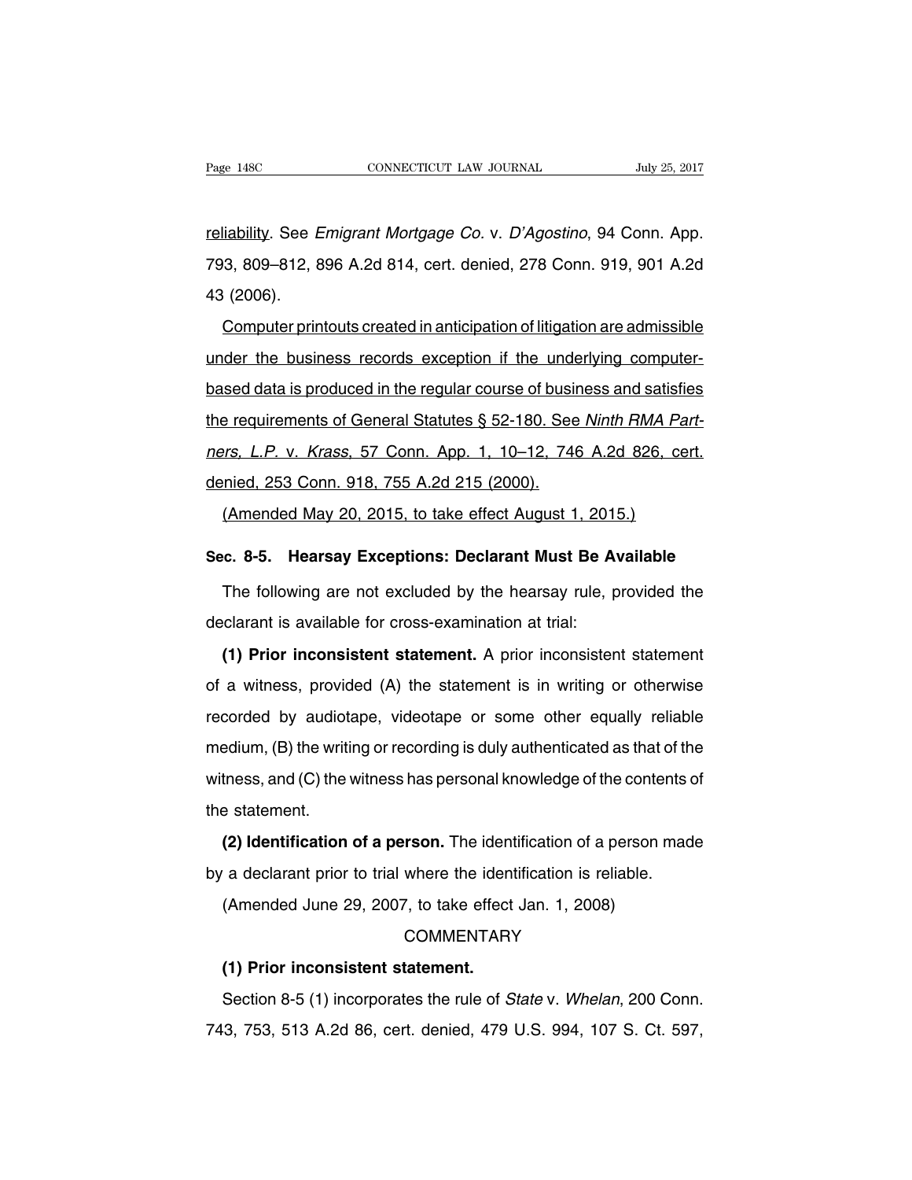reliability. See *Emigrant Mortgage Co.* v. *D'Agostino*, 94 Conn. App. 793, 809–812, 896 A.2d 814, cert. denied, 278 Conn. 919, 901 A.2d 43 (2006).

Computer printouts created in anticipation of litigation are admissible under the business records exception if the underlying computer-based data is produced in the regular course of business and satisfies the requirements of General Statutes § 52-180. See *Ninth RMA Partners, L.P.* v. *Krass*, 57 Conn. App. 1, 10–12, 746 A.2d 826, cert. denied, 253 Conn. 918, 755 A.2d 215 (2000).

(Amended May 20, 2015, to take effect August 1, 2015.)

## Sec. 8-5. Hearsay Exceptions: Declarant Must Be Available

The following are not excluded by the hearsay rule, provided the declarant is available for cross-examination at trial:

**(1) Prior inconsistent statement.** A prior inconsistent statement of a witness, provided (A) the statement is in writing or otherwise recorded by audiotape, videotape or some other equally reliable medium, (B) the writing or recording is duly authenticated as that of the witness, and (C) the witness has personal knowledge of the contents of the statement.

**(2) Identification of a person.** The identification of a person made by a declarant prior to trial where the identification is reliable.

(Amended June 29, 2007, to take effect Jan. 1, 2008)

COMMENTARY

**(1) Prior inconsistent statement.**

Section 8-5 (1) incorporates the rule of *State* v. *Whelan*, 200 Conn. 743, 753, 513 A.2d 86, cert. denied, 479 U.S. 994, 107 S. Ct. 597,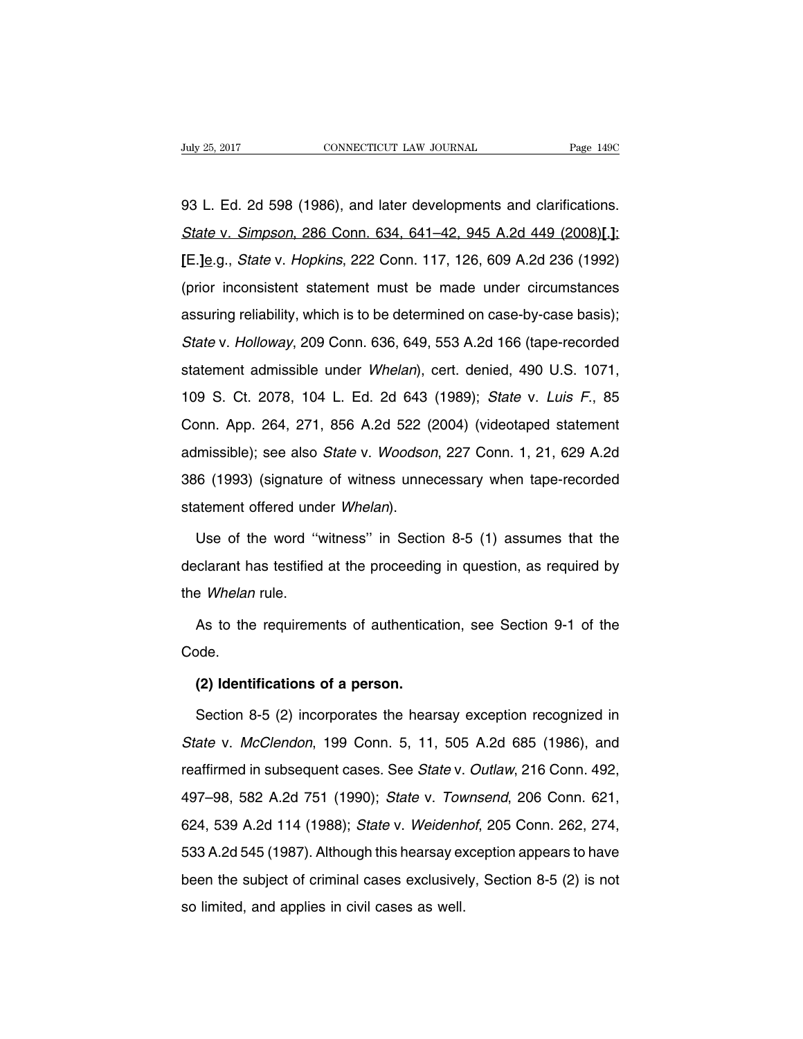93 L. Ed. 2d 598 (1986), and later developments and clarifications. State v. Simpson, 286 Conn. 634, 641–42, 945 A.2d 449 (2008)[.]; [E.]e.g., *State* v. *Hopkins*, 222 Conn. 117, 126, 609 A.2d 236 (1992) (prior inconsistent statement must be made under circumstances assuring reliability, which is to be determined on case-by-case basis); *State* v. *Holloway*, 209 Conn. 636, 649, 553 A.2d 166 (tape-recorded statement admissible under *Whelan*), cert. denied, 490 U.S. 1071, 109 S. Ct. 2078, 104 L. Ed. 2d 643 (1989); *State* v. *Luis F.*, 85 Conn. App. 264, 271, 856 A.2d 522 (2004) (videotaped statement admissible); see also *State* v. *Woodson*, 227 Conn. 1, 21, 629 A.2d 386 (1993) (signature of witness unnecessary when tape-recorded statement offered under *Whelan*).

Use of the word ''witness'' in Section 8-5 (1) assumes that the declarant has testified at the proceeding in question, as required by the *Whelan* rule.

As to the requirements of authentication, see Section 9-1 of the Code.

**(2) Identifications of a person.**

Section 8-5 (2) incorporates the hearsay exception recognized in *State* v. *McClendon*, 199 Conn. 5, 11, 505 A.2d 685 (1986), and reaffirmed in subsequent cases. See *State* v. *Outlaw*, 216 Conn. 492, 497–98, 582 A.2d 751 (1990); *State* v. *Townsend*, 206 Conn. 621, 624, 539 A.2d 114 (1988); *State* v. *Weidenhof*, 205 Conn. 262, 274, 533 A.2d 545 (1987). Although this hearsay exception appears to have been the subject of criminal cases exclusively, Section 8-5 (2) is not so limited, and applies in civil cases as well.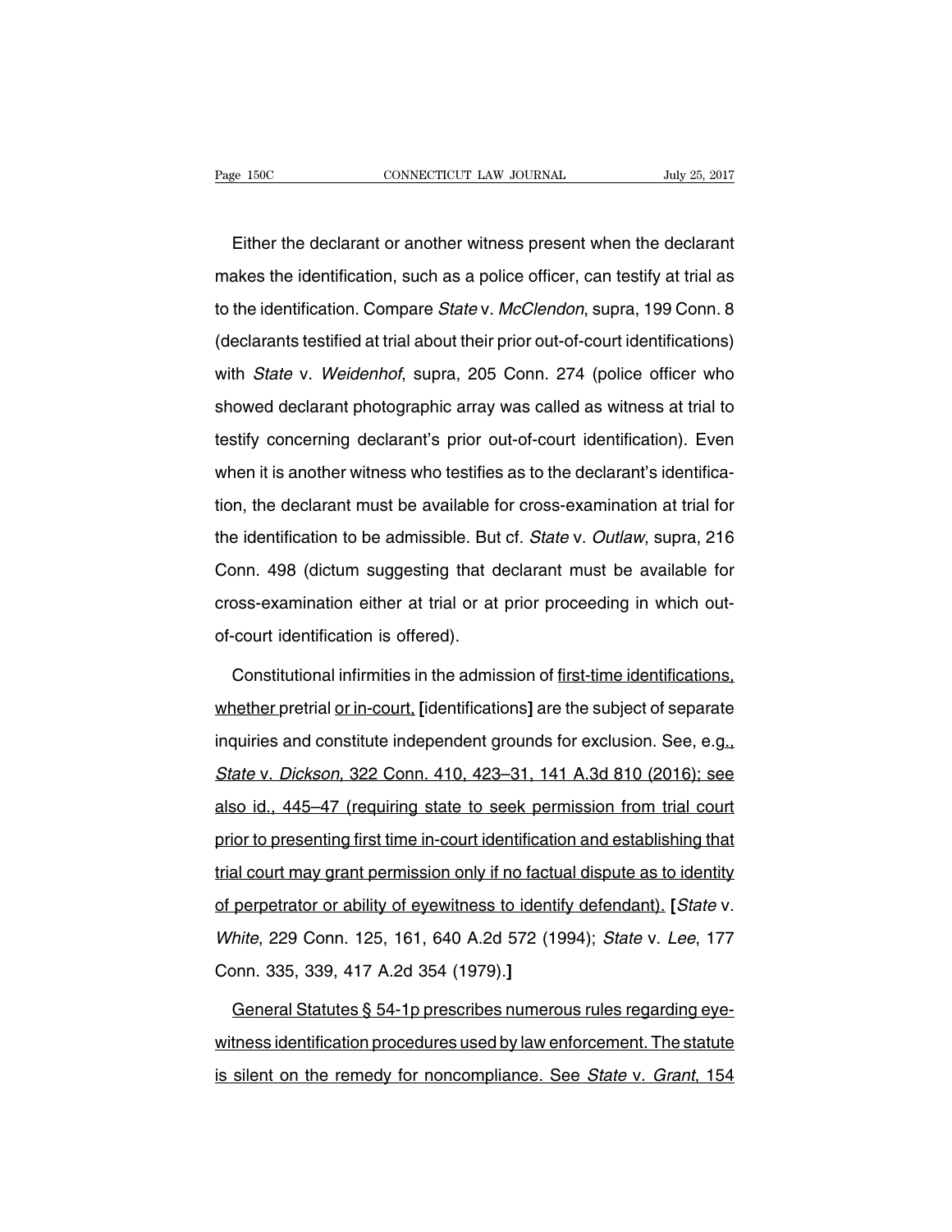Either the declarant or another witness present when the declarant makes the identification, such as a police officer, can testify at trial as to the identification. Compare *State* v. *McClendon*, supra, 199 Conn. 8 (declarants testified at trial about their prior out-of-court identifications) with *State* v. *Weidenhof*, supra, 205 Conn. 274 (police officer who showed declarant photographic array was called as witness at trial to testify concerning declarant's prior out-of-court identification). Even when it is another witness who testifies as to the declarant's identification, the declarant must be available for cross-examination at trial for the identification to be admissible. But cf. *State* v. *Outlaw*, supra, 216 Conn. 498 (dictum suggesting that declarant must be available for cross-examination either at trial or at prior proceeding in which out-of-court identification is offered).

Constitutional infirmities in the admission of <u>first-time identifications, whether</u> pretrial <u>or in-court,</u> **[**identifications**]** are the subject of separate inquiries and constitute independent grounds for exclusion. See, e.g<u>.,</u> <u>*State* v. *Dickson*, 322 Conn. 410, 423–31, 141 A.3d 810 (2016); see also id., 445–47 (requiring state to seek permission from trial court prior to presenting first time in-court identification and establishing that trial court may grant permission only if no factual dispute as to identity of perpetrator or ability of eyewitness to identify defendant).</u> **[***State* v. *White*, 229 Conn. 125, 161, 640 A.2d 572 (1994); *State* v. *Lee*, 177 Conn. 335, 339, 417 A.2d 354 (1979).**]**

<u>General Statutes § 54-1p prescribes numerous rules regarding eyewitness identification procedures used by law enforcement. The statute is silent on the remedy for noncompliance. See *State* v. *Grant*, 154</u>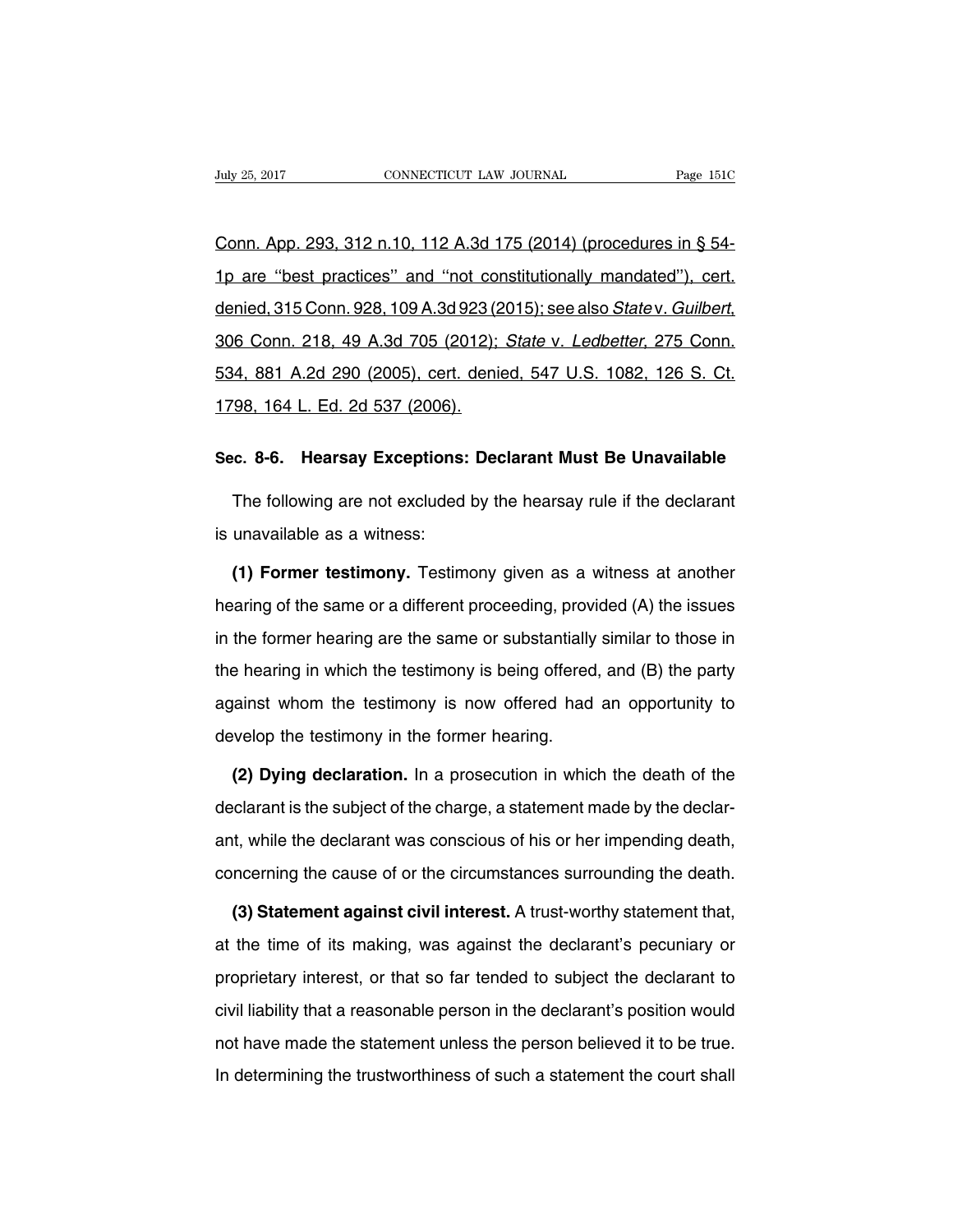Conn. App. 293, 312 n.10, 112 A.3d 175 (2014) (procedures in § 54-1p are ''best practices'' and ''not constitutionally mandated''), cert. denied, 315 Conn. 928, 109 A.3d 923 (2015); see also *State* v. *Guilbert*, 306 Conn. 218, 49 A.3d 705 (2012); *State* v. *Ledbetter*, 275 Conn. 534, 881 A.2d 290 (2005), cert. denied, 547 U.S. 1082, 126 S. Ct. 1798, 164 L. Ed. 2d 537 (2006).

## Sec. 8-6. Hearsay Exceptions: Declarant Must Be Unavailable

The following are not excluded by the hearsay rule if the declarant is unavailable as a witness:

**(1) Former testimony.** Testimony given as a witness at another hearing of the same or a different proceeding, provided (A) the issues in the former hearing are the same or substantially similar to those in the hearing in which the testimony is being offered, and (B) the party against whom the testimony is now offered had an opportunity to develop the testimony in the former hearing.

**(2) Dying declaration.** In a prosecution in which the death of the declarant is the subject of the charge, a statement made by the declarant, while the declarant was conscious of his or her impending death, concerning the cause of or the circumstances surrounding the death.

**(3) Statement against civil interest.** A trust-worthy statement that, at the time of its making, was against the declarant's pecuniary or proprietary interest, or that so far tended to subject the declarant to civil liability that a reasonable person in the declarant's position would not have made the statement unless the person believed it to be true. In determining the trustworthiness of such a statement the court shall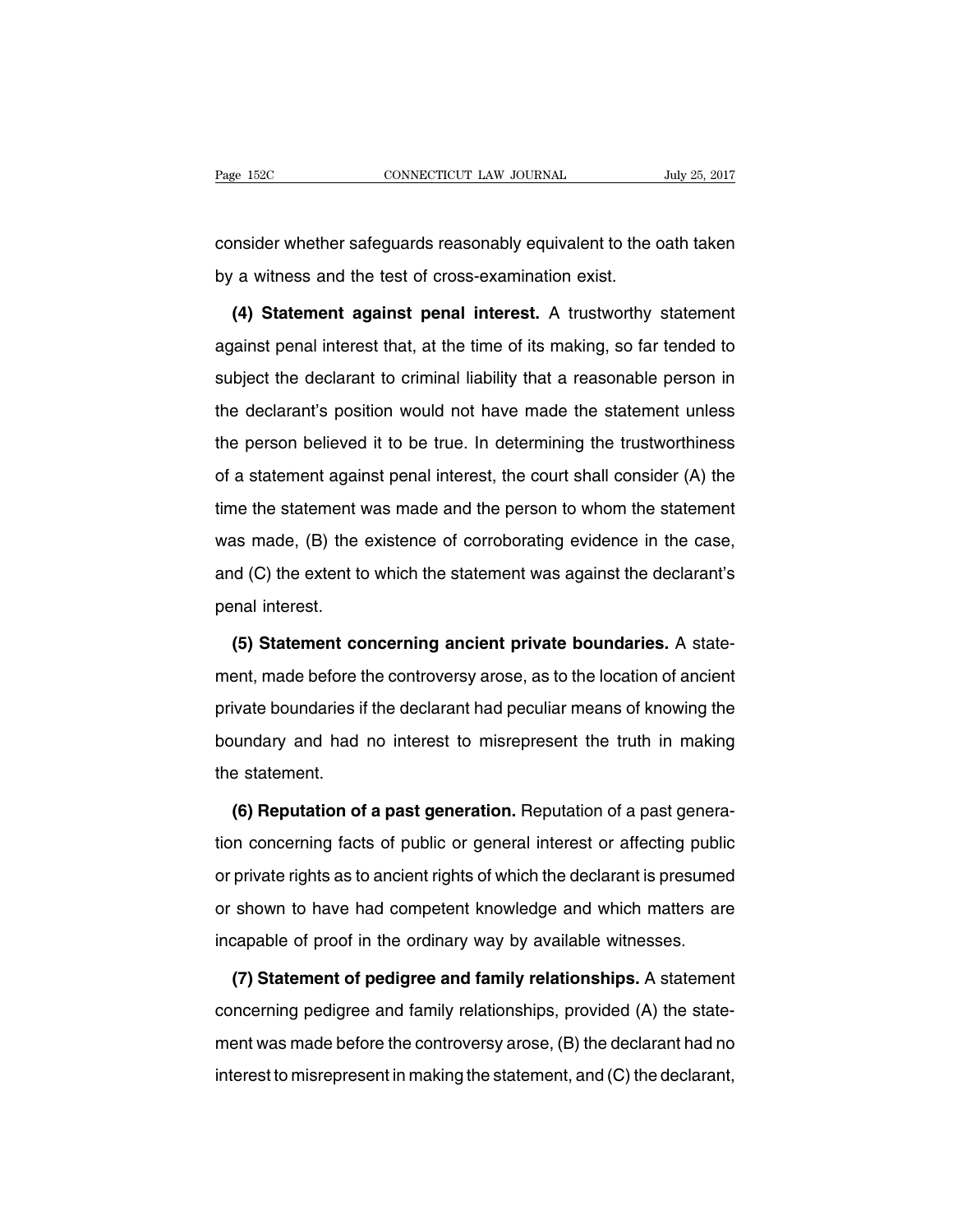consider whether safeguards reasonably equivalent to the oath taken by a witness and the test of cross-examination exist.

**(4) Statement against penal interest.** A trustworthy statement against penal interest that, at the time of its making, so far tended to subject the declarant to criminal liability that a reasonable person in the declarant's position would not have made the statement unless the person believed it to be true. In determining the trustworthiness of a statement against penal interest, the court shall consider (A) the time the statement was made and the person to whom the statement was made, (B) the existence of corroborating evidence in the case, and (C) the extent to which the statement was against the declarant's penal interest.

**(5) Statement concerning ancient private boundaries.** A statement, made before the controversy arose, as to the location of ancient private boundaries if the declarant had peculiar means of knowing the boundary and had no interest to misrepresent the truth in making the statement.

**(6) Reputation of a past generation.** Reputation of a past generation concerning facts of public or general interest or affecting public or private rights as to ancient rights of which the declarant is presumed or shown to have had competent knowledge and which matters are incapable of proof in the ordinary way by available witnesses.

**(7) Statement of pedigree and family relationships.** A statement concerning pedigree and family relationships, provided (A) the statement was made before the controversy arose, (B) the declarant had no interest to misrepresent in making the statement, and (C) the declarant,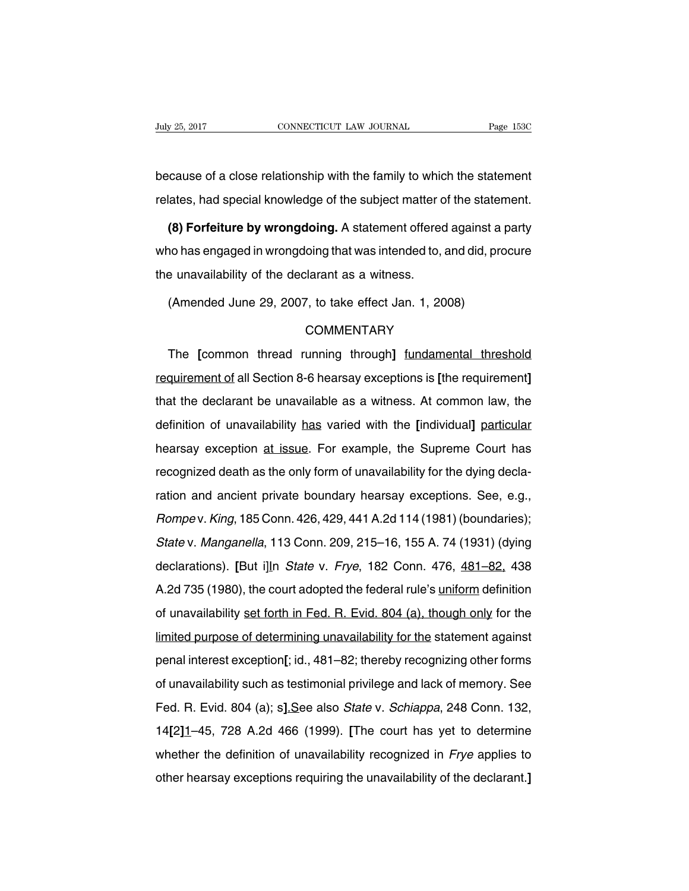because of a close relationship with the family to which the statement relates, had special knowledge of the subject matter of the statement.

**(8) Forfeiture by wrongdoing.** A statement offered against a party who has engaged in wrongdoing that was intended to, and did, procure the unavailability of the declarant as a witness.

(Amended June 29, 2007, to take effect Jan. 1, 2008)

COMMENTARY

The **[**common thread running through**]** <u>fundamental threshold requirement of</u> all Section 8-6 hearsay exceptions is **[**the requirement**]** that the declarant be unavailable as a witness. At common law, the definition of unavailability <u>has</u> varied with the **[**individual**]** <u>particular</u> hearsay exception <u>at issue</u>. For example, the Supreme Court has recognized death as the only form of unavailability for the dying declaration and ancient private boundary hearsay exceptions. See, e.g., *Rompe* v. *King*, 185 Conn. 426, 429, 441 A.2d 114 (1981) (boundaries); *State* v. *Manganella*, 113 Conn. 209, 215–16, 155 A. 74 (1931) (dying declarations). **[**But i**]**<u>I</u>n *State* v. *Frye*, 182 Conn. 476, <u>481–82,</u> 438 A.2d 735 (1980), the court adopted the federal rule's <u>uniform</u> definition of unavailability <u>set forth in Fed. R. Evid. 804 (a), though only</u> for the <u>limited purpose of determining unavailability for the</u> statement against penal interest exception**[**; id., 481–82; thereby recognizing other forms of unavailability such as testimonial privilege and lack of memory. See Fed. R. Evid. 804 (a); s**]**<u>.S</u>ee also *State* v. *Schiappa*, 248 Conn. 132, 14**[**2**]**<u>1</u>–45, 728 A.2d 466 (1999). **[**The court has yet to determine whether the definition of unavailability recognized in *Frye* applies to other hearsay exceptions requiring the unavailability of the declarant.**]**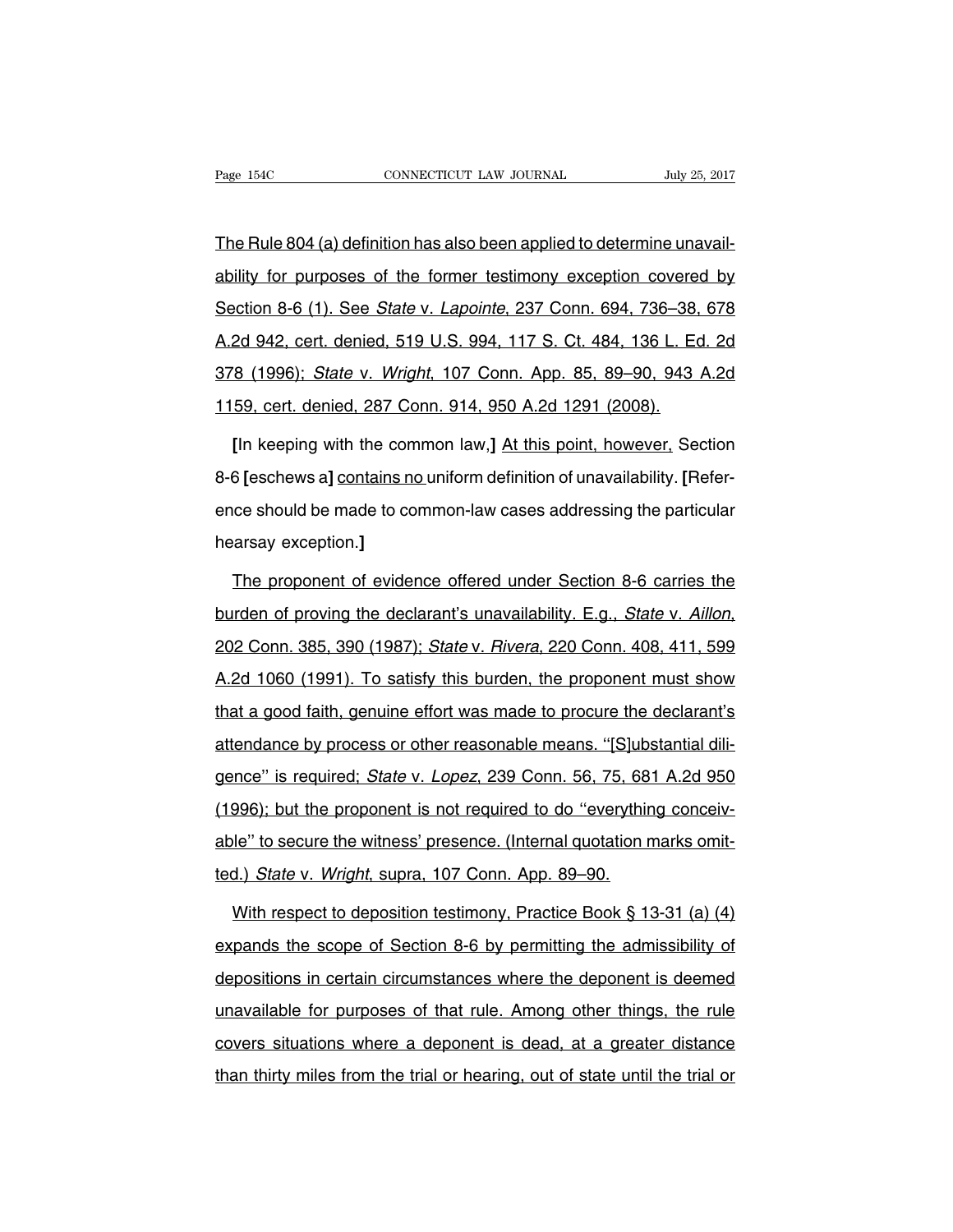The Rule 804 (a) definition has also been applied to determine unavailability for purposes of the former testimony exception covered by Section 8-6 (1). See *State* v. *Lapointe*, 237 Conn. 694, 736–38, 678 A.2d 942, cert. denied, 519 U.S. 994, 117 S. Ct. 484, 136 L. Ed. 2d 378 (1996); *State* v. *Wright*, 107 Conn. App. 85, 89–90, 943 A.2d 1159, cert. denied, 287 Conn. 914, 950 A.2d 1291 (2008).

[In keeping with the common law,] At this point, however, Section 8-6 [eschews a] contains no uniform definition of unavailability. [Reference should be made to common-law cases addressing the particular hearsay exception.]

The proponent of evidence offered under Section 8-6 carries the burden of proving the declarant's unavailability. E.g., *State* v. *Aillon*, 202 Conn. 385, 390 (1987); *State* v. *Rivera*, 220 Conn. 408, 411, 599 A.2d 1060 (1991). To satisfy this burden, the proponent must show that a good faith, genuine effort was made to procure the declarant's attendance by process or other reasonable means. "[S]ubstantial diligence" is required; *State* v. *Lopez*, 239 Conn. 56, 75, 681 A.2d 950 (1996); but the proponent is not required to do "everything conceivable" to secure the witness' presence. (Internal quotation marks omitted.) *State* v. *Wright*, supra, 107 Conn. App. 89–90.

With respect to deposition testimony, Practice Book § 13-31 (a) (4) expands the scope of Section 8-6 by permitting the admissibility of depositions in certain circumstances where the deponent is deemed unavailable for purposes of that rule. Among other things, the rule covers situations where a deponent is dead, at a greater distance than thirty miles from the trial or hearing, out of state until the trial or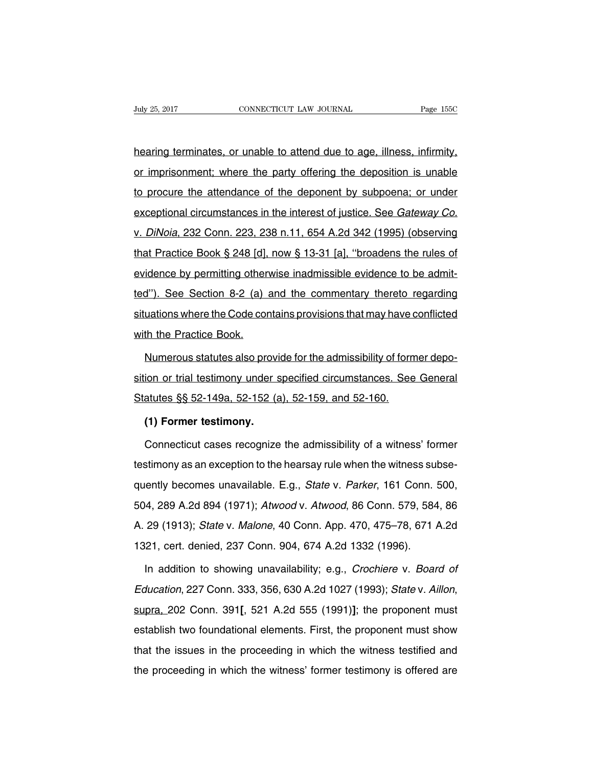hearing terminates, or unable to attend due to age, illness, infirmity, or imprisonment; where the party offering the deposition is unable to procure the attendance of the deponent by subpoena; or under exceptional circumstances in the interest of justice. See *Gateway Co.* v. *DiNoia*, 232 Conn. 223, 238 n.11, 654 A.2d 342 (1995) (observing that Practice Book § 248 [d], now § 13-31 [a], ''broadens the rules of evidence by permitting otherwise inadmissible evidence to be admitted''). See Section 8-2 (a) and the commentary thereto regarding situations where the Code contains provisions that may have conflicted with the Practice Book.

Numerous statutes also provide for the admissibility of former deposition or trial testimony under specified circumstances. See General Statutes §§ 52-149a, 52-152 (a), 52-159, and 52-160.

**(1) Former testimony.**

Connecticut cases recognize the admissibility of a witness' former testimony as an exception to the hearsay rule when the witness subsequently becomes unavailable. E.g., *State* v. *Parker*, 161 Conn. 500, 504, 289 A.2d 894 (1971); *Atwood* v. *Atwood*, 86 Conn. 579, 584, 86 A. 29 (1913); *State* v. *Malone*, 40 Conn. App. 470, 475–78, 671 A.2d 1321, cert. denied, 237 Conn. 904, 674 A.2d 1332 (1996).

In addition to showing unavailability; e.g., *Crochiere* v. *Board of Education*, 227 Conn. 333, 356, 630 A.2d 1027 (1993); *State* v. *Aillon*, supra, 202 Conn. 391**[**, 521 A.2d 555 (1991)**]**; the proponent must establish two foundational elements. First, the proponent must show that the issues in the proceeding in which the witness testified and the proceeding in which the witness' former testimony is offered are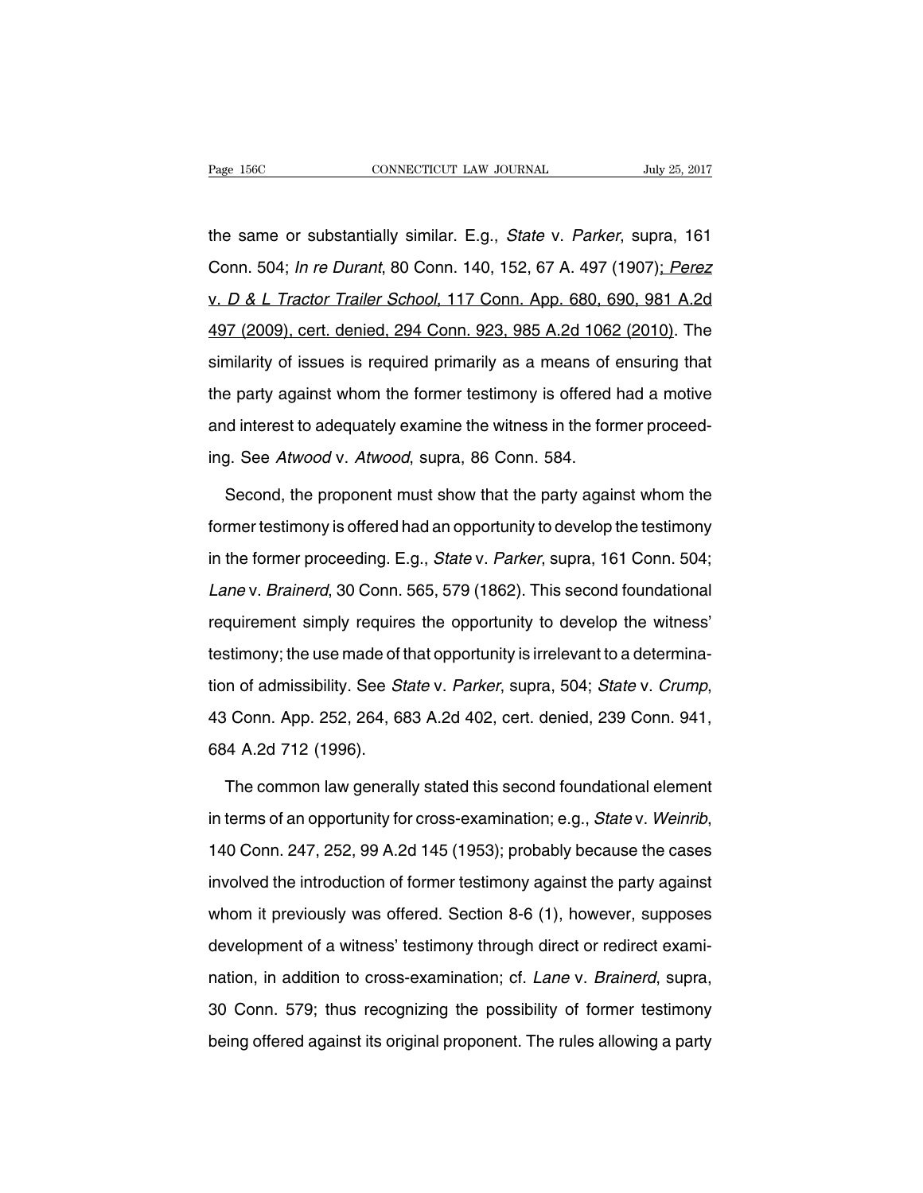the same or substantially similar. E.g., *State* v. *Parker*, supra, 161 Conn. 504; *In re Durant*, 80 Conn. 140, 152, 67 A. 497 (1907); *Perez* v. *D & L Tractor Trailer School*, 117 Conn. App. 680, 690, 981 A.2d 497 (2009), cert. denied, 294 Conn. 923, 985 A.2d 1062 (2010). The similarity of issues is required primarily as a means of ensuring that the party against whom the former testimony is offered had a motive and interest to adequately examine the witness in the former proceeding. See *Atwood* v. *Atwood*, supra, 86 Conn. 584.

Second, the proponent must show that the party against whom the former testimony is offered had an opportunity to develop the testimony in the former proceeding. E.g., *State* v. *Parker*, supra, 161 Conn. 504; *Lane* v. *Brainerd*, 30 Conn. 565, 579 (1862). This second foundational requirement simply requires the opportunity to develop the witness' testimony; the use made of that opportunity is irrelevant to a determination of admissibility. See *State* v. *Parker*, supra, 504; *State* v. *Crump*, 43 Conn. App. 252, 264, 683 A.2d 402, cert. denied, 239 Conn. 941, 684 A.2d 712 (1996).

The common law generally stated this second foundational element in terms of an opportunity for cross-examination; e.g., *State* v. *Weinrib*, 140 Conn. 247, 252, 99 A.2d 145 (1953); probably because the cases involved the introduction of former testimony against the party against whom it previously was offered. Section 8-6 (1), however, supposes development of a witness' testimony through direct or redirect examination, in addition to cross-examination; cf. *Lane* v. *Brainerd*, supra, 30 Conn. 579; thus recognizing the possibility of former testimony being offered against its original proponent. The rules allowing a party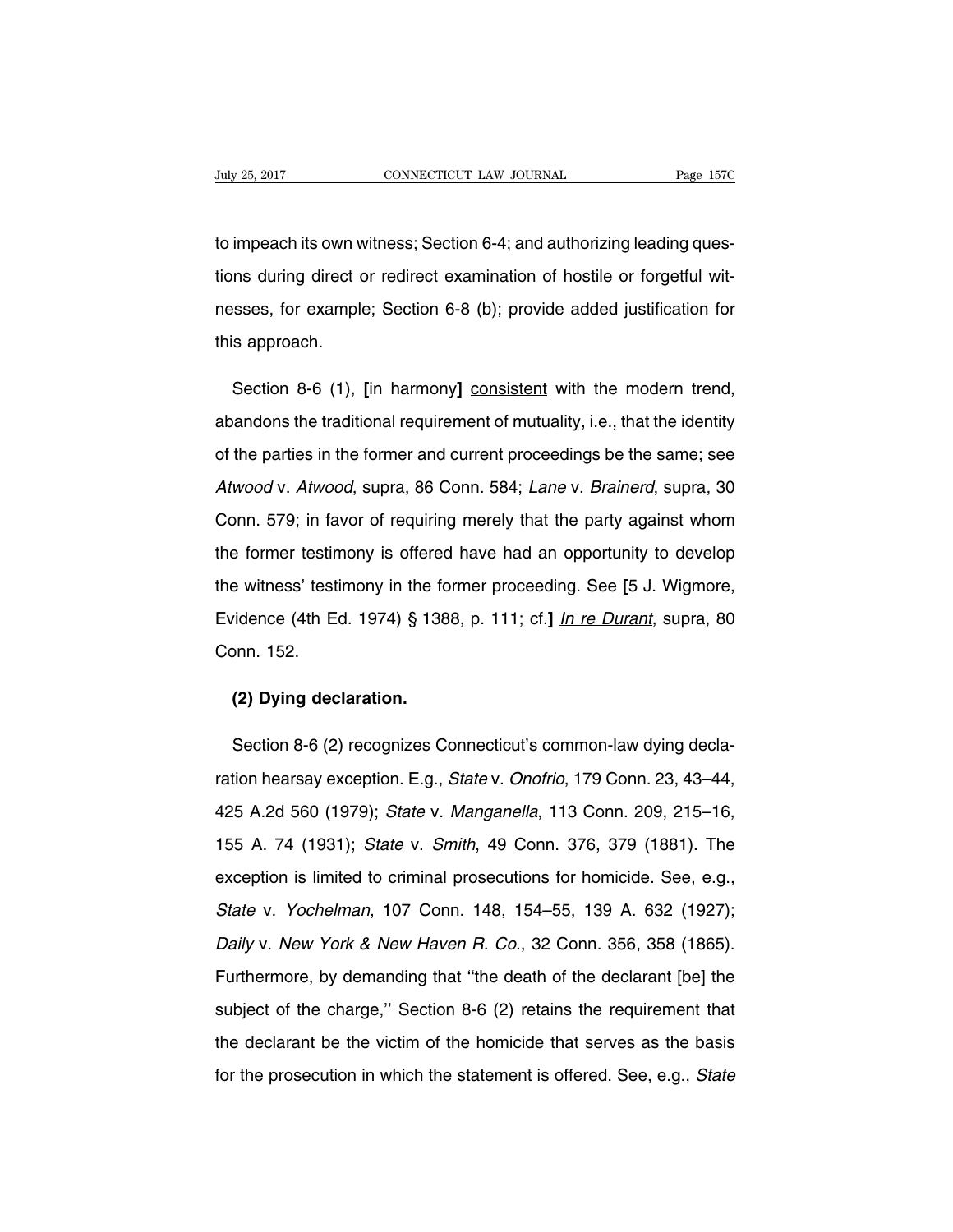to impeach its own witness; Section 6-4; and authorizing leading questions during direct or redirect examination of hostile or forgetful witnesses, for example; Section 6-8 (b); provide added justification for this approach.

Section 8-6 (1), **[**in harmony**]** <u>consistent</u> with the modern trend, abandons the traditional requirement of mutuality, i.e., that the identity of the parties in the former and current proceedings be the same; see *Atwood* v. *Atwood*, supra, 86 Conn. 584; *Lane* v. *Brainerd*, supra, 30 Conn. 579; in favor of requiring merely that the party against whom the former testimony is offered have had an opportunity to develop the witness' testimony in the former proceeding. See **[**5 J. Wigmore, Evidence (4th Ed. 1974) § 1388, p. 111; cf.**]** <u>*In re Durant*</u>, supra, 80 Conn. 152.

**(2) Dying declaration.**

Section 8-6 (2) recognizes Connecticut's common-law dying declaration hearsay exception. E.g., *State* v. *Onofrio*, 179 Conn. 23, 43–44, 425 A.2d 560 (1979); *State* v. *Manganella*, 113 Conn. 209, 215–16, 155 A. 74 (1931); *State* v. *Smith*, 49 Conn. 376, 379 (1881). The exception is limited to criminal prosecutions for homicide. See, e.g., *State* v. *Yochelman*, 107 Conn. 148, 154–55, 139 A. 632 (1927); *Daily* v. *New York & New Haven R. Co.*, 32 Conn. 356, 358 (1865). Furthermore, by demanding that ''the death of the declarant [be] the subject of the charge,'' Section 8-6 (2) retains the requirement that the declarant be the victim of the homicide that serves as the basis for the prosecution in which the statement is offered. See, e.g., *State*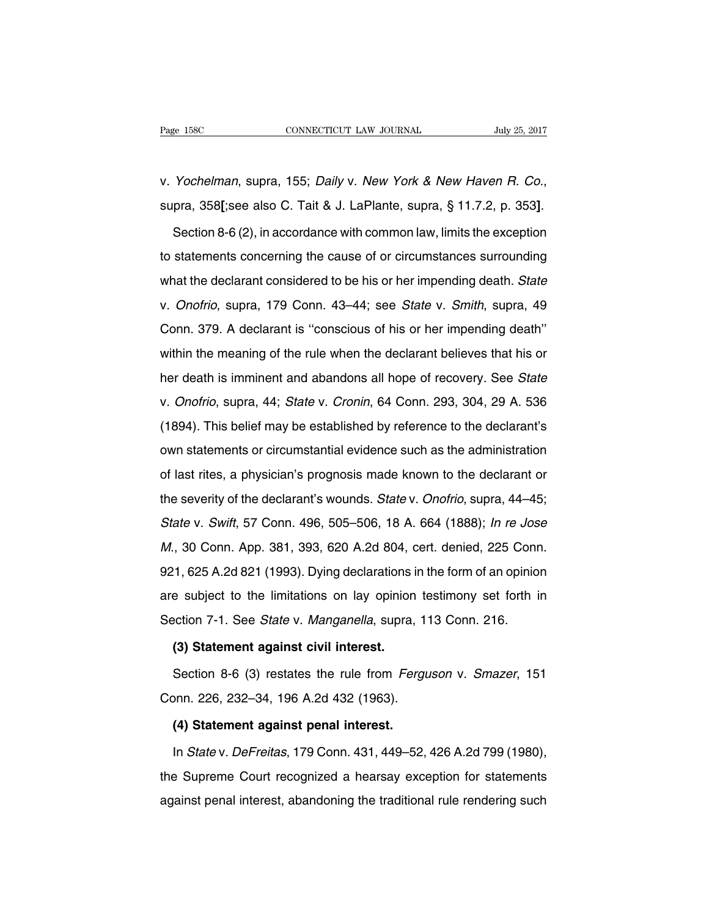v. *Yochelman*, supra, 155; *Daily* v. *New York & New Haven R. Co.*, supra, 358**[**;see also C. Tait & J. LaPlante, supra, § 11.7.2, p. 353**]**.

Section 8-6 (2), in accordance with common law, limits the exception to statements concerning the cause of or circumstances surrounding what the declarant considered to be his or her impending death. *State* v. *Onofrio*, supra, 179 Conn. 43–44; see *State* v. *Smith*, supra, 49 Conn. 379. A declarant is ''conscious of his or her impending death'' within the meaning of the rule when the declarant believes that his or her death is imminent and abandons all hope of recovery. See *State* v. *Onofrio*, supra, 44; *State* v. *Cronin*, 64 Conn. 293, 304, 29 A. 536 (1894). This belief may be established by reference to the declarant's own statements or circumstantial evidence such as the administration of last rites, a physician's prognosis made known to the declarant or the severity of the declarant's wounds. *State* v. *Onofrio*, supra, 44–45; *State* v. *Swift*, 57 Conn. 496, 505–506, 18 A. 664 (1888); *In re Jose M.*, 30 Conn. App. 381, 393, 620 A.2d 804, cert. denied, 225 Conn. 921, 625 A.2d 821 (1993). Dying declarations in the form of an opinion are subject to the limitations on lay opinion testimony set forth in Section 7-1. See *State* v. *Manganella*, supra, 113 Conn. 216.

**(3) Statement against civil interest.**

Section 8-6 (3) restates the rule from *Ferguson* v. *Smazer*, 151 Conn. 226, 232–34, 196 A.2d 432 (1963).

**(4) Statement against penal interest.**

In *State* v. *DeFreitas*, 179 Conn. 431, 449–52, 426 A.2d 799 (1980), the Supreme Court recognized a hearsay exception for statements against penal interest, abandoning the traditional rule rendering such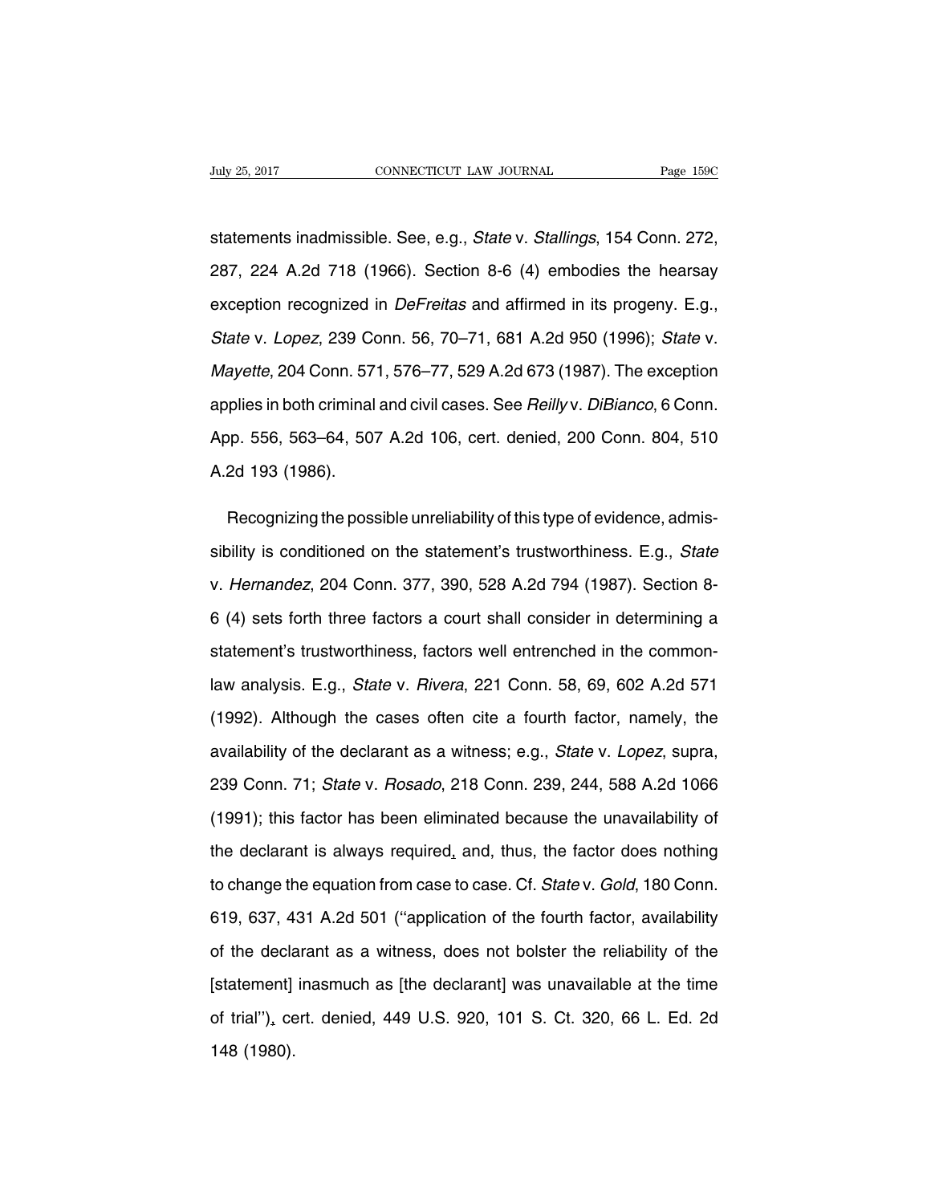statements inadmissible. See, e.g., *State* v. *Stallings*, 154 Conn. 272, 287, 224 A.2d 718 (1966). Section 8-6 (4) embodies the hearsay exception recognized in *DeFreitas* and affirmed in its progeny. E.g., *State* v. *Lopez*, 239 Conn. 56, 70–71, 681 A.2d 950 (1996); *State* v. *Mayette*, 204 Conn. 571, 576–77, 529 A.2d 673 (1987). The exception applies in both criminal and civil cases. See *Reilly* v. *DiBianco*, 6 Conn. App. 556, 563–64, 507 A.2d 106, cert. denied, 200 Conn. 804, 510 A.2d 193 (1986).

Recognizing the possible unreliability of this type of evidence, admissibility is conditioned on the statement's trustworthiness. E.g., *State* v. *Hernandez*, 204 Conn. 377, 390, 528 A.2d 794 (1987). Section 8-6 (4) sets forth three factors a court shall consider in determining a statement's trustworthiness, factors well entrenched in the common-law analysis. E.g., *State* v. *Rivera*, 221 Conn. 58, 69, 602 A.2d 571 (1992). Although the cases often cite a fourth factor, namely, the availability of the declarant as a witness; e.g., *State* v. *Lopez*, supra, 239 Conn. 71; *State* v. *Rosado*, 218 Conn. 239, 244, 588 A.2d 1066 (1991); this factor has been eliminated because the unavailability of the declarant is always required, and, thus, the factor does nothing to change the equation from case to case. Cf. *State* v. *Gold*, 180 Conn. 619, 637, 431 A.2d 501 (''application of the fourth factor, availability of the declarant as a witness, does not bolster the reliability of the [statement] inasmuch as [the declarant] was unavailable at the time of trial''), cert. denied, 449 U.S. 920, 101 S. Ct. 320, 66 L. Ed. 2d 148 (1980).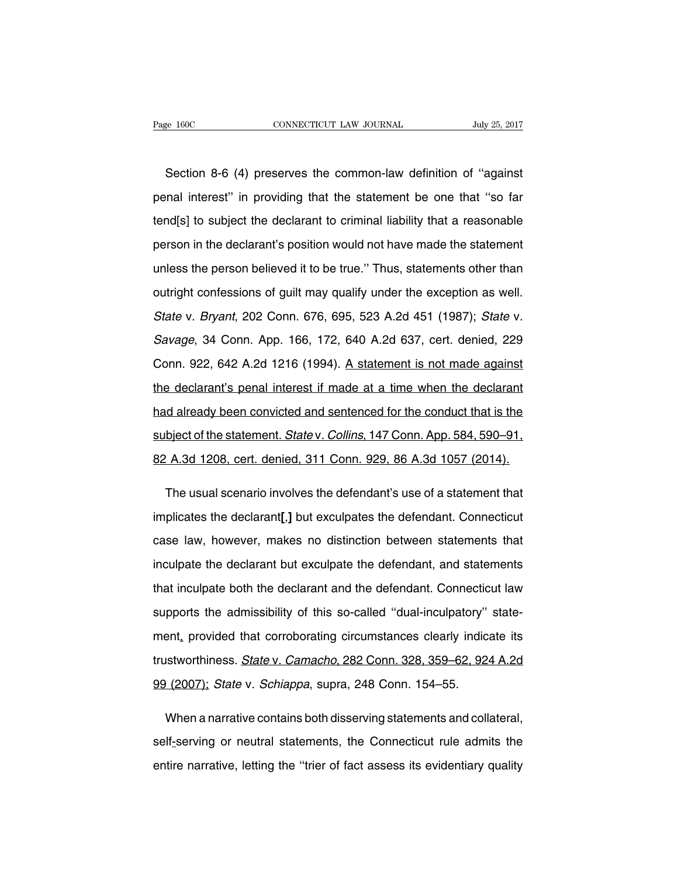Section 8-6 (4) preserves the common-law definition of ''against penal interest'' in providing that the statement be one that ''so far tend[s] to subject the declarant to criminal liability that a reasonable person in the declarant's position would not have made the statement unless the person believed it to be true.'' Thus, statements other than outright confessions of guilt may qualify under the exception as well. *State* v. *Bryant*, 202 Conn. 676, 695, 523 A.2d 451 (1987); *State* v. *Savage*, 34 Conn. App. 166, 172, 640 A.2d 637, cert. denied, 229 Conn. 922, 642 A.2d 1216 (1994). A statement is not made against the declarant's penal interest if made at a time when the declarant had already been convicted and sentenced for the conduct that is the subject of the statement. *State* v. *Collins*, 147 Conn. App. 584, 590–91, 82 A.3d 1208, cert. denied, 311 Conn. 929, 86 A.3d 1057 (2014).

The usual scenario involves the defendant's use of a statement that implicates the declarant**[,]** but exculpates the defendant. Connecticut case law, however, makes no distinction between statements that inculpate the declarant but exculpate the defendant, and statements that inculpate both the declarant and the defendant. Connecticut law supports the admissibility of this so-called ''dual-inculpatory'' statement, provided that corroborating circumstances clearly indicate its trustworthiness. *State* v. *Camacho*, 282 Conn. 328, 359–62, 924 A.2d 99 (2007); *State* v. *Schiappa*, supra, 248 Conn. 154–55.

When a narrative contains both disserving statements and collateral, self-serving or neutral statements, the Connecticut rule admits the entire narrative, letting the ''trier of fact assess its evidentiary quality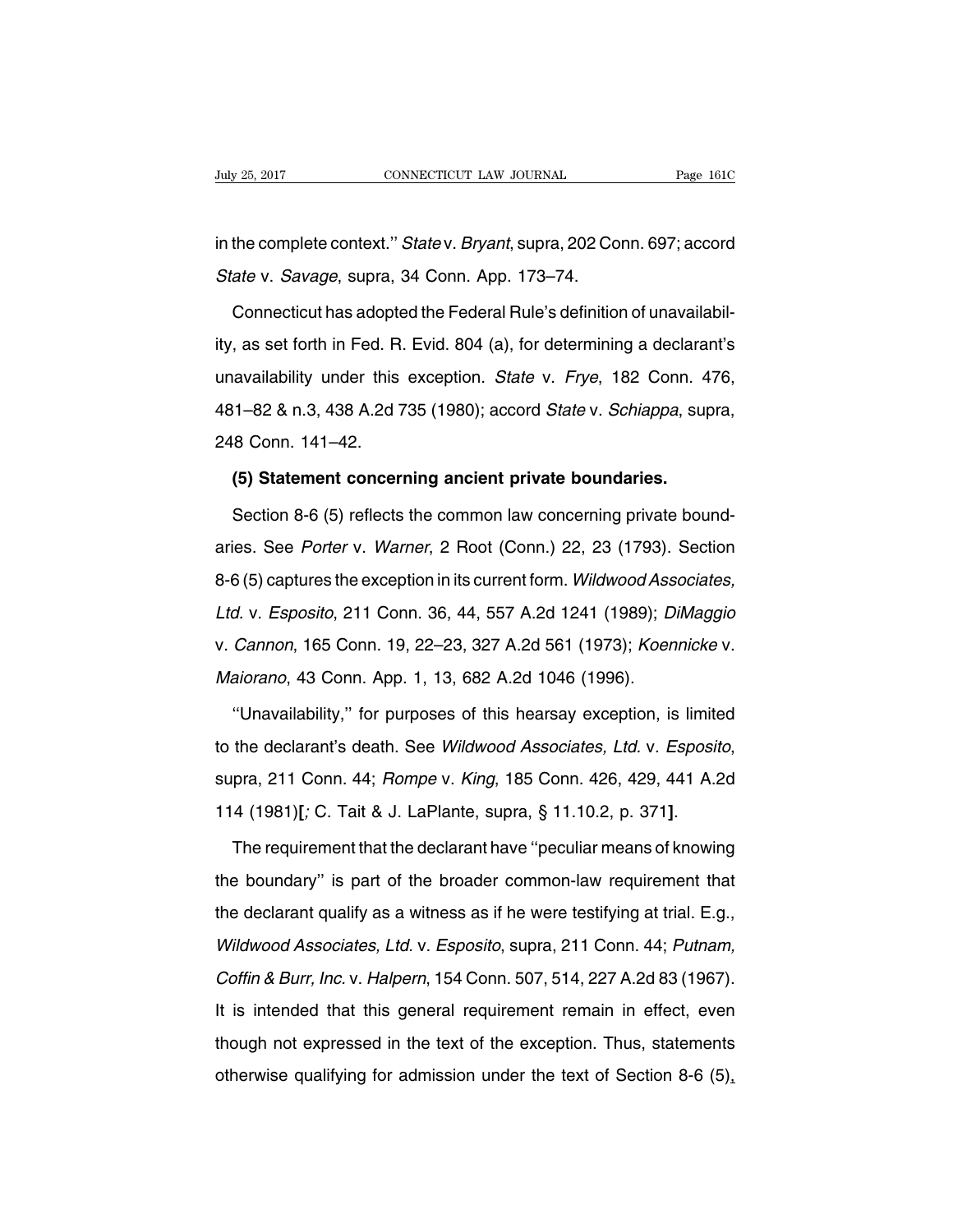in the complete context.'' *State* v. *Bryant*, supra, 202 Conn. 697; accord *State* v. *Savage*, supra, 34 Conn. App. 173–74.

Connecticut has adopted the Federal Rule's definition of unavailability, as set forth in Fed. R. Evid. 804 (a), for determining a declarant's unavailability under this exception. *State* v. *Frye*, 182 Conn. 476, 481–82 & n.3, 438 A.2d 735 (1980); accord *State* v. *Schiappa*, supra, 248 Conn. 141–42.

**(5) Statement concerning ancient private boundaries.**

Section 8-6 (5) reflects the common law concerning private boundaries. See *Porter* v. *Warner*, 2 Root (Conn.) 22, 23 (1793). Section 8-6 (5) captures the exception in its current form. *Wildwood Associates, Ltd.* v. *Esposito*, 211 Conn. 36, 44, 557 A.2d 1241 (1989); *DiMaggio* v. *Cannon*, 165 Conn. 19, 22–23, 327 A.2d 561 (1973); *Koennicke* v. *Maiorano*, 43 Conn. App. 1, 13, 682 A.2d 1046 (1996).

''Unavailability,'' for purposes of this hearsay exception, is limited to the declarant's death. See *Wildwood Associates, Ltd.* v. *Esposito*, supra, 211 Conn. 44; *Rompe* v. *King*, 185 Conn. 426, 429, 441 A.2d 114 (1981)**[**; C. Tait & J. LaPlante, supra, § 11.10.2, p. 371**]**.

The requirement that the declarant have ''peculiar means of knowing the boundary'' is part of the broader common-law requirement that the declarant qualify as a witness as if he were testifying at trial. E.g., *Wildwood Associates, Ltd.* v. *Esposito*, supra, 211 Conn. 44; *Putnam, Coffin & Burr, Inc.* v. *Halpern*, 154 Conn. 507, 514, 227 A.2d 83 (1967). It is intended that this general requirement remain in effect, even though not expressed in the text of the exception. Thus, statements otherwise qualifying for admission under the text of Section 8-6 (5),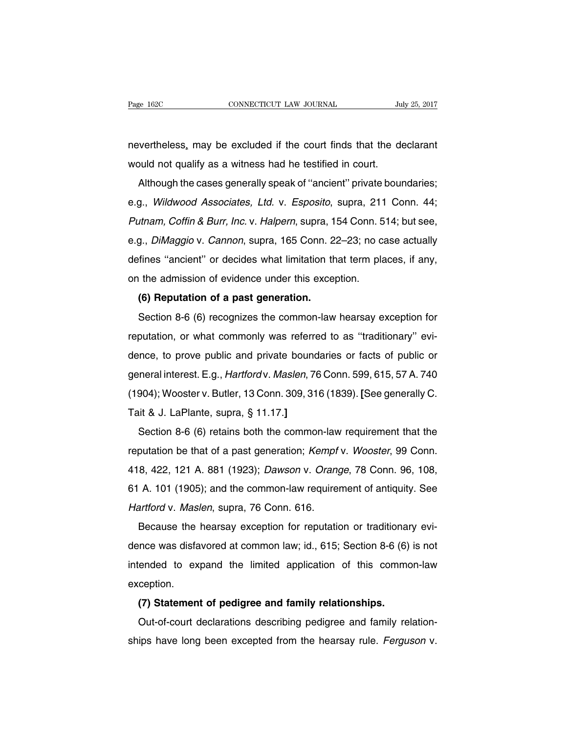nevertheless, may be excluded if the court finds that the declarant would not qualify as a witness had he testified in court.

Although the cases generally speak of ''ancient'' private boundaries; e.g., *Wildwood Associates, Ltd.* v. *Esposito*, supra, 211 Conn. 44; *Putnam, Coffin & Burr, Inc.* v. *Halpern*, supra, 154 Conn. 514; but see, e.g., *DiMaggio* v. *Cannon*, supra, 165 Conn. 22–23; no case actually defines ''ancient'' or decides what limitation that term places, if any, on the admission of evidence under this exception.

**(6) Reputation of a past generation.**

Section 8-6 (6) recognizes the common-law hearsay exception for reputation, or what commonly was referred to as ''traditionary'' evidence, to prove public and private boundaries or facts of public or general interest. E.g., *Hartford* v. *Maslen*, 76 Conn. 599, 615, 57 A. 740 (1904); Wooster v. Butler, 13 Conn. 309, 316 (1839). **[**See generally C. Tait & J. LaPlante, supra, § 11.17.**]**

Section 8-6 (6) retains both the common-law requirement that the reputation be that of a past generation; *Kempf* v. *Wooster*, 99 Conn. 418, 422, 121 A. 881 (1923); *Dawson* v. *Orange*, 78 Conn. 96, 108, 61 A. 101 (1905); and the common-law requirement of antiquity. See *Hartford* v. *Maslen*, supra, 76 Conn. 616.

Because the hearsay exception for reputation or traditionary evidence was disfavored at common law; id., 615; Section 8-6 (6) is not intended to expand the limited application of this common-law exception.

**(7) Statement of pedigree and family relationships.**

Out-of-court declarations describing pedigree and family relationships have long been excepted from the hearsay rule. *Ferguson* v.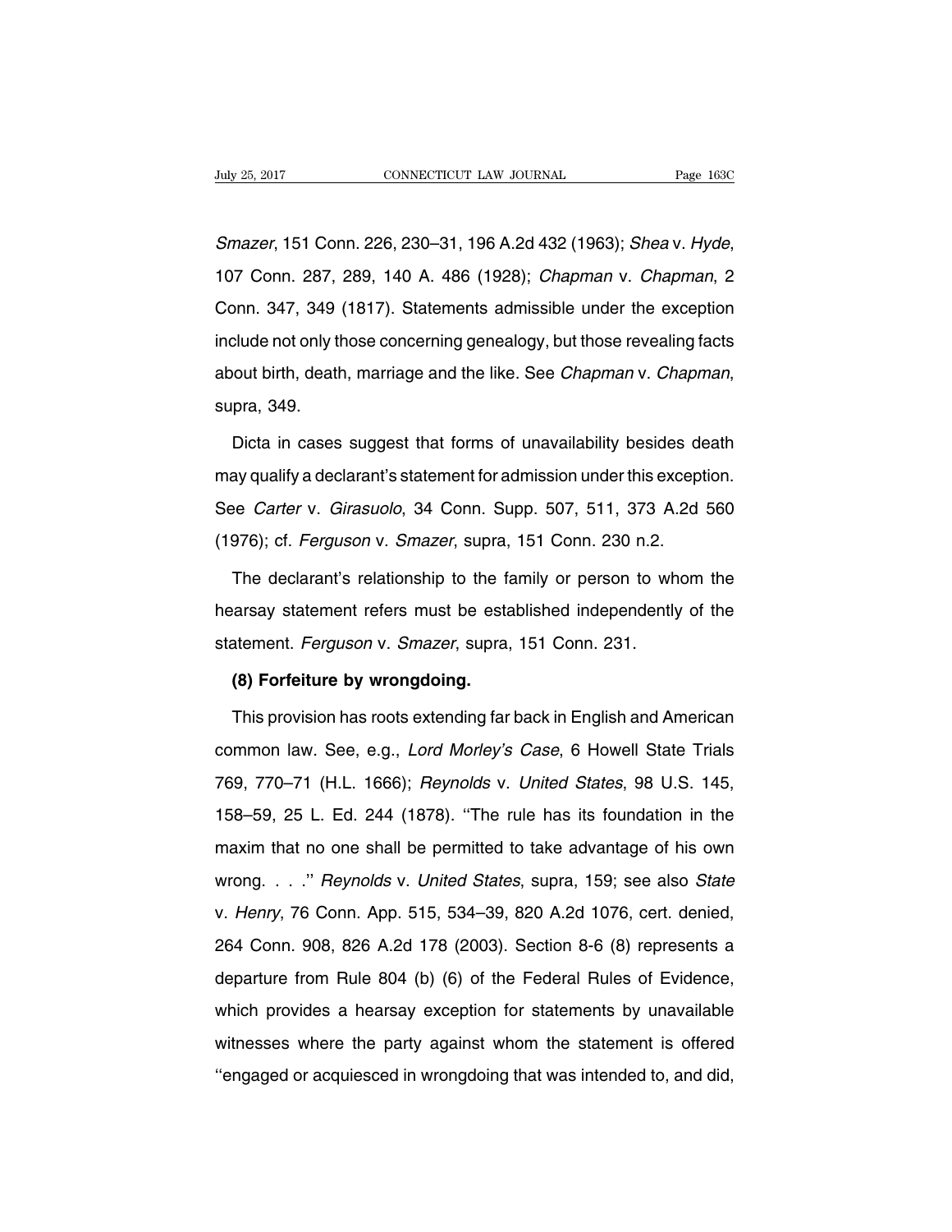*Smazer*, 151 Conn. 226, 230–31, 196 A.2d 432 (1963); *Shea* v. *Hyde*, 107 Conn. 287, 289, 140 A. 486 (1928); *Chapman* v. *Chapman*, 2 Conn. 347, 349 (1817). Statements admissible under the exception include not only those concerning genealogy, but those revealing facts about birth, death, marriage and the like. See *Chapman* v. *Chapman*, supra, 349.

Dicta in cases suggest that forms of unavailability besides death may qualify a declarant's statement for admission under this exception. See *Carter* v. *Girasuolo*, 34 Conn. Supp. 507, 511, 373 A.2d 560 (1976); cf. *Ferguson* v. *Smazer*, supra, 151 Conn. 230 n.2.

The declarant's relationship to the family or person to whom the hearsay statement refers must be established independently of the statement. *Ferguson* v. *Smazer*, supra, 151 Conn. 231.

**(8) Forfeiture by wrongdoing.**

This provision has roots extending far back in English and American common law. See, e.g., *Lord Morley's Case*, 6 Howell State Trials 769, 770–71 (H.L. 1666); *Reynolds* v. *United States*, 98 U.S. 145, 158–59, 25 L. Ed. 244 (1878). ''The rule has its foundation in the maxim that no one shall be permitted to take advantage of his own wrong. . . .'' *Reynolds* v. *United States*, supra, 159; see also *State* v. *Henry*, 76 Conn. App. 515, 534–39, 820 A.2d 1076, cert. denied, 264 Conn. 908, 826 A.2d 178 (2003). Section 8-6 (8) represents a departure from Rule 804 (b) (6) of the Federal Rules of Evidence, which provides a hearsay exception for statements by unavailable witnesses where the party against whom the statement is offered ''engaged or acquiesced in wrongdoing that was intended to, and did,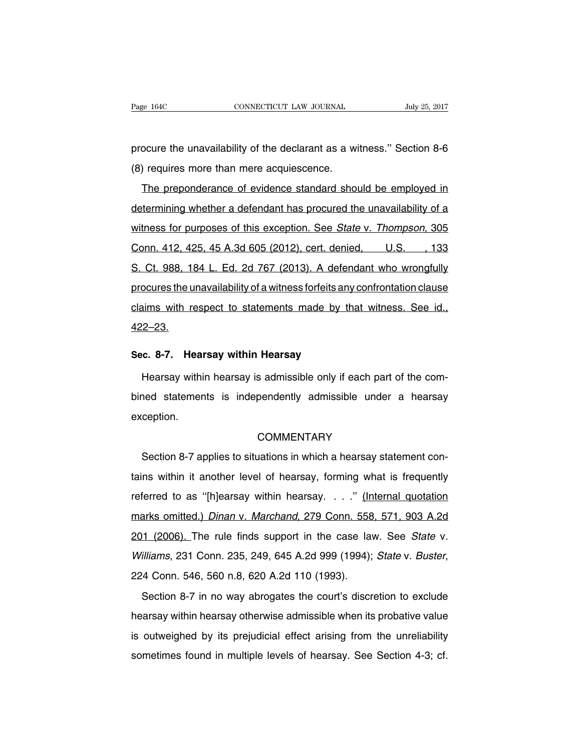procure the unavailability of the declarant as a witness.'' Section 8-6 (8) requires more than mere acquiescence.

The preponderance of evidence standard should be employed in determining whether a defendant has procured the unavailability of a witness for purposes of this exception. See *State* v. *Thompson*, 305 Conn. 412, 425, 45 A.3d 605 (2012), cert. denied, U.S. , 133 S. Ct. 988, 184 L. Ed. 2d 767 (2013). A defendant who wrongfully procures the unavailability of a witness forfeits any confrontation clause claims with respect to statements made by that witness. See id., 422–23.

## Sec. 8-7. Hearsay within Hearsay

Hearsay within hearsay is admissible only if each part of the combined statements is independently admissible under a hearsay exception.

### COMMENTARY

Section 8-7 applies to situations in which a hearsay statement contains within it another level of hearsay, forming what is frequently referred to as ''[h]earsay within hearsay. . . .'' (Internal quotation marks omitted.) *Dinan* v. *Marchand*, 279 Conn. 558, 571, 903 A.2d 201 (2006). The rule finds support in the case law. See *State* v. *Williams*, 231 Conn. 235, 249, 645 A.2d 999 (1994); *State* v. *Buster*, 224 Conn. 546, 560 n.8, 620 A.2d 110 (1993).

Section 8-7 in no way abrogates the court's discretion to exclude hearsay within hearsay otherwise admissible when its probative value is outweighed by its prejudicial effect arising from the unreliability sometimes found in multiple levels of hearsay. See Section 4-3; cf.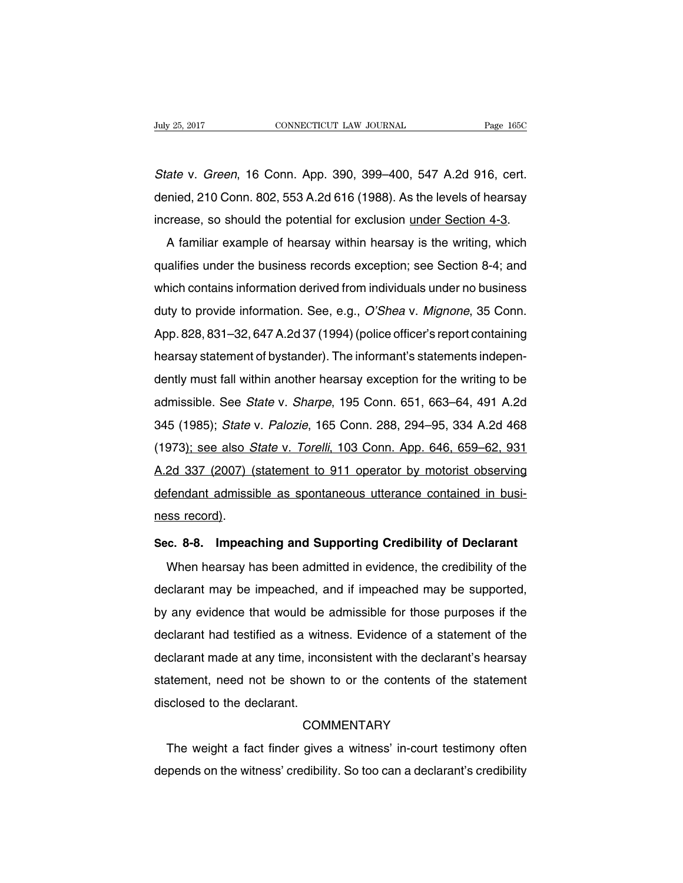*State* v. *Green*, 16 Conn. App. 390, 399–400, 547 A.2d 916, cert. denied, 210 Conn. 802, 553 A.2d 616 (1988). As the levels of hearsay increase, so should the potential for exclusion under Section 4-3.

A familiar example of hearsay within hearsay is the writing, which qualifies under the business records exception; see Section 8-4; and which contains information derived from individuals under no business duty to provide information. See, e.g., *O'Shea* v. *Mignone*, 35 Conn. App. 828, 831–32, 647 A.2d 37 (1994) (police officer's report containing hearsay statement of bystander). The informant's statements independently must fall within another hearsay exception for the writing to be admissible. See *State* v. *Sharpe*, 195 Conn. 651, 663–64, 491 A.2d 345 (1985); *State* v. *Palozie*, 165 Conn. 288, 294–95, 334 A.2d 468 (1973); see also *State* v. *Torelli*, 103 Conn. App. 646, 659–62, 931 A.2d 337 (2007) (statement to 911 operator by motorist observing defendant admissible as spontaneous utterance contained in business record).

**Sec. 8-8. Impeaching and Supporting Credibility of Declarant**

When hearsay has been admitted in evidence, the credibility of the declarant may be impeached, and if impeached may be supported, by any evidence that would be admissible for those purposes if the declarant had testified as a witness. Evidence of a statement of the declarant made at any time, inconsistent with the declarant's hearsay statement, need not be shown to or the contents of the statement disclosed to the declarant.

COMMENTARY

The weight a fact finder gives a witness' in-court testimony often depends on the witness' credibility. So too can a declarant's credibility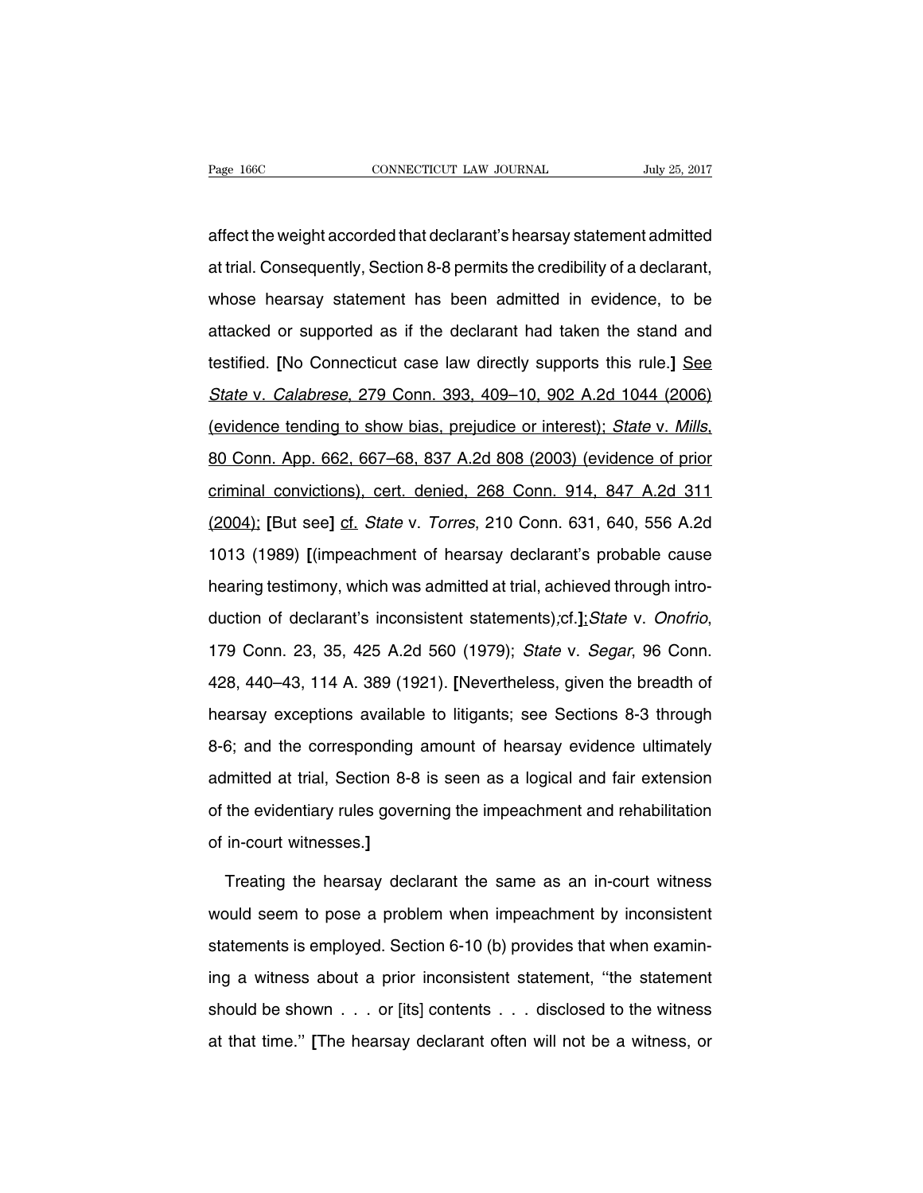affect the weight accorded that declarant's hearsay statement admitted at trial. Consequently, Section 8-8 permits the credibility of a declarant, whose hearsay statement has been admitted in evidence, to be attacked or supported as if the declarant had taken the stand and testified. **[**No Connecticut case law directly supports this rule.**]** See *State* v. *Calabrese*, 279 Conn. 393, 409–10, 902 A.2d 1044 (2006) (evidence tending to show bias, prejudice or interest); *State* v. *Mills*, 80 Conn. App. 662, 667–68, 837 A.2d 808 (2003) (evidence of prior criminal convictions), cert. denied, 268 Conn. 914, 847 A.2d 311 (2004); **[**But see**]** cf. *State* v. *Torres*, 210 Conn. 631, 640, 556 A.2d 1013 (1989) **[**(impeachment of hearsay declarant's probable cause hearing testimony, which was admitted at trial, achieved through introduction of declarant's inconsistent statements);cf.**]**;*State* v. *Onofrio*, 179 Conn. 23, 35, 425 A.2d 560 (1979); *State* v. *Segar*, 96 Conn. 428, 440–43, 114 A. 389 (1921). **[**Nevertheless, given the breadth of hearsay exceptions available to litigants; see Sections 8-3 through 8-6; and the corresponding amount of hearsay evidence ultimately admitted at trial, Section 8-8 is seen as a logical and fair extension of the evidentiary rules governing the impeachment and rehabilitation of in-court witnesses.**]**

Treating the hearsay declarant the same as an in-court witness would seem to pose a problem when impeachment by inconsistent statements is employed. Section 6-10 (b) provides that when examining a witness about a prior inconsistent statement, "the statement should be shown . . . or [its] contents . . . disclosed to the witness at that time." **[**The hearsay declarant often will not be a witness, or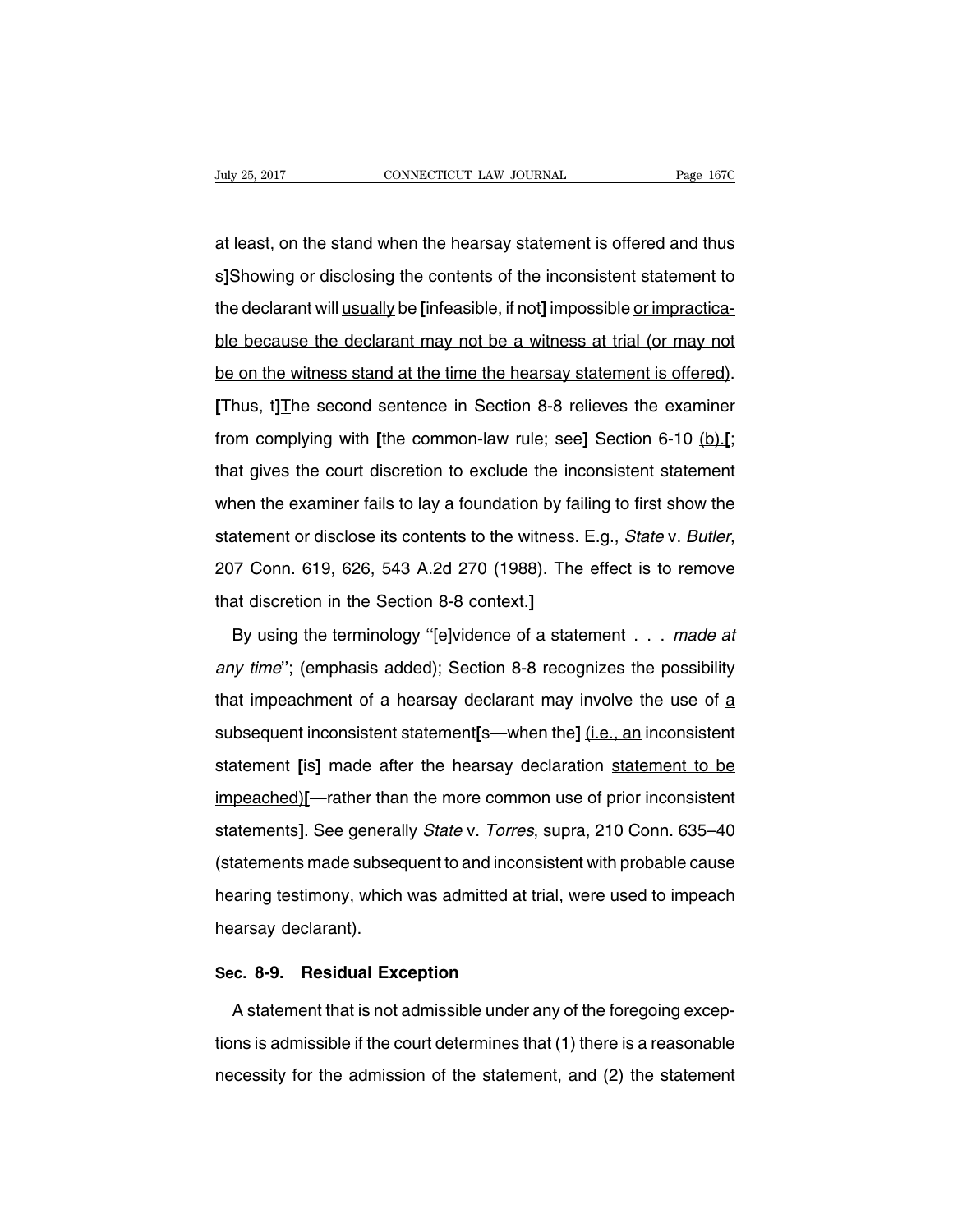at least, on the stand when the hearsay statement is offered and thus s]Showing or disclosing the contents of the inconsistent statement to the declarant will usually be [infeasible, if not] impossible or impracticable because the declarant may not be a witness at trial (or may not be on the witness stand at the time the hearsay statement is offered). [Thus, t]The second sentence in Section 8-8 relieves the examiner from complying with [the common-law rule; see] Section 6-10 (b).[; that gives the court discretion to exclude the inconsistent statement when the examiner fails to lay a foundation by failing to first show the statement or disclose its contents to the witness. E.g., *State* v. *Butler*, 207 Conn. 619, 626, 543 A.2d 270 (1988). The effect is to remove that discretion in the Section 8-8 context.]

By using the terminology ''[e]vidence of a statement . . . *made at any time*''; (emphasis added); Section 8-8 recognizes the possibility that impeachment of a hearsay declarant may involve the use of a subsequent inconsistent statement[s—when the] (i.e., an inconsistent statement [is] made after the hearsay declaration statement to be impeached)[—rather than the more common use of prior inconsistent statements]. See generally *State* v. *Torres*, supra, 210 Conn. 635–40 (statements made subsequent to and inconsistent with probable cause hearing testimony, which was admitted at trial, were used to impeach hearsay declarant).

## Sec. 8-9. Residual Exception

A statement that is not admissible under any of the foregoing exceptions is admissible if the court determines that (1) there is a reasonable necessity for the admission of the statement, and (2) the statement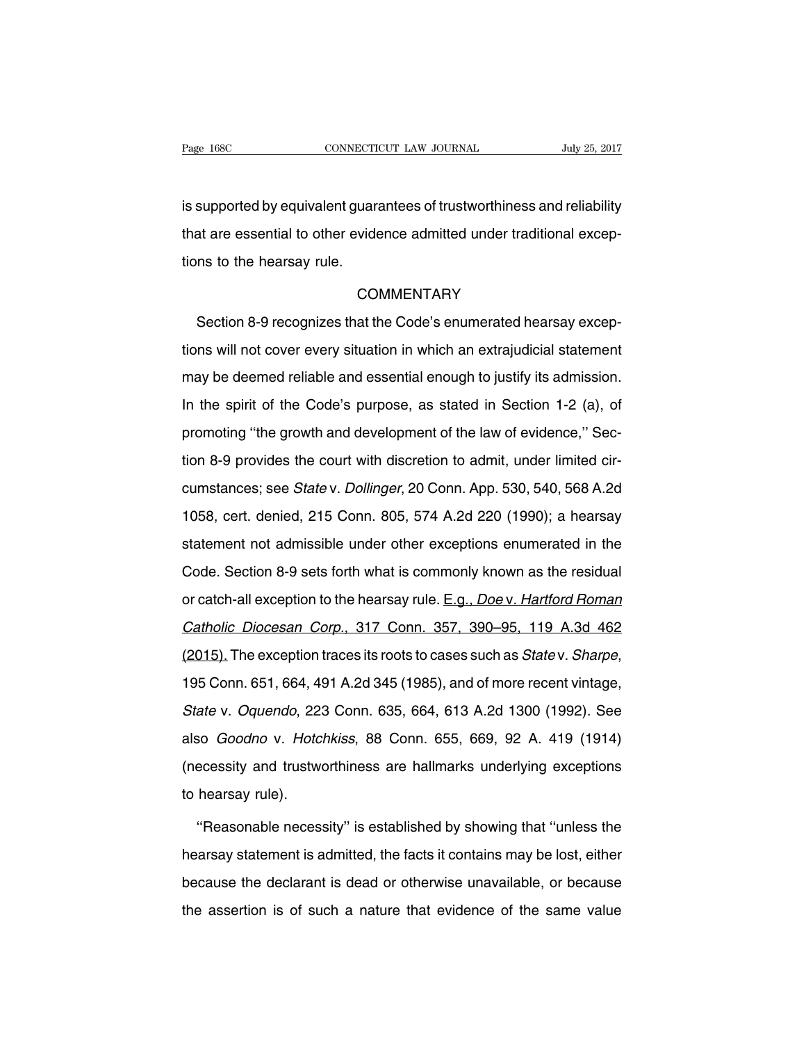is supported by equivalent guarantees of trustworthiness and reliability that are essential to other evidence admitted under traditional exceptions to the hearsay rule.

## COMMENTARY

Section 8-9 recognizes that the Code's enumerated hearsay exceptions will not cover every situation in which an extrajudicial statement may be deemed reliable and essential enough to justify its admission. In the spirit of the Code's purpose, as stated in Section 1-2 (a), of promoting ''the growth and development of the law of evidence,'' Section 8-9 provides the court with discretion to admit, under limited circumstances; see *State* v. *Dollinger*, 20 Conn. App. 530, 540, 568 A.2d 1058, cert. denied, 215 Conn. 805, 574 A.2d 220 (1990); a hearsay statement not admissible under other exceptions enumerated in the Code. Section 8-9 sets forth what is commonly known as the residual or catch-all exception to the hearsay rule. <u>E.g., *Doe* v. *Hartford Roman Catholic Diocesan Corp.*, 317 Conn. 357, 390–95, 119 A.3d 462 (2015).</u> The exception traces its roots to cases such as *State* v. *Sharpe*, 195 Conn. 651, 664, 491 A.2d 345 (1985), and of more recent vintage, *State* v. *Oquendo*, 223 Conn. 635, 664, 613 A.2d 1300 (1992). See also *Goodno* v. *Hotchkiss*, 88 Conn. 655, 669, 92 A. 419 (1914) (necessity and trustworthiness are hallmarks underlying exceptions to hearsay rule).

''Reasonable necessity'' is established by showing that ''unless the hearsay statement is admitted, the facts it contains may be lost, either because the declarant is dead or otherwise unavailable, or because the assertion is of such a nature that evidence of the same value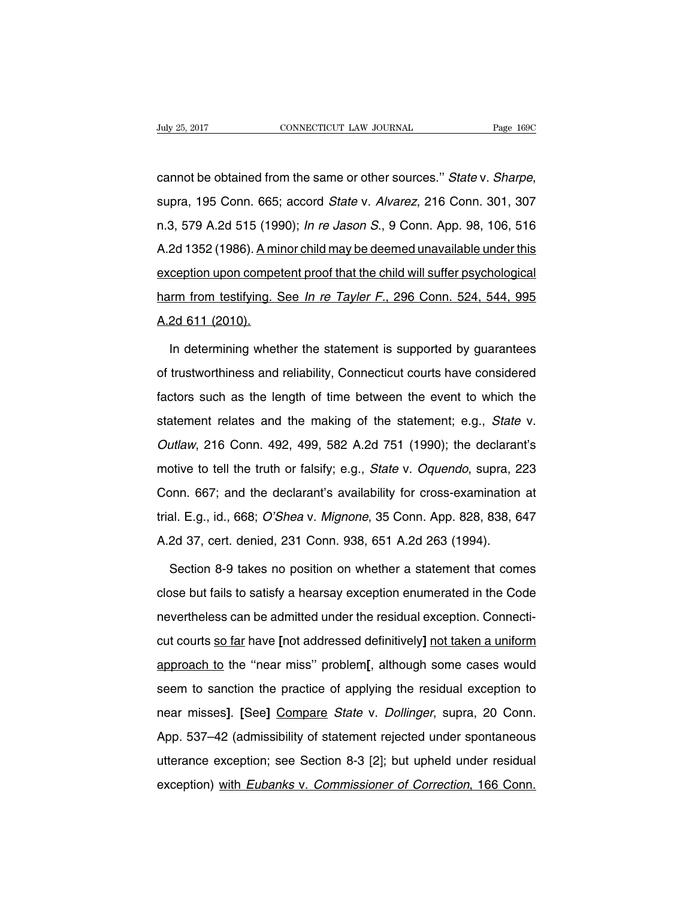cannot be obtained from the same or other sources.'' *State* v. *Sharpe*, supra, 195 Conn. 665; accord *State* v. *Alvarez*, 216 Conn. 301, 307 n.3, 579 A.2d 515 (1990); *In re Jason S.*, 9 Conn. App. 98, 106, 516 A.2d 1352 (1986). <u>A minor child may be deemed unavailable under this exception upon competent proof that the child will suffer psychological harm from testifying. See *In re Tayler F.*, 296 Conn. 524, 544, 995 A.2d 611 (2010).</u>

In determining whether the statement is supported by guarantees of trustworthiness and reliability, Connecticut courts have considered factors such as the length of time between the event to which the statement relates and the making of the statement; e.g., *State* v. *Outlaw*, 216 Conn. 492, 499, 582 A.2d 751 (1990); the declarant's motive to tell the truth or falsify; e.g., *State* v. *Oquendo*, supra, 223 Conn. 667; and the declarant's availability for cross-examination at trial. E.g., id., 668; *O'Shea* v. *Mignone*, 35 Conn. App. 828, 838, 647 A.2d 37, cert. denied, 231 Conn. 938, 651 A.2d 263 (1994).

Section 8-9 takes no position on whether a statement that comes close but fails to satisfy a hearsay exception enumerated in the Code nevertheless can be admitted under the residual exception. Connecticut courts <u>so far</u> have **[**not addressed definitively**]** <u>not taken a uniform approach to</u> the ''near miss'' problem**[**, although some cases would seem to sanction the practice of applying the residual exception to near misses**]**. **[**See**]** <u>Compare</u> *State* v. *Dollinger*, supra, 20 Conn. App. 537–42 (admissibility of statement rejected under spontaneous utterance exception; see Section 8-3 [2]; but upheld under residual exception) <u>with *Eubanks* v. *Commissioner of Correction*, 166 Conn.</u>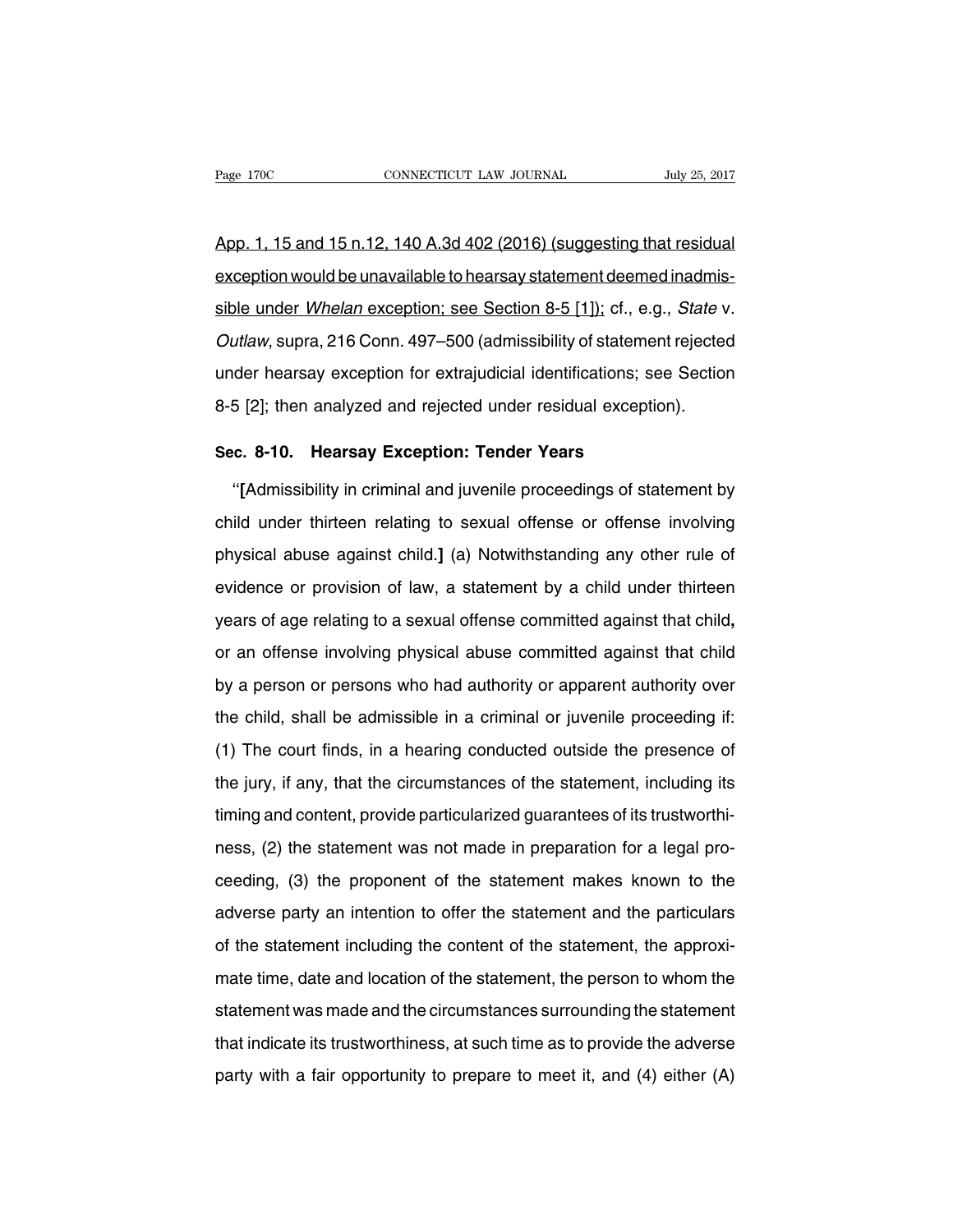App. 1, 15 and 15 n.12, 140 A.3d 402 (2016) (suggesting that residual exception would be unavailable to hearsay statement deemed inadmissible under *Whelan* exception; see Section 8-5 [1]); cf., e.g., *State* v. *Outlaw*, supra, 216 Conn. 497–500 (admissibility of statement rejected under hearsay exception for extrajudicial identifications; see Section 8-5 [2]; then analyzed and rejected under residual exception).

## Sec. 8-10. Hearsay Exception: Tender Years

"**[**Admissibility in criminal and juvenile proceedings of statement by child under thirteen relating to sexual offense or offense involving physical abuse against child.**]** (a) Notwithstanding any other rule of evidence or provision of law, a statement by a child under thirteen years of age relating to a sexual offense committed against that child**,** or an offense involving physical abuse committed against that child by a person or persons who had authority or apparent authority over the child, shall be admissible in a criminal or juvenile proceeding if: (1) The court finds, in a hearing conducted outside the presence of the jury, if any, that the circumstances of the statement, including its timing and content, provide particularized guarantees of its trustworthiness, (2) the statement was not made in preparation for a legal proceeding, (3) the proponent of the statement makes known to the adverse party an intention to offer the statement and the particulars of the statement including the content of the statement, the approximate time, date and location of the statement, the person to whom the statement was made and the circumstances surrounding the statement that indicate its trustworthiness, at such time as to provide the adverse party with a fair opportunity to prepare to meet it, and (4) either (A)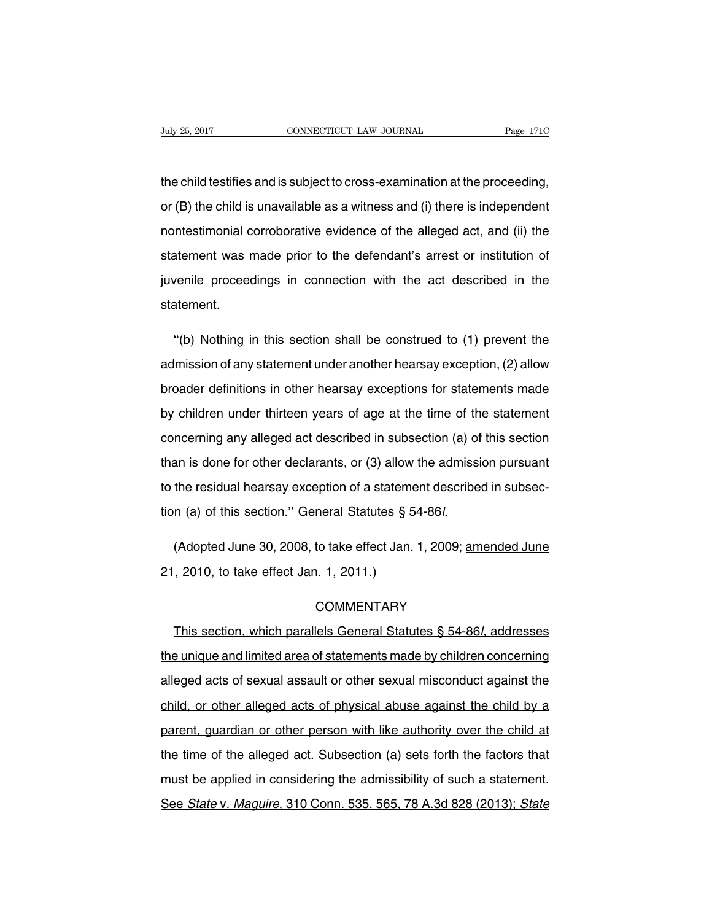the child testifies and is subject to cross-examination at the proceeding, or (B) the child is unavailable as a witness and (i) there is independent nontestimonial corroborative evidence of the alleged act, and (ii) the statement was made prior to the defendant's arrest or institution of juvenile proceedings in connection with the act described in the statement.

''(b) Nothing in this section shall be construed to (1) prevent the admission of any statement under another hearsay exception, (2) allow broader definitions in other hearsay exceptions for statements made by children under thirteen years of age at the time of the statement concerning any alleged act described in subsection (a) of this section than is done for other declarants, or (3) allow the admission pursuant to the residual hearsay exception of a statement described in subsection (a) of this section.'' General Statutes § 54-86*l*.

(Adopted June 30, 2008, to take effect Jan. 1, 2009; amended June 21, 2010, to take effect Jan. 1, 2011.)

## COMMENTARY

This section, which parallels General Statutes § 54-86*l*, addresses the unique and limited area of statements made by children concerning alleged acts of sexual assault or other sexual misconduct against the child, or other alleged acts of physical abuse against the child by a parent, guardian or other person with like authority over the child at the time of the alleged act. Subsection (a) sets forth the factors that must be applied in considering the admissibility of such a statement. See *State* v. *Maguire*, 310 Conn. 535, 565, 78 A.3d 828 (2013); *State*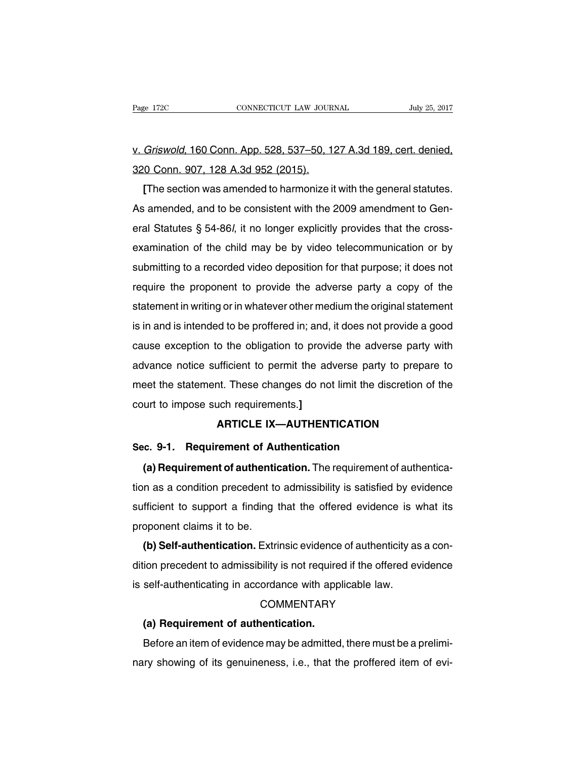v. *Griswold*, 160 Conn. App. 528, 537–50, 127 A.3d 189, cert. denied, 320 Conn. 907, 128 A.3d 952 (2015).

**[**The section was amended to harmonize it with the general statutes. As amended, and to be consistent with the 2009 amendment to General Statutes § 54-86*l*, it no longer explicitly provides that the cross-examination of the child may be by video telecommunication or by submitting to a recorded video deposition for that purpose; it does not require the proponent to provide the adverse party a copy of the statement in writing or in whatever other medium the original statement is in and is intended to be proffered in; and, it does not provide a good cause exception to the obligation to provide the adverse party with advance notice sufficient to permit the adverse party to prepare to meet the statement. These changes do not limit the discretion of the court to impose such requirements.**]**

## ARTICLE IX—AUTHENTICATION

### Sec. 9-1. Requirement of Authentication

**(a) Requirement of authentication.** The requirement of authentication as a condition precedent to admissibility is satisfied by evidence sufficient to support a finding that the offered evidence is what its proponent claims it to be.

**(b) Self-authentication.** Extrinsic evidence of authenticity as a condition precedent to admissibility is not required if the offered evidence is self-authenticating in accordance with applicable law.

COMMENTARY

**(a) Requirement of authentication.**

Before an item of evidence may be admitted, there must be a preliminary showing of its genuineness, i.e., that the proffered item of evi-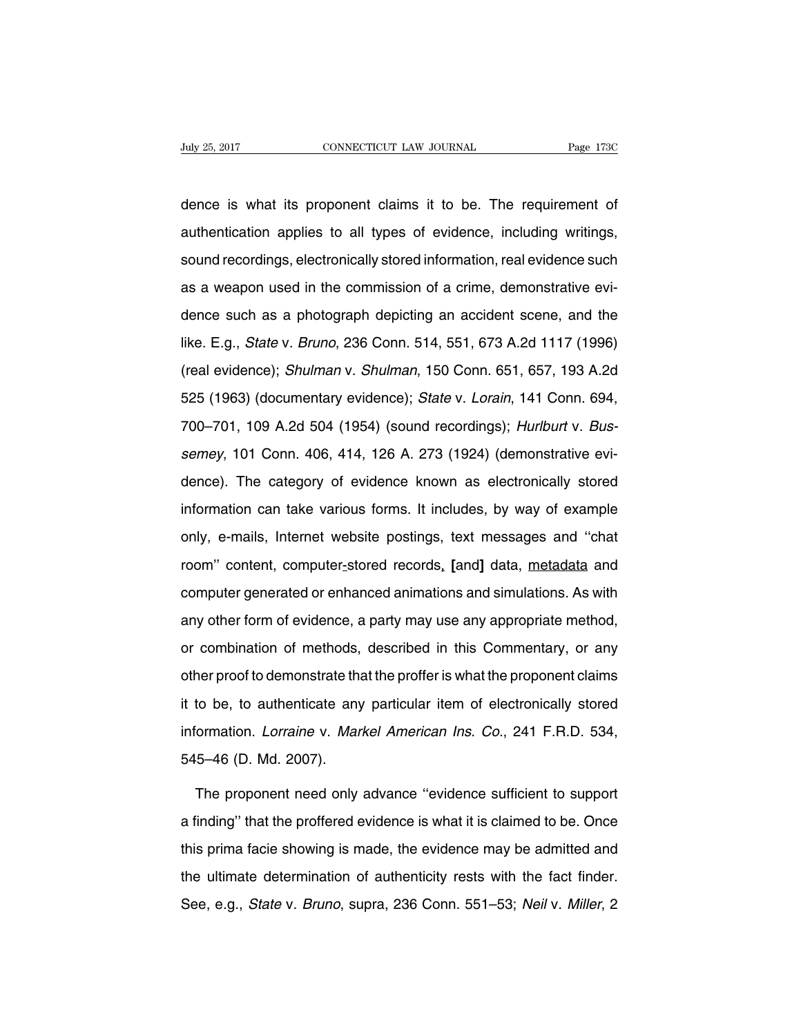dence is what its proponent claims it to be. The requirement of authentication applies to all types of evidence, including writings, sound recordings, electronically stored information, real evidence such as a weapon used in the commission of a crime, demonstrative evidence such as a photograph depicting an accident scene, and the like. E.g., *State* v. *Bruno*, 236 Conn. 514, 551, 673 A.2d 1117 (1996) (real evidence); *Shulman* v. *Shulman*, 150 Conn. 651, 657, 193 A.2d 525 (1963) (documentary evidence); *State* v. *Lorain*, 141 Conn. 694, 700–701, 109 A.2d 504 (1954) (sound recordings); *Hurlburt* v. *Bussemey*, 101 Conn. 406, 414, 126 A. 273 (1924) (demonstrative evidence). The category of evidence known as electronically stored information can take various forms. It includes, by way of example only, e-mails, Internet website postings, text messages and "chat room" content, computer-stored records, [and] data, <u>metadata</u> and computer generated or enhanced animations and simulations. As with any other form of evidence, a party may use any appropriate method, or combination of methods, described in this Commentary, or any other proof to demonstrate that the proffer is what the proponent claims it to be, to authenticate any particular item of electronically stored information. *Lorraine* v. *Markel American Ins. Co.*, 241 F.R.D. 534, 545–46 (D. Md. 2007).

The proponent need only advance "evidence sufficient to support a finding" that the proffered evidence is what it is claimed to be. Once this prima facie showing is made, the evidence may be admitted and the ultimate determination of authenticity rests with the fact finder. See, e.g., *State* v. *Bruno*, supra, 236 Conn. 551–53; *Neil* v. *Miller*, 2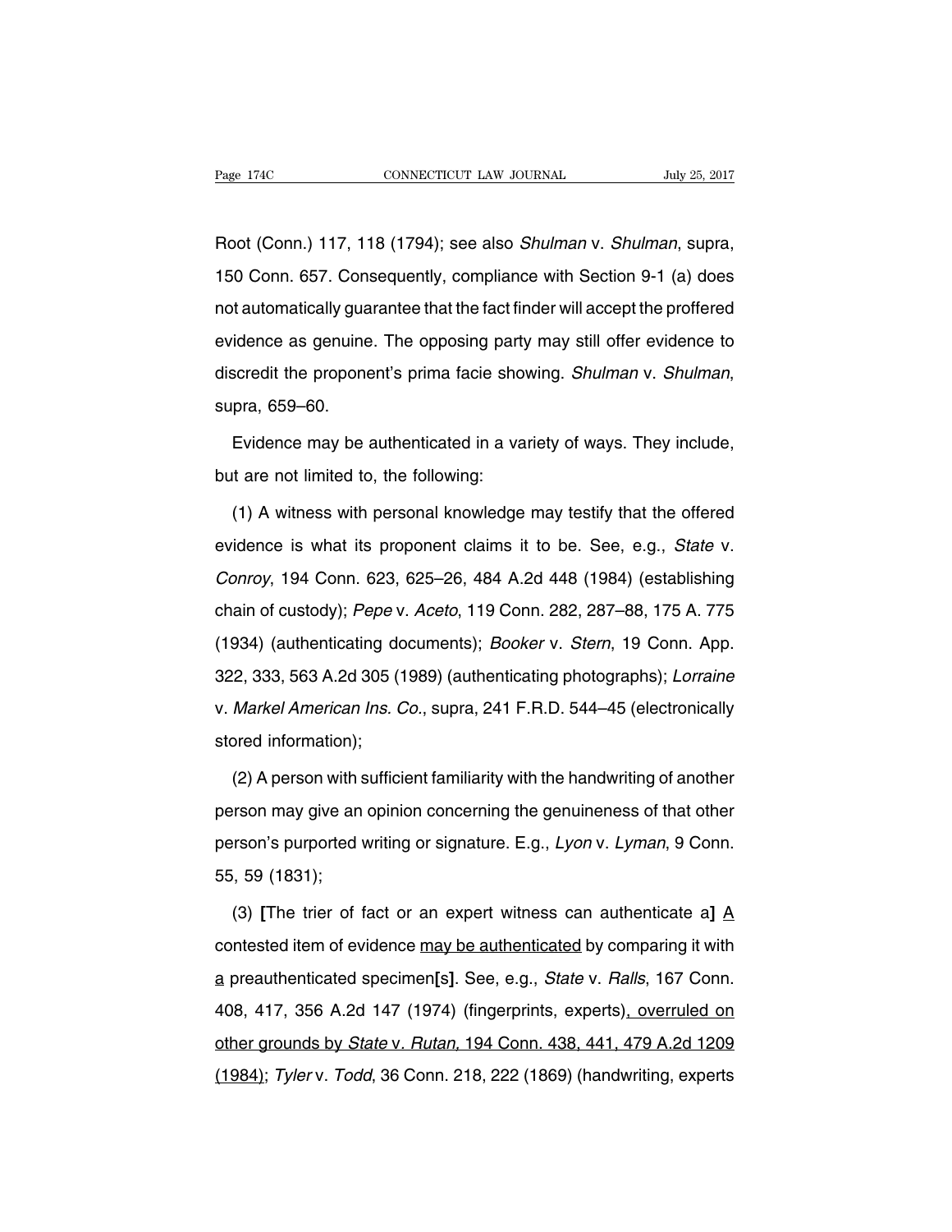Root (Conn.) 117, 118 (1794); see also *Shulman* v. *Shulman*, supra, 150 Conn. 657. Consequently, compliance with Section 9-1 (a) does not automatically guarantee that the fact finder will accept the proffered evidence as genuine. The opposing party may still offer evidence to discredit the proponent's prima facie showing. *Shulman* v. *Shulman*, supra, 659–60.

Evidence may be authenticated in a variety of ways. They include, but are not limited to, the following:

(1) A witness with personal knowledge may testify that the offered evidence is what its proponent claims it to be. See, e.g., *State* v. *Conroy*, 194 Conn. 623, 625–26, 484 A.2d 448 (1984) (establishing chain of custody); *Pepe* v. *Aceto*, 119 Conn. 282, 287–88, 175 A. 775 (1934) (authenticating documents); *Booker* v. *Stern*, 19 Conn. App. 322, 333, 563 A.2d 305 (1989) (authenticating photographs); *Lorraine* v. *Markel American Ins. Co.*, supra, 241 F.R.D. 544–45 (electronically stored information);

(2) A person with sufficient familiarity with the handwriting of another person may give an opinion concerning the genuineness of that other person's purported writing or signature. E.g., *Lyon* v. *Lyman*, 9 Conn. 55, 59 (1831);

(3) **[**The trier of fact or an expert witness can authenticate a**]** <u>A</u> contested item of evidence <u>may be authenticated</u> by comparing it with <u>a</u> preauthenticated specimen**[**s**]**. See, e.g., *State* v. *Ralls*, 167 Conn. 408, 417, 356 A.2d 147 (1974) (fingerprints, experts)<u>, overruled on other grounds by *State* v. *Rutan*, 194 Conn. 438, 441, 479 A.2d 1209 (1984)</u>; *Tyler* v. *Todd*, 36 Conn. 218, 222 (1869) (handwriting, experts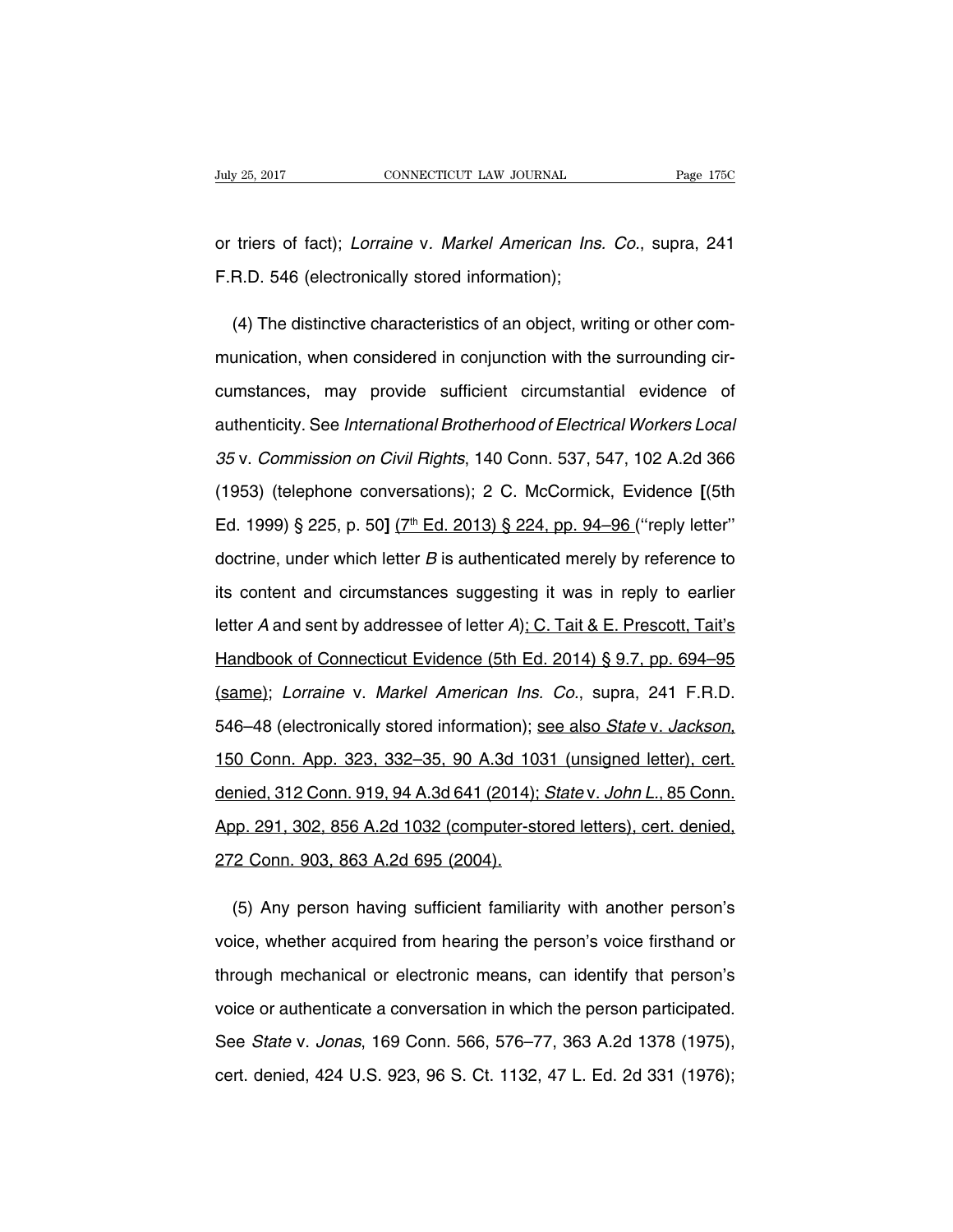or triers of fact); *Lorraine* v. *Markel American Ins. Co.*, supra, 241 F.R.D. 546 (electronically stored information);

(4) The distinctive characteristics of an object, writing or other communication, when considered in conjunction with the surrounding circumstances, may provide sufficient circumstantial evidence of authenticity. See *International Brotherhood of Electrical Workers Local 35* v. *Commission on Civil Rights*, 140 Conn. 537, 547, 102 A.2d 366 (1953) (telephone conversations); 2 C. McCormick, Evidence **[**(5th Ed. 1999) § 225, p. 50**]** (7th Ed. 2013) § 224, pp. 94–96 (''reply letter'' doctrine, under which letter *B* is authenticated merely by reference to its content and circumstances suggesting it was in reply to earlier letter *A* and sent by addressee of letter *A*); C. Tait & E. Prescott, Tait's Handbook of Connecticut Evidence (5th Ed. 2014) § 9.7, pp. 694–95 (same); *Lorraine* v. *Markel American Ins. Co.*, supra, 241 F.R.D. 546–48 (electronically stored information); see also *State* v. *Jackson*, 150 Conn. App. 323, 332–35, 90 A.3d 1031 (unsigned letter), cert. denied, 312 Conn. 919, 94 A.3d 641 (2014); *State* v. *John L.*, 85 Conn. App. 291, 302, 856 A.2d 1032 (computer-stored letters), cert. denied, 272 Conn. 903, 863 A.2d 695 (2004).

(5) Any person having sufficient familiarity with another person's voice, whether acquired from hearing the person's voice firsthand or through mechanical or electronic means, can identify that person's voice or authenticate a conversation in which the person participated. See *State* v. *Jonas*, 169 Conn. 566, 576–77, 363 A.2d 1378 (1975), cert. denied, 424 U.S. 923, 96 S. Ct. 1132, 47 L. Ed. 2d 331 (1976);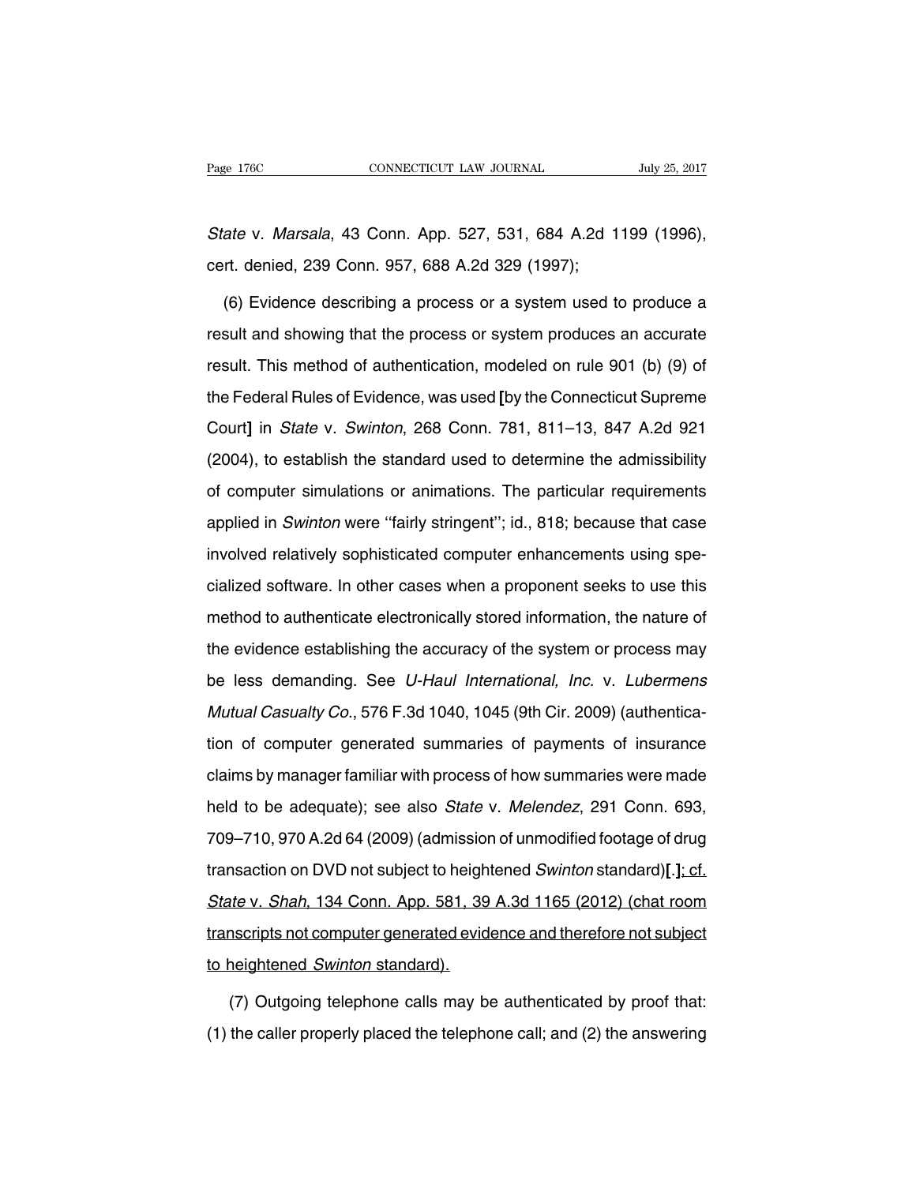*State* v. *Marsala*, 43 Conn. App. 527, 531, 684 A.2d 1199 (1996), cert. denied, 239 Conn. 957, 688 A.2d 329 (1997);

(6) Evidence describing a process or a system used to produce a result and showing that the process or system produces an accurate result. This method of authentication, modeled on rule 901 (b) (9) of the Federal Rules of Evidence, was used **[**by the Connecticut Supreme Court**]** in *State* v. *Swinton*, 268 Conn. 781, 811–13, 847 A.2d 921 (2004), to establish the standard used to determine the admissibility of computer simulations or animations. The particular requirements applied in *Swinton* were ''fairly stringent''; id., 818; because that case involved relatively sophisticated computer enhancements using specialized software. In other cases when a proponent seeks to use this method to authenticate electronically stored information, the nature of the evidence establishing the accuracy of the system or process may be less demanding. See *U-Haul International, Inc.* v. *Lubermens Mutual Casualty Co.*, 576 F.3d 1040, 1045 (9th Cir. 2009) (authentication of computer generated summaries of payments of insurance claims by manager familiar with process of how summaries were made held to be adequate); see also *State* v. *Melendez*, 291 Conn. 693, 709–710, 970 A.2d 64 (2009) (admission of unmodified footage of drug transaction on DVD not subject to heightened *Swinton* standard)**[**.**]**<u>; cf. *State* v. *Shah*, 134 Conn. App. 581, 39 A.3d 1165 (2012) (chat room transcripts not computer generated evidence and therefore not subject to heightened *Swinton* standard).</u>

(7) Outgoing telephone calls may be authenticated by proof that: (1) the caller properly placed the telephone call; and (2) the answering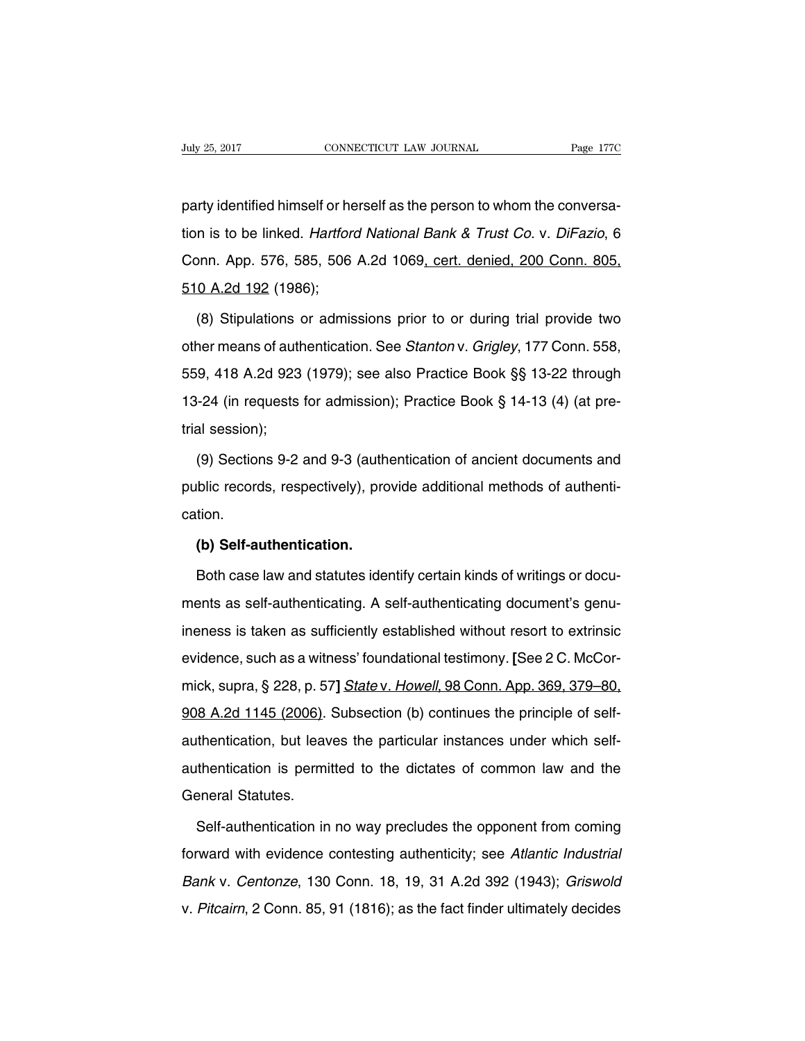party identified himself or herself as the person to whom the conversation is to be linked. *Hartford National Bank & Trust Co.* v. *DiFazio*, 6 Conn. App. 576, 585, 506 A.2d 1069, cert. denied, 200 Conn. 805, 510 A.2d 192 (1986);

(8) Stipulations or admissions prior to or during trial provide two other means of authentication. See *Stanton* v. *Grigley*, 177 Conn. 558, 559, 418 A.2d 923 (1979); see also Practice Book §§ 13-22 through 13-24 (in requests for admission); Practice Book § 14-13 (4) (at pretrial session);

(9) Sections 9-2 and 9-3 (authentication of ancient documents and public records, respectively), provide additional methods of authentication.

**(b) Self-authentication.**

Both case law and statutes identify certain kinds of writings or documents as self-authenticating. A self-authenticating document's genuineness is taken as sufficiently established without resort to extrinsic evidence, such as a witness' foundational testimony. **[**See 2 C. McCormick, supra, § 228, p. 57**]** *State* v. *Howell*, 98 Conn. App. 369, 379–80, 908 A.2d 1145 (2006). Subsection (b) continues the principle of self-authentication, but leaves the particular instances under which self-authentication is permitted to the dictates of common law and the General Statutes.

Self-authentication in no way precludes the opponent from coming forward with evidence contesting authenticity; see *Atlantic Industrial Bank* v. *Centonze*, 130 Conn. 18, 19, 31 A.2d 392 (1943); *Griswold* v. *Pitcairn*, 2 Conn. 85, 91 (1816); as the fact finder ultimately decides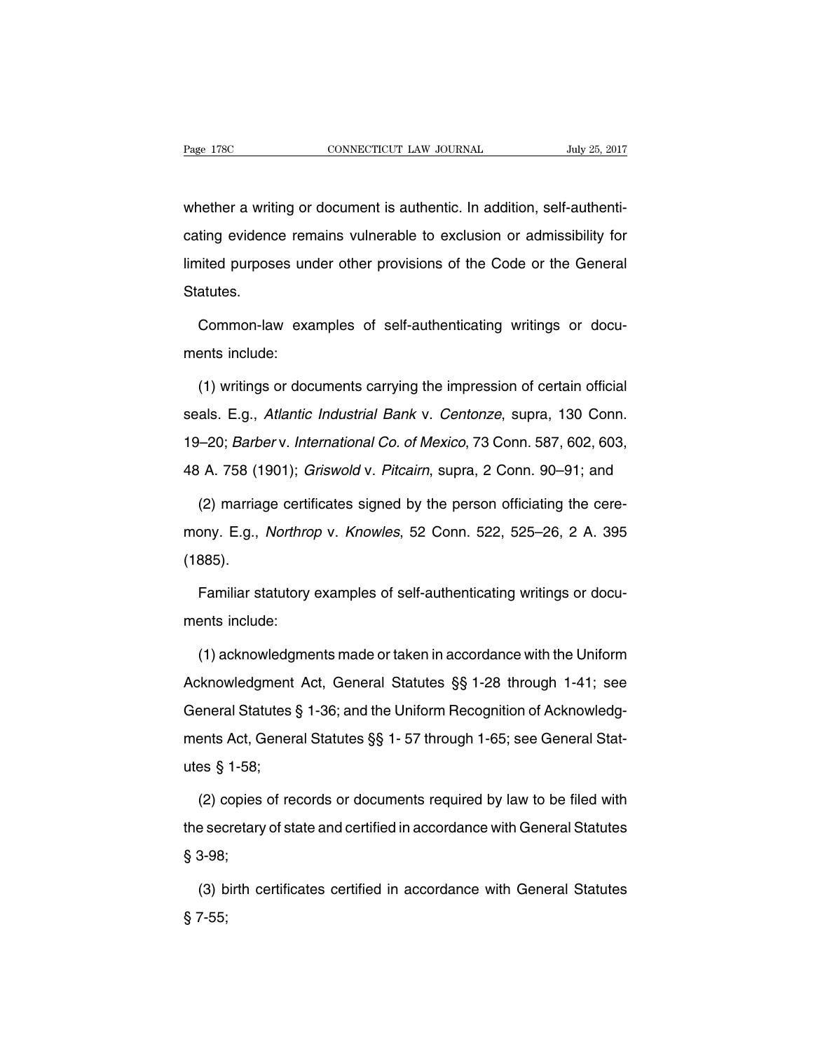whether a writing or document is authentic. In addition, self-authenticating evidence remains vulnerable to exclusion or admissibility for limited purposes under other provisions of the Code or the General Statutes.

Common-law examples of self-authenticating writings or documents include:

(1) writings or documents carrying the impression of certain official seals. E.g., *Atlantic Industrial Bank* v. *Centonze*, supra, 130 Conn. 19–20; *Barber* v. *International Co. of Mexico*, 73 Conn. 587, 602, 603, 48 A. 758 (1901); *Griswold* v. *Pitcairn*, supra, 2 Conn. 90–91; and

(2) marriage certificates signed by the person officiating the ceremony. E.g., *Northrop* v. *Knowles*, 52 Conn. 522, 525–26, 2 A. 395 (1885).

Familiar statutory examples of self-authenticating writings or documents include:

(1) acknowledgments made or taken in accordance with the Uniform Acknowledgment Act, General Statutes §§ 1-28 through 1-41; see General Statutes § 1-36; and the Uniform Recognition of Acknowledgments Act, General Statutes §§ 1- 57 through 1-65; see General Statutes § 1-58;

(2) copies of records or documents required by law to be filed with the secretary of state and certified in accordance with General Statutes § 3-98;

(3) birth certificates certified in accordance with General Statutes § 7-55;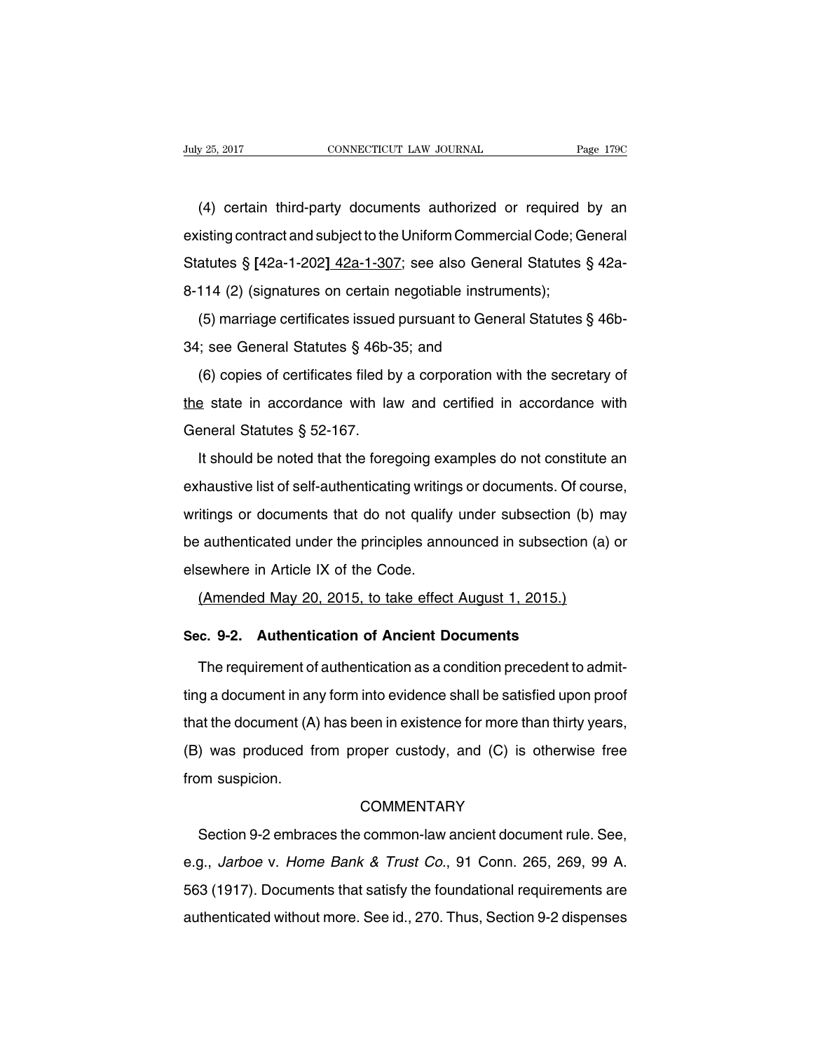(4) certain third-party documents authorized or required by an existing contract and subject to the Uniform Commercial Code; General Statutes § **[**42a-1-202**]** 42a-1-307; see also General Statutes § 42a-8-114 (2) (signatures on certain negotiable instruments);

(5) marriage certificates issued pursuant to General Statutes § 46b-34; see General Statutes § 46b-35; and

(6) copies of certificates filed by a corporation with the secretary of the state in accordance with law and certified in accordance with General Statutes § 52-167.

It should be noted that the foregoing examples do not constitute an exhaustive list of self-authenticating writings or documents. Of course, writings or documents that do not qualify under subsection (b) may be authenticated under the principles announced in subsection (a) or elsewhere in Article IX of the Code.

(Amended May 20, 2015, to take effect August 1, 2015.)

## Sec. 9-2. Authentication of Ancient Documents

The requirement of authentication as a condition precedent to admitting a document in any form into evidence shall be satisfied upon proof that the document (A) has been in existence for more than thirty years, (B) was produced from proper custody, and (C) is otherwise free from suspicion.

### COMMENTARY

Section 9-2 embraces the common-law ancient document rule. See, e.g., *Jarboe* v. *Home Bank & Trust Co.*, 91 Conn. 265, 269, 99 A. 563 (1917). Documents that satisfy the foundational requirements are authenticated without more. See id., 270. Thus, Section 9-2 dispenses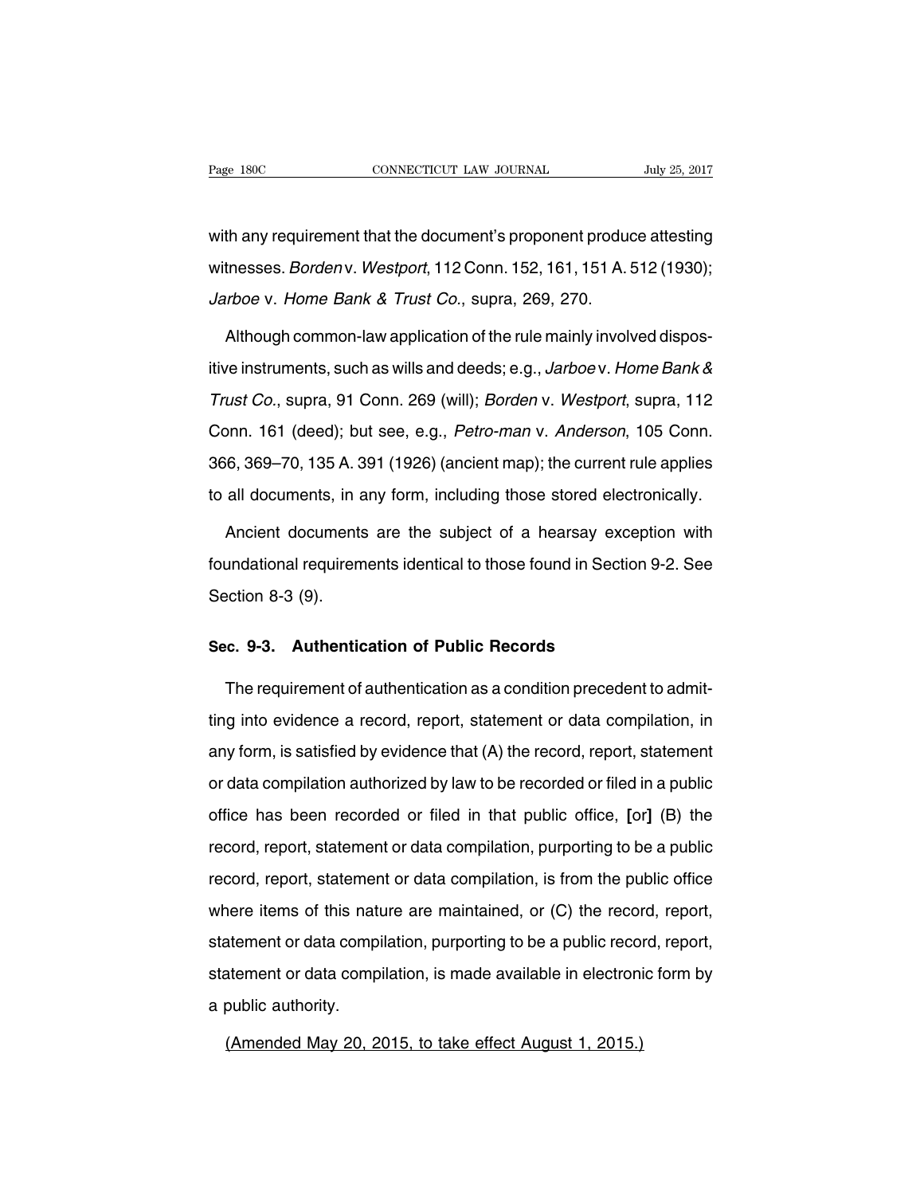with any requirement that the document's proponent produce attesting witnesses. *Borden* v. *Westport*, 112 Conn. 152, 161, 151 A. 512 (1930); *Jarboe* v. *Home Bank & Trust Co.*, supra, 269, 270.

Although common-law application of the rule mainly involved dispositive instruments, such as wills and deeds; e.g., *Jarboe* v. *Home Bank & Trust Co.*, supra, 91 Conn. 269 (will); *Borden* v. *Westport*, supra, 112 Conn. 161 (deed); but see, e.g., *Petro-man* v. *Anderson*, 105 Conn. 366, 369–70, 135 A. 391 (1926) (ancient map); the current rule applies to all documents, in any form, including those stored electronically.

Ancient documents are the subject of a hearsay exception with foundational requirements identical to those found in Section 9-2. See Section 8-3 (9).

## Sec. 9-3. Authentication of Public Records

The requirement of authentication as a condition precedent to admitting into evidence a record, report, statement or data compilation, in any form, is satisfied by evidence that (A) the record, report, statement or data compilation authorized by law to be recorded or filed in a public office has been recorded or filed in that public office, **[**or**]** (B) the record, report, statement or data compilation, purporting to be a public record, report, statement or data compilation, is from the public office where items of this nature are maintained, or (C) the record, report, statement or data compilation, purporting to be a public record, report, statement or data compilation, is made available in electronic form by a public authority.

<u>(Amended May 20, 2015, to take effect August 1, 2015.)</u>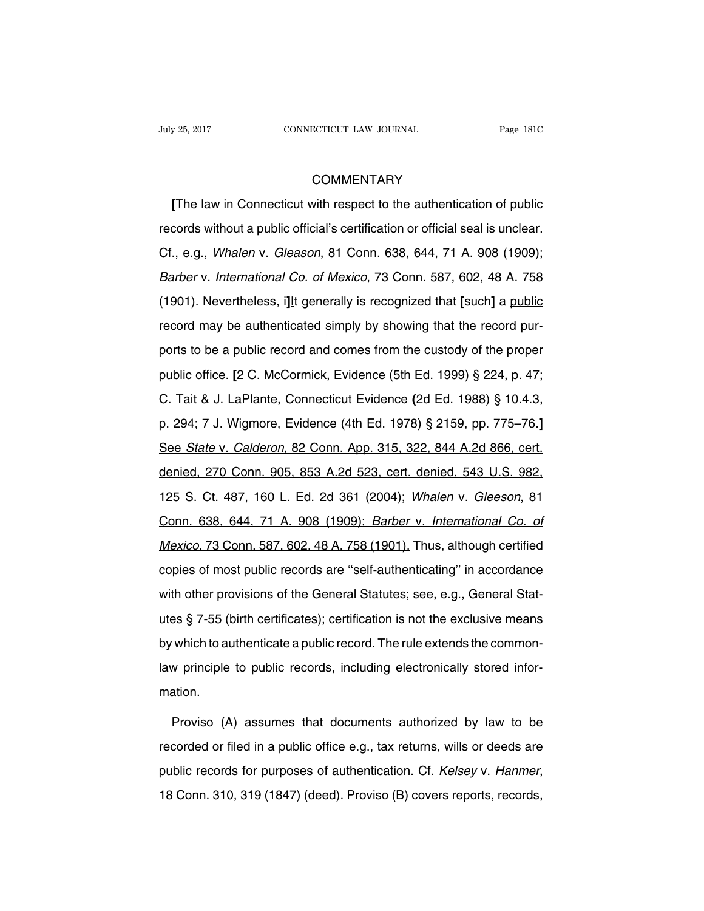COMMENTARY

[The law in Connecticut with respect to the authentication of public records without a public official's certification or official seal is unclear. Cf., e.g., *Whalen* v. *Gleason*, 81 Conn. 638, 644, 71 A. 908 (1909); *Barber* v. *International Co. of Mexico*, 73 Conn. 587, 602, 48 A. 758 (1901). Nevertheless, i]It generally is recognized that [such] a public record may be authenticated simply by showing that the record purports to be a public record and comes from the custody of the proper public office. [2 C. McCormick, Evidence (5th Ed. 1999) § 224, p. 47; C. Tait & J. LaPlante, Connecticut Evidence (2d Ed. 1988) § 10.4.3, p. 294; 7 J. Wigmore, Evidence (4th Ed. 1978) § 2159, pp. 775–76.] See *State* v. *Calderon*, 82 Conn. App. 315, 322, 844 A.2d 866, cert. denied, 270 Conn. 905, 853 A.2d 523, cert. denied, 543 U.S. 982, 125 S. Ct. 487, 160 L. Ed. 2d 361 (2004); *Whalen* v. *Gleeson*, 81 Conn. 638, 644, 71 A. 908 (1909); *Barber* v. *International Co. of Mexico*, 73 Conn. 587, 602, 48 A. 758 (1901). Thus, although certified copies of most public records are "self-authenticating" in accordance with other provisions of the General Statutes; see, e.g., General Statutes § 7-55 (birth certificates); certification is not the exclusive means by which to authenticate a public record. The rule extends the common-law principle to public records, including electronically stored information.

Proviso (A) assumes that documents authorized by law to be recorded or filed in a public office e.g., tax returns, wills or deeds are public records for purposes of authentication. Cf. *Kelsey* v. *Hanmer*, 18 Conn. 310, 319 (1847) (deed). Proviso (B) covers reports, records,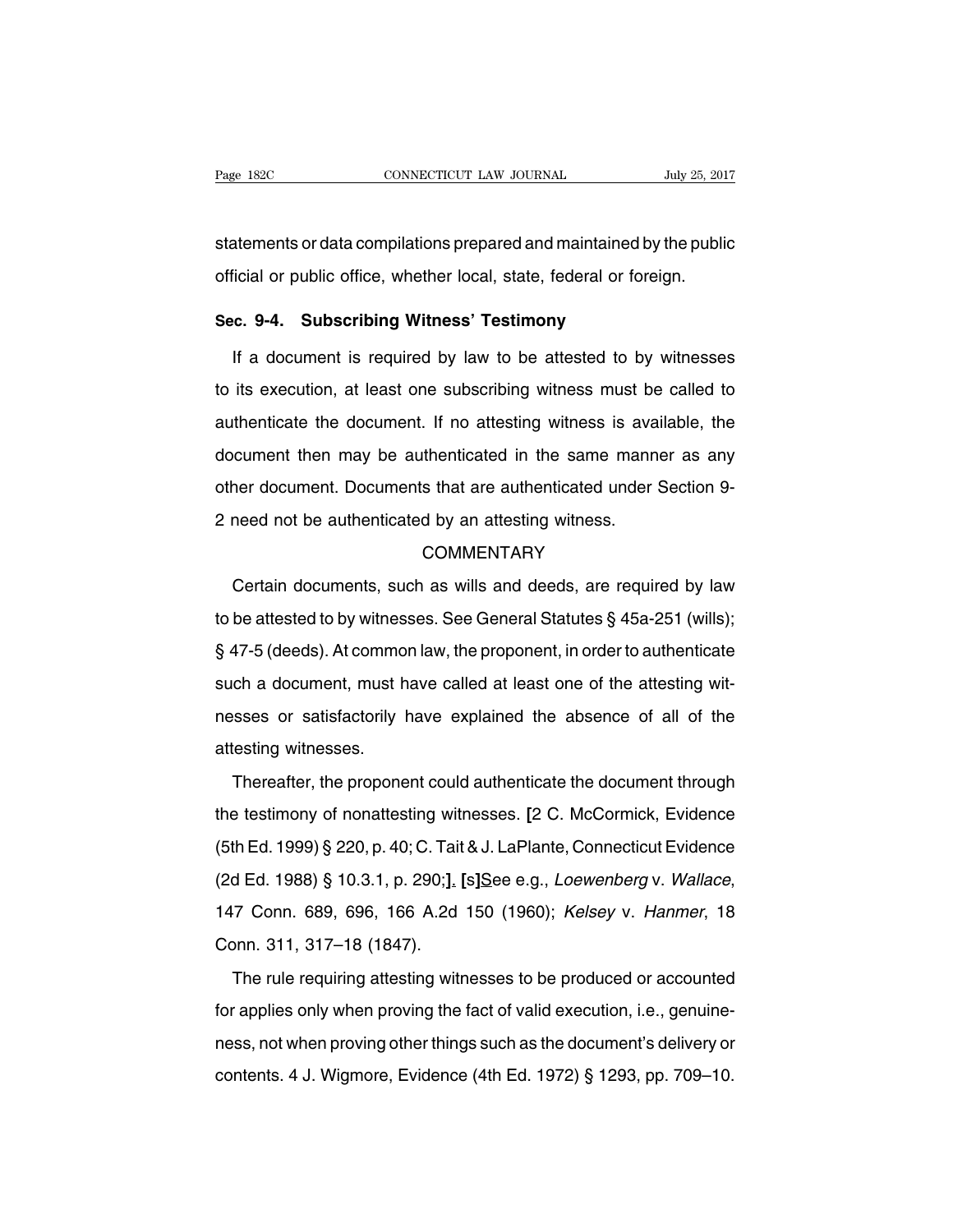statements or data compilations prepared and maintained by the public official or public office, whether local, state, federal or foreign.

## Sec. 9-4. Subscribing Witness' Testimony

If a document is required by law to be attested to by witnesses to its execution, at least one subscribing witness must be called to authenticate the document. If no attesting witness is available, the document then may be authenticated in the same manner as any other document. Documents that are authenticated under Section 9-2 need not be authenticated by an attesting witness.

### COMMENTARY

Certain documents, such as wills and deeds, are required by law to be attested to by witnesses. See General Statutes § 45a-251 (wills); § 47-5 (deeds). At common law, the proponent, in order to authenticate such a document, must have called at least one of the attesting witnesses or satisfactorily have explained the absence of all of the attesting witnesses.

Thereafter, the proponent could authenticate the document through the testimony of nonattesting witnesses. **[**2 C. McCormick, Evidence (5th Ed. 1999) § 220, p. 40; C. Tait & J. LaPlante, Connecticut Evidence (2d Ed. 1988) § 10.3.1, p. 290;**]**. **[**s**]**See e.g., *Loewenberg* v. *Wallace*, 147 Conn. 689, 696, 166 A.2d 150 (1960); *Kelsey* v. *Hanmer*, 18 Conn. 311, 317–18 (1847).

The rule requiring attesting witnesses to be produced or accounted for applies only when proving the fact of valid execution, i.e., genuineness, not when proving other things such as the document's delivery or contents. 4 J. Wigmore, Evidence (4th Ed. 1972) § 1293, pp. 709–10.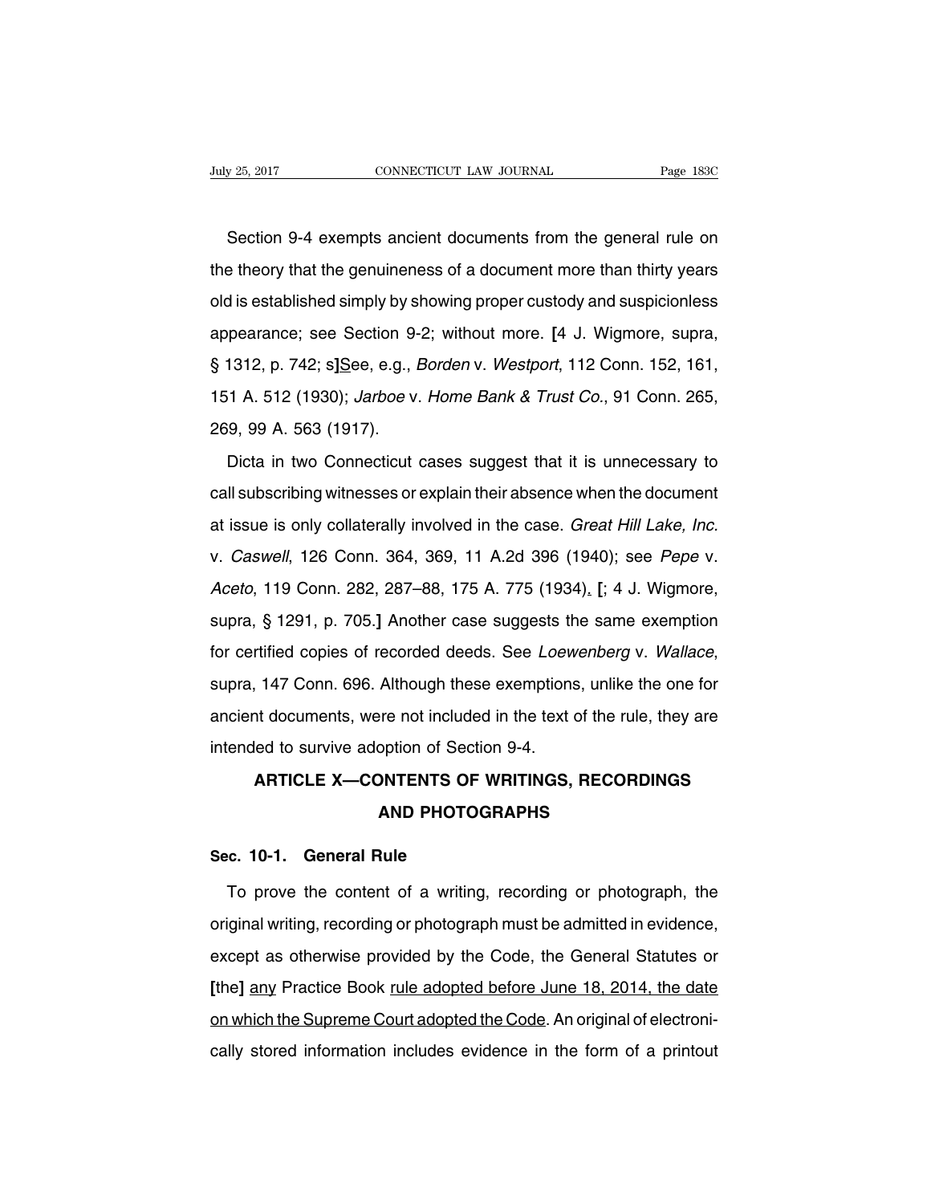Section 9-4 exempts ancient documents from the general rule on the theory that the genuineness of a document more than thirty years old is established simply by showing proper custody and suspicionless appearance; see Section 9-2; without more. [4 J. Wigmore, supra, § 1312, p. 742; s]See, e.g., *Borden* v. *Westport*, 112 Conn. 152, 161, 151 A. 512 (1930); *Jarboe* v. *Home Bank & Trust Co.*, 91 Conn. 265, 269, 99 A. 563 (1917).

Dicta in two Connecticut cases suggest that it is unnecessary to call subscribing witnesses or explain their absence when the document at issue is only collaterally involved in the case. *Great Hill Lake, Inc.* v. *Caswell*, 126 Conn. 364, 369, 11 A.2d 396 (1940); see *Pepe* v. *Aceto*, 119 Conn. 282, 287–88, 175 A. 775 (1934). [; 4 J. Wigmore, supra, § 1291, p. 705.] Another case suggests the same exemption for certified copies of recorded deeds. See *Loewenberg* v. *Wallace*, supra, 147 Conn. 696. Although these exemptions, unlike the one for ancient documents, were not included in the text of the rule, they are intended to survive adoption of Section 9-4.

## ARTICLE X—CONTENTS OF WRITINGS, RECORDINGS AND PHOTOGRAPHS

### Sec. 10-1. General Rule

To prove the content of a writing, recording or photograph, the original writing, recording or photograph must be admitted in evidence, except as otherwise provided by the Code, the General Statutes or [the] any Practice Book rule adopted before June 18, 2014, the date on which the Supreme Court adopted the Code. An original of electronically stored information includes evidence in the form of a printout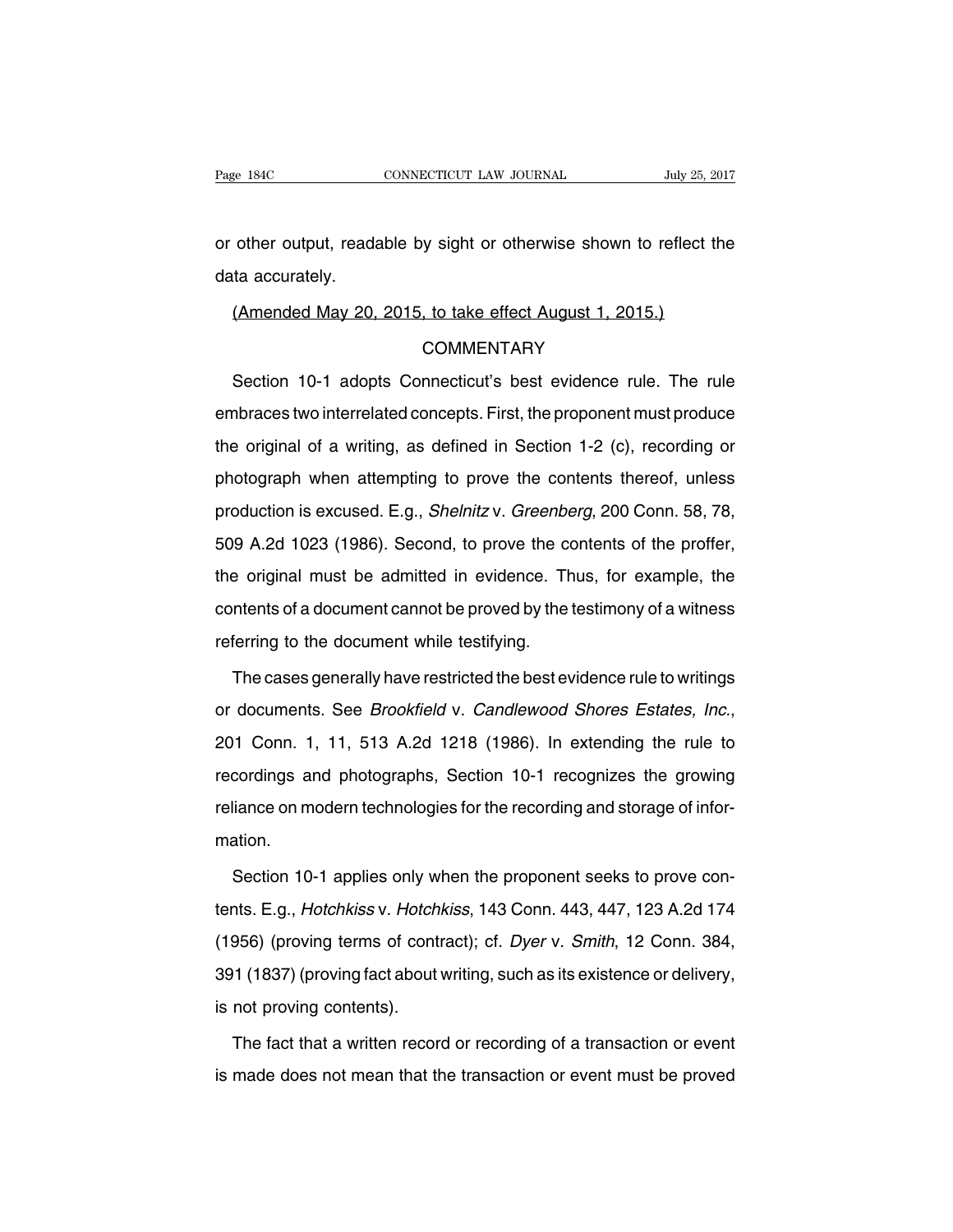or other output, readable by sight or otherwise shown to reflect the data accurately.

(Amended May 20, 2015, to take effect August 1, 2015.)

COMMENTARY

Section 10-1 adopts Connecticut's best evidence rule. The rule embraces two interrelated concepts. First, the proponent must produce the original of a writing, as defined in Section 1-2 (c), recording or photograph when attempting to prove the contents thereof, unless production is excused. E.g., *Shelnitz* v. *Greenberg*, 200 Conn. 58, 78, 509 A.2d 1023 (1986). Second, to prove the contents of the proffer, the original must be admitted in evidence. Thus, for example, the contents of a document cannot be proved by the testimony of a witness referring to the document while testifying.

The cases generally have restricted the best evidence rule to writings or documents. See *Brookfield* v. *Candlewood Shores Estates, Inc.*, 201 Conn. 1, 11, 513 A.2d 1218 (1986). In extending the rule to recordings and photographs, Section 10-1 recognizes the growing reliance on modern technologies for the recording and storage of information.

Section 10-1 applies only when the proponent seeks to prove contents. E.g., *Hotchkiss* v. *Hotchkiss*, 143 Conn. 443, 447, 123 A.2d 174 (1956) (proving terms of contract); cf. *Dyer* v. *Smith*, 12 Conn. 384, 391 (1837) (proving fact about writing, such as its existence or delivery, is not proving contents).

The fact that a written record or recording of a transaction or event is made does not mean that the transaction or event must be proved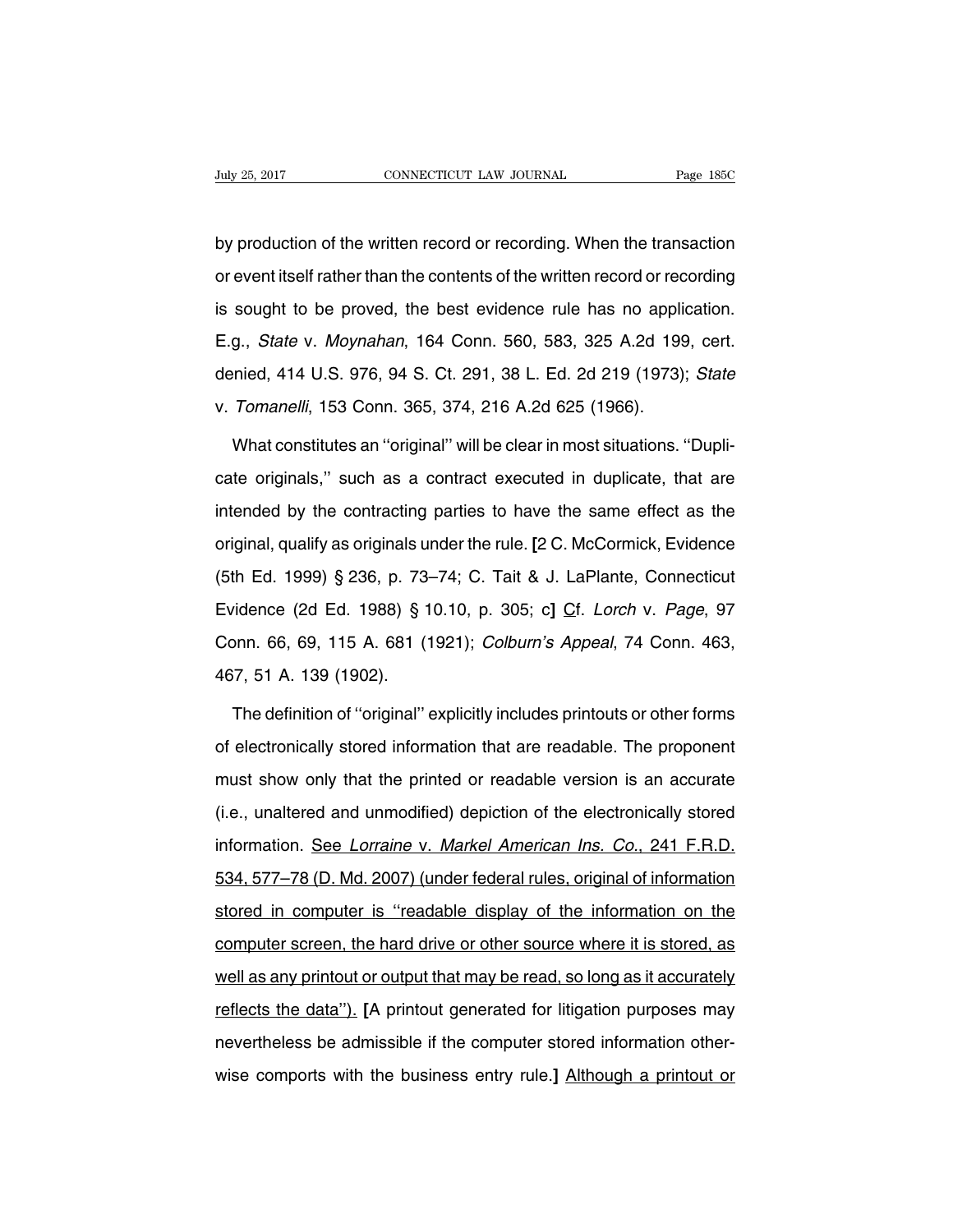by production of the written record or recording. When the transaction or event itself rather than the contents of the written record or recording is sought to be proved, the best evidence rule has no application. E.g., *State* v. *Moynahan*, 164 Conn. 560, 583, 325 A.2d 199, cert. denied, 414 U.S. 976, 94 S. Ct. 291, 38 L. Ed. 2d 219 (1973); *State* v. *Tomanelli*, 153 Conn. 365, 374, 216 A.2d 625 (1966).

What constitutes an ''original'' will be clear in most situations. ''Duplicate originals,'' such as a contract executed in duplicate, that are intended by the contracting parties to have the same effect as the original, qualify as originals under the rule. **[**2 C. McCormick, Evidence (5th Ed. 1999) § 236, p. 73–74; C. Tait & J. LaPlante, Connecticut Evidence (2d Ed. 1988) § 10.10, p. 305; c**]** <u>C</u>f. *Lorch* v. *Page*, 97 Conn. 66, 69, 115 A. 681 (1921); *Colburn's Appeal*, 74 Conn. 463, 467, 51 A. 139 (1902).

The definition of ''original'' explicitly includes printouts or other forms of electronically stored information that are readable. The proponent must show only that the printed or readable version is an accurate (i.e., unaltered and unmodified) depiction of the electronically stored information. <u>See *Lorraine* v. *Markel American Ins. Co.*, 241 F.R.D. 534, 577–78 (D. Md. 2007) (under federal rules, original of information stored in computer is ''readable display of the information on the computer screen, the hard drive or other source where it is stored, as well as any printout or output that may be read, so long as it accurately reflects the data'').</u> **[**A printout generated for litigation purposes may nevertheless be admissible if the computer stored information otherwise comports with the business entry rule.**]** <u>Although a printout or</u>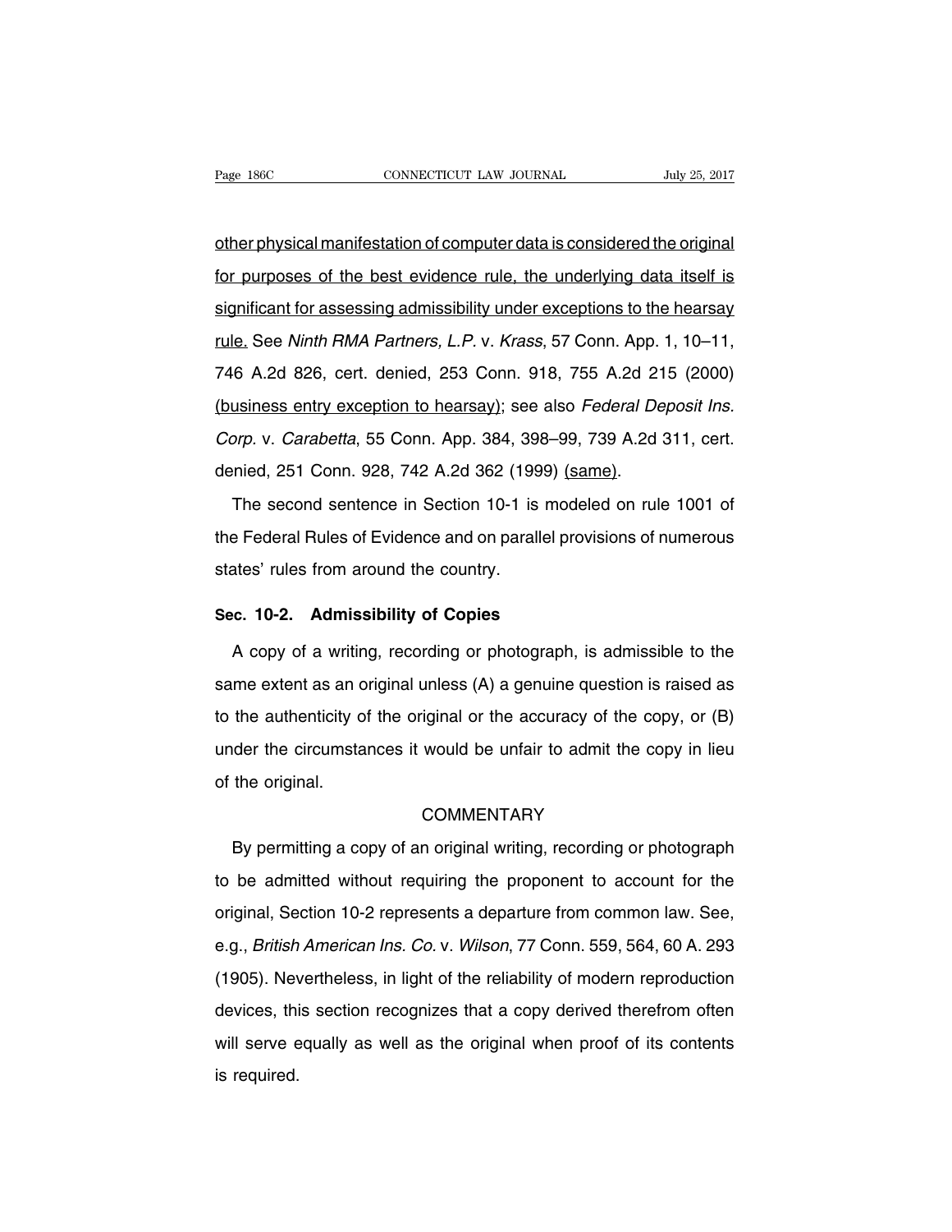other physical manifestation of computer data is considered the original for purposes of the best evidence rule, the underlying data itself is significant for assessing admissibility under exceptions to the hearsay rule. See *Ninth RMA Partners, L.P.* v. *Krass*, 57 Conn. App. 1, 10–11, 746 A.2d 826, cert. denied, 253 Conn. 918, 755 A.2d 215 (2000) (business entry exception to hearsay); see also *Federal Deposit Ins. Corp.* v. *Carabetta*, 55 Conn. App. 384, 398–99, 739 A.2d 311, cert. denied, 251 Conn. 928, 742 A.2d 362 (1999) (same).

The second sentence in Section 10-1 is modeled on rule 1001 of the Federal Rules of Evidence and on parallel provisions of numerous states' rules from around the country.

### Sec. 10-2. Admissibility of Copies

A copy of a writing, recording or photograph, is admissible to the same extent as an original unless (A) a genuine question is raised as to the authenticity of the original or the accuracy of the copy, or (B) under the circumstances it would be unfair to admit the copy in lieu of the original.

COMMENTARY

By permitting a copy of an original writing, recording or photograph to be admitted without requiring the proponent to account for the original, Section 10-2 represents a departure from common law. See, e.g., *British American Ins. Co.* v. *Wilson*, 77 Conn. 559, 564, 60 A. 293 (1905). Nevertheless, in light of the reliability of modern reproduction devices, this section recognizes that a copy derived therefrom often will serve equally as well as the original when proof of its contents is required.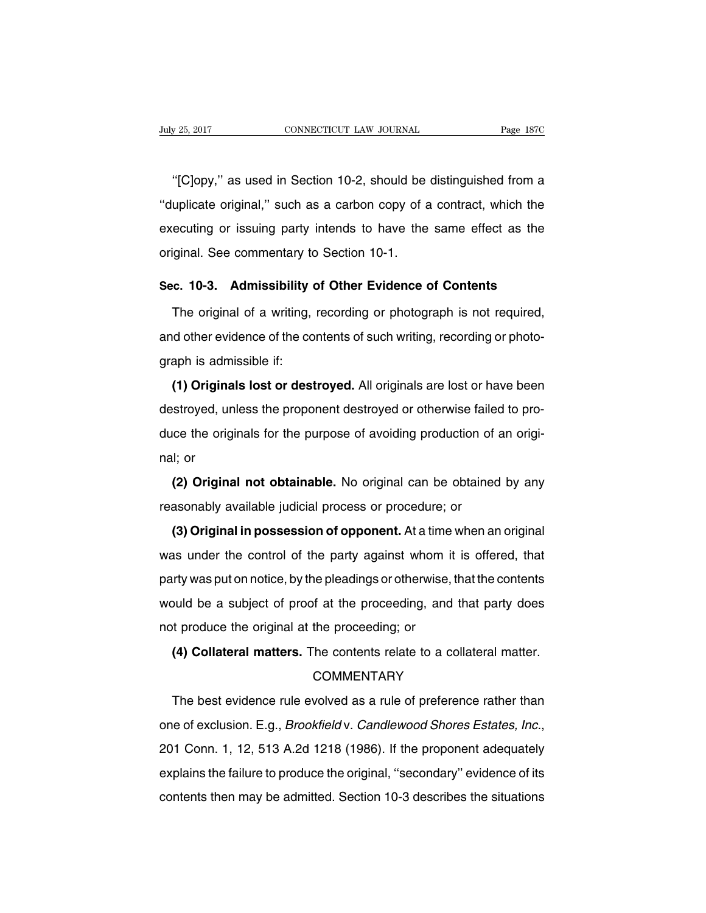''[C]opy,'' as used in Section 10-2, should be distinguished from a ''duplicate original,'' such as a carbon copy of a contract, which the executing or issuing party intends to have the same effect as the original. See commentary to Section 10-1.

## Sec. 10-3. Admissibility of Other Evidence of Contents

The original of a writing, recording or photograph is not required, and other evidence of the contents of such writing, recording or photograph is admissible if:

**(1) Originals lost or destroyed.** All originals are lost or have been destroyed, unless the proponent destroyed or otherwise failed to produce the originals for the purpose of avoiding production of an original; or

**(2) Original not obtainable.** No original can be obtained by any reasonably available judicial process or procedure; or

**(3) Original in possession of opponent.** At a time when an original was under the control of the party against whom it is offered, that party was put on notice, by the pleadings or otherwise, that the contents would be a subject of proof at the proceeding, and that party does not produce the original at the proceeding; or

**(4) Collateral matters.** The contents relate to a collateral matter.

COMMENTARY

The best evidence rule evolved as a rule of preference rather than one of exclusion. E.g., *Brookfield* v. *Candlewood Shores Estates, Inc.*, 201 Conn. 1, 12, 513 A.2d 1218 (1986). If the proponent adequately explains the failure to produce the original, ''secondary'' evidence of its contents then may be admitted. Section 10-3 describes the situations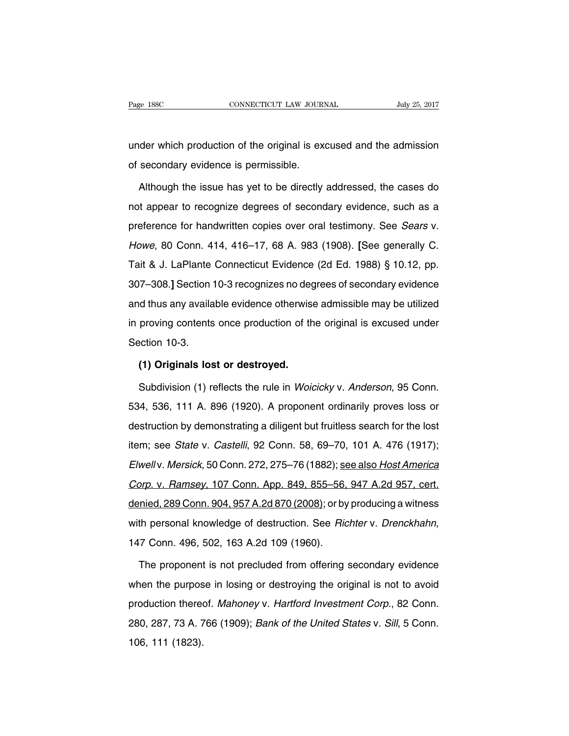under which production of the original is excused and the admission of secondary evidence is permissible.

Although the issue has yet to be directly addressed, the cases do not appear to recognize degrees of secondary evidence, such as a preference for handwritten copies over oral testimony. See *Sears* v. *Howe*, 80 Conn. 414, 416–17, 68 A. 983 (1908). **[**See generally C. Tait & J. LaPlante Connecticut Evidence (2d Ed. 1988) § 10.12, pp. 307–308.**]** Section 10-3 recognizes no degrees of secondary evidence and thus any available evidence otherwise admissible may be utilized in proving contents once production of the original is excused under Section 10-3.

**(1) Originals lost or destroyed.**

Subdivision (1) reflects the rule in *Woicicky* v. *Anderson*, 95 Conn. 534, 536, 111 A. 896 (1920). A proponent ordinarily proves loss or destruction by demonstrating a diligent but fruitless search for the lost item; see *State* v. *Castelli*, 92 Conn. 58, 69–70, 101 A. 476 (1917); *Elwell* v. *Mersick*, 50 Conn. 272, 275–76 (1882); <u>see also *Host America Corp.* v. *Ramsey*, 107 Conn. App. 849, 855–56, 947 A.2d 957, cert. denied, 289 Conn. 904, 957 A.2d 870 (2008)</u>; or by producing a witness with personal knowledge of destruction. See *Richter* v. *Drenckhahn*, 147 Conn. 496, 502, 163 A.2d 109 (1960).

The proponent is not precluded from offering secondary evidence when the purpose in losing or destroying the original is not to avoid production thereof. *Mahoney* v. *Hartford Investment Corp.*, 82 Conn. 280, 287, 73 A. 766 (1909); *Bank of the United States* v. *Sill*, 5 Conn. 106, 111 (1823).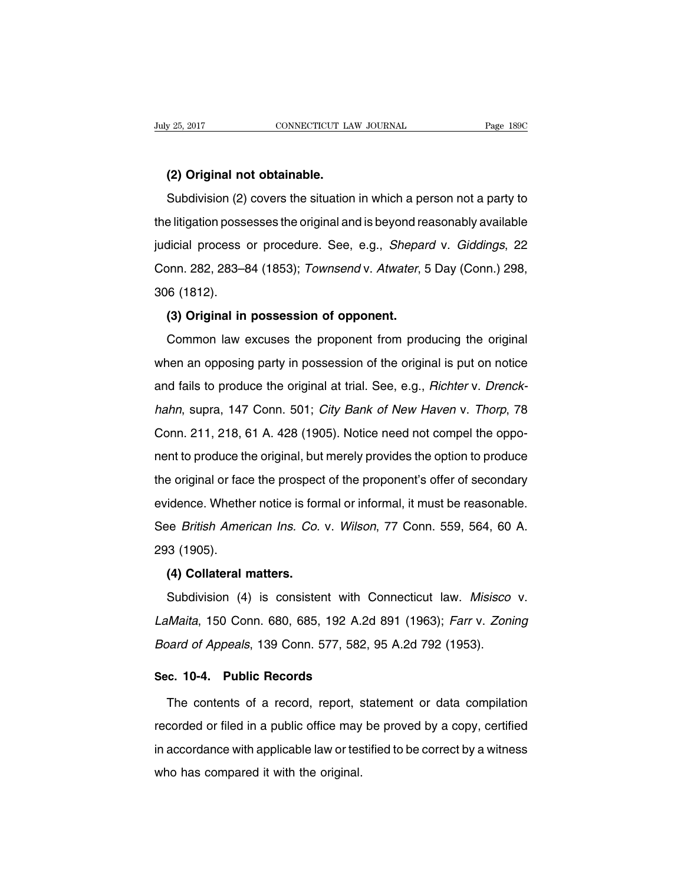**(2) Original not obtainable.**

Subdivision (2) covers the situation in which a person not a party to the litigation possesses the original and is beyond reasonably available judicial process or procedure. See, e.g., *Shepard* v. *Giddings*, 22 Conn. 282, 283–84 (1853); *Townsend* v. *Atwater*, 5 Day (Conn.) 298, 306 (1812).

**(3) Original in possession of opponent.**

Common law excuses the proponent from producing the original when an opposing party in possession of the original is put on notice and fails to produce the original at trial. See, e.g., *Richter* v. *Drenckhahn*, supra, 147 Conn. 501; *City Bank of New Haven* v. *Thorp*, 78 Conn. 211, 218, 61 A. 428 (1905). Notice need not compel the opponent to produce the original, but merely provides the option to produce the original or face the prospect of the proponent's offer of secondary evidence. Whether notice is formal or informal, it must be reasonable. See *British American Ins. Co.* v. *Wilson*, 77 Conn. 559, 564, 60 A. 293 (1905).

**(4) Collateral matters.**

Subdivision (4) is consistent with Connecticut law. *Misisco* v. *LaMaita*, 150 Conn. 680, 685, 192 A.2d 891 (1963); *Farr* v. *Zoning Board of Appeals*, 139 Conn. 577, 582, 95 A.2d 792 (1953).

## Sec. 10-4. Public Records

The contents of a record, report, statement or data compilation recorded or filed in a public office may be proved by a copy, certified in accordance with applicable law or testified to be correct by a witness who has compared it with the original.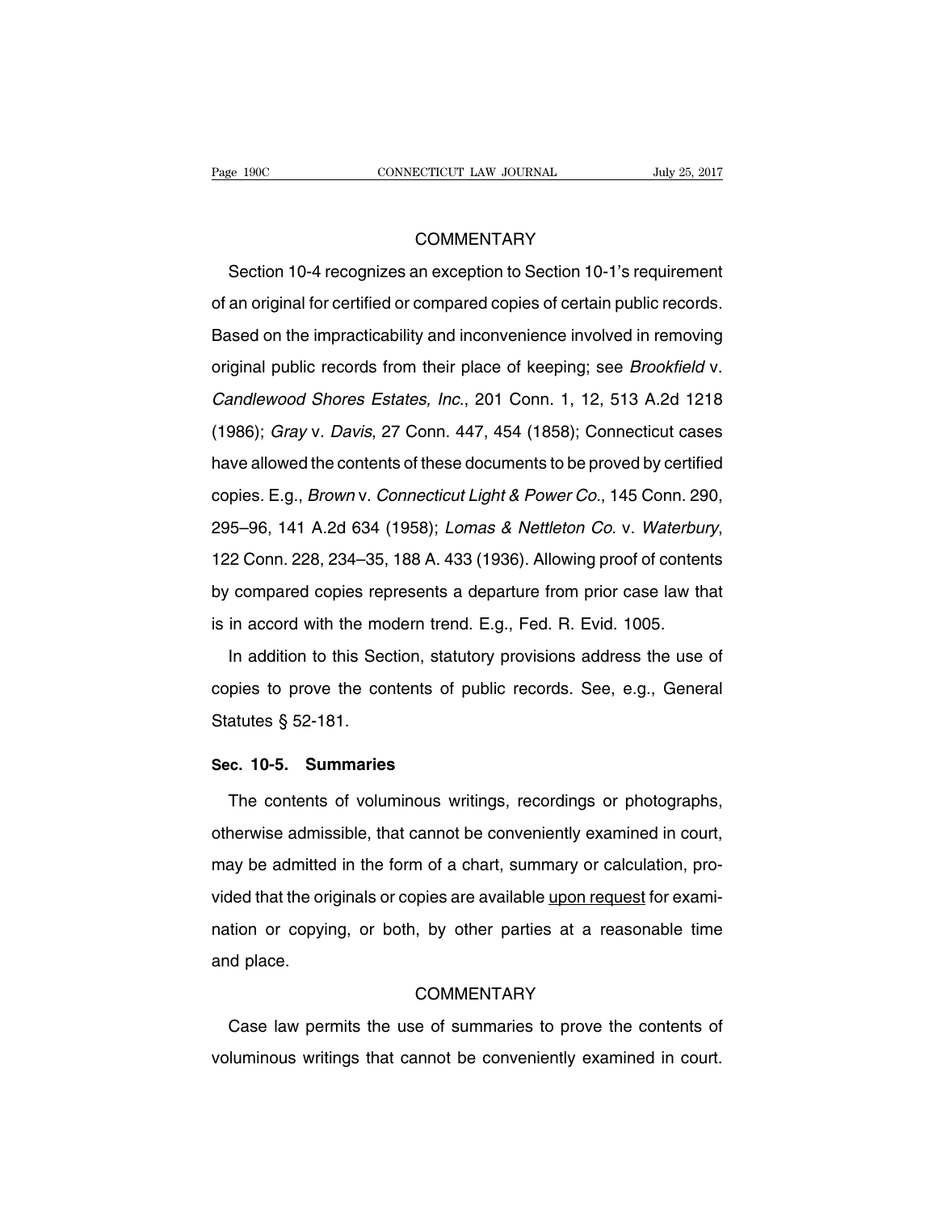COMMENTARY

Section 10-4 recognizes an exception to Section 10-1's requirement of an original for certified or compared copies of certain public records. Based on the impracticability and inconvenience involved in removing original public records from their place of keeping; see *Brookfield* v. *Candlewood Shores Estates, Inc.*, 201 Conn. 1, 12, 513 A.2d 1218 (1986); *Gray* v. *Davis*, 27 Conn. 447, 454 (1858); Connecticut cases have allowed the contents of these documents to be proved by certified copies. E.g., *Brown* v. *Connecticut Light & Power Co.*, 145 Conn. 290, 295–96, 141 A.2d 634 (1958); *Lomas & Nettleton Co.* v. *Waterbury*, 122 Conn. 228, 234–35, 188 A. 433 (1936). Allowing proof of contents by compared copies represents a departure from prior case law that is in accord with the modern trend. E.g., Fed. R. Evid. 1005.

In addition to this Section, statutory provisions address the use of copies to prove the contents of public records. See, e.g., General Statutes § 52-181.

## Sec. 10-5. Summaries

The contents of voluminous writings, recordings or photographs, otherwise admissible, that cannot be conveniently examined in court, may be admitted in the form of a chart, summary or calculation, provided that the originals or copies are available <u>upon request</u> for examination or copying, or both, by other parties at a reasonable time and place.

COMMENTARY

Case law permits the use of summaries to prove the contents of voluminous writings that cannot be conveniently examined in court.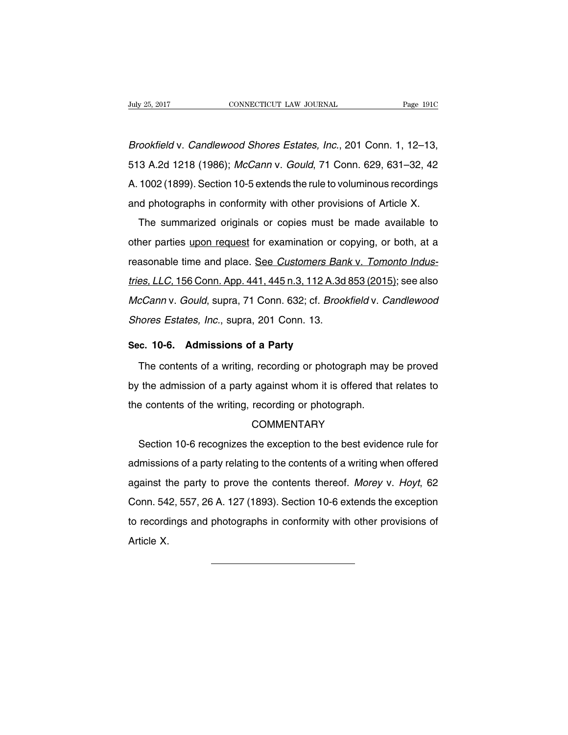*Brookfield* v. *Candlewood Shores Estates, Inc.*, 201 Conn. 1, 12–13, 513 A.2d 1218 (1986); *McCann* v. *Gould*, 71 Conn. 629, 631–32, 42 A. 1002 (1899). Section 10-5 extends the rule to voluminous recordings and photographs in conformity with other provisions of Article X.

The summarized originals or copies must be made available to other parties upon request for examination or copying, or both, at a reasonable time and place. See *Customers Bank* v. *Tomonto Industries, LLC*, 156 Conn. App. 441, 445 n.3, 112 A.3d 853 (2015); see also *McCann* v. *Gould*, supra, 71 Conn. 632; cf. *Brookfield* v. *Candlewood Shores Estates, Inc.*, supra, 201 Conn. 13.

### Sec. 10-6. Admissions of a Party

The contents of a writing, recording or photograph may be proved by the admission of a party against whom it is offered that relates to the contents of the writing, recording or photograph.

COMMENTARY

Section 10-6 recognizes the exception to the best evidence rule for admissions of a party relating to the contents of a writing when offered against the party to prove the contents thereof. *Morey* v. *Hoyt*, 62 Conn. 542, 557, 26 A. 127 (1893). Section 10-6 extends the exception to recordings and photographs in conformity with other provisions of Article X.